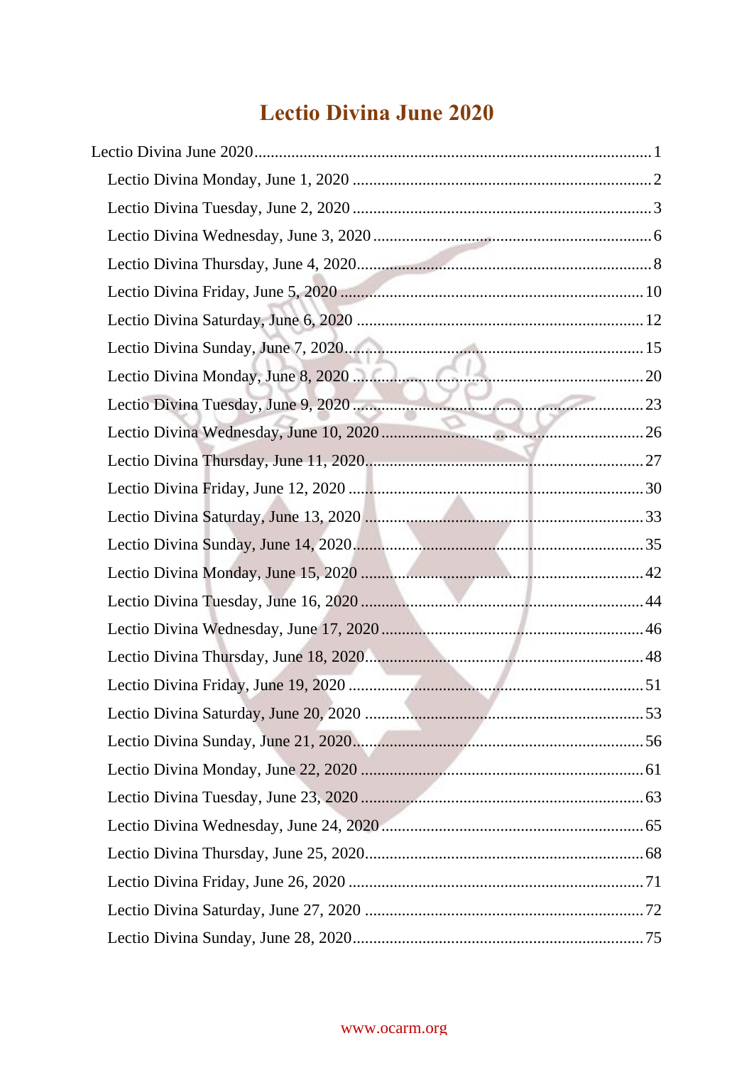# Lectio Divina June 2020

- Lectio Divina June 2020 ... 1
  - Lectio Divina Monday, June 1, 2020 ... 2
  - Lectio Divina Tuesday, June 2, 2020 ... 3
  - Lectio Divina Wednesday, June 3, 2020 ... 6
  - Lectio Divina Thursday, June 4, 2020 ... 8
  - Lectio Divina Friday, June 5, 2020 ... 10
  - Lectio Divina Saturday, June 6, 2020 ... 12
  - Lectio Divina Sunday, June 7, 2020 ... 15
  - Lectio Divina Monday, June 8, 2020 ... 20
  - Lectio Divina Tuesday, June 9, 2020 ... 23
  - Lectio Divina Wednesday, June 10, 2020 ... 26
  - Lectio Divina Thursday, June 11, 2020 ... 27
  - Lectio Divina Friday, June 12, 2020 ... 30
  - Lectio Divina Saturday, June 13, 2020 ... 33
  - Lectio Divina Sunday, June 14, 2020 ... 35
  - Lectio Divina Monday, June 15, 2020 ... 42
  - Lectio Divina Tuesday, June 16, 2020 ... 44
  - Lectio Divina Wednesday, June 17, 2020 ... 46
  - Lectio Divina Thursday, June 18, 2020 ... 48
  - Lectio Divina Friday, June 19, 2020 ... 51
  - Lectio Divina Saturday, June 20, 2020 ... 53
  - Lectio Divina Sunday, June 21, 2020 ... 56
  - Lectio Divina Monday, June 22, 2020 ... 61
  - Lectio Divina Tuesday, June 23, 2020 ... 63
  - Lectio Divina Wednesday, June 24, 2020 ... 65
  - Lectio Divina Thursday, June 25, 2020 ... 68
  - Lectio Divina Friday, June 26, 2020 ... 71
  - Lectio Divina Saturday, June 27, 2020 ... 72
  - Lectio Divina Sunday, June 28, 2020 ... 75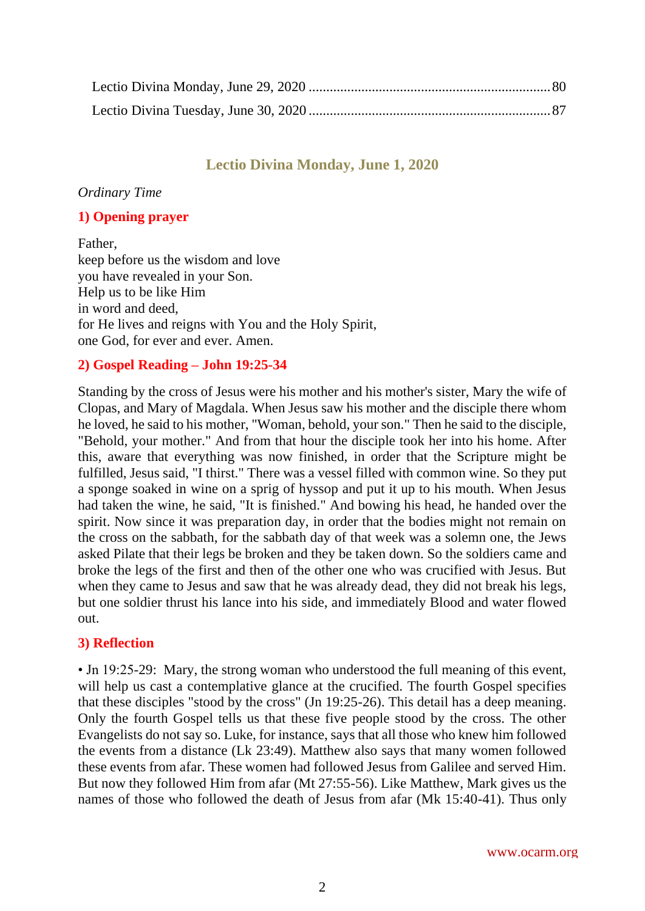Lectio Divina Monday, June 29, 2020 .................................................................... 80

Lectio Divina Tuesday, June 30, 2020 .................................................................... 87

## Lectio Divina Monday, June 1, 2020

*Ordinary Time*

### 1) Opening prayer

Father,
keep before us the wisdom and love
you have revealed in your Son.
Help us to be like Him
in word and deed,
for He lives and reigns with You and the Holy Spirit,
one God, for ever and ever. Amen.

### 2) Gospel Reading – John 19:25-34

Standing by the cross of Jesus were his mother and his mother's sister, Mary the wife of Clopas, and Mary of Magdala. When Jesus saw his mother and the disciple there whom he loved, he said to his mother, "Woman, behold, your son." Then he said to the disciple, "Behold, your mother." And from that hour the disciple took her into his home. After this, aware that everything was now finished, in order that the Scripture might be fulfilled, Jesus said, "I thirst." There was a vessel filled with common wine. So they put a sponge soaked in wine on a sprig of hyssop and put it up to his mouth. When Jesus had taken the wine, he said, "It is finished." And bowing his head, he handed over the spirit. Now since it was preparation day, in order that the bodies might not remain on the cross on the sabbath, for the sabbath day of that week was a solemn one, the Jews asked Pilate that their legs be broken and they be taken down. So the soldiers came and broke the legs of the first and then of the other one who was crucified with Jesus. But when they came to Jesus and saw that he was already dead, they did not break his legs, but one soldier thrust his lance into his side, and immediately Blood and water flowed out.

### 3) Reflection

• Jn 19:25-29: Mary, the strong woman who understood the full meaning of this event, will help us cast a contemplative glance at the crucified. The fourth Gospel specifies that these disciples "stood by the cross" (Jn 19:25-26). This detail has a deep meaning. Only the fourth Gospel tells us that these five people stood by the cross. The other Evangelists do not say so. Luke, for instance, says that all those who knew him followed the events from a distance (Lk 23:49). Matthew also says that many women followed these events from afar. These women had followed Jesus from Galilee and served Him. But now they followed Him from afar (Mt 27:55-56). Like Matthew, Mark gives us the names of those who followed the death of Jesus from afar (Mk 15:40-41). Thus only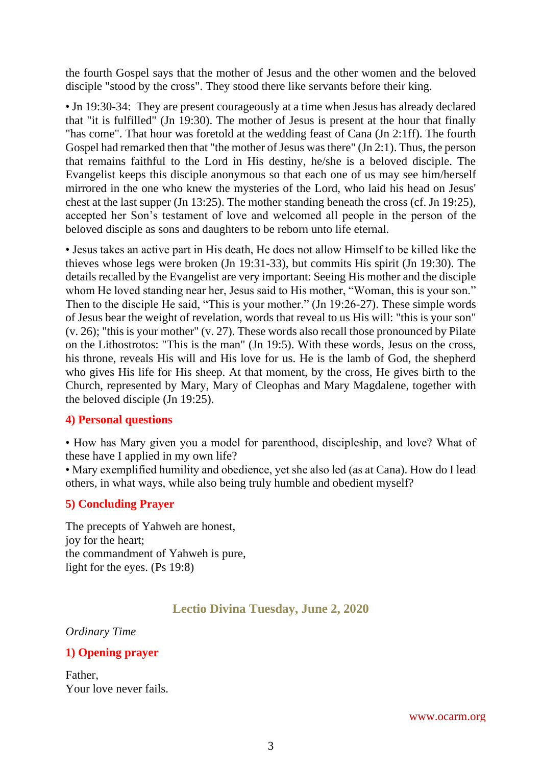the fourth Gospel says that the mother of Jesus and the other women and the beloved disciple "stood by the cross". They stood there like servants before their king.

• Jn 19:30-34: They are present courageously at a time when Jesus has already declared that "it is fulfilled" (Jn 19:30). The mother of Jesus is present at the hour that finally "has come". That hour was foretold at the wedding feast of Cana (Jn 2:1ff). The fourth Gospel had remarked then that "the mother of Jesus was there" (Jn 2:1). Thus, the person that remains faithful to the Lord in His destiny, he/she is a beloved disciple. The Evangelist keeps this disciple anonymous so that each one of us may see him/herself mirrored in the one who knew the mysteries of the Lord, who laid his head on Jesus' chest at the last supper (Jn 13:25). The mother standing beneath the cross (cf. Jn 19:25), accepted her Son's testament of love and welcomed all people in the person of the beloved disciple as sons and daughters to be reborn unto life eternal.

• Jesus takes an active part in His death, He does not allow Himself to be killed like the thieves whose legs were broken (Jn 19:31-33), but commits His spirit (Jn 19:30). The details recalled by the Evangelist are very important: Seeing His mother and the disciple whom He loved standing near her, Jesus said to His mother, "Woman, this is your son." Then to the disciple He said, "This is your mother." (Jn 19:26-27). These simple words of Jesus bear the weight of revelation, words that reveal to us His will: "this is your son" (v. 26); "this is your mother" (v. 27). These words also recall those pronounced by Pilate on the Lithostrotos: "This is the man" (Jn 19:5). With these words, Jesus on the cross, his throne, reveals His will and His love for us. He is the lamb of God, the shepherd who gives His life for His sheep. At that moment, by the cross, He gives birth to the Church, represented by Mary, Mary of Cleophas and Mary Magdalene, together with the beloved disciple (Jn 19:25).

### 4) Personal questions

• How has Mary given you a model for parenthood, discipleship, and love? What of these have I applied in my own life?
• Mary exemplified humility and obedience, yet she also led (as at Cana). How do I lead others, in what ways, while also being truly humble and obedient myself?

### 5) Concluding Prayer

The precepts of Yahweh are honest,
joy for the heart;
the commandment of Yahweh is pure,
light for the eyes. (Ps 19:8)

## Lectio Divina Tuesday, June 2, 2020

*Ordinary Time*

### 1) Opening prayer

Father,
Your love never fails.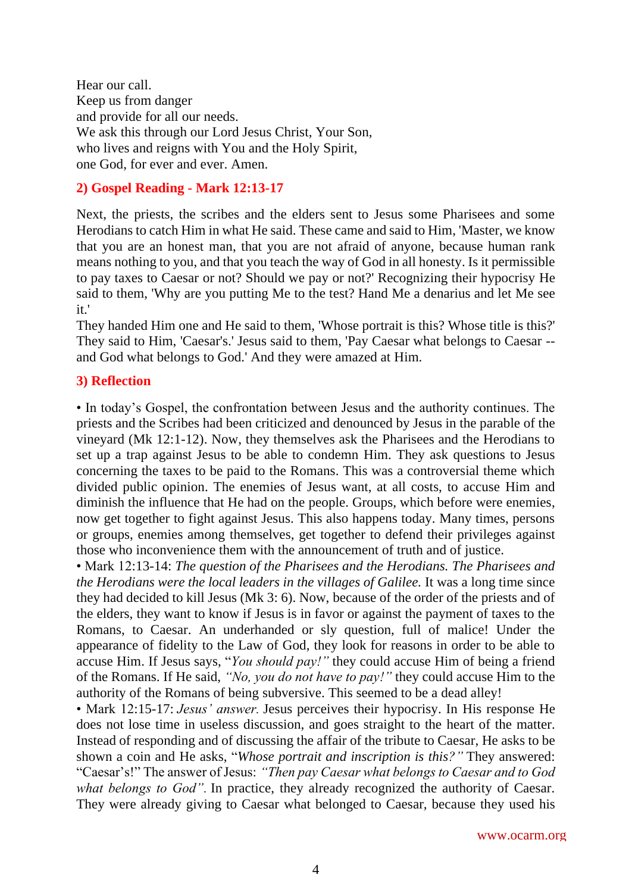Hear our call.
Keep us from danger
and provide for all our needs.
We ask this through our Lord Jesus Christ, Your Son,
who lives and reigns with You and the Holy Spirit,
one God, for ever and ever. Amen.

## 2) Gospel Reading - Mark 12:13-17

Next, the priests, the scribes and the elders sent to Jesus some Pharisees and some Herodians to catch Him in what He said. These came and said to Him, 'Master, we know that you are an honest man, that you are not afraid of anyone, because human rank means nothing to you, and that you teach the way of God in all honesty. Is it permissible to pay taxes to Caesar or not? Should we pay or not?' Recognizing their hypocrisy He said to them, 'Why are you putting Me to the test? Hand Me a denarius and let Me see it.'

They handed Him one and He said to them, 'Whose portrait is this? Whose title is this?' They said to Him, 'Caesar's.' Jesus said to them, 'Pay Caesar what belongs to Caesar -- and God what belongs to God.' And they were amazed at Him.

## 3) Reflection

• In today's Gospel, the confrontation between Jesus and the authority continues. The priests and the Scribes had been criticized and denounced by Jesus in the parable of the vineyard (Mk 12:1-12). Now, they themselves ask the Pharisees and the Herodians to set up a trap against Jesus to be able to condemn Him. They ask questions to Jesus concerning the taxes to be paid to the Romans. This was a controversial theme which divided public opinion. The enemies of Jesus want, at all costs, to accuse Him and diminish the influence that He had on the people. Groups, which before were enemies, now get together to fight against Jesus. This also happens today. Many times, persons or groups, enemies among themselves, get together to defend their privileges against those who inconvenience them with the announcement of truth and of justice.

• Mark 12:13-14: *The question of the Pharisees and the Herodians. The Pharisees and the Herodians were the local leaders in the villages of Galilee.* It was a long time since they had decided to kill Jesus (Mk 3: 6). Now, because of the order of the priests and of the elders, they want to know if Jesus is in favor or against the payment of taxes to the Romans, to Caesar. An underhanded or sly question, full of malice! Under the appearance of fidelity to the Law of God, they look for reasons in order to be able to accuse Him. If Jesus says, "*You should pay!"* they could accuse Him of being a friend of the Romans. If He said, *"No, you do not have to pay!"* they could accuse Him to the authority of the Romans of being subversive. This seemed to be a dead alley!

• Mark 12:15-17: *Jesus' answer.* Jesus perceives their hypocrisy. In His response He does not lose time in useless discussion, and goes straight to the heart of the matter. Instead of responding and of discussing the affair of the tribute to Caesar, He asks to be shown a coin and He asks, "*Whose portrait and inscription is this?"* They answered: "Caesar's!" The answer of Jesus: *"Then pay Caesar what belongs to Caesar and to God what belongs to God"*. In practice, they already recognized the authority of Caesar. They were already giving to Caesar what belonged to Caesar, because they used his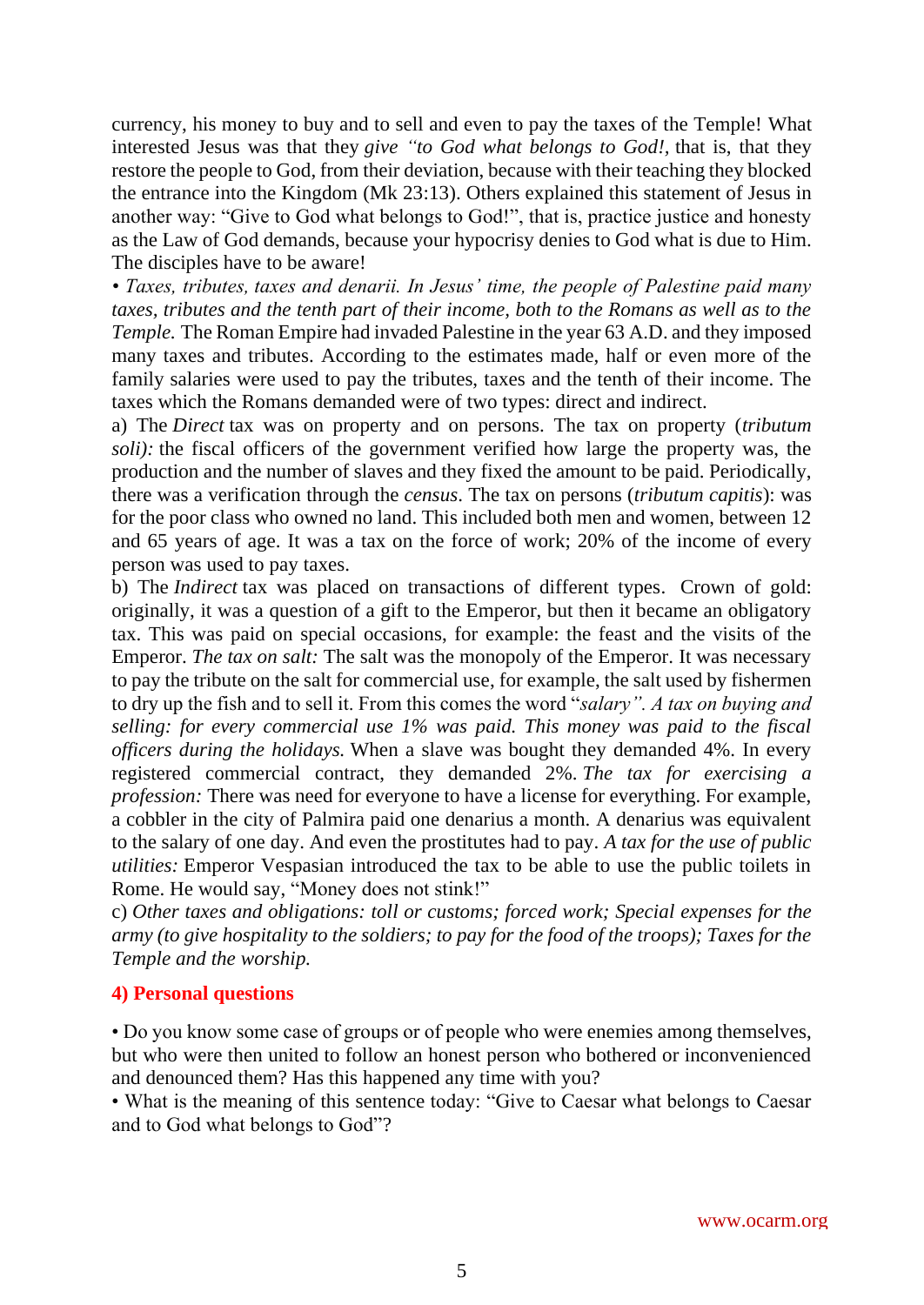currency, his money to buy and to sell and even to pay the taxes of the Temple! What interested Jesus was that they *give "to God what belongs to God!*, that is, that they restore the people to God, from their deviation, because with their teaching they blocked the entrance into the Kingdom (Mk 23:13). Others explained this statement of Jesus in another way: "Give to God what belongs to God!", that is, practice justice and honesty as the Law of God demands, because your hypocrisy denies to God what is due to Him. The disciples have to be aware!

• *Taxes, tributes, taxes and denarii. In Jesus' time, the people of Palestine paid many taxes, tributes and the tenth part of their income, both to the Romans as well as to the Temple.* The Roman Empire had invaded Palestine in the year 63 A.D. and they imposed many taxes and tributes. According to the estimates made, half or even more of the family salaries were used to pay the tributes, taxes and the tenth of their income. The taxes which the Romans demanded were of two types: direct and indirect.

a) The *Direct* tax was on property and on persons. The tax on property (*tributum soli):* the fiscal officers of the government verified how large the property was, the production and the number of slaves and they fixed the amount to be paid. Periodically, there was a verification through the *census*. The tax on persons (*tributum capitis*): was for the poor class who owned no land. This included both men and women, between 12 and 65 years of age. It was a tax on the force of work; 20% of the income of every person was used to pay taxes.

b) The *Indirect* tax was placed on transactions of different types. Crown of gold: originally, it was a question of a gift to the Emperor, but then it became an obligatory tax. This was paid on special occasions, for example: the feast and the visits of the Emperor. *The tax on salt:* The salt was the monopoly of the Emperor. It was necessary to pay the tribute on the salt for commercial use, for example, the salt used by fishermen to dry up the fish and to sell it. From this comes the word "*salary". A tax on buying and selling: for every commercial use 1% was paid. This money was paid to the fiscal officers during the holidays.* When a slave was bought they demanded 4%. In every registered commercial contract, they demanded 2%. *The tax for exercising a profession:* There was need for everyone to have a license for everything. For example, a cobbler in the city of Palmira paid one denarius a month. A denarius was equivalent to the salary of one day. And even the prostitutes had to pay. *A tax for the use of public utilities:* Emperor Vespasian introduced the tax to be able to use the public toilets in Rome. He would say, "Money does not stink!"

c) *Other taxes and obligations: toll or customs; forced work; Special expenses for the army (to give hospitality to the soldiers; to pay for the food of the troops); Taxes for the Temple and the worship.*

## 4) Personal questions

• Do you know some case of groups or of people who were enemies among themselves, but who were then united to follow an honest person who bothered or inconvenienced and denounced them? Has this happened any time with you?

• What is the meaning of this sentence today: "Give to Caesar what belongs to Caesar and to God what belongs to God"?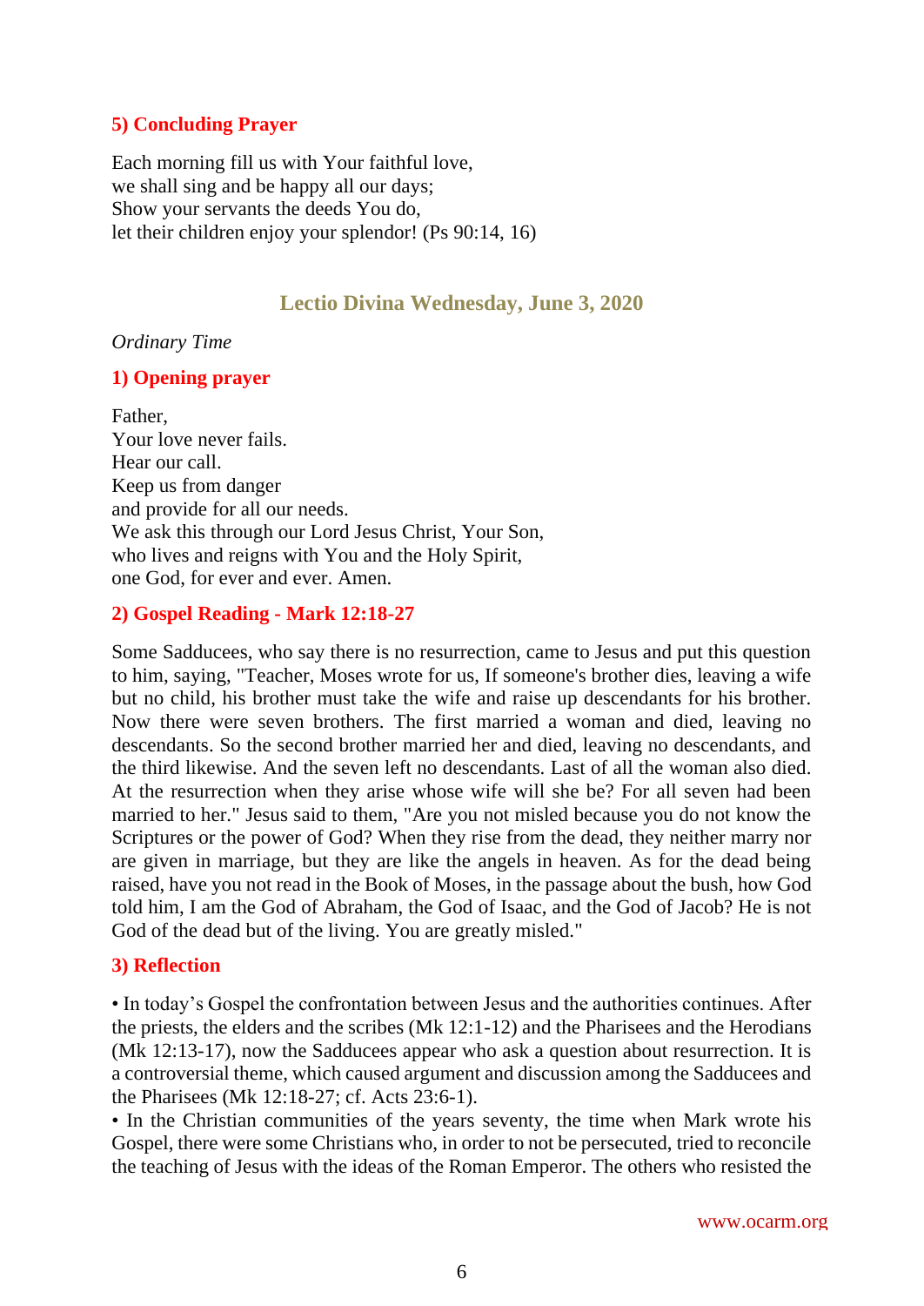### 5) Concluding Prayer

Each morning fill us with Your faithful love,
we shall sing and be happy all our days;
Show your servants the deeds You do,
let their children enjoy your splendor! (Ps 90:14, 16)

## Lectio Divina Wednesday, June 3, 2020

*Ordinary Time*

### 1) Opening prayer

Father,
Your love never fails.
Hear our call.
Keep us from danger
and provide for all our needs.
We ask this through our Lord Jesus Christ, Your Son,
who lives and reigns with You and the Holy Spirit,
one God, for ever and ever. Amen.

### 2) Gospel Reading - Mark 12:18-27

Some Sadducees, who say there is no resurrection, came to Jesus and put this question to him, saying, "Teacher, Moses wrote for us, If someone's brother dies, leaving a wife but no child, his brother must take the wife and raise up descendants for his brother. Now there were seven brothers. The first married a woman and died, leaving no descendants. So the second brother married her and died, leaving no descendants, and the third likewise. And the seven left no descendants. Last of all the woman also died. At the resurrection when they arise whose wife will she be? For all seven had been married to her." Jesus said to them, "Are you not misled because you do not know the Scriptures or the power of God? When they rise from the dead, they neither marry nor are given in marriage, but they are like the angels in heaven. As for the dead being raised, have you not read in the Book of Moses, in the passage about the bush, how God told him, I am the God of Abraham, the God of Isaac, and the God of Jacob? He is not God of the dead but of the living. You are greatly misled."

### 3) Reflection

• In today's Gospel the confrontation between Jesus and the authorities continues. After the priests, the elders and the scribes (Mk 12:1-12) and the Pharisees and the Herodians (Mk 12:13-17), now the Sadducees appear who ask a question about resurrection. It is a controversial theme, which caused argument and discussion among the Sadducees and the Pharisees (Mk 12:18-27; cf. Acts 23:6-1).

• In the Christian communities of the years seventy, the time when Mark wrote his Gospel, there were some Christians who, in order to not be persecuted, tried to reconcile the teaching of Jesus with the ideas of the Roman Emperor. The others who resisted the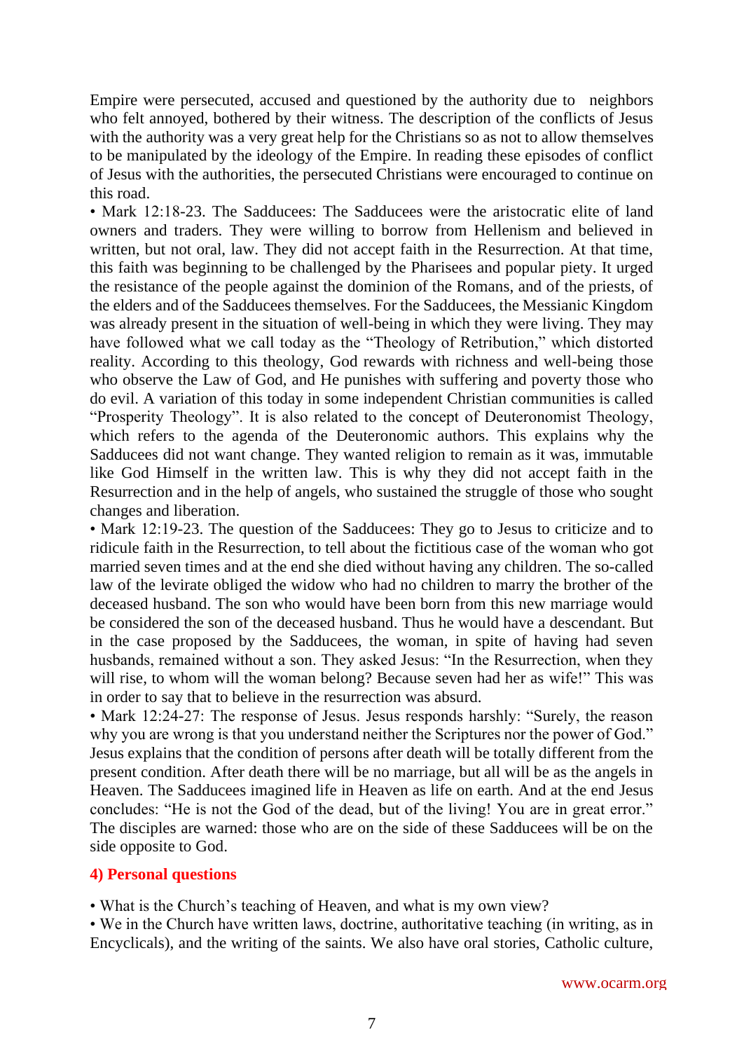Empire were persecuted, accused and questioned by the authority due to neighbors who felt annoyed, bothered by their witness. The description of the conflicts of Jesus with the authority was a very great help for the Christians so as not to allow themselves to be manipulated by the ideology of the Empire. In reading these episodes of conflict of Jesus with the authorities, the persecuted Christians were encouraged to continue on this road.

• Mark 12:18-23. The Sadducees: The Sadducees were the aristocratic elite of land owners and traders. They were willing to borrow from Hellenism and believed in written, but not oral, law. They did not accept faith in the Resurrection. At that time, this faith was beginning to be challenged by the Pharisees and popular piety. It urged the resistance of the people against the dominion of the Romans, and of the priests, of the elders and of the Sadducees themselves. For the Sadducees, the Messianic Kingdom was already present in the situation of well-being in which they were living. They may have followed what we call today as the "Theology of Retribution," which distorted reality. According to this theology, God rewards with richness and well-being those who observe the Law of God, and He punishes with suffering and poverty those who do evil. A variation of this today in some independent Christian communities is called "Prosperity Theology". It is also related to the concept of Deuteronomist Theology, which refers to the agenda of the Deuteronomic authors. This explains why the Sadducees did not want change. They wanted religion to remain as it was, immutable like God Himself in the written law. This is why they did not accept faith in the Resurrection and in the help of angels, who sustained the struggle of those who sought changes and liberation.

• Mark 12:19-23. The question of the Sadducees: They go to Jesus to criticize and to ridicule faith in the Resurrection, to tell about the fictitious case of the woman who got married seven times and at the end she died without having any children. The so-called law of the levirate obliged the widow who had no children to marry the brother of the deceased husband. The son who would have been born from this new marriage would be considered the son of the deceased husband. Thus he would have a descendant. But in the case proposed by the Sadducees, the woman, in spite of having had seven husbands, remained without a son. They asked Jesus: "In the Resurrection, when they will rise, to whom will the woman belong? Because seven had her as wife!" This was in order to say that to believe in the resurrection was absurd.

• Mark 12:24-27: The response of Jesus. Jesus responds harshly: "Surely, the reason why you are wrong is that you understand neither the Scriptures nor the power of God." Jesus explains that the condition of persons after death will be totally different from the present condition. After death there will be no marriage, but all will be as the angels in Heaven. The Sadducees imagined life in Heaven as life on earth. And at the end Jesus concludes: "He is not the God of the dead, but of the living! You are in great error." The disciples are warned: those who are on the side of these Sadducees will be on the side opposite to God.

### 4) Personal questions

• What is the Church's teaching of Heaven, and what is my own view?

• We in the Church have written laws, doctrine, authoritative teaching (in writing, as in Encyclicals), and the writing of the saints. We also have oral stories, Catholic culture,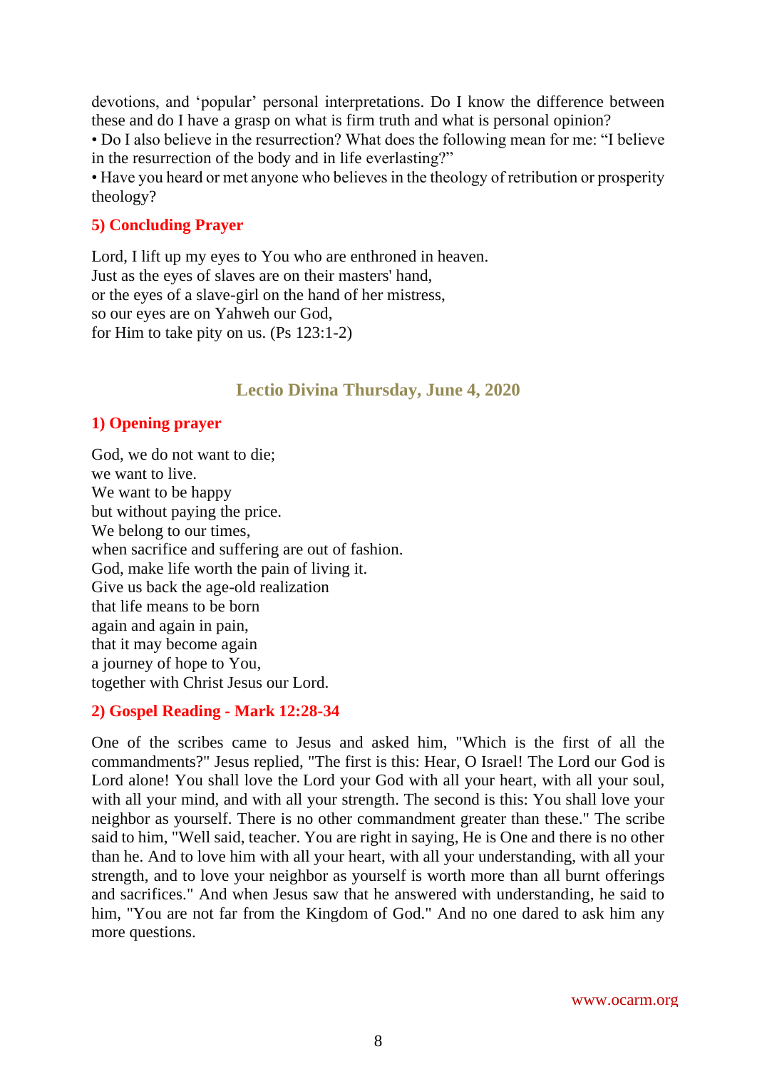devotions, and 'popular' personal interpretations. Do I know the difference between these and do I have a grasp on what is firm truth and what is personal opinion?

• Do I also believe in the resurrection? What does the following mean for me: "I believe in the resurrection of the body and in life everlasting?"

• Have you heard or met anyone who believes in the theology of retribution or prosperity theology?

### 5) Concluding Prayer

Lord, I lift up my eyes to You who are enthroned in heaven.
Just as the eyes of slaves are on their masters' hand,
or the eyes of a slave-girl on the hand of her mistress,
so our eyes are on Yahweh our God,
for Him to take pity on us. (Ps 123:1-2)

## Lectio Divina Thursday, June 4, 2020

### 1) Opening prayer

God, we do not want to die;
we want to live.
We want to be happy
but without paying the price.
We belong to our times,
when sacrifice and suffering are out of fashion.
God, make life worth the pain of living it.
Give us back the age-old realization
that life means to be born
again and again in pain,
that it may become again
a journey of hope to You,
together with Christ Jesus our Lord.

### 2) Gospel Reading - Mark 12:28-34

One of the scribes came to Jesus and asked him, "Which is the first of all the commandments?" Jesus replied, "The first is this: Hear, O Israel! The Lord our God is Lord alone! You shall love the Lord your God with all your heart, with all your soul, with all your mind, and with all your strength. The second is this: You shall love your neighbor as yourself. There is no other commandment greater than these." The scribe said to him, "Well said, teacher. You are right in saying, He is One and there is no other than he. And to love him with all your heart, with all your understanding, with all your strength, and to love your neighbor as yourself is worth more than all burnt offerings and sacrifices." And when Jesus saw that he answered with understanding, he said to him, "You are not far from the Kingdom of God." And no one dared to ask him any more questions.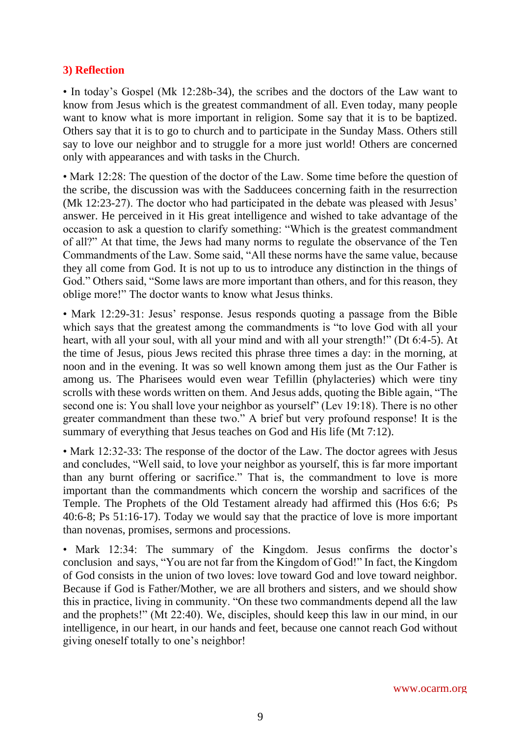### 3) Reflection

• In today's Gospel (Mk 12:28b-34), the scribes and the doctors of the Law want to know from Jesus which is the greatest commandment of all. Even today, many people want to know what is more important in religion. Some say that it is to be baptized. Others say that it is to go to church and to participate in the Sunday Mass. Others still say to love our neighbor and to struggle for a more just world! Others are concerned only with appearances and with tasks in the Church.

• Mark 12:28: The question of the doctor of the Law. Some time before the question of the scribe, the discussion was with the Sadducees concerning faith in the resurrection (Mk 12:23-27). The doctor who had participated in the debate was pleased with Jesus' answer. He perceived in it His great intelligence and wished to take advantage of the occasion to ask a question to clarify something: "Which is the greatest commandment of all?" At that time, the Jews had many norms to regulate the observance of the Ten Commandments of the Law. Some said, "All these norms have the same value, because they all come from God. It is not up to us to introduce any distinction in the things of God." Others said, "Some laws are more important than others, and for this reason, they oblige more!" The doctor wants to know what Jesus thinks.

• Mark 12:29-31: Jesus' response. Jesus responds quoting a passage from the Bible which says that the greatest among the commandments is "to love God with all your heart, with all your soul, with all your mind and with all your strength!" (Dt 6:4-5). At the time of Jesus, pious Jews recited this phrase three times a day: in the morning, at noon and in the evening. It was so well known among them just as the Our Father is among us. The Pharisees would even wear Tefillin (phylacteries) which were tiny scrolls with these words written on them. And Jesus adds, quoting the Bible again, "The second one is: You shall love your neighbor as yourself" (Lev 19:18). There is no other greater commandment than these two." A brief but very profound response! It is the summary of everything that Jesus teaches on God and His life (Mt 7:12).

• Mark 12:32-33: The response of the doctor of the Law. The doctor agrees with Jesus and concludes, "Well said, to love your neighbor as yourself, this is far more important than any burnt offering or sacrifice." That is, the commandment to love is more important than the commandments which concern the worship and sacrifices of the Temple. The Prophets of the Old Testament already had affirmed this (Hos 6:6; Ps 40:6-8; Ps 51:16-17). Today we would say that the practice of love is more important than novenas, promises, sermons and processions.

• Mark 12:34: The summary of the Kingdom. Jesus confirms the doctor's conclusion and says, "You are not far from the Kingdom of God!" In fact, the Kingdom of God consists in the union of two loves: love toward God and love toward neighbor. Because if God is Father/Mother, we are all brothers and sisters, and we should show this in practice, living in community. "On these two commandments depend all the law and the prophets!" (Mt 22:40). We, disciples, should keep this law in our mind, in our intelligence, in our heart, in our hands and feet, because one cannot reach God without giving oneself totally to one's neighbor!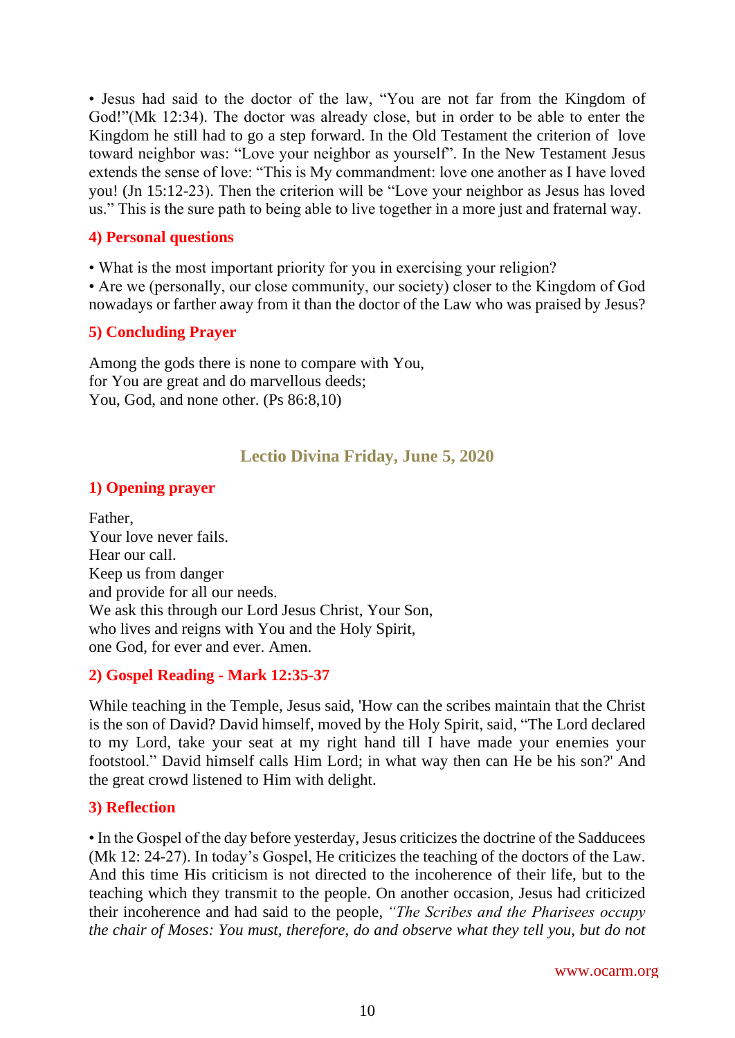• Jesus had said to the doctor of the law, "You are not far from the Kingdom of God!"(Mk 12:34). The doctor was already close, but in order to be able to enter the Kingdom he still had to go a step forward. In the Old Testament the criterion of love toward neighbor was: "Love your neighbor as yourself". In the New Testament Jesus extends the sense of love: "This is My commandment: love one another as I have loved you! (Jn 15:12-23). Then the criterion will be "Love your neighbor as Jesus has loved us." This is the sure path to being able to live together in a more just and fraternal way.

### 4) Personal questions

• What is the most important priority for you in exercising your religion?
• Are we (personally, our close community, our society) closer to the Kingdom of God nowadays or farther away from it than the doctor of the Law who was praised by Jesus?

### 5) Concluding Prayer

Among the gods there is none to compare with You,
for You are great and do marvellous deeds;
You, God, and none other. (Ps 86:8,10)

## Lectio Divina Friday, June 5, 2020

### 1) Opening prayer

Father,
Your love never fails.
Hear our call.
Keep us from danger
and provide for all our needs.
We ask this through our Lord Jesus Christ, Your Son,
who lives and reigns with You and the Holy Spirit,
one God, for ever and ever. Amen.

### 2) Gospel Reading - Mark 12:35-37

While teaching in the Temple, Jesus said, 'How can the scribes maintain that the Christ is the son of David? David himself, moved by the Holy Spirit, said, "The Lord declared to my Lord, take your seat at my right hand till I have made your enemies your footstool." David himself calls Him Lord; in what way then can He be his son?' And the great crowd listened to Him with delight.

### 3) Reflection

• In the Gospel of the day before yesterday, Jesus criticizes the doctrine of the Sadducees (Mk 12: 24-27). In today's Gospel, He criticizes the teaching of the doctors of the Law. And this time His criticism is not directed to the incoherence of their life, but to the teaching which they transmit to the people. On another occasion, Jesus had criticized their incoherence and had said to the people, *"The Scribes and the Pharisees occupy the chair of Moses: You must, therefore, do and observe what they tell you, but do not*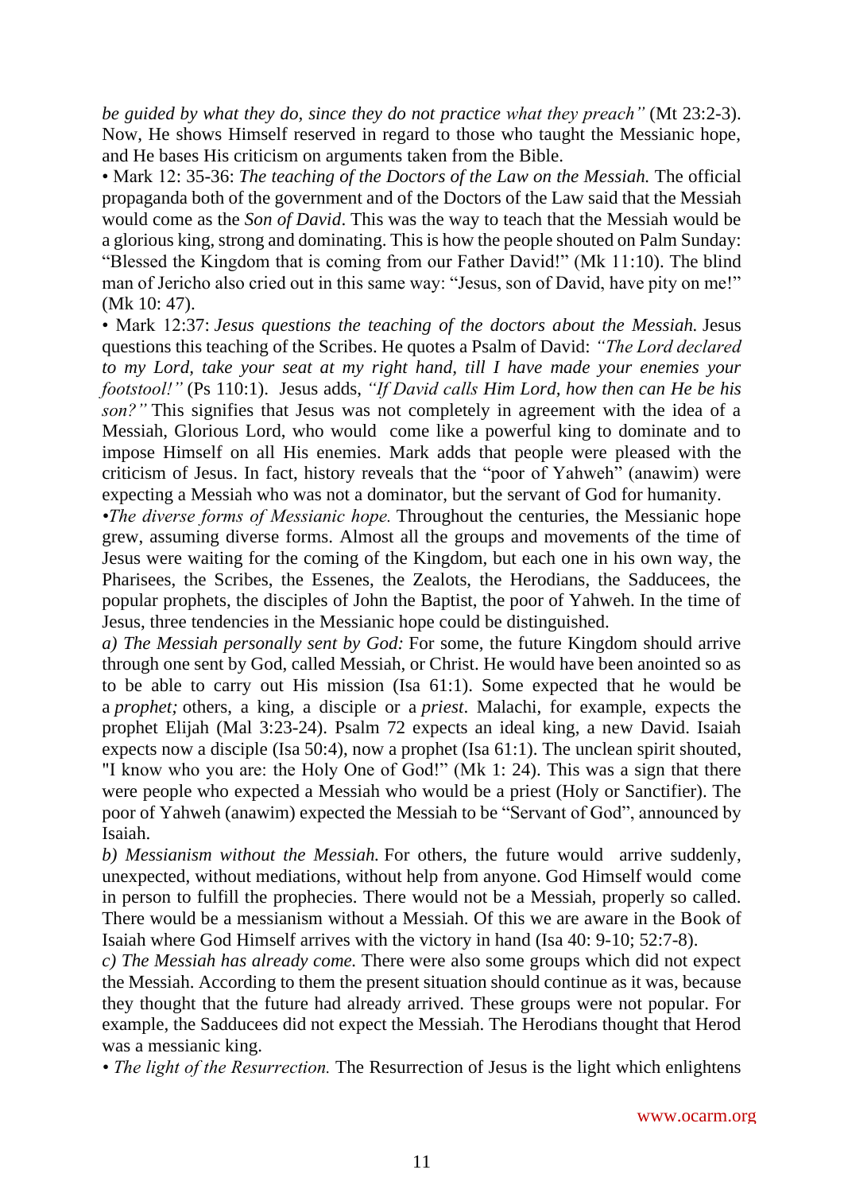*be guided by what they do, since they do not practice what they preach"* (Mt 23:2-3). Now, He shows Himself reserved in regard to those who taught the Messianic hope, and He bases His criticism on arguments taken from the Bible.

• Mark 12: 35-36: *The teaching of the Doctors of the Law on the Messiah.* The official propaganda both of the government and of the Doctors of the Law said that the Messiah would come as the *Son of David*. This was the way to teach that the Messiah would be a glorious king, strong and dominating. This is how the people shouted on Palm Sunday: "Blessed the Kingdom that is coming from our Father David!" (Mk 11:10). The blind man of Jericho also cried out in this same way: "Jesus, son of David, have pity on me!" (Mk 10: 47).

• Mark 12:37: *Jesus questions the teaching of the doctors about the Messiah.* Jesus questions this teaching of the Scribes. He quotes a Psalm of David: *"The Lord declared to my Lord, take your seat at my right hand, till I have made your enemies your footstool!"* (Ps 110:1). Jesus adds, *"If David calls Him Lord, how then can He be his son?"* This signifies that Jesus was not completely in agreement with the idea of a Messiah, Glorious Lord, who would come like a powerful king to dominate and to impose Himself on all His enemies. Mark adds that people were pleased with the criticism of Jesus. In fact, history reveals that the "poor of Yahweh" (anawim) were expecting a Messiah who was not a dominator, but the servant of God for humanity.

•*The diverse forms of Messianic hope.* Throughout the centuries, the Messianic hope grew, assuming diverse forms. Almost all the groups and movements of the time of Jesus were waiting for the coming of the Kingdom, but each one in his own way, the Pharisees, the Scribes, the Essenes, the Zealots, the Herodians, the Sadducees, the popular prophets, the disciples of John the Baptist, the poor of Yahweh. In the time of Jesus, three tendencies in the Messianic hope could be distinguished.

*a) The Messiah personally sent by God:* For some, the future Kingdom should arrive through one sent by God, called Messiah, or Christ. He would have been anointed so as to be able to carry out His mission (Isa 61:1). Some expected that he would be a *prophet;* others, a king, a disciple or a *priest*. Malachi, for example, expects the prophet Elijah (Mal 3:23-24). Psalm 72 expects an ideal king, a new David. Isaiah expects now a disciple (Isa 50:4), now a prophet (Isa 61:1). The unclean spirit shouted, "I know who you are: the Holy One of God!" (Mk 1: 24). This was a sign that there were people who expected a Messiah who would be a priest (Holy or Sanctifier). The poor of Yahweh (anawim) expected the Messiah to be "Servant of God", announced by Isaiah.

*b) Messianism without the Messiah.* For others, the future would arrive suddenly, unexpected, without mediations, without help from anyone. God Himself would come in person to fulfill the prophecies. There would not be a Messiah, properly so called. There would be a messianism without a Messiah. Of this we are aware in the Book of Isaiah where God Himself arrives with the victory in hand (Isa 40: 9-10; 52:7-8).

*c) The Messiah has already come.* There were also some groups which did not expect the Messiah. According to them the present situation should continue as it was, because they thought that the future had already arrived. These groups were not popular. For example, the Sadducees did not expect the Messiah. The Herodians thought that Herod was a messianic king.

• *The light of the Resurrection.* The Resurrection of Jesus is the light which enlightens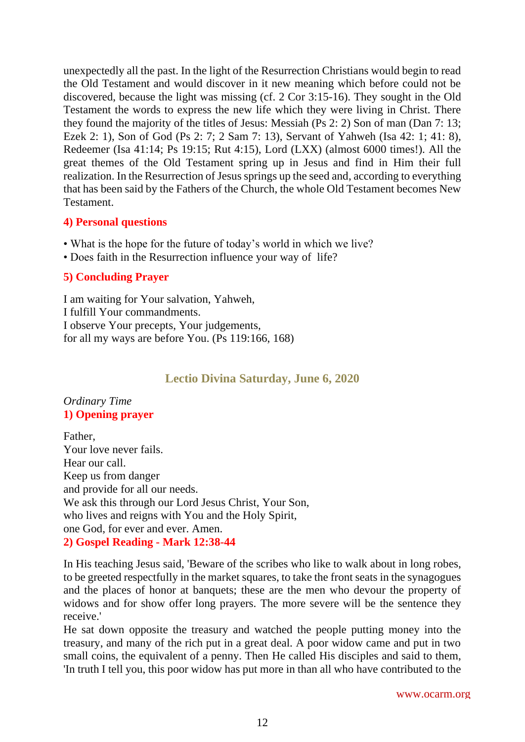unexpectedly all the past. In the light of the Resurrection Christians would begin to read the Old Testament and would discover in it new meaning which before could not be discovered, because the light was missing (cf. 2 Cor 3:15-16). They sought in the Old Testament the words to express the new life which they were living in Christ. There they found the majority of the titles of Jesus: Messiah (Ps 2: 2) Son of man (Dan 7: 13; Ezek 2: 1), Son of God (Ps 2: 7; 2 Sam 7: 13), Servant of Yahweh (Isa 42: 1; 41: 8), Redeemer (Isa 41:14; Ps 19:15; Rut 4:15), Lord (LXX) (almost 6000 times!). All the great themes of the Old Testament spring up in Jesus and find in Him their full realization. In the Resurrection of Jesus springs up the seed and, according to everything that has been said by the Fathers of the Church, the whole Old Testament becomes New Testament.

### 4) Personal questions

- What is the hope for the future of today's world in which we live?
- Does faith in the Resurrection influence your way of life?

### 5) Concluding Prayer

I am waiting for Your salvation, Yahweh,
I fulfill Your commandments.
I observe Your precepts, Your judgements,
for all my ways are before You. (Ps 119:166, 168)

## Lectio Divina Saturday, June 6, 2020

*Ordinary Time*

### 1) Opening prayer

Father,
Your love never fails.
Hear our call.
Keep us from danger
and provide for all our needs.
We ask this through our Lord Jesus Christ, Your Son,
who lives and reigns with You and the Holy Spirit,
one God, for ever and ever. Amen.

### 2) Gospel Reading - Mark 12:38-44

In His teaching Jesus said, 'Beware of the scribes who like to walk about in long robes, to be greeted respectfully in the market squares, to take the front seats in the synagogues and the places of honor at banquets; these are the men who devour the property of widows and for show offer long prayers. The more severe will be the sentence they receive.'

He sat down opposite the treasury and watched the people putting money into the treasury, and many of the rich put in a great deal. A poor widow came and put in two small coins, the equivalent of a penny. Then He called His disciples and said to them, 'In truth I tell you, this poor widow has put more in than all who have contributed to the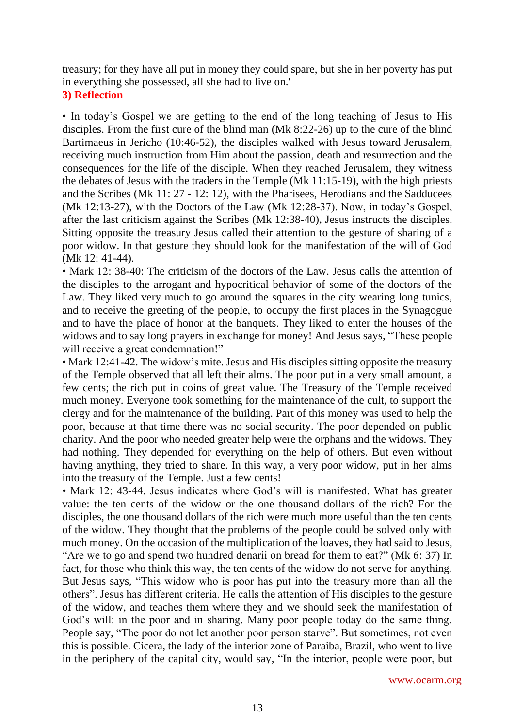treasury; for they have all put in money they could spare, but she in her poverty has put in everything she possessed, all she had to live on.'

### 3) Reflection

• In today's Gospel we are getting to the end of the long teaching of Jesus to His disciples. From the first cure of the blind man (Mk 8:22-26) up to the cure of the blind Bartimaeus in Jericho (10:46-52), the disciples walked with Jesus toward Jerusalem, receiving much instruction from Him about the passion, death and resurrection and the consequences for the life of the disciple. When they reached Jerusalem, they witness the debates of Jesus with the traders in the Temple (Mk 11:15-19), with the high priests and the Scribes (Mk 11: 27 - 12: 12), with the Pharisees, Herodians and the Sadducees (Mk 12:13-27), with the Doctors of the Law (Mk 12:28-37). Now, in today's Gospel, after the last criticism against the Scribes (Mk 12:38-40), Jesus instructs the disciples. Sitting opposite the treasury Jesus called their attention to the gesture of sharing of a poor widow. In that gesture they should look for the manifestation of the will of God (Mk 12: 41-44).

• Mark 12: 38-40: The criticism of the doctors of the Law. Jesus calls the attention of the disciples to the arrogant and hypocritical behavior of some of the doctors of the Law. They liked very much to go around the squares in the city wearing long tunics, and to receive the greeting of the people, to occupy the first places in the Synagogue and to have the place of honor at the banquets. They liked to enter the houses of the widows and to say long prayers in exchange for money! And Jesus says, "These people will receive a great condemnation!"

• Mark 12:41-42. The widow's mite. Jesus and His disciples sitting opposite the treasury of the Temple observed that all left their alms. The poor put in a very small amount, a few cents; the rich put in coins of great value. The Treasury of the Temple received much money. Everyone took something for the maintenance of the cult, to support the clergy and for the maintenance of the building. Part of this money was used to help the poor, because at that time there was no social security. The poor depended on public charity. And the poor who needed greater help were the orphans and the widows. They had nothing. They depended for everything on the help of others. But even without having anything, they tried to share. In this way, a very poor widow, put in her alms into the treasury of the Temple. Just a few cents!

• Mark 12: 43-44. Jesus indicates where God's will is manifested. What has greater value: the ten cents of the widow or the one thousand dollars of the rich? For the disciples, the one thousand dollars of the rich were much more useful than the ten cents of the widow. They thought that the problems of the people could be solved only with much money. On the occasion of the multiplication of the loaves, they had said to Jesus, "Are we to go and spend two hundred denarii on bread for them to eat?" (Mk 6: 37) In fact, for those who think this way, the ten cents of the widow do not serve for anything. But Jesus says, "This widow who is poor has put into the treasury more than all the others". Jesus has different criteria. He calls the attention of His disciples to the gesture of the widow, and teaches them where they and we should seek the manifestation of God's will: in the poor and in sharing. Many poor people today do the same thing. People say, "The poor do not let another poor person starve". But sometimes, not even this is possible. Cicera, the lady of the interior zone of Paraiba, Brazil, who went to live in the periphery of the capital city, would say, "In the interior, people were poor, but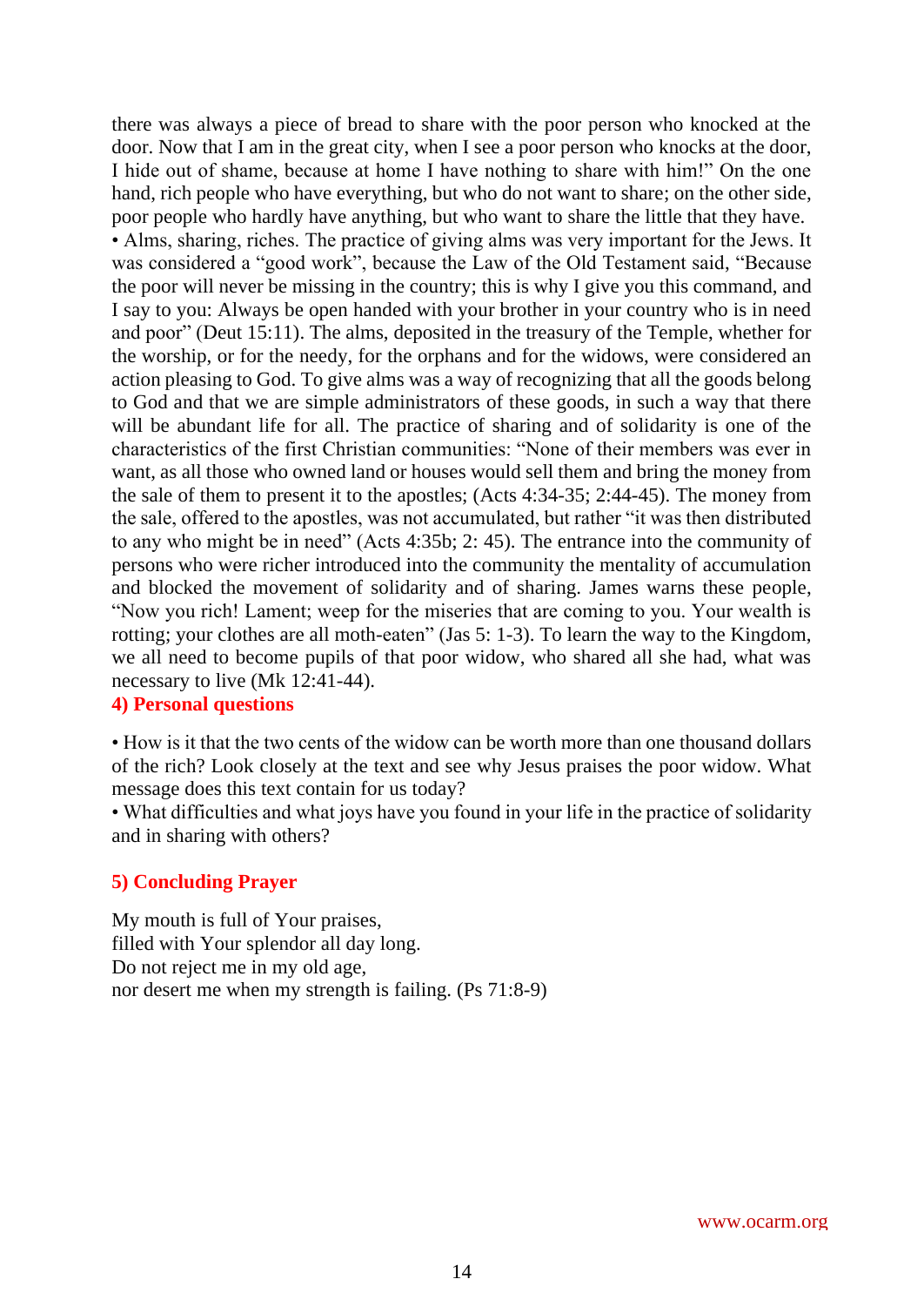there was always a piece of bread to share with the poor person who knocked at the door. Now that I am in the great city, when I see a poor person who knocks at the door, I hide out of shame, because at home I have nothing to share with him!" On the one hand, rich people who have everything, but who do not want to share; on the other side, poor people who hardly have anything, but who want to share the little that they have.

• Alms, sharing, riches. The practice of giving alms was very important for the Jews. It was considered a "good work", because the Law of the Old Testament said, "Because the poor will never be missing in the country; this is why I give you this command, and I say to you: Always be open handed with your brother in your country who is in need and poor" (Deut 15:11). The alms, deposited in the treasury of the Temple, whether for the worship, or for the needy, for the orphans and for the widows, were considered an action pleasing to God. To give alms was a way of recognizing that all the goods belong to God and that we are simple administrators of these goods, in such a way that there will be abundant life for all. The practice of sharing and of solidarity is one of the characteristics of the first Christian communities: "None of their members was ever in want, as all those who owned land or houses would sell them and bring the money from the sale of them to present it to the apostles; (Acts 4:34-35; 2:44-45). The money from the sale, offered to the apostles, was not accumulated, but rather "it was then distributed to any who might be in need" (Acts 4:35b; 2: 45). The entrance into the community of persons who were richer introduced into the community the mentality of accumulation and blocked the movement of solidarity and of sharing. James warns these people, "Now you rich! Lament; weep for the miseries that are coming to you. Your wealth is rotting; your clothes are all moth-eaten" (Jas 5: 1-3). To learn the way to the Kingdom, we all need to become pupils of that poor widow, who shared all she had, what was necessary to live (Mk 12:41-44).

## 4) Personal questions

• How is it that the two cents of the widow can be worth more than one thousand dollars of the rich? Look closely at the text and see why Jesus praises the poor widow. What message does this text contain for us today?

• What difficulties and what joys have you found in your life in the practice of solidarity and in sharing with others?

## 5) Concluding Prayer

My mouth is full of Your praises,
filled with Your splendor all day long.
Do not reject me in my old age,
nor desert me when my strength is failing. (Ps 71:8-9)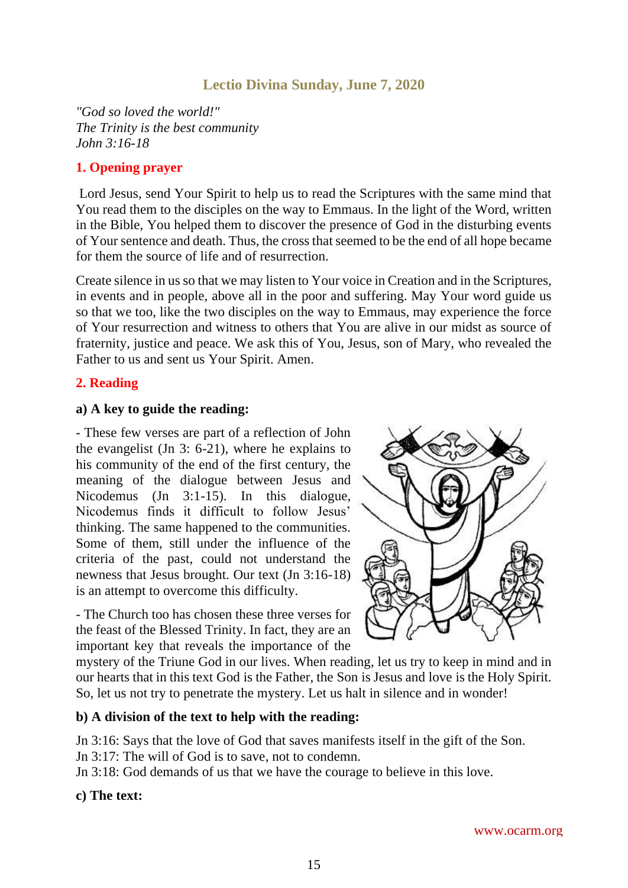## Lectio Divina Sunday, June 7, 2020

*"God so loved the world!"*
*The Trinity is the best community*
*John 3:16-18*

### 1. Opening prayer

Lord Jesus, send Your Spirit to help us to read the Scriptures with the same mind that You read them to the disciples on the way to Emmaus. In the light of the Word, written in the Bible, You helped them to discover the presence of God in the disturbing events of Your sentence and death. Thus, the cross that seemed to be the end of all hope became for them the source of life and of resurrection.

Create silence in us so that we may listen to Your voice in Creation and in the Scriptures, in events and in people, above all in the poor and suffering. May Your word guide us so that we too, like the two disciples on the way to Emmaus, may experience the force of Your resurrection and witness to others that You are alive in our midst as source of fraternity, justice and peace. We ask this of You, Jesus, son of Mary, who revealed the Father to us and sent us Your Spirit. Amen.

### 2. Reading

**a) A key to guide the reading:**

- These few verses are part of a reflection of John the evangelist (Jn 3: 6-21), where he explains to his community of the end of the first century, the meaning of the dialogue between Jesus and Nicodemus (Jn 3:1-15). In this dialogue, Nicodemus finds it difficult to follow Jesus' thinking. The same happened to the communities. Some of them, still under the influence of the criteria of the past, could not understand the newness that Jesus brought. Our text (Jn 3:16-18) is an attempt to overcome this difficulty.

- The Church too has chosen these three verses for the feast of the Blessed Trinity. In fact, they are an important key that reveals the importance of the mystery of the Triune God in our lives. When reading, let us try to keep in mind and in our hearts that in this text God is the Father, the Son is Jesus and love is the Holy Spirit. So, let us not try to penetrate the mystery. Let us halt in silence and in wonder!

**b) A division of the text to help with the reading:**

Jn 3:16: Says that the love of God that saves manifests itself in the gift of the Son.
Jn 3:17: The will of God is to save, not to condemn.
Jn 3:18: God demands of us that we have the courage to believe in this love.

**c) The text:**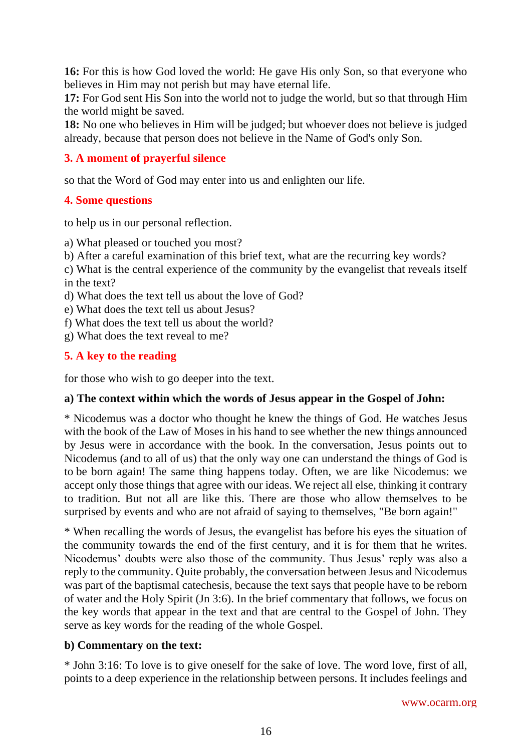**16:** For this is how God loved the world: He gave His only Son, so that everyone who believes in Him may not perish but may have eternal life.
**17:** For God sent His Son into the world not to judge the world, but so that through Him the world might be saved.
**18:** No one who believes in Him will be judged; but whoever does not believe is judged already, because that person does not believe in the Name of God's only Son.

## 3. A moment of prayerful silence

so that the Word of God may enter into us and enlighten our life.

## 4. Some questions

to help us in our personal reflection.

a) What pleased or touched you most?
b) After a careful examination of this brief text, what are the recurring key words?
c) What is the central experience of the community by the evangelist that reveals itself in the text?
d) What does the text tell us about the love of God?
e) What does the text tell us about Jesus?
f) What does the text tell us about the world?
g) What does the text reveal to me?

## 5. A key to the reading

for those who wish to go deeper into the text.

**a) The context within which the words of Jesus appear in the Gospel of John:**

* Nicodemus was a doctor who thought he knew the things of God. He watches Jesus with the book of the Law of Moses in his hand to see whether the new things announced by Jesus were in accordance with the book. In the conversation, Jesus points out to Nicodemus (and to all of us) that the only way one can understand the things of God is to be born again! The same thing happens today. Often, we are like Nicodemus: we accept only those things that agree with our ideas. We reject all else, thinking it contrary to tradition. But not all are like this. There are those who allow themselves to be surprised by events and who are not afraid of saying to themselves, "Be born again!"

* When recalling the words of Jesus, the evangelist has before his eyes the situation of the community towards the end of the first century, and it is for them that he writes. Nicodemus' doubts were also those of the community. Thus Jesus' reply was also a reply to the community. Quite probably, the conversation between Jesus and Nicodemus was part of the baptismal catechesis, because the text says that people have to be reborn of water and the Holy Spirit (Jn 3:6). In the brief commentary that follows, we focus on the key words that appear in the text and that are central to the Gospel of John. They serve as key words for the reading of the whole Gospel.

**b) Commentary on the text:**

* John 3:16: To love is to give oneself for the sake of love. The word love, first of all, points to a deep experience in the relationship between persons. It includes feelings and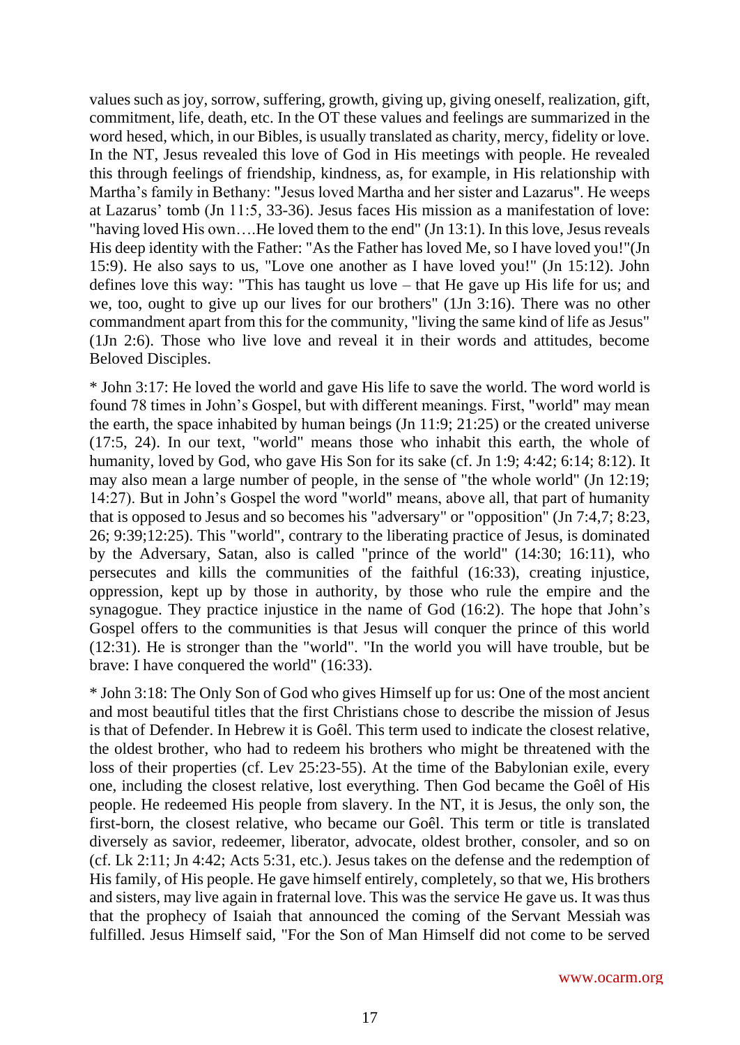values such as joy, sorrow, suffering, growth, giving up, giving oneself, realization, gift, commitment, life, death, etc. In the OT these values and feelings are summarized in the word hesed, which, in our Bibles, is usually translated as charity, mercy, fidelity or love. In the NT, Jesus revealed this love of God in His meetings with people. He revealed this through feelings of friendship, kindness, as, for example, in His relationship with Martha's family in Bethany: "Jesus loved Martha and her sister and Lazarus". He weeps at Lazarus' tomb (Jn 11:5, 33-36). Jesus faces His mission as a manifestation of love: "having loved His own….He loved them to the end" (Jn 13:1). In this love, Jesus reveals His deep identity with the Father: "As the Father has loved Me, so I have loved you!"(Jn 15:9). He also says to us, "Love one another as I have loved you!" (Jn 15:12). John defines love this way: "This has taught us love – that He gave up His life for us; and we, too, ought to give up our lives for our brothers" (1Jn 3:16). There was no other commandment apart from this for the community, "living the same kind of life as Jesus" (1Jn 2:6). Those who live love and reveal it in their words and attitudes, become Beloved Disciples.

* John 3:17: He loved the world and gave His life to save the world. The word world is found 78 times in John's Gospel, but with different meanings. First, "world" may mean the earth, the space inhabited by human beings (Jn 11:9; 21:25) or the created universe (17:5, 24). In our text, "world" means those who inhabit this earth, the whole of humanity, loved by God, who gave His Son for its sake (cf. Jn 1:9; 4:42; 6:14; 8:12). It may also mean a large number of people, in the sense of "the whole world" (Jn 12:19; 14:27). But in John's Gospel the word "world" means, above all, that part of humanity that is opposed to Jesus and so becomes his "adversary" or "opposition" (Jn 7:4,7; 8:23, 26; 9:39;12:25). This "world", contrary to the liberating practice of Jesus, is dominated by the Adversary, Satan, also is called "prince of the world" (14:30; 16:11), who persecutes and kills the communities of the faithful (16:33), creating injustice, oppression, kept up by those in authority, by those who rule the empire and the synagogue. They practice injustice in the name of God (16:2). The hope that John's Gospel offers to the communities is that Jesus will conquer the prince of this world (12:31). He is stronger than the "world". "In the world you will have trouble, but be brave: I have conquered the world" (16:33).

* John 3:18: The Only Son of God who gives Himself up for us: One of the most ancient and most beautiful titles that the first Christians chose to describe the mission of Jesus is that of Defender. In Hebrew it is Goêl. This term used to indicate the closest relative, the oldest brother, who had to redeem his brothers who might be threatened with the loss of their properties (cf. Lev 25:23-55). At the time of the Babylonian exile, every one, including the closest relative, lost everything. Then God became the Goêl of His people. He redeemed His people from slavery. In the NT, it is Jesus, the only son, the first-born, the closest relative, who became our Goêl. This term or title is translated diversely as savior, redeemer, liberator, advocate, oldest brother, consoler, and so on (cf. Lk 2:11; Jn 4:42; Acts 5:31, etc.). Jesus takes on the defense and the redemption of His family, of His people. He gave himself entirely, completely, so that we, His brothers and sisters, may live again in fraternal love. This was the service He gave us. It was thus that the prophecy of Isaiah that announced the coming of the Servant Messiah was fulfilled. Jesus Himself said, "For the Son of Man Himself did not come to be served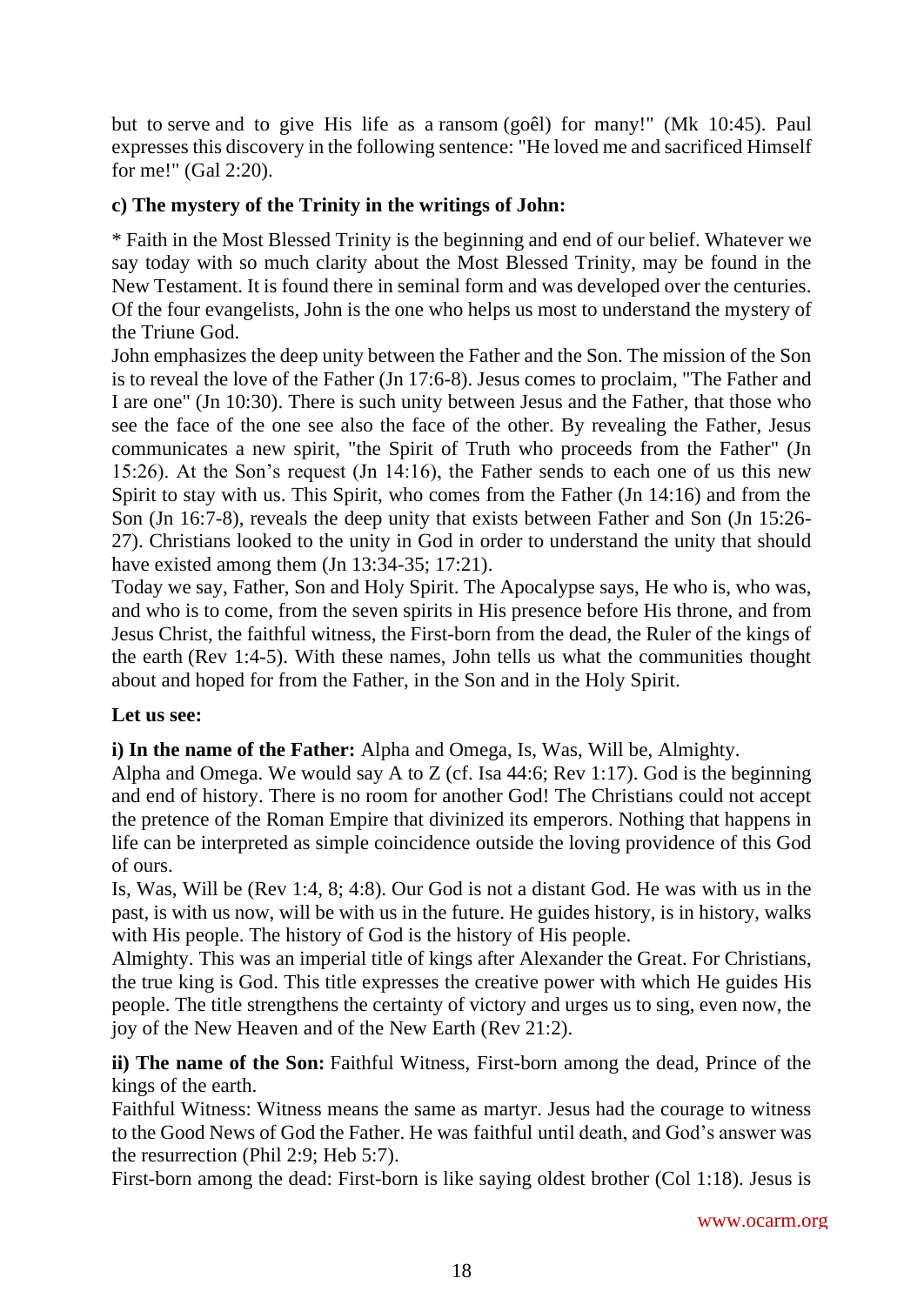but to serve and to give His life as a ransom (goêl) for many!" (Mk 10:45). Paul expresses this discovery in the following sentence: "He loved me and sacrificed Himself for me!" (Gal 2:20).

**c) The mystery of the Trinity in the writings of John:**

* Faith in the Most Blessed Trinity is the beginning and end of our belief. Whatever we say today with so much clarity about the Most Blessed Trinity, may be found in the New Testament. It is found there in seminal form and was developed over the centuries. Of the four evangelists, John is the one who helps us most to understand the mystery of the Triune God.

John emphasizes the deep unity between the Father and the Son. The mission of the Son is to reveal the love of the Father (Jn 17:6-8). Jesus comes to proclaim, "The Father and I are one" (Jn 10:30). There is such unity between Jesus and the Father, that those who see the face of the one see also the face of the other. By revealing the Father, Jesus communicates a new spirit, "the Spirit of Truth who proceeds from the Father" (Jn 15:26). At the Son's request (Jn 14:16), the Father sends to each one of us this new Spirit to stay with us. This Spirit, who comes from the Father (Jn 14:16) and from the Son (Jn 16:7-8), reveals the deep unity that exists between Father and Son (Jn 15:26-27). Christians looked to the unity in God in order to understand the unity that should have existed among them (Jn 13:34-35; 17:21).

Today we say, Father, Son and Holy Spirit. The Apocalypse says, He who is, who was, and who is to come, from the seven spirits in His presence before His throne, and from Jesus Christ, the faithful witness, the First-born from the dead, the Ruler of the kings of the earth (Rev 1:4-5). With these names, John tells us what the communities thought about and hoped for from the Father, in the Son and in the Holy Spirit.

**Let us see:**

**i) In the name of the Father:** Alpha and Omega, Is, Was, Will be, Almighty.

Alpha and Omega. We would say A to Z (cf. Isa 44:6; Rev 1:17). God is the beginning and end of history. There is no room for another God! The Christians could not accept the pretence of the Roman Empire that divinized its emperors. Nothing that happens in life can be interpreted as simple coincidence outside the loving providence of this God of ours.

Is, Was, Will be (Rev 1:4, 8; 4:8). Our God is not a distant God. He was with us in the past, is with us now, will be with us in the future. He guides history, is in history, walks with His people. The history of God is the history of His people.

Almighty. This was an imperial title of kings after Alexander the Great. For Christians, the true king is God. This title expresses the creative power with which He guides His people. The title strengthens the certainty of victory and urges us to sing, even now, the joy of the New Heaven and of the New Earth (Rev 21:2).

**ii) The name of the Son:** Faithful Witness, First-born among the dead, Prince of the kings of the earth.

Faithful Witness: Witness means the same as martyr. Jesus had the courage to witness to the Good News of God the Father. He was faithful until death, and God's answer was the resurrection (Phil 2:9; Heb 5:7).

First-born among the dead: First-born is like saying oldest brother (Col 1:18). Jesus is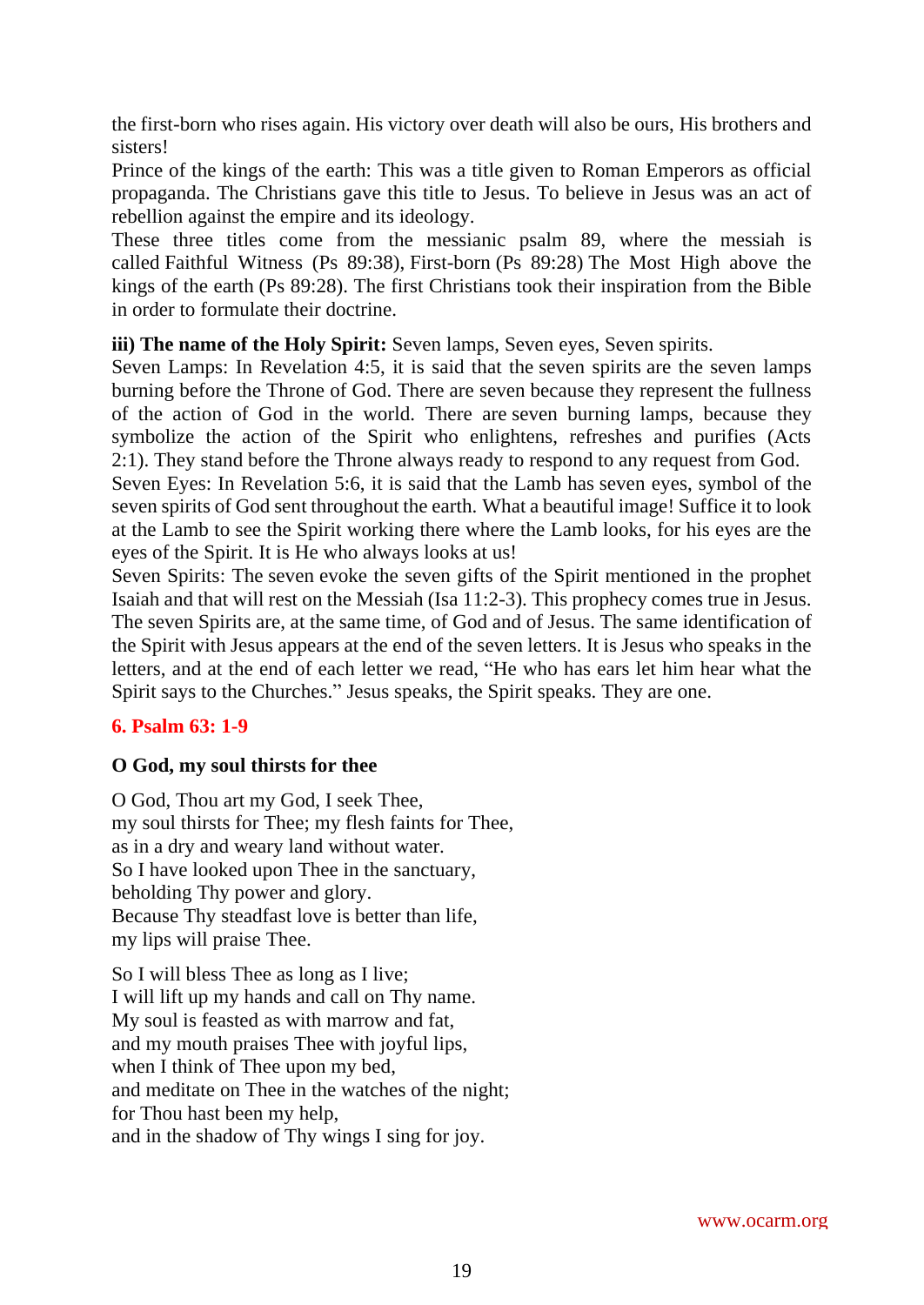the first-born who rises again. His victory over death will also be ours, His brothers and sisters!

Prince of the kings of the earth: This was a title given to Roman Emperors as official propaganda. The Christians gave this title to Jesus. To believe in Jesus was an act of rebellion against the empire and its ideology.

These three titles come from the messianic psalm 89, where the messiah is called Faithful Witness (Ps 89:38), First-born (Ps 89:28) The Most High above the kings of the earth (Ps 89:28). The first Christians took their inspiration from the Bible in order to formulate their doctrine.

**iii) The name of the Holy Spirit:** Seven lamps, Seven eyes, Seven spirits.

Seven Lamps: In Revelation 4:5, it is said that the seven spirits are the seven lamps burning before the Throne of God. There are seven because they represent the fullness of the action of God in the world. There are seven burning lamps, because they symbolize the action of the Spirit who enlightens, refreshes and purifies (Acts 2:1). They stand before the Throne always ready to respond to any request from God.

Seven Eyes: In Revelation 5:6, it is said that the Lamb has seven eyes, symbol of the seven spirits of God sent throughout the earth. What a beautiful image! Suffice it to look at the Lamb to see the Spirit working there where the Lamb looks, for his eyes are the eyes of the Spirit. It is He who always looks at us!

Seven Spirits: The seven evoke the seven gifts of the Spirit mentioned in the prophet Isaiah and that will rest on the Messiah (Isa 11:2-3). This prophecy comes true in Jesus. The seven Spirits are, at the same time, of God and of Jesus. The same identification of the Spirit with Jesus appears at the end of the seven letters. It is Jesus who speaks in the letters, and at the end of each letter we read, “He who has ears let him hear what the Spirit says to the Churches.” Jesus speaks, the Spirit speaks. They are one.

## 6. Psalm 63: 1-9

### O God, my soul thirsts for thee

O God, Thou art my God, I seek Thee,
my soul thirsts for Thee; my flesh faints for Thee,
as in a dry and weary land without water.
So I have looked upon Thee in the sanctuary,
beholding Thy power and glory.
Because Thy steadfast love is better than life,
my lips will praise Thee.

So I will bless Thee as long as I live;
I will lift up my hands and call on Thy name.
My soul is feasted as with marrow and fat,
and my mouth praises Thee with joyful lips,
when I think of Thee upon my bed,
and meditate on Thee in the watches of the night;
for Thou hast been my help,
and in the shadow of Thy wings I sing for joy.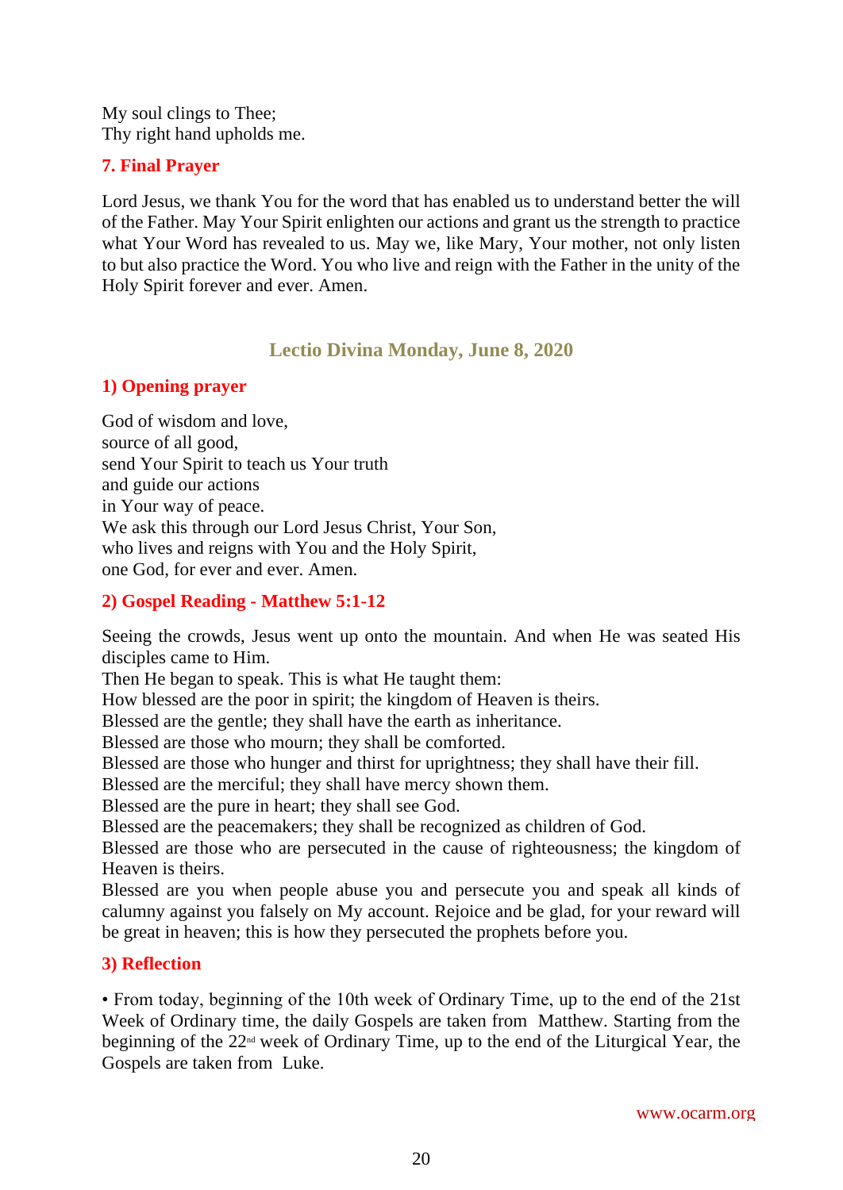My soul clings to Thee;
Thy right hand upholds me.

### 7. Final Prayer

Lord Jesus, we thank You for the word that has enabled us to understand better the will of the Father. May Your Spirit enlighten our actions and grant us the strength to practice what Your Word has revealed to us. May we, like Mary, Your mother, not only listen to but also practice the Word. You who live and reign with the Father in the unity of the Holy Spirit forever and ever. Amen.

## Lectio Divina Monday, June 8, 2020

### 1) Opening prayer

God of wisdom and love,
source of all good,
send Your Spirit to teach us Your truth
and guide our actions
in Your way of peace.
We ask this through our Lord Jesus Christ, Your Son,
who lives and reigns with You and the Holy Spirit,
one God, for ever and ever. Amen.

### 2) Gospel Reading - Matthew 5:1-12

Seeing the crowds, Jesus went up onto the mountain. And when He was seated His disciples came to Him.
Then He began to speak. This is what He taught them:
How blessed are the poor in spirit; the kingdom of Heaven is theirs.
Blessed are the gentle; they shall have the earth as inheritance.
Blessed are those who mourn; they shall be comforted.
Blessed are those who hunger and thirst for uprightness; they shall have their fill.
Blessed are the merciful; they shall have mercy shown them.
Blessed are the pure in heart; they shall see God.
Blessed are the peacemakers; they shall be recognized as children of God.
Blessed are those who are persecuted in the cause of righteousness; the kingdom of Heaven is theirs.
Blessed are you when people abuse you and persecute you and speak all kinds of calumny against you falsely on My account. Rejoice and be glad, for your reward will be great in heaven; this is how they persecuted the prophets before you.

### 3) Reflection

• From today, beginning of the 10th week of Ordinary Time, up to the end of the 21st Week of Ordinary time, the daily Gospels are taken from Matthew. Starting from the beginning of the 22nd week of Ordinary Time, up to the end of the Liturgical Year, the Gospels are taken from Luke.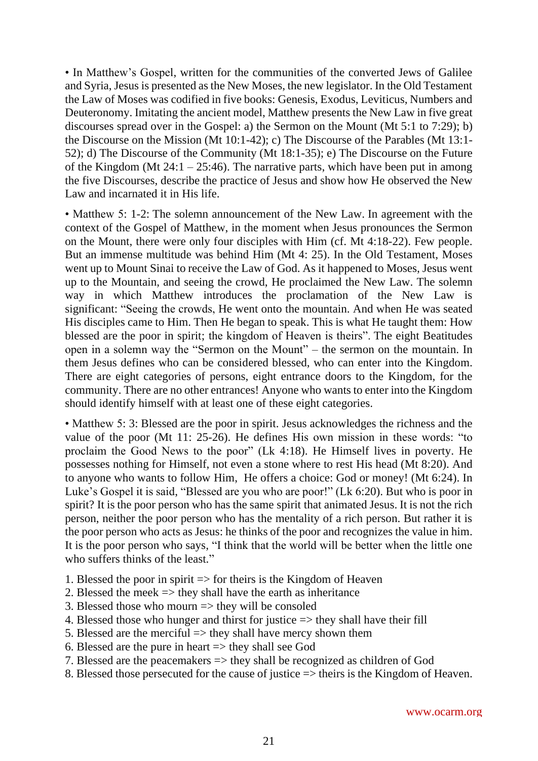• In Matthew's Gospel, written for the communities of the converted Jews of Galilee and Syria, Jesus is presented as the New Moses, the new legislator. In the Old Testament the Law of Moses was codified in five books: Genesis, Exodus, Leviticus, Numbers and Deuteronomy. Imitating the ancient model, Matthew presents the New Law in five great discourses spread over in the Gospel: a) the Sermon on the Mount (Mt 5:1 to 7:29); b) the Discourse on the Mission (Mt 10:1-42); c) The Discourse of the Parables (Mt 13:1-52); d) The Discourse of the Community (Mt 18:1-35); e) The Discourse on the Future of the Kingdom (Mt 24:1 – 25:46). The narrative parts, which have been put in among the five Discourses, describe the practice of Jesus and show how He observed the New Law and incarnated it in His life.

• Matthew 5: 1-2: The solemn announcement of the New Law. In agreement with the context of the Gospel of Matthew, in the moment when Jesus pronounces the Sermon on the Mount, there were only four disciples with Him (cf. Mt 4:18-22). Few people. But an immense multitude was behind Him (Mt 4: 25). In the Old Testament, Moses went up to Mount Sinai to receive the Law of God. As it happened to Moses, Jesus went up to the Mountain, and seeing the crowd, He proclaimed the New Law. The solemn way in which Matthew introduces the proclamation of the New Law is significant: "Seeing the crowds, He went onto the mountain. And when He was seated His disciples came to Him. Then He began to speak. This is what He taught them: How blessed are the poor in spirit; the kingdom of Heaven is theirs". The eight Beatitudes open in a solemn way the "Sermon on the Mount" – the sermon on the mountain. In them Jesus defines who can be considered blessed, who can enter into the Kingdom. There are eight categories of persons, eight entrance doors to the Kingdom, for the community. There are no other entrances! Anyone who wants to enter into the Kingdom should identify himself with at least one of these eight categories.

• Matthew 5: 3: Blessed are the poor in spirit. Jesus acknowledges the richness and the value of the poor (Mt 11: 25-26). He defines His own mission in these words: "to proclaim the Good News to the poor" (Lk 4:18). He Himself lives in poverty. He possesses nothing for Himself, not even a stone where to rest His head (Mt 8:20). And to anyone who wants to follow Him, He offers a choice: God or money! (Mt 6:24). In Luke's Gospel it is said, "Blessed are you who are poor!" (Lk 6:20). But who is poor in spirit? It is the poor person who has the same spirit that animated Jesus. It is not the rich person, neither the poor person who has the mentality of a rich person. But rather it is the poor person who acts as Jesus: he thinks of the poor and recognizes the value in him. It is the poor person who says, "I think that the world will be better when the little one who suffers thinks of the least."

1. Blessed the poor in spirit => for theirs is the Kingdom of Heaven
2. Blessed the meek => they shall have the earth as inheritance
3. Blessed those who mourn => they will be consoled
4. Blessed those who hunger and thirst for justice => they shall have their fill
5. Blessed are the merciful => they shall have mercy shown them
6. Blessed are the pure in heart => they shall see God
7. Blessed are the peacemakers => they shall be recognized as children of God
8. Blessed those persecuted for the cause of justice => theirs is the Kingdom of Heaven.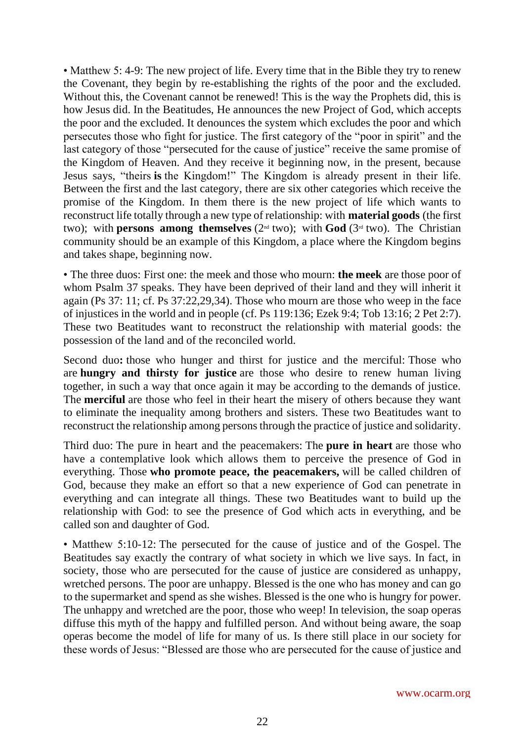• Matthew 5: 4-9: The new project of life. Every time that in the Bible they try to renew the Covenant, they begin by re-establishing the rights of the poor and the excluded. Without this, the Covenant cannot be renewed! This is the way the Prophets did, this is how Jesus did. In the Beatitudes, He announces the new Project of God, which accepts the poor and the excluded. It denounces the system which excludes the poor and which persecutes those who fight for justice. The first category of the "poor in spirit" and the last category of those "persecuted for the cause of justice" receive the same promise of the Kingdom of Heaven. And they receive it beginning now, in the present, because Jesus says, "theirs **is** the Kingdom!" The Kingdom is already present in their life. Between the first and the last category, there are six other categories which receive the promise of the Kingdom. In them there is the new project of life which wants to reconstruct life totally through a new type of relationship: with **material goods** (the first two); with **persons among themselves** (2nd two); with **God** (3rd two). The Christian community should be an example of this Kingdom, a place where the Kingdom begins and takes shape, beginning now.

• The three duos: First one: the meek and those who mourn: **the meek** are those poor of whom Psalm 37 speaks. They have been deprived of their land and they will inherit it again (Ps 37: 11; cf. Ps 37:22,29,34). Those who mourn are those who weep in the face of injustices in the world and in people (cf. Ps 119:136; Ezek 9:4; Tob 13:16; 2 Pet 2:7). These two Beatitudes want to reconstruct the relationship with material goods: the possession of the land and of the reconciled world.

Second duo**:** those who hunger and thirst for justice and the merciful: Those who are **hungry and thirsty for justice** are those who desire to renew human living together, in such a way that once again it may be according to the demands of justice. The **merciful** are those who feel in their heart the misery of others because they want to eliminate the inequality among brothers and sisters. These two Beatitudes want to reconstruct the relationship among persons through the practice of justice and solidarity.

Third duo: The pure in heart and the peacemakers: The **pure in heart** are those who have a contemplative look which allows them to perceive the presence of God in everything. Those **who promote peace, the peacemakers,** will be called children of God, because they make an effort so that a new experience of God can penetrate in everything and can integrate all things. These two Beatitudes want to build up the relationship with God: to see the presence of God which acts in everything, and be called son and daughter of God.

• Matthew 5:10-12: The persecuted for the cause of justice and of the Gospel. The Beatitudes say exactly the contrary of what society in which we live says. In fact, in society, those who are persecuted for the cause of justice are considered as unhappy, wretched persons. The poor are unhappy. Blessed is the one who has money and can go to the supermarket and spend as she wishes. Blessed is the one who is hungry for power. The unhappy and wretched are the poor, those who weep! In television, the soap operas diffuse this myth of the happy and fulfilled person. And without being aware, the soap operas become the model of life for many of us. Is there still place in our society for these words of Jesus: "Blessed are those who are persecuted for the cause of justice and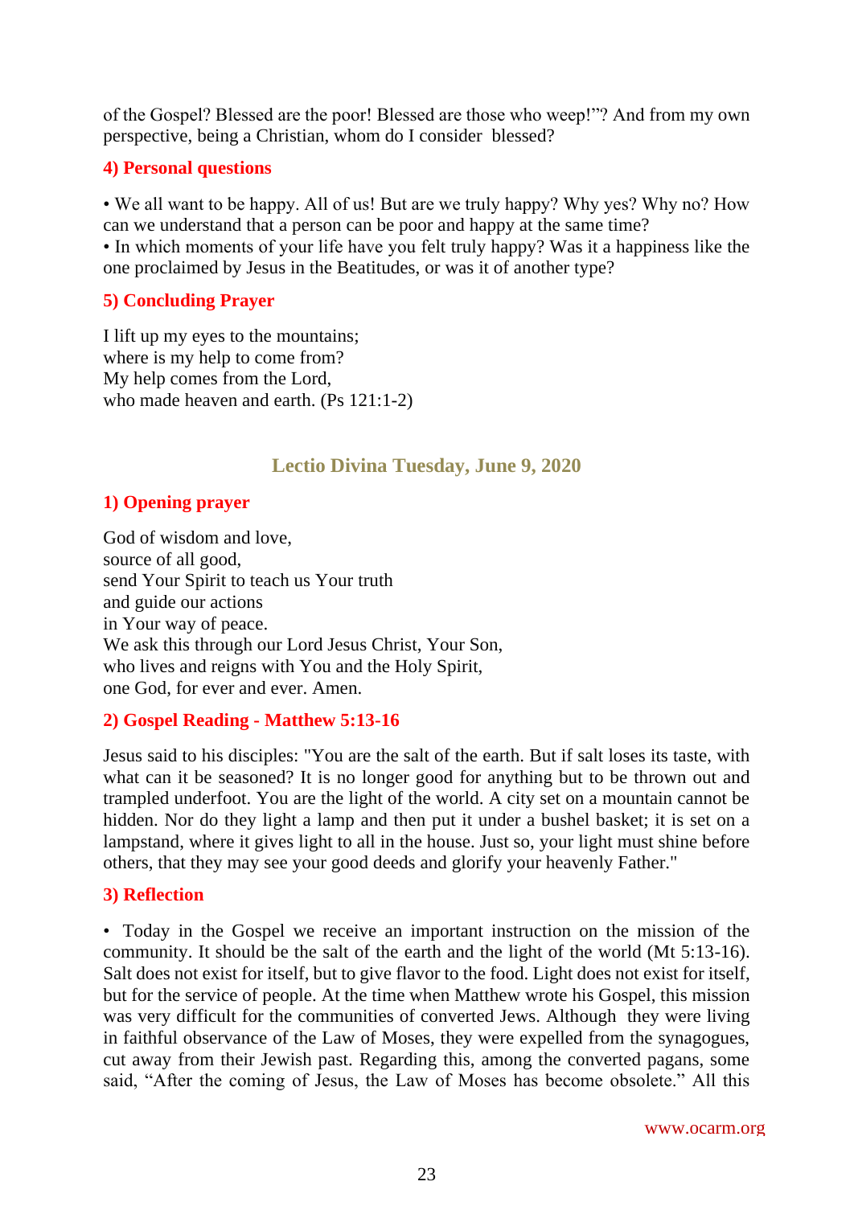of the Gospel? Blessed are the poor! Blessed are those who weep!"? And from my own perspective, being a Christian, whom do I consider blessed?

### 4) Personal questions

• We all want to be happy. All of us! But are we truly happy? Why yes? Why no? How can we understand that a person can be poor and happy at the same time?
• In which moments of your life have you felt truly happy? Was it a happiness like the one proclaimed by Jesus in the Beatitudes, or was it of another type?

### 5) Concluding Prayer

I lift up my eyes to the mountains;
where is my help to come from?
My help comes from the Lord,
who made heaven and earth. (Ps 121:1-2)

## Lectio Divina Tuesday, June 9, 2020

### 1) Opening prayer

God of wisdom and love,
source of all good,
send Your Spirit to teach us Your truth
and guide our actions
in Your way of peace.
We ask this through our Lord Jesus Christ, Your Son,
who lives and reigns with You and the Holy Spirit,
one God, for ever and ever. Amen.

### 2) Gospel Reading - Matthew 5:13-16

Jesus said to his disciples: "You are the salt of the earth. But if salt loses its taste, with what can it be seasoned? It is no longer good for anything but to be thrown out and trampled underfoot. You are the light of the world. A city set on a mountain cannot be hidden. Nor do they light a lamp and then put it under a bushel basket; it is set on a lampstand, where it gives light to all in the house. Just so, your light must shine before others, that they may see your good deeds and glorify your heavenly Father."

### 3) Reflection

• Today in the Gospel we receive an important instruction on the mission of the community. It should be the salt of the earth and the light of the world (Mt 5:13-16). Salt does not exist for itself, but to give flavor to the food. Light does not exist for itself, but for the service of people. At the time when Matthew wrote his Gospel, this mission was very difficult for the communities of converted Jews. Although they were living in faithful observance of the Law of Moses, they were expelled from the synagogues, cut away from their Jewish past. Regarding this, among the converted pagans, some said, "After the coming of Jesus, the Law of Moses has become obsolete." All this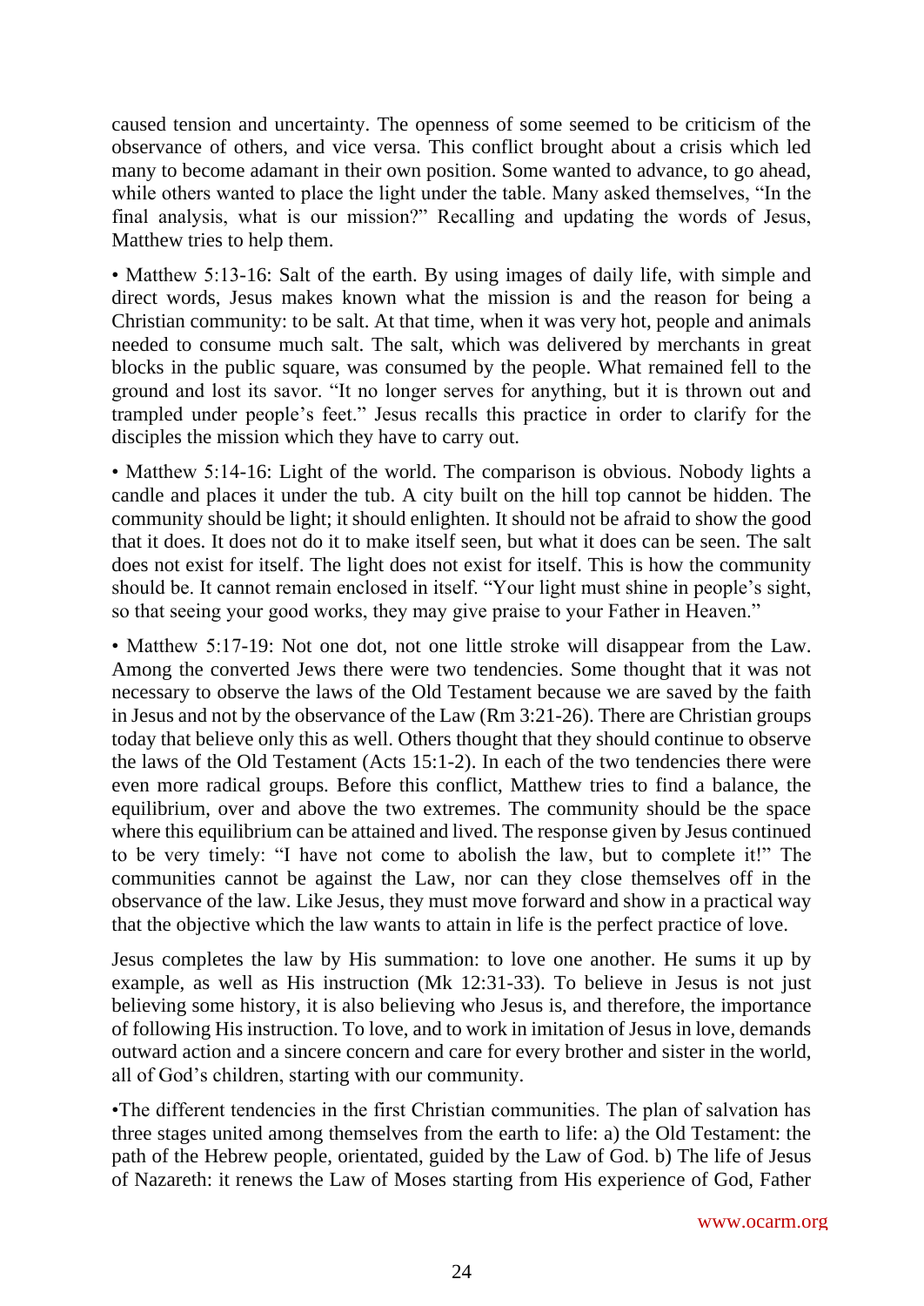caused tension and uncertainty. The openness of some seemed to be criticism of the observance of others, and vice versa. This conflict brought about a crisis which led many to become adamant in their own position. Some wanted to advance, to go ahead, while others wanted to place the light under the table. Many asked themselves, "In the final analysis, what is our mission?" Recalling and updating the words of Jesus, Matthew tries to help them.

• Matthew 5:13-16: Salt of the earth. By using images of daily life, with simple and direct words, Jesus makes known what the mission is and the reason for being a Christian community: to be salt. At that time, when it was very hot, people and animals needed to consume much salt. The salt, which was delivered by merchants in great blocks in the public square, was consumed by the people. What remained fell to the ground and lost its savor. "It no longer serves for anything, but it is thrown out and trampled under people's feet." Jesus recalls this practice in order to clarify for the disciples the mission which they have to carry out.

• Matthew 5:14-16: Light of the world. The comparison is obvious. Nobody lights a candle and places it under the tub. A city built on the hill top cannot be hidden. The community should be light; it should enlighten. It should not be afraid to show the good that it does. It does not do it to make itself seen, but what it does can be seen. The salt does not exist for itself. The light does not exist for itself. This is how the community should be. It cannot remain enclosed in itself. "Your light must shine in people's sight, so that seeing your good works, they may give praise to your Father in Heaven."

• Matthew 5:17-19: Not one dot, not one little stroke will disappear from the Law. Among the converted Jews there were two tendencies. Some thought that it was not necessary to observe the laws of the Old Testament because we are saved by the faith in Jesus and not by the observance of the Law (Rm 3:21-26). There are Christian groups today that believe only this as well. Others thought that they should continue to observe the laws of the Old Testament (Acts 15:1-2). In each of the two tendencies there were even more radical groups. Before this conflict, Matthew tries to find a balance, the equilibrium, over and above the two extremes. The community should be the space where this equilibrium can be attained and lived. The response given by Jesus continued to be very timely: "I have not come to abolish the law, but to complete it!" The communities cannot be against the Law, nor can they close themselves off in the observance of the law. Like Jesus, they must move forward and show in a practical way that the objective which the law wants to attain in life is the perfect practice of love.

Jesus completes the law by His summation: to love one another. He sums it up by example, as well as His instruction (Mk 12:31-33). To believe in Jesus is not just believing some history, it is also believing who Jesus is, and therefore, the importance of following His instruction. To love, and to work in imitation of Jesus in love, demands outward action and a sincere concern and care for every brother and sister in the world, all of God's children, starting with our community.

•The different tendencies in the first Christian communities. The plan of salvation has three stages united among themselves from the earth to life: a) the Old Testament: the path of the Hebrew people, orientated, guided by the Law of God. b) The life of Jesus of Nazareth: it renews the Law of Moses starting from His experience of God, Father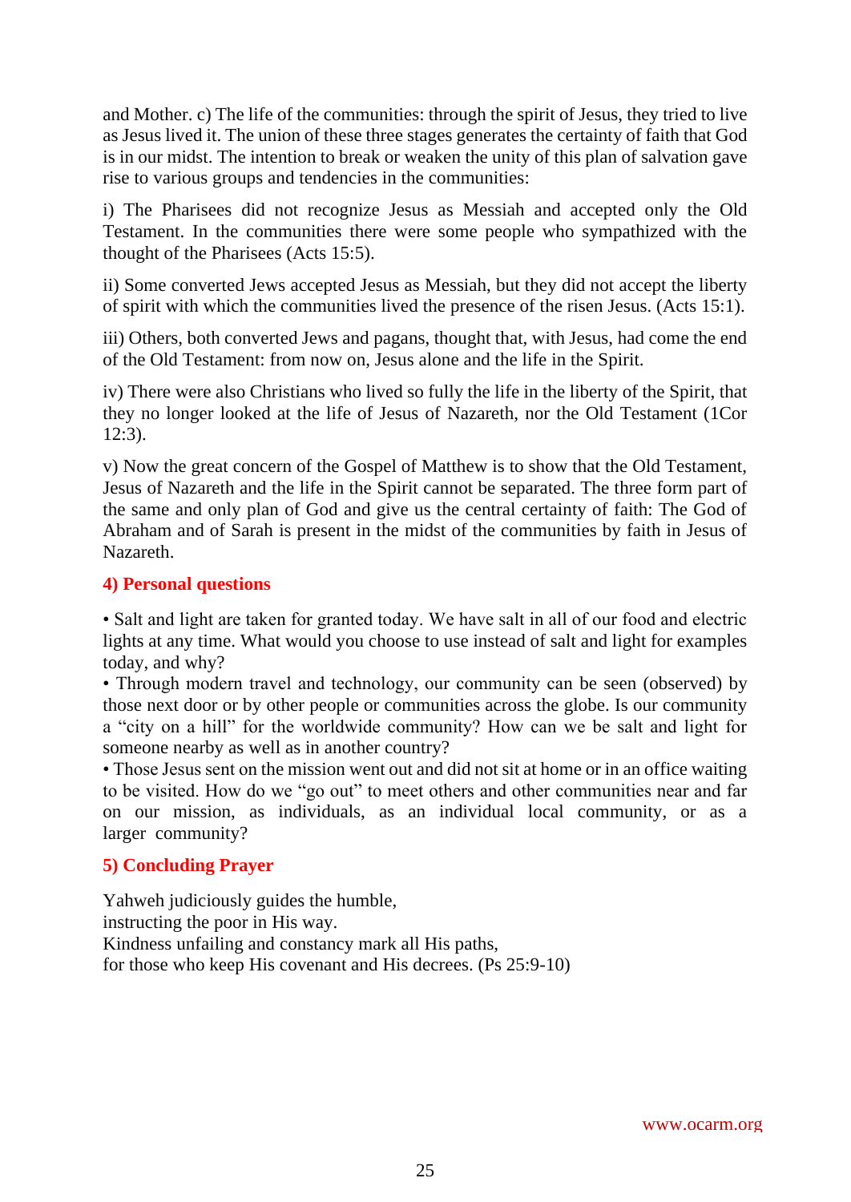and Mother. c) The life of the communities: through the spirit of Jesus, they tried to live as Jesus lived it. The union of these three stages generates the certainty of faith that God is in our midst. The intention to break or weaken the unity of this plan of salvation gave rise to various groups and tendencies in the communities:

i) The Pharisees did not recognize Jesus as Messiah and accepted only the Old Testament. In the communities there were some people who sympathized with the thought of the Pharisees (Acts 15:5).

ii) Some converted Jews accepted Jesus as Messiah, but they did not accept the liberty of spirit with which the communities lived the presence of the risen Jesus. (Acts 15:1).

iii) Others, both converted Jews and pagans, thought that, with Jesus, had come the end of the Old Testament: from now on, Jesus alone and the life in the Spirit.

iv) There were also Christians who lived so fully the life in the liberty of the Spirit, that they no longer looked at the life of Jesus of Nazareth, nor the Old Testament (1Cor 12:3).

v) Now the great concern of the Gospel of Matthew is to show that the Old Testament, Jesus of Nazareth and the life in the Spirit cannot be separated. The three form part of the same and only plan of God and give us the central certainty of faith: The God of Abraham and of Sarah is present in the midst of the communities by faith in Jesus of Nazareth.

## 4) Personal questions

• Salt and light are taken for granted today. We have salt in all of our food and electric lights at any time. What would you choose to use instead of salt and light for examples today, and why?
• Through modern travel and technology, our community can be seen (observed) by those next door or by other people or communities across the globe. Is our community a "city on a hill" for the worldwide community? How can we be salt and light for someone nearby as well as in another country?
• Those Jesus sent on the mission went out and did not sit at home or in an office waiting to be visited. How do we "go out" to meet others and other communities near and far on our mission, as individuals, as an individual local community, or as a larger community?

## 5) Concluding Prayer

Yahweh judiciously guides the humble,
instructing the poor in His way.
Kindness unfailing and constancy mark all His paths,
for those who keep His covenant and His decrees. (Ps 25:9-10)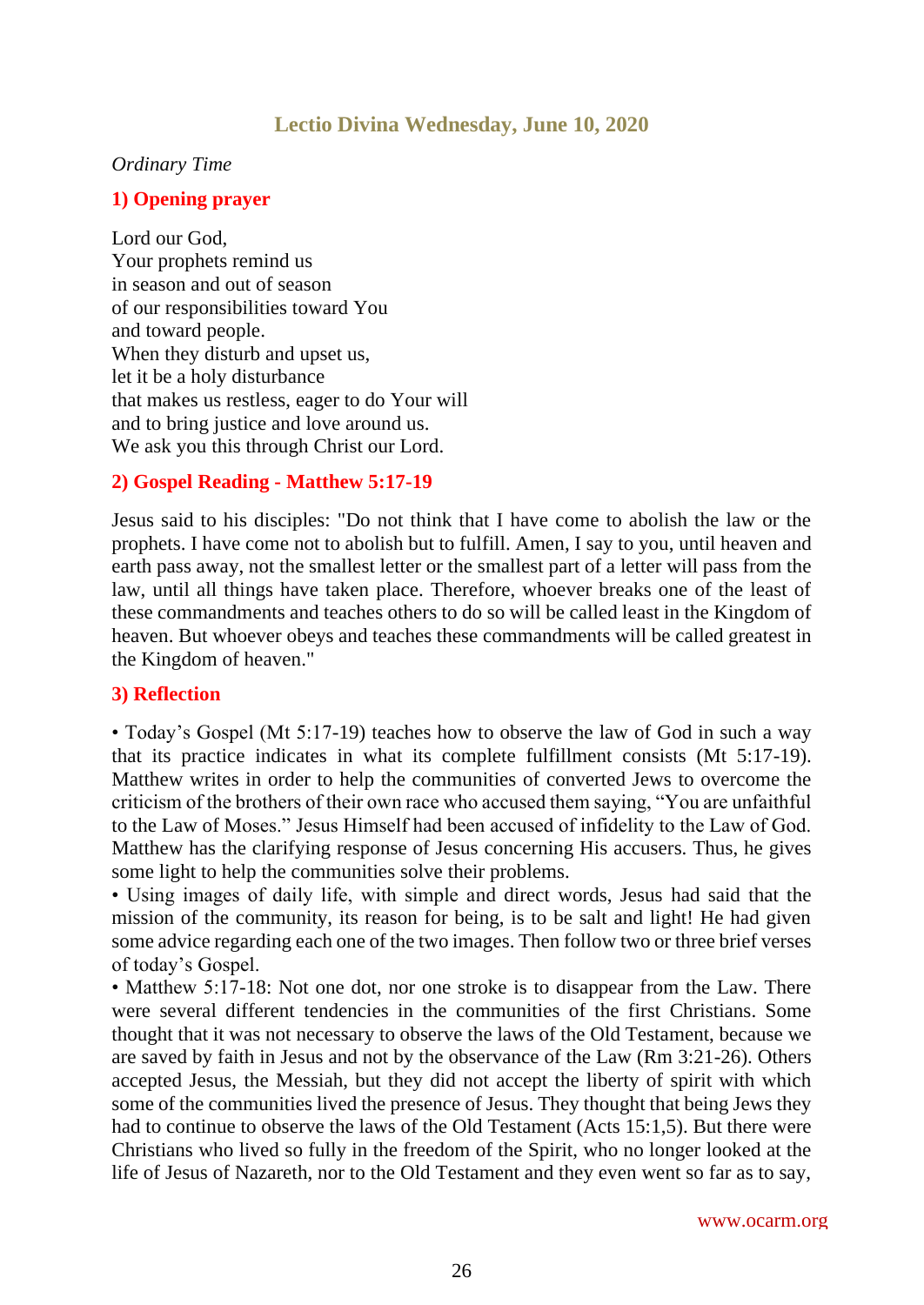## Lectio Divina Wednesday, June 10, 2020

*Ordinary Time*

### 1) Opening prayer

Lord our God,
Your prophets remind us
in season and out of season
of our responsibilities toward You
and toward people.
When they disturb and upset us,
let it be a holy disturbance
that makes us restless, eager to do Your will
and to bring justice and love around us.
We ask you this through Christ our Lord.

### 2) Gospel Reading - Matthew 5:17-19

Jesus said to his disciples: "Do not think that I have come to abolish the law or the prophets. I have come not to abolish but to fulfill. Amen, I say to you, until heaven and earth pass away, not the smallest letter or the smallest part of a letter will pass from the law, until all things have taken place. Therefore, whoever breaks one of the least of these commandments and teaches others to do so will be called least in the Kingdom of heaven. But whoever obeys and teaches these commandments will be called greatest in the Kingdom of heaven."

### 3) Reflection

• Today's Gospel (Mt 5:17-19) teaches how to observe the law of God in such a way that its practice indicates in what its complete fulfillment consists (Mt 5:17-19). Matthew writes in order to help the communities of converted Jews to overcome the criticism of the brothers of their own race who accused them saying, "You are unfaithful to the Law of Moses." Jesus Himself had been accused of infidelity to the Law of God. Matthew has the clarifying response of Jesus concerning His accusers. Thus, he gives some light to help the communities solve their problems.

• Using images of daily life, with simple and direct words, Jesus had said that the mission of the community, its reason for being, is to be salt and light! He had given some advice regarding each one of the two images. Then follow two or three brief verses of today's Gospel.

• Matthew 5:17-18: Not one dot, nor one stroke is to disappear from the Law. There were several different tendencies in the communities of the first Christians. Some thought that it was not necessary to observe the laws of the Old Testament, because we are saved by faith in Jesus and not by the observance of the Law (Rm 3:21-26). Others accepted Jesus, the Messiah, but they did not accept the liberty of spirit with which some of the communities lived the presence of Jesus. They thought that being Jews they had to continue to observe the laws of the Old Testament (Acts 15:1,5). But there were Christians who lived so fully in the freedom of the Spirit, who no longer looked at the life of Jesus of Nazareth, nor to the Old Testament and they even went so far as to say,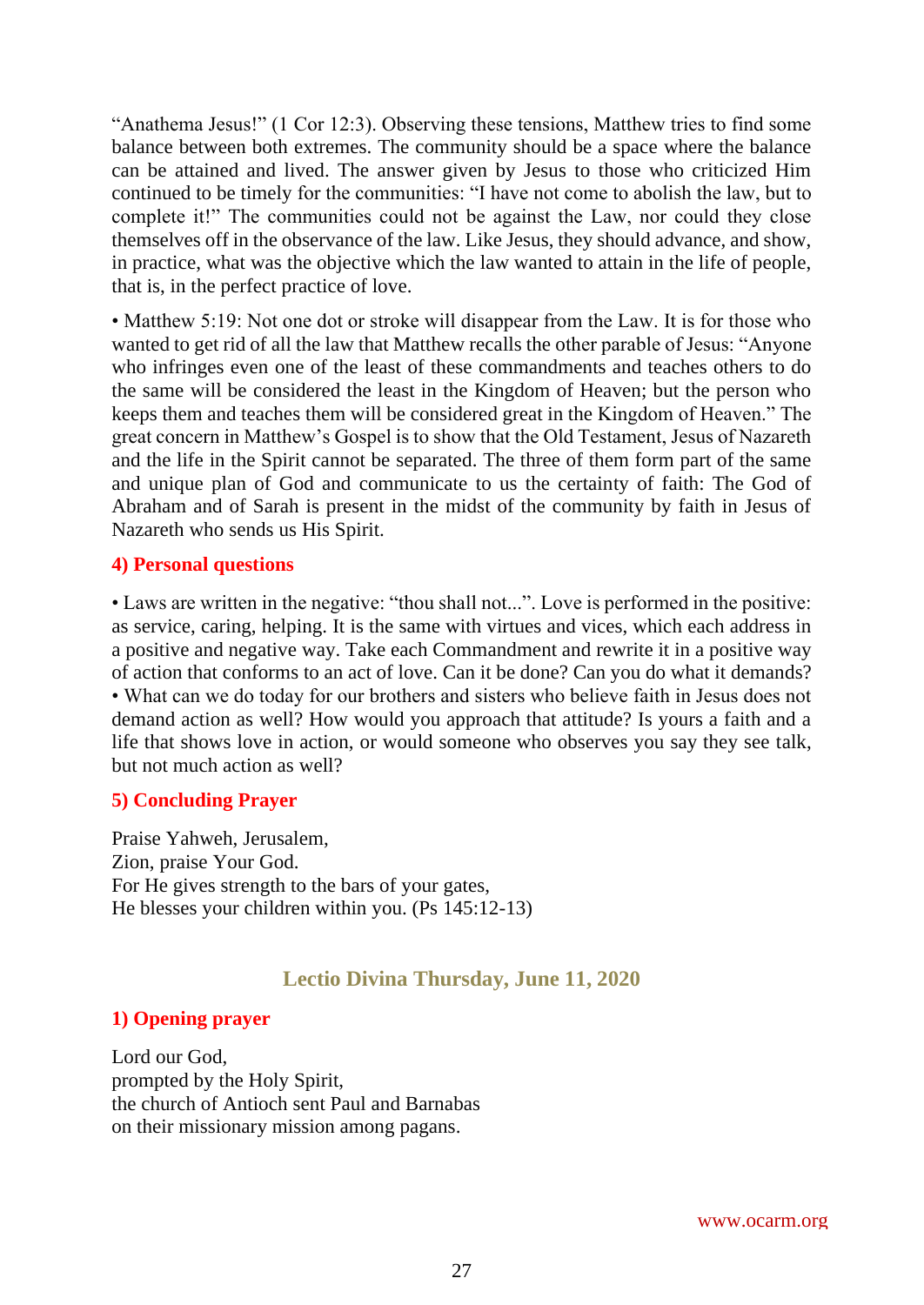“Anathema Jesus!” (1 Cor 12:3). Observing these tensions, Matthew tries to find some balance between both extremes. The community should be a space where the balance can be attained and lived. The answer given by Jesus to those who criticized Him continued to be timely for the communities: “I have not come to abolish the law, but to complete it!” The communities could not be against the Law, nor could they close themselves off in the observance of the law. Like Jesus, they should advance, and show, in practice, what was the objective which the law wanted to attain in the life of people, that is, in the perfect practice of love.

• Matthew 5:19: Not one dot or stroke will disappear from the Law. It is for those who wanted to get rid of all the law that Matthew recalls the other parable of Jesus: “Anyone who infringes even one of the least of these commandments and teaches others to do the same will be considered the least in the Kingdom of Heaven; but the person who keeps them and teaches them will be considered great in the Kingdom of Heaven.” The great concern in Matthew’s Gospel is to show that the Old Testament, Jesus of Nazareth and the life in the Spirit cannot be separated. The three of them form part of the same and unique plan of God and communicate to us the certainty of faith: The God of Abraham and of Sarah is present in the midst of the community by faith in Jesus of Nazareth who sends us His Spirit.

### 4) Personal questions

• Laws are written in the negative: “thou shall not...”. Love is performed in the positive: as service, caring, helping. It is the same with virtues and vices, which each address in a positive and negative way. Take each Commandment and rewrite it in a positive way of action that conforms to an act of love. Can it be done? Can you do what it demands?
• What can we do today for our brothers and sisters who believe faith in Jesus does not demand action as well? How would you approach that attitude? Is yours a faith and a life that shows love in action, or would someone who observes you say they see talk, but not much action as well?

### 5) Concluding Prayer

Praise Yahweh, Jerusalem,
Zion, praise Your God.
For He gives strength to the bars of your gates,
He blesses your children within you. (Ps 145:12-13)

## Lectio Divina Thursday, June 11, 2020

### 1) Opening prayer

Lord our God,
prompted by the Holy Spirit,
the church of Antioch sent Paul and Barnabas
on their missionary mission among pagans.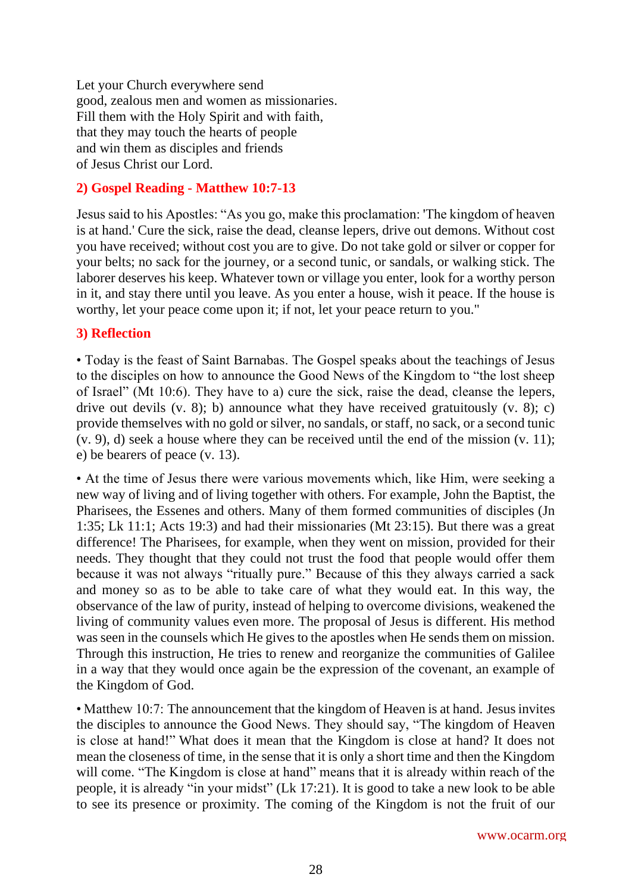Let your Church everywhere send
good, zealous men and women as missionaries.
Fill them with the Holy Spirit and with faith,
that they may touch the hearts of people
and win them as disciples and friends
of Jesus Christ our Lord.

## 2) Gospel Reading - Matthew 10:7-13

Jesus said to his Apostles: "As you go, make this proclamation: 'The kingdom of heaven is at hand.' Cure the sick, raise the dead, cleanse lepers, drive out demons. Without cost you have received; without cost you are to give. Do not take gold or silver or copper for your belts; no sack for the journey, or a second tunic, or sandals, or walking stick. The laborer deserves his keep. Whatever town or village you enter, look for a worthy person in it, and stay there until you leave. As you enter a house, wish it peace. If the house is worthy, let your peace come upon it; if not, let your peace return to you."

## 3) Reflection

• Today is the feast of Saint Barnabas. The Gospel speaks about the teachings of Jesus to the disciples on how to announce the Good News of the Kingdom to "the lost sheep of Israel" (Mt 10:6). They have to a) cure the sick, raise the dead, cleanse the lepers, drive out devils (v. 8); b) announce what they have received gratuitously (v. 8); c) provide themselves with no gold or silver, no sandals, or staff, no sack, or a second tunic (v. 9), d) seek a house where they can be received until the end of the mission (v. 11); e) be bearers of peace (v. 13).

• At the time of Jesus there were various movements which, like Him, were seeking a new way of living and of living together with others. For example, John the Baptist, the Pharisees, the Essenes and others. Many of them formed communities of disciples (Jn 1:35; Lk 11:1; Acts 19:3) and had their missionaries (Mt 23:15). But there was a great difference! The Pharisees, for example, when they went on mission, provided for their needs. They thought that they could not trust the food that people would offer them because it was not always "ritually pure." Because of this they always carried a sack and money so as to be able to take care of what they would eat. In this way, the observance of the law of purity, instead of helping to overcome divisions, weakened the living of community values even more. The proposal of Jesus is different. His method was seen in the counsels which He gives to the apostles when He sends them on mission. Through this instruction, He tries to renew and reorganize the communities of Galilee in a way that they would once again be the expression of the covenant, an example of the Kingdom of God.

• Matthew 10:7: The announcement that the kingdom of Heaven is at hand. Jesus invites the disciples to announce the Good News. They should say, "The kingdom of Heaven is close at hand!" What does it mean that the Kingdom is close at hand? It does not mean the closeness of time, in the sense that it is only a short time and then the Kingdom will come. "The Kingdom is close at hand" means that it is already within reach of the people, it is already "in your midst" (Lk 17:21). It is good to take a new look to be able to see its presence or proximity. The coming of the Kingdom is not the fruit of our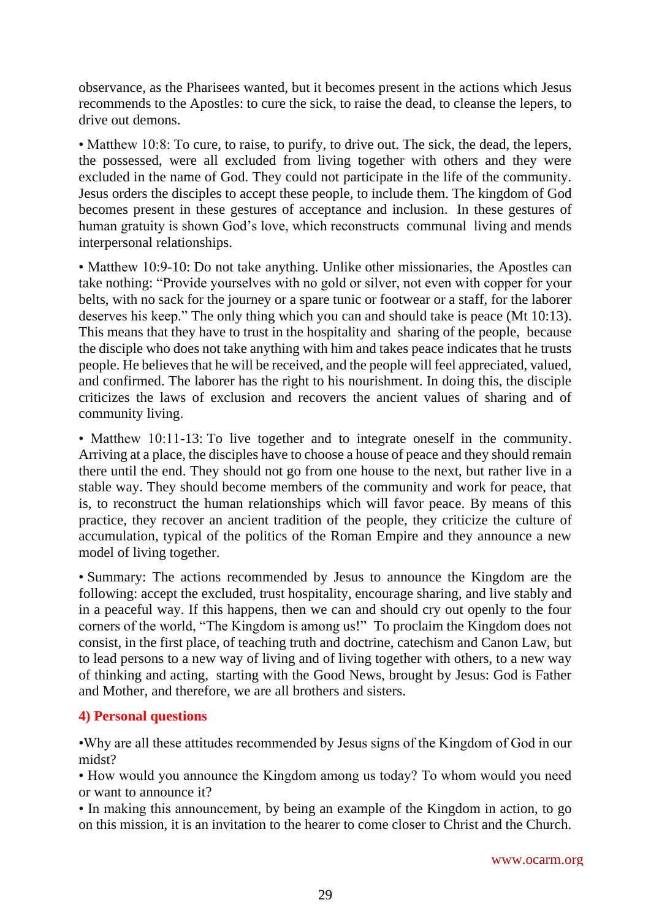observance, as the Pharisees wanted, but it becomes present in the actions which Jesus recommends to the Apostles: to cure the sick, to raise the dead, to cleanse the lepers, to drive out demons.

• Matthew 10:8: To cure, to raise, to purify, to drive out. The sick, the dead, the lepers, the possessed, were all excluded from living together with others and they were excluded in the name of God. They could not participate in the life of the community. Jesus orders the disciples to accept these people, to include them. The kingdom of God becomes present in these gestures of acceptance and inclusion. In these gestures of human gratuity is shown God's love, which reconstructs communal living and mends interpersonal relationships.

• Matthew 10:9-10: Do not take anything. Unlike other missionaries, the Apostles can take nothing: "Provide yourselves with no gold or silver, not even with copper for your belts, with no sack for the journey or a spare tunic or footwear or a staff, for the laborer deserves his keep." The only thing which you can and should take is peace (Mt 10:13). This means that they have to trust in the hospitality and sharing of the people, because the disciple who does not take anything with him and takes peace indicates that he trusts people. He believes that he will be received, and the people will feel appreciated, valued, and confirmed. The laborer has the right to his nourishment. In doing this, the disciple criticizes the laws of exclusion and recovers the ancient values of sharing and of community living.

• Matthew 10:11-13: To live together and to integrate oneself in the community. Arriving at a place, the disciples have to choose a house of peace and they should remain there until the end. They should not go from one house to the next, but rather live in a stable way. They should become members of the community and work for peace, that is, to reconstruct the human relationships which will favor peace. By means of this practice, they recover an ancient tradition of the people, they criticize the culture of accumulation, typical of the politics of the Roman Empire and they announce a new model of living together.

• Summary: The actions recommended by Jesus to announce the Kingdom are the following: accept the excluded, trust hospitality, encourage sharing, and live stably and in a peaceful way. If this happens, then we can and should cry out openly to the four corners of the world, "The Kingdom is among us!" To proclaim the Kingdom does not consist, in the first place, of teaching truth and doctrine, catechism and Canon Law, but to lead persons to a new way of living and of living together with others, to a new way of thinking and acting, starting with the Good News, brought by Jesus: God is Father and Mother, and therefore, we are all brothers and sisters.

## 4) Personal questions

• Why are all these attitudes recommended by Jesus signs of the Kingdom of God in our midst?
• How would you announce the Kingdom among us today? To whom would you need or want to announce it?
• In making this announcement, by being an example of the Kingdom in action, to go on this mission, it is an invitation to the hearer to come closer to Christ and the Church.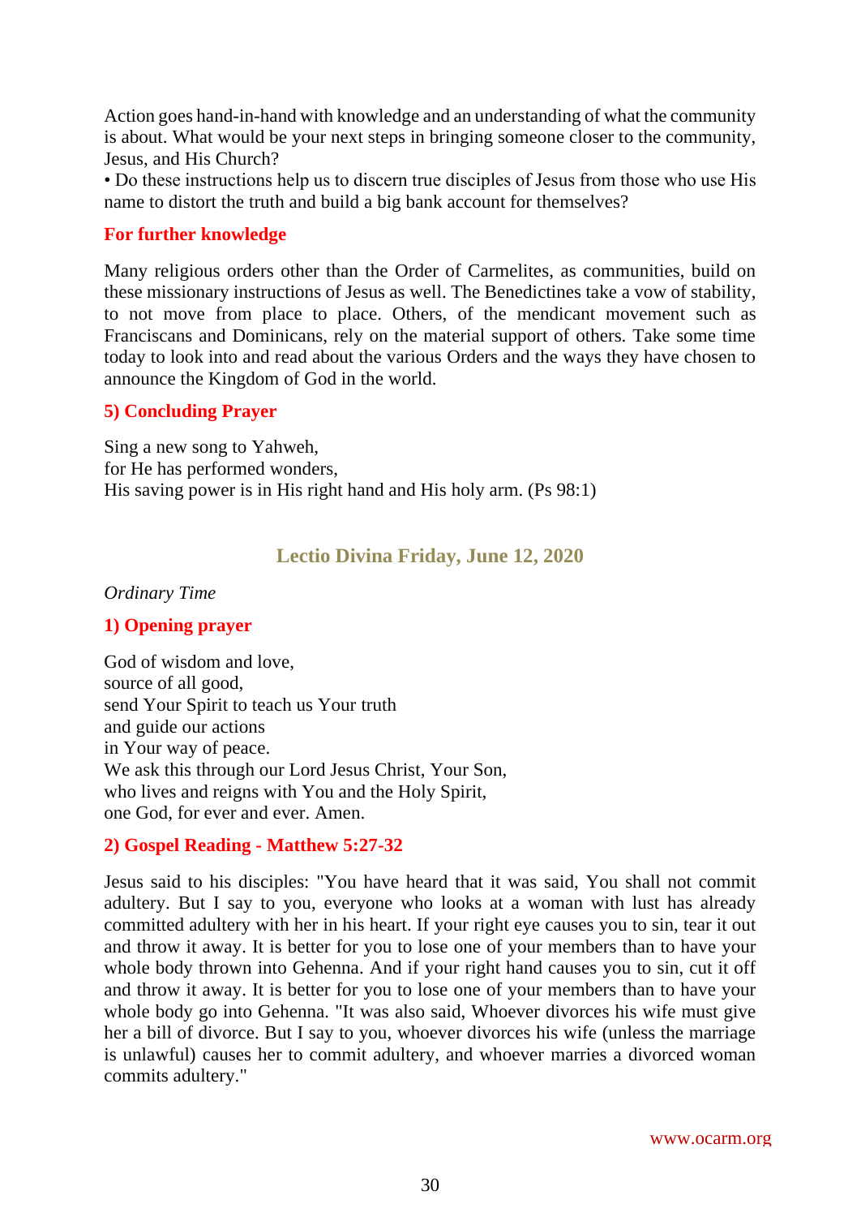Action goes hand-in-hand with knowledge and an understanding of what the community is about. What would be your next steps in bringing someone closer to the community, Jesus, and His Church?

• Do these instructions help us to discern true disciples of Jesus from those who use His name to distort the truth and build a big bank account for themselves?

### For further knowledge

Many religious orders other than the Order of Carmelites, as communities, build on these missionary instructions of Jesus as well. The Benedictines take a vow of stability, to not move from place to place. Others, of the mendicant movement such as Franciscans and Dominicans, rely on the material support of others. Take some time today to look into and read about the various Orders and the ways they have chosen to announce the Kingdom of God in the world.

### 5) Concluding Prayer

Sing a new song to Yahweh,
for He has performed wonders,
His saving power is in His right hand and His holy arm. (Ps 98:1)

## Lectio Divina Friday, June 12, 2020

*Ordinary Time*

### 1) Opening prayer

God of wisdom and love,
source of all good,
send Your Spirit to teach us Your truth
and guide our actions
in Your way of peace.
We ask this through our Lord Jesus Christ, Your Son,
who lives and reigns with You and the Holy Spirit,
one God, for ever and ever. Amen.

### 2) Gospel Reading - Matthew 5:27-32

Jesus said to his disciples: "You have heard that it was said, You shall not commit adultery. But I say to you, everyone who looks at a woman with lust has already committed adultery with her in his heart. If your right eye causes you to sin, tear it out and throw it away. It is better for you to lose one of your members than to have your whole body thrown into Gehenna. And if your right hand causes you to sin, cut it off and throw it away. It is better for you to lose one of your members than to have your whole body go into Gehenna. "It was also said, Whoever divorces his wife must give her a bill of divorce. But I say to you, whoever divorces his wife (unless the marriage is unlawful) causes her to commit adultery, and whoever marries a divorced woman commits adultery."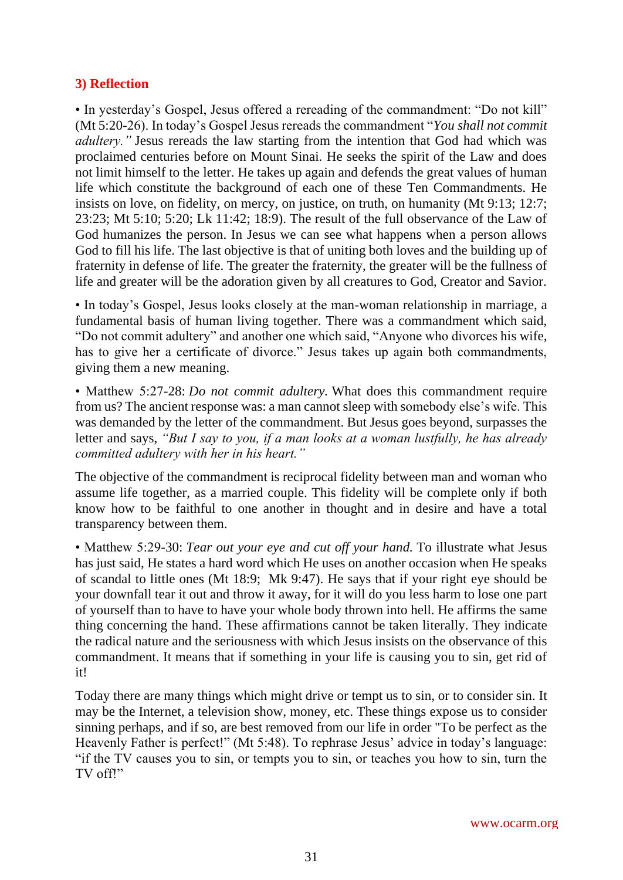### 3) Reflection

• In yesterday's Gospel, Jesus offered a rereading of the commandment: "Do not kill" (Mt 5:20-26). In today's Gospel Jesus rereads the commandment "*You shall not commit adultery."* Jesus rereads the law starting from the intention that God had which was proclaimed centuries before on Mount Sinai. He seeks the spirit of the Law and does not limit himself to the letter. He takes up again and defends the great values of human life which constitute the background of each one of these Ten Commandments. He insists on love, on fidelity, on mercy, on justice, on truth, on humanity (Mt 9:13; 12:7; 23:23; Mt 5:10; 5:20; Lk 11:42; 18:9). The result of the full observance of the Law of God humanizes the person. In Jesus we can see what happens when a person allows God to fill his life. The last objective is that of uniting both loves and the building up of fraternity in defense of life. The greater the fraternity, the greater will be the fullness of life and greater will be the adoration given by all creatures to God, Creator and Savior.

• In today's Gospel, Jesus looks closely at the man-woman relationship in marriage, a fundamental basis of human living together. There was a commandment which said, "Do not commit adultery" and another one which said, "Anyone who divorces his wife, has to give her a certificate of divorce." Jesus takes up again both commandments, giving them a new meaning.

• Matthew 5:27-28: *Do not commit adultery.* What does this commandment require from us? The ancient response was: a man cannot sleep with somebody else's wife. This was demanded by the letter of the commandment. But Jesus goes beyond, surpasses the letter and says, *"But I say to you, if a man looks at a woman lustfully, he has already committed adultery with her in his heart."*

The objective of the commandment is reciprocal fidelity between man and woman who assume life together, as a married couple. This fidelity will be complete only if both know how to be faithful to one another in thought and in desire and have a total transparency between them.

• Matthew 5:29-30: *Tear out your eye and cut off your hand.* To illustrate what Jesus has just said, He states a hard word which He uses on another occasion when He speaks of scandal to little ones (Mt 18:9; Mk 9:47). He says that if your right eye should be your downfall tear it out and throw it away, for it will do you less harm to lose one part of yourself than to have to have your whole body thrown into hell. He affirms the same thing concerning the hand. These affirmations cannot be taken literally. They indicate the radical nature and the seriousness with which Jesus insists on the observance of this commandment. It means that if something in your life is causing you to sin, get rid of it!

Today there are many things which might drive or tempt us to sin, or to consider sin. It may be the Internet, a television show, money, etc. These things expose us to consider sinning perhaps, and if so, are best removed from our life in order "To be perfect as the Heavenly Father is perfect!" (Mt 5:48). To rephrase Jesus' advice in today's language: "if the TV causes you to sin, or tempts you to sin, or teaches you how to sin, turn the TV off!"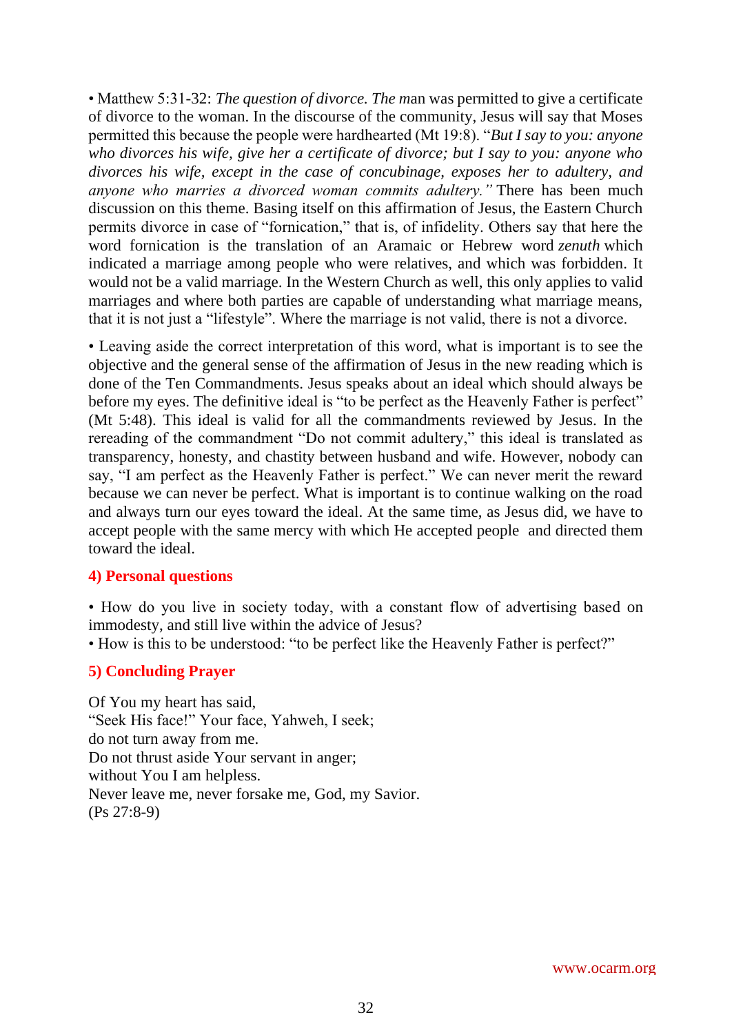• Matthew 5:31-32: *The question of divorce. The m*an was permitted to give a certificate of divorce to the woman. In the discourse of the community, Jesus will say that Moses permitted this because the people were hardhearted (Mt 19:8). "*But I say to you: anyone who divorces his wife, give her a certificate of divorce; but I say to you: anyone who divorces his wife, except in the case of concubinage, exposes her to adultery, and anyone who marries a divorced woman commits adultery."* There has been much discussion on this theme. Basing itself on this affirmation of Jesus, the Eastern Church permits divorce in case of "fornication," that is, of infidelity. Others say that here the word fornication is the translation of an Aramaic or Hebrew word *zenuth* which indicated a marriage among people who were relatives, and which was forbidden. It would not be a valid marriage. In the Western Church as well, this only applies to valid marriages and where both parties are capable of understanding what marriage means, that it is not just a "lifestyle". Where the marriage is not valid, there is not a divorce.

• Leaving aside the correct interpretation of this word, what is important is to see the objective and the general sense of the affirmation of Jesus in the new reading which is done of the Ten Commandments. Jesus speaks about an ideal which should always be before my eyes. The definitive ideal is "to be perfect as the Heavenly Father is perfect" (Mt 5:48). This ideal is valid for all the commandments reviewed by Jesus. In the rereading of the commandment "Do not commit adultery," this ideal is translated as transparency, honesty, and chastity between husband and wife. However, nobody can say, "I am perfect as the Heavenly Father is perfect." We can never merit the reward because we can never be perfect. What is important is to continue walking on the road and always turn our eyes toward the ideal. At the same time, as Jesus did, we have to accept people with the same mercy with which He accepted people and directed them toward the ideal.

## 4) Personal questions

• How do you live in society today, with a constant flow of advertising based on immodesty, and still live within the advice of Jesus?
• How is this to be understood: "to be perfect like the Heavenly Father is perfect?"

## 5) Concluding Prayer

Of You my heart has said,
"Seek His face!" Your face, Yahweh, I seek;
do not turn away from me.
Do not thrust aside Your servant in anger;
without You I am helpless.
Never leave me, never forsake me, God, my Savior.
(Ps 27:8-9)

www.ocarm.org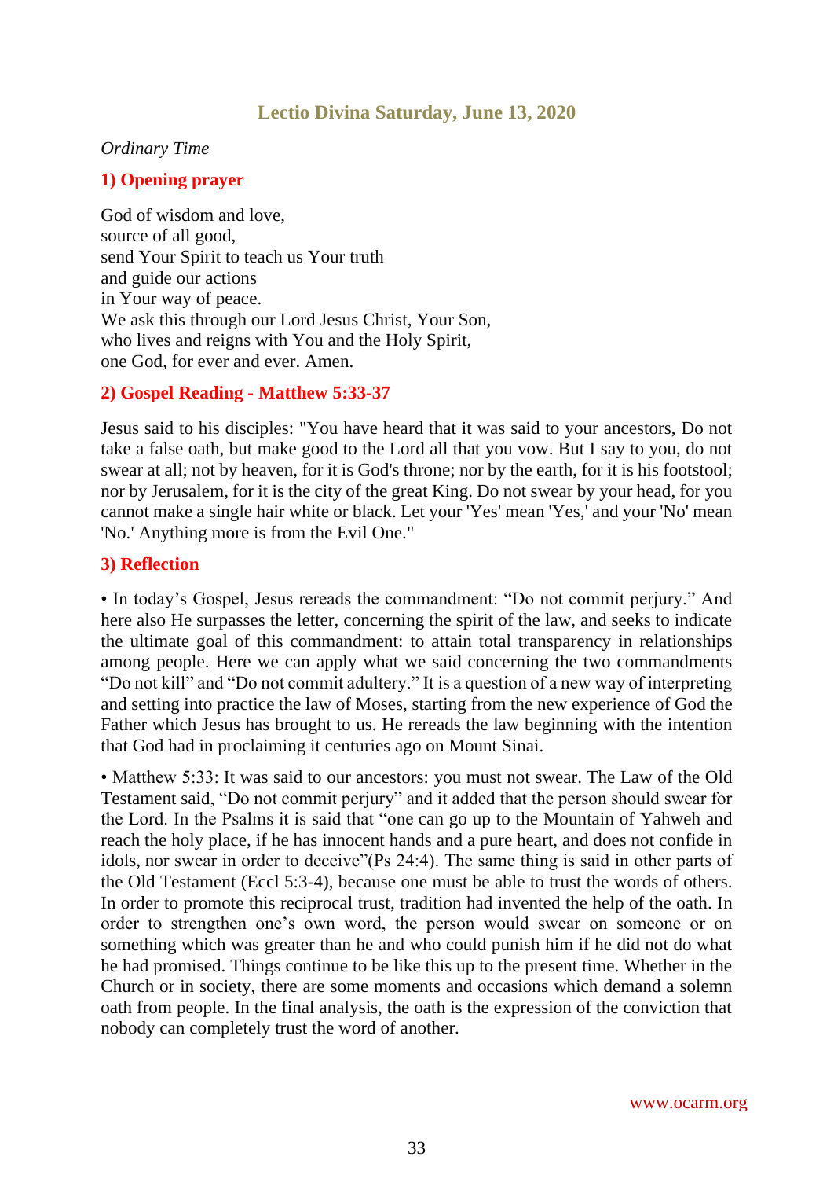## Lectio Divina Saturday, June 13, 2020

*Ordinary Time*

### 1) Opening prayer

God of wisdom and love,
source of all good,
send Your Spirit to teach us Your truth
and guide our actions
in Your way of peace.
We ask this through our Lord Jesus Christ, Your Son,
who lives and reigns with You and the Holy Spirit,
one God, for ever and ever. Amen.

### 2) Gospel Reading - Matthew 5:33-37

Jesus said to his disciples: "You have heard that it was said to your ancestors, Do not take a false oath, but make good to the Lord all that you vow. But I say to you, do not swear at all; not by heaven, for it is God's throne; nor by the earth, for it is his footstool; nor by Jerusalem, for it is the city of the great King. Do not swear by your head, for you cannot make a single hair white or black. Let your 'Yes' mean 'Yes,' and your 'No' mean 'No.' Anything more is from the Evil One."

### 3) Reflection

• In today's Gospel, Jesus rereads the commandment: "Do not commit perjury." And here also He surpasses the letter, concerning the spirit of the law, and seeks to indicate the ultimate goal of this commandment: to attain total transparency in relationships among people. Here we can apply what we said concerning the two commandments "Do not kill" and "Do not commit adultery." It is a question of a new way of interpreting and setting into practice the law of Moses, starting from the new experience of God the Father which Jesus has brought to us. He rereads the law beginning with the intention that God had in proclaiming it centuries ago on Mount Sinai.

• Matthew 5:33: It was said to our ancestors: you must not swear. The Law of the Old Testament said, "Do not commit perjury" and it added that the person should swear for the Lord. In the Psalms it is said that "one can go up to the Mountain of Yahweh and reach the holy place, if he has innocent hands and a pure heart, and does not confide in idols, nor swear in order to deceive"(Ps 24:4). The same thing is said in other parts of the Old Testament (Eccl 5:3-4), because one must be able to trust the words of others. In order to promote this reciprocal trust, tradition had invented the help of the oath. In order to strengthen one's own word, the person would swear on someone or on something which was greater than he and who could punish him if he did not do what he had promised. Things continue to be like this up to the present time. Whether in the Church or in society, there are some moments and occasions which demand a solemn oath from people. In the final analysis, the oath is the expression of the conviction that nobody can completely trust the word of another.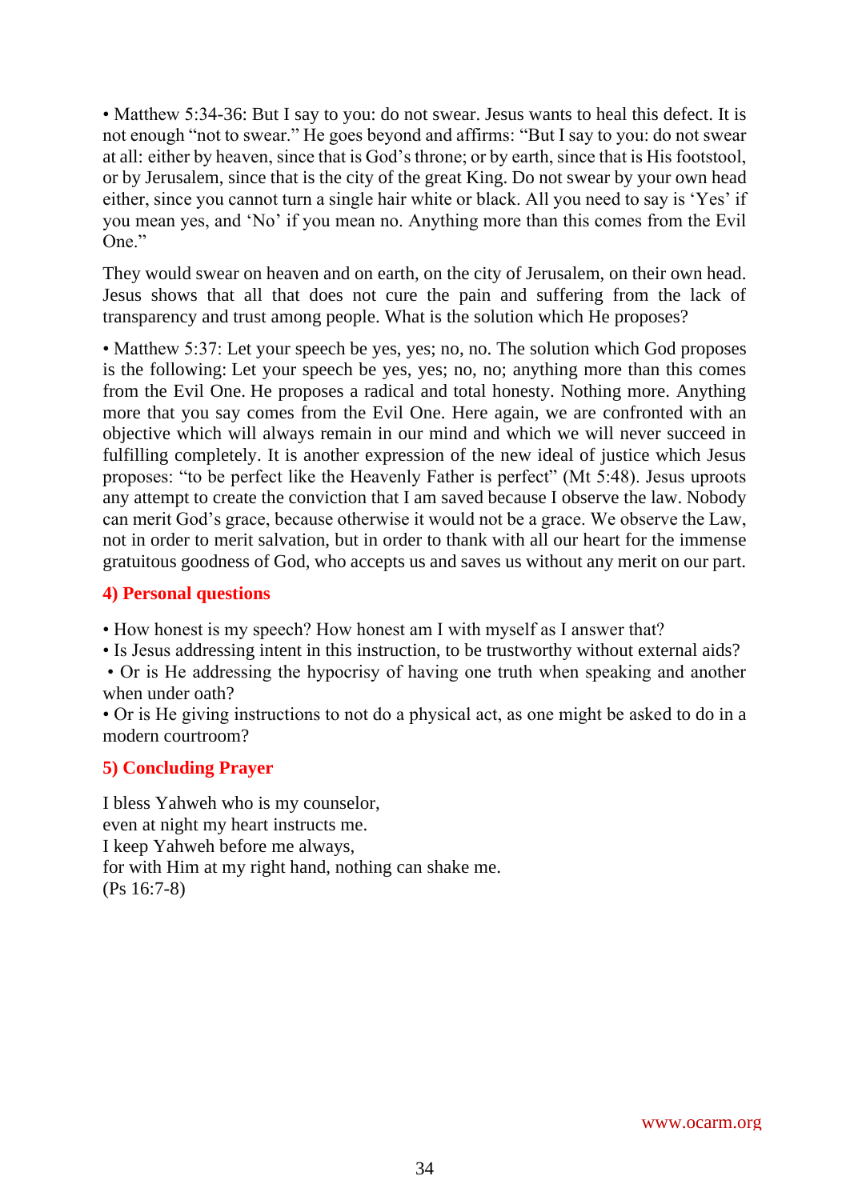• Matthew 5:34-36: But I say to you: do not swear. Jesus wants to heal this defect. It is not enough "not to swear." He goes beyond and affirms: "But I say to you: do not swear at all: either by heaven, since that is God's throne; or by earth, since that is His footstool, or by Jerusalem, since that is the city of the great King. Do not swear by your own head either, since you cannot turn a single hair white or black. All you need to say is 'Yes' if you mean yes, and 'No' if you mean no. Anything more than this comes from the Evil One."

They would swear on heaven and on earth, on the city of Jerusalem, on their own head. Jesus shows that all that does not cure the pain and suffering from the lack of transparency and trust among people. What is the solution which He proposes?

• Matthew 5:37: Let your speech be yes, yes; no, no. The solution which God proposes is the following: Let your speech be yes, yes; no, no; anything more than this comes from the Evil One. He proposes a radical and total honesty. Nothing more. Anything more that you say comes from the Evil One. Here again, we are confronted with an objective which will always remain in our mind and which we will never succeed in fulfilling completely. It is another expression of the new ideal of justice which Jesus proposes: "to be perfect like the Heavenly Father is perfect" (Mt 5:48). Jesus uproots any attempt to create the conviction that I am saved because I observe the law. Nobody can merit God's grace, because otherwise it would not be a grace. We observe the Law, not in order to merit salvation, but in order to thank with all our heart for the immense gratuitous goodness of God, who accepts us and saves us without any merit on our part.

## 4) Personal questions

• How honest is my speech? How honest am I with myself as I answer that?
• Is Jesus addressing intent in this instruction, to be trustworthy without external aids?
• Or is He addressing the hypocrisy of having one truth when speaking and another when under oath?
• Or is He giving instructions to not do a physical act, as one might be asked to do in a modern courtroom?

## 5) Concluding Prayer

I bless Yahweh who is my counselor,
even at night my heart instructs me.
I keep Yahweh before me always,
for with Him at my right hand, nothing can shake me.
(Ps 16:7-8)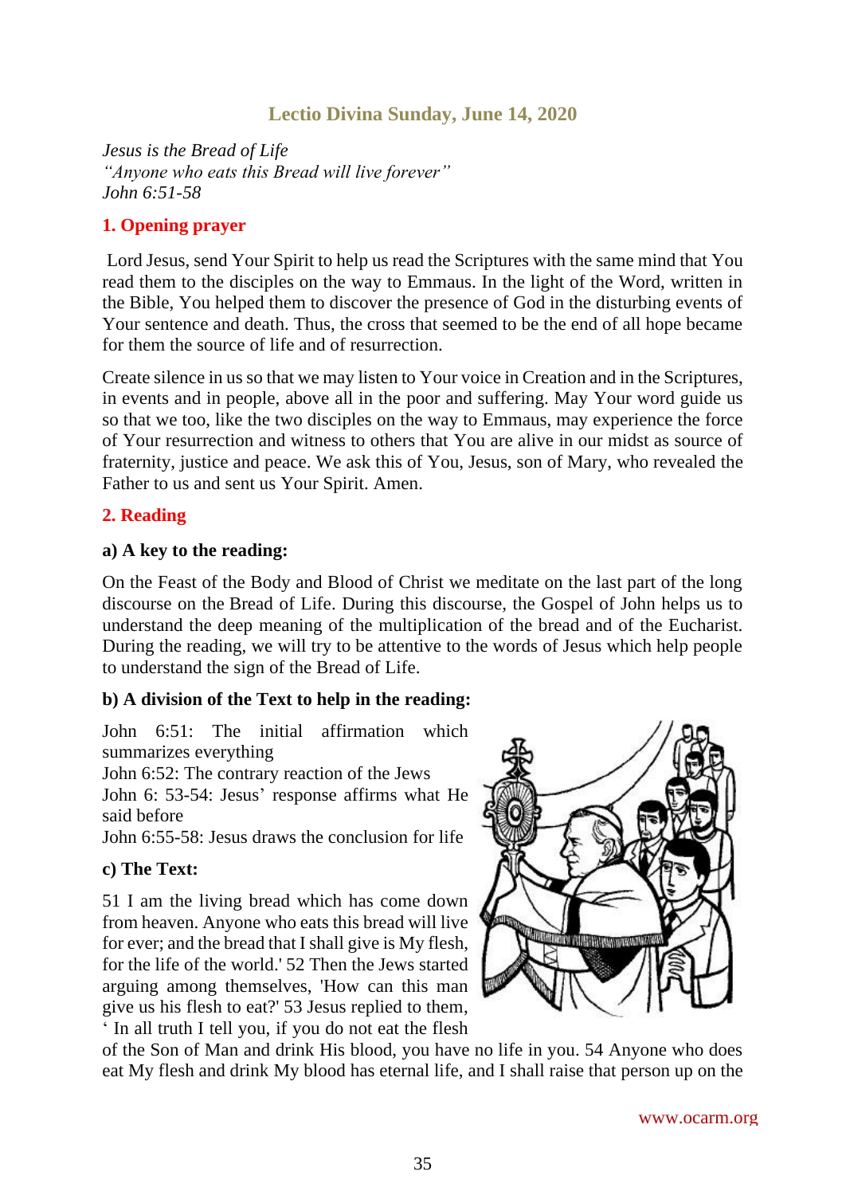## Lectio Divina Sunday, June 14, 2020

*Jesus is the Bread of Life*
*"Anyone who eats this Bread will live forever"*
*John 6:51-58*

### 1. Opening prayer

Lord Jesus, send Your Spirit to help us read the Scriptures with the same mind that You read them to the disciples on the way to Emmaus. In the light of the Word, written in the Bible, You helped them to discover the presence of God in the disturbing events of Your sentence and death. Thus, the cross that seemed to be the end of all hope became for them the source of life and of resurrection.

Create silence in us so that we may listen to Your voice in Creation and in the Scriptures, in events and in people, above all in the poor and suffering. May Your word guide us so that we too, like the two disciples on the way to Emmaus, may experience the force of Your resurrection and witness to others that You are alive in our midst as source of fraternity, justice and peace. We ask this of You, Jesus, son of Mary, who revealed the Father to us and sent us Your Spirit. Amen.

### 2. Reading

**a) A key to the reading:**

On the Feast of the Body and Blood of Christ we meditate on the last part of the long discourse on the Bread of Life. During this discourse, the Gospel of John helps us to understand the deep meaning of the multiplication of the bread and of the Eucharist. During the reading, we will try to be attentive to the words of Jesus which help people to understand the sign of the Bread of Life.

**b) A division of the Text to help in the reading:**

John 6:51: The initial affirmation which summarizes everything
John 6:52: The contrary reaction of the Jews
John 6: 53-54: Jesus' response affirms what He said before
John 6:55-58: Jesus draws the conclusion for life

**c) The Text:**

51 I am the living bread which has come down from heaven. Anyone who eats this bread will live for ever; and the bread that I shall give is My flesh, for the life of the world.' 52 Then the Jews started arguing among themselves, 'How can this man give us his flesh to eat?' 53 Jesus replied to them, ' In all truth I tell you, if you do not eat the flesh of the Son of Man and drink His blood, you have no life in you. 54 Anyone who does eat My flesh and drink My blood has eternal life, and I shall raise that person up on the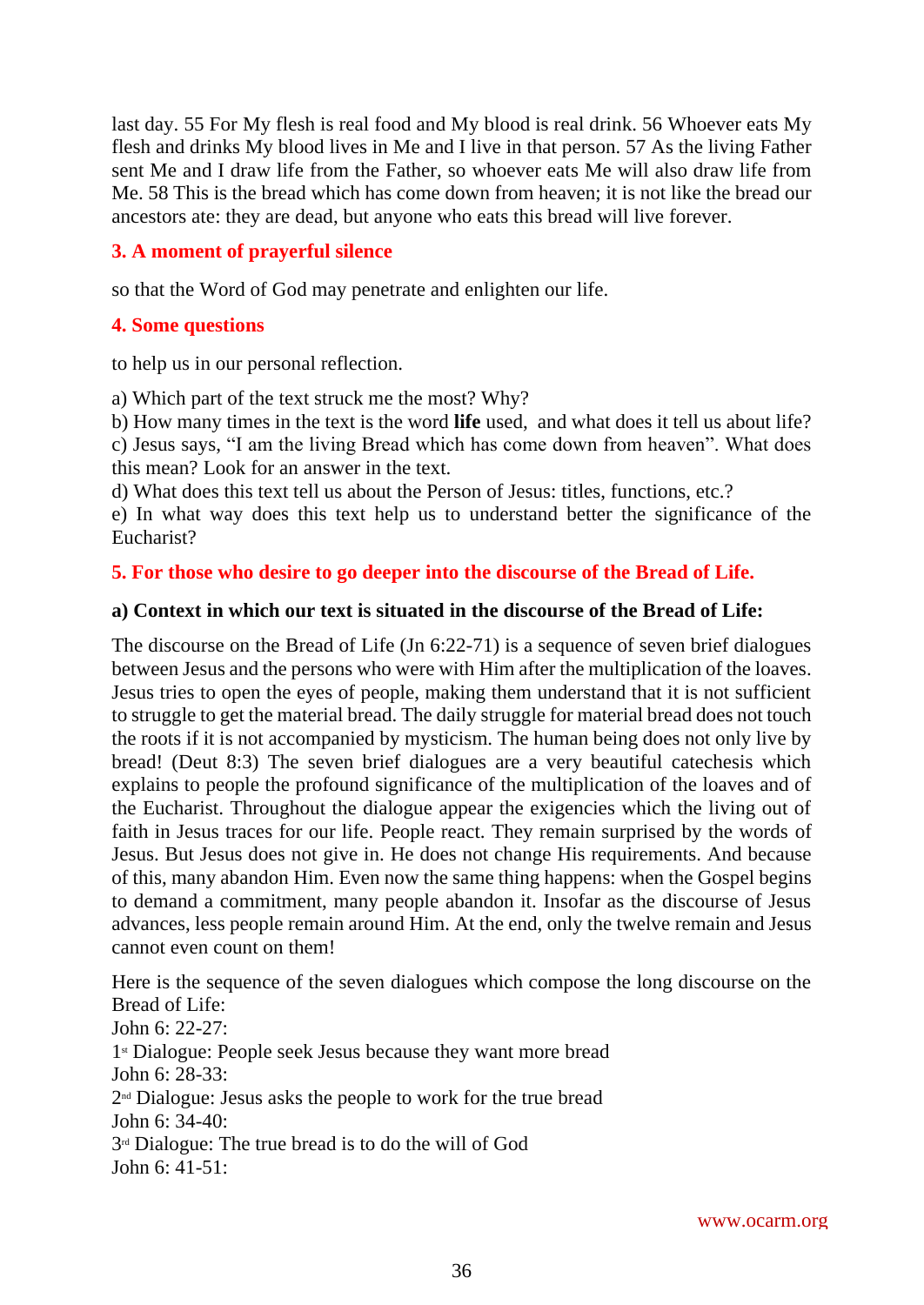last day. 55 For My flesh is real food and My blood is real drink. 56 Whoever eats My flesh and drinks My blood lives in Me and I live in that person. 57 As the living Father sent Me and I draw life from the Father, so whoever eats Me will also draw life from Me. 58 This is the bread which has come down from heaven; it is not like the bread our ancestors ate: they are dead, but anyone who eats this bread will live forever.

## 3. A moment of prayerful silence

so that the Word of God may penetrate and enlighten our life.

## 4. Some questions

to help us in our personal reflection.

a) Which part of the text struck me the most? Why?
b) How many times in the text is the word **life** used, and what does it tell us about life?
c) Jesus says, "I am the living Bread which has come down from heaven". What does this mean? Look for an answer in the text.
d) What does this text tell us about the Person of Jesus: titles, functions, etc.?
e) In what way does this text help us to understand better the significance of the Eucharist?

## 5. For those who desire to go deeper into the discourse of the Bread of Life.

### a) Context in which our text is situated in the discourse of the Bread of Life:

The discourse on the Bread of Life (Jn 6:22-71) is a sequence of seven brief dialogues between Jesus and the persons who were with Him after the multiplication of the loaves. Jesus tries to open the eyes of people, making them understand that it is not sufficient to struggle to get the material bread. The daily struggle for material bread does not touch the roots if it is not accompanied by mysticism. The human being does not only live by bread! (Deut 8:3) The seven brief dialogues are a very beautiful catechesis which explains to people the profound significance of the multiplication of the loaves and of the Eucharist. Throughout the dialogue appear the exigencies which the living out of faith in Jesus traces for our life. People react. They remain surprised by the words of Jesus. But Jesus does not give in. He does not change His requirements. And because of this, many abandon Him. Even now the same thing happens: when the Gospel begins to demand a commitment, many people abandon it. Insofar as the discourse of Jesus advances, less people remain around Him. At the end, only the twelve remain and Jesus cannot even count on them!

Here is the sequence of the seven dialogues which compose the long discourse on the Bread of Life:
John 6: 22-27:
1st Dialogue: People seek Jesus because they want more bread
John 6: 28-33:
2nd Dialogue: Jesus asks the people to work for the true bread
John 6: 34-40:
3rd Dialogue: The true bread is to do the will of God
John 6: 41-51: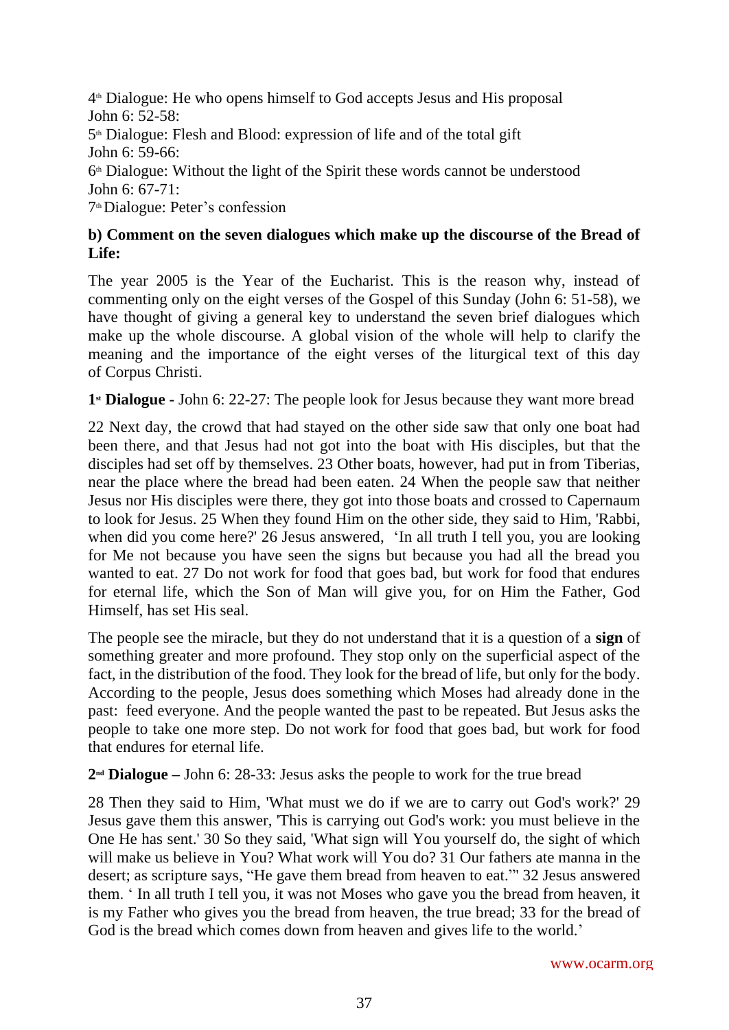4th Dialogue: He who opens himself to God accepts Jesus and His proposal
John 6: 52-58:
5th Dialogue: Flesh and Blood: expression of life and of the total gift
John 6: 59-66:
6th Dialogue: Without the light of the Spirit these words cannot be understood
John 6: 67-71:
7th Dialogue: Peter's confession

**b) Comment on the seven dialogues which make up the discourse of the Bread of Life:**

The year 2005 is the Year of the Eucharist. This is the reason why, instead of commenting only on the eight verses of the Gospel of this Sunday (John 6: 51-58), we have thought of giving a general key to understand the seven brief dialogues which make up the whole discourse. A global vision of the whole will help to clarify the meaning and the importance of the eight verses of the liturgical text of this day of Corpus Christi.

**1st Dialogue -** John 6: 22-27: The people look for Jesus because they want more bread

22 Next day, the crowd that had stayed on the other side saw that only one boat had been there, and that Jesus had not got into the boat with His disciples, but that the disciples had set off by themselves. 23 Other boats, however, had put in from Tiberias, near the place where the bread had been eaten. 24 When the people saw that neither Jesus nor His disciples were there, they got into those boats and crossed to Capernaum to look for Jesus. 25 When they found Him on the other side, they said to Him, 'Rabbi, when did you come here?' 26 Jesus answered, 'In all truth I tell you, you are looking for Me not because you have seen the signs but because you had all the bread you wanted to eat. 27 Do not work for food that goes bad, but work for food that endures for eternal life, which the Son of Man will give you, for on Him the Father, God Himself, has set His seal.

The people see the miracle, but they do not understand that it is a question of a **sign** of something greater and more profound. They stop only on the superficial aspect of the fact, in the distribution of the food. They look for the bread of life, but only for the body. According to the people, Jesus does something which Moses had already done in the past: feed everyone. And the people wanted the past to be repeated. But Jesus asks the people to take one more step. Do not work for food that goes bad, but work for food that endures for eternal life.

**2nd Dialogue –** John 6: 28-33: Jesus asks the people to work for the true bread

28 Then they said to Him, 'What must we do if we are to carry out God's work?' 29 Jesus gave them this answer, 'This is carrying out God's work: you must believe in the One He has sent.' 30 So they said, 'What sign will You yourself do, the sight of which will make us believe in You? What work will You do? 31 Our fathers ate manna in the desert; as scripture says, "He gave them bread from heaven to eat."' 32 Jesus answered them. ' In all truth I tell you, it was not Moses who gave you the bread from heaven, it is my Father who gives you the bread from heaven, the true bread; 33 for the bread of God is the bread which comes down from heaven and gives life to the world.'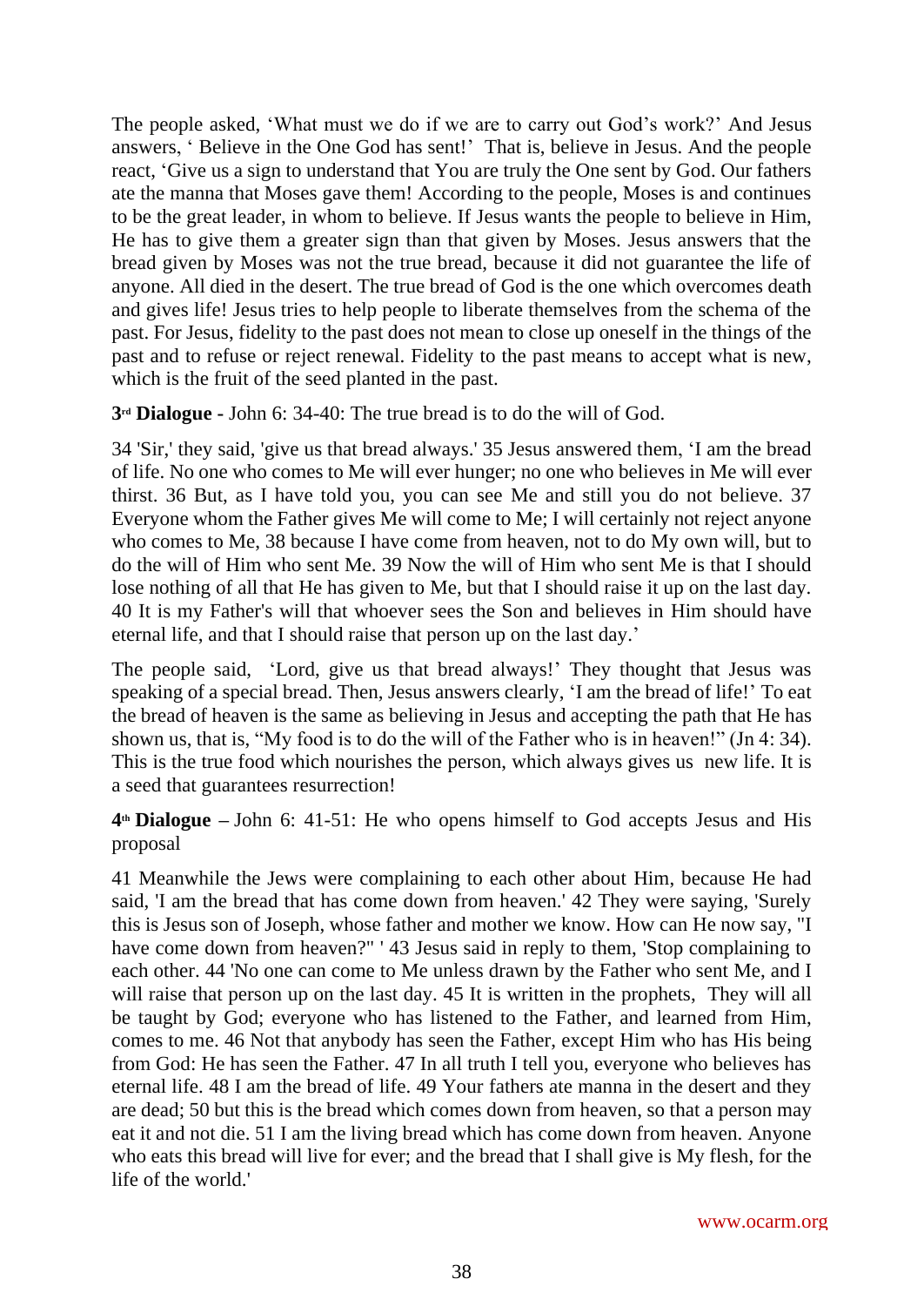The people asked, 'What must we do if we are to carry out God's work?' And Jesus answers, ' Believe in the One God has sent!' That is, believe in Jesus. And the people react, 'Give us a sign to understand that You are truly the One sent by God. Our fathers ate the manna that Moses gave them! According to the people, Moses is and continues to be the great leader, in whom to believe. If Jesus wants the people to believe in Him, He has to give them a greater sign than that given by Moses. Jesus answers that the bread given by Moses was not the true bread, because it did not guarantee the life of anyone. All died in the desert. The true bread of God is the one which overcomes death and gives life! Jesus tries to help people to liberate themselves from the schema of the past. For Jesus, fidelity to the past does not mean to close up oneself in the things of the past and to refuse or reject renewal. Fidelity to the past means to accept what is new, which is the fruit of the seed planted in the past.

**3rd Dialogue** - John 6: 34-40: The true bread is to do the will of God.

34 'Sir,' they said, 'give us that bread always.' 35 Jesus answered them, 'I am the bread of life. No one who comes to Me will ever hunger; no one who believes in Me will ever thirst. 36 But, as I have told you, you can see Me and still you do not believe. 37 Everyone whom the Father gives Me will come to Me; I will certainly not reject anyone who comes to Me, 38 because I have come from heaven, not to do My own will, but to do the will of Him who sent Me. 39 Now the will of Him who sent Me is that I should lose nothing of all that He has given to Me, but that I should raise it up on the last day. 40 It is my Father's will that whoever sees the Son and believes in Him should have eternal life, and that I should raise that person up on the last day.'

The people said, 'Lord, give us that bread always!' They thought that Jesus was speaking of a special bread. Then, Jesus answers clearly, 'I am the bread of life!' To eat the bread of heaven is the same as believing in Jesus and accepting the path that He has shown us, that is, "My food is to do the will of the Father who is in heaven!" (Jn 4: 34). This is the true food which nourishes the person, which always gives us new life. It is a seed that guarantees resurrection!

**4th Dialogue** – John 6: 41-51: He who opens himself to God accepts Jesus and His proposal

41 Meanwhile the Jews were complaining to each other about Him, because He had said, 'I am the bread that has come down from heaven.' 42 They were saying, 'Surely this is Jesus son of Joseph, whose father and mother we know. How can He now say, "I have come down from heaven?" ' 43 Jesus said in reply to them, 'Stop complaining to each other. 44 'No one can come to Me unless drawn by the Father who sent Me, and I will raise that person up on the last day. 45 It is written in the prophets, They will all be taught by God; everyone who has listened to the Father, and learned from Him, comes to me. 46 Not that anybody has seen the Father, except Him who has His being from God: He has seen the Father. 47 In all truth I tell you, everyone who believes has eternal life. 48 I am the bread of life. 49 Your fathers ate manna in the desert and they are dead; 50 but this is the bread which comes down from heaven, so that a person may eat it and not die. 51 I am the living bread which has come down from heaven. Anyone who eats this bread will live for ever; and the bread that I shall give is My flesh, for the life of the world.'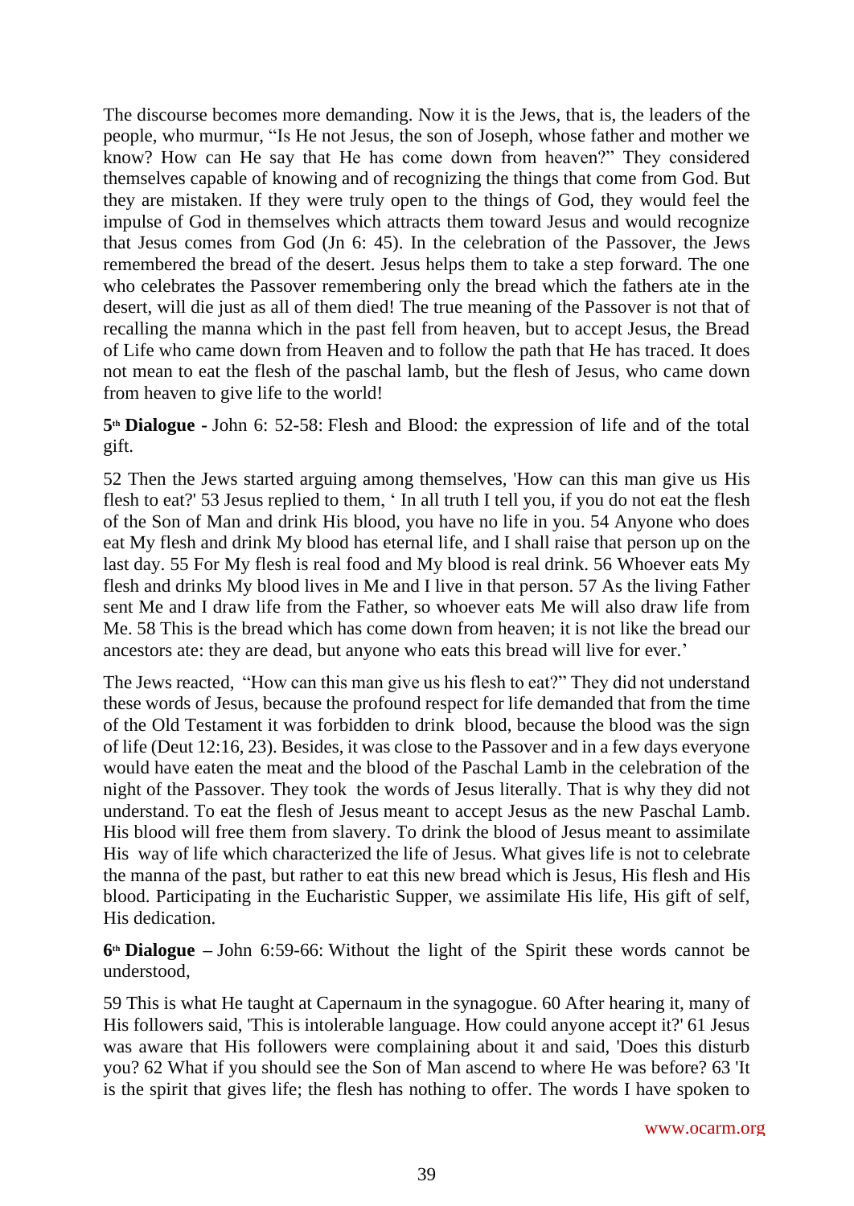The discourse becomes more demanding. Now it is the Jews, that is, the leaders of the people, who murmur, "Is He not Jesus, the son of Joseph, whose father and mother we know? How can He say that He has come down from heaven?" They considered themselves capable of knowing and of recognizing the things that come from God. But they are mistaken. If they were truly open to the things of God, they would feel the impulse of God in themselves which attracts them toward Jesus and would recognize that Jesus comes from God (Jn 6: 45). In the celebration of the Passover, the Jews remembered the bread of the desert. Jesus helps them to take a step forward. The one who celebrates the Passover remembering only the bread which the fathers ate in the desert, will die just as all of them died! The true meaning of the Passover is not that of recalling the manna which in the past fell from heaven, but to accept Jesus, the Bread of Life who came down from Heaven and to follow the path that He has traced. It does not mean to eat the flesh of the paschal lamb, but the flesh of Jesus, who came down from heaven to give life to the world!

**5th Dialogue -** John 6: 52-58: Flesh and Blood: the expression of life and of the total gift.

52 Then the Jews started arguing among themselves, 'How can this man give us His flesh to eat?' 53 Jesus replied to them, ' In all truth I tell you, if you do not eat the flesh of the Son of Man and drink His blood, you have no life in you. 54 Anyone who does eat My flesh and drink My blood has eternal life, and I shall raise that person up on the last day. 55 For My flesh is real food and My blood is real drink. 56 Whoever eats My flesh and drinks My blood lives in Me and I live in that person. 57 As the living Father sent Me and I draw life from the Father, so whoever eats Me will also draw life from Me. 58 This is the bread which has come down from heaven; it is not like the bread our ancestors ate: they are dead, but anyone who eats this bread will live for ever.'

The Jews reacted, "How can this man give us his flesh to eat?" They did not understand these words of Jesus, because the profound respect for life demanded that from the time of the Old Testament it was forbidden to drink blood, because the blood was the sign of life (Deut 12:16, 23). Besides, it was close to the Passover and in a few days everyone would have eaten the meat and the blood of the Paschal Lamb in the celebration of the night of the Passover. They took the words of Jesus literally. That is why they did not understand. To eat the flesh of Jesus meant to accept Jesus as the new Paschal Lamb. His blood will free them from slavery. To drink the blood of Jesus meant to assimilate His way of life which characterized the life of Jesus. What gives life is not to celebrate the manna of the past, but rather to eat this new bread which is Jesus, His flesh and His blood. Participating in the Eucharistic Supper, we assimilate His life, His gift of self, His dedication.

**6th Dialogue –** John 6:59-66: Without the light of the Spirit these words cannot be understood,

59 This is what He taught at Capernaum in the synagogue. 60 After hearing it, many of His followers said, 'This is intolerable language. How could anyone accept it?' 61 Jesus was aware that His followers were complaining about it and said, 'Does this disturb you? 62 What if you should see the Son of Man ascend to where He was before? 63 'It is the spirit that gives life; the flesh has nothing to offer. The words I have spoken to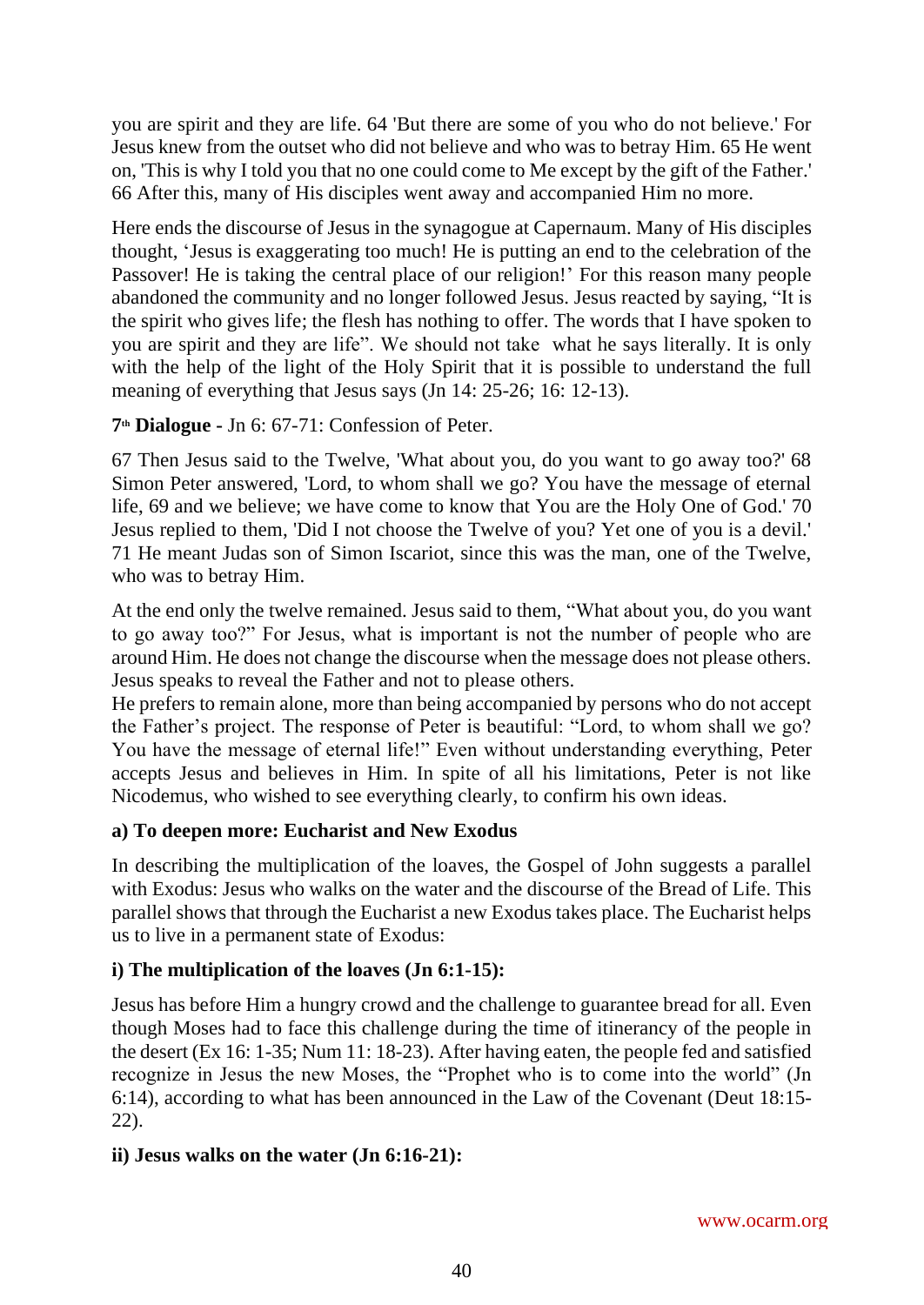you are spirit and they are life. 64 'But there are some of you who do not believe.' For Jesus knew from the outset who did not believe and who was to betray Him. 65 He went on, 'This is why I told you that no one could come to Me except by the gift of the Father.' 66 After this, many of His disciples went away and accompanied Him no more.

Here ends the discourse of Jesus in the synagogue at Capernaum. Many of His disciples thought, 'Jesus is exaggerating too much! He is putting an end to the celebration of the Passover! He is taking the central place of our religion!' For this reason many people abandoned the community and no longer followed Jesus. Jesus reacted by saying, "It is the spirit who gives life; the flesh has nothing to offer. The words that I have spoken to you are spirit and they are life". We should not take what he says literally. It is only with the help of the light of the Holy Spirit that it is possible to understand the full meaning of everything that Jesus says (Jn 14: 25-26; 16: 12-13).

**7th Dialogue -** Jn 6: 67-71: Confession of Peter.

67 Then Jesus said to the Twelve, 'What about you, do you want to go away too?' 68 Simon Peter answered, 'Lord, to whom shall we go? You have the message of eternal life, 69 and we believe; we have come to know that You are the Holy One of God.' 70 Jesus replied to them, 'Did I not choose the Twelve of you? Yet one of you is a devil.' 71 He meant Judas son of Simon Iscariot, since this was the man, one of the Twelve, who was to betray Him.

At the end only the twelve remained. Jesus said to them, "What about you, do you want to go away too?" For Jesus, what is important is not the number of people who are around Him. He does not change the discourse when the message does not please others. Jesus speaks to reveal the Father and not to please others.
He prefers to remain alone, more than being accompanied by persons who do not accept the Father's project. The response of Peter is beautiful: "Lord, to whom shall we go? You have the message of eternal life!" Even without understanding everything, Peter accepts Jesus and believes in Him. In spite of all his limitations, Peter is not like Nicodemus, who wished to see everything clearly, to confirm his own ideas.

**a) To deepen more: Eucharist and New Exodus**

In describing the multiplication of the loaves, the Gospel of John suggests a parallel with Exodus: Jesus who walks on the water and the discourse of the Bread of Life. This parallel shows that through the Eucharist a new Exodus takes place. The Eucharist helps us to live in a permanent state of Exodus:

**i) The multiplication of the loaves (Jn 6:1-15):**

Jesus has before Him a hungry crowd and the challenge to guarantee bread for all. Even though Moses had to face this challenge during the time of itinerancy of the people in the desert (Ex 16: 1-35; Num 11: 18-23). After having eaten, the people fed and satisfied recognize in Jesus the new Moses, the "Prophet who is to come into the world" (Jn 6:14), according to what has been announced in the Law of the Covenant (Deut 18:15-22).

**ii) Jesus walks on the water (Jn 6:16-21):**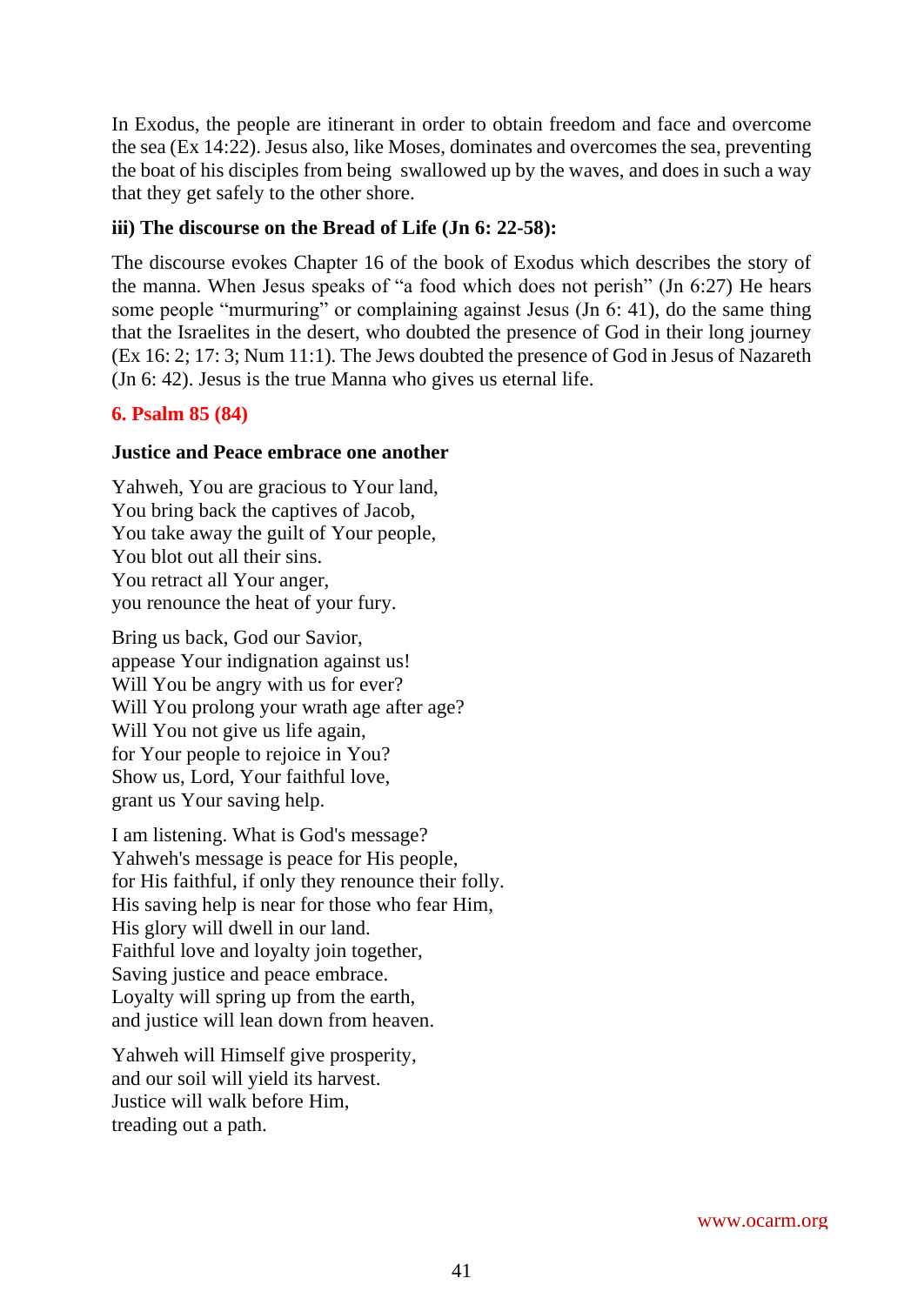In Exodus, the people are itinerant in order to obtain freedom and face and overcome the sea (Ex 14:22). Jesus also, like Moses, dominates and overcomes the sea, preventing the boat of his disciples from being swallowed up by the waves, and does in such a way that they get safely to the other shore.

**iii) The discourse on the Bread of Life (Jn 6: 22-58):**

The discourse evokes Chapter 16 of the book of Exodus which describes the story of the manna. When Jesus speaks of "a food which does not perish" (Jn 6:27) He hears some people "murmuring" or complaining against Jesus (Jn 6: 41), do the same thing that the Israelites in the desert, who doubted the presence of God in their long journey (Ex 16: 2; 17: 3; Num 11:1). The Jews doubted the presence of God in Jesus of Nazareth (Jn 6: 42). Jesus is the true Manna who gives us eternal life.

## 6. Psalm 85 (84)

**Justice and Peace embrace one another**

Yahweh, You are gracious to Your land,
You bring back the captives of Jacob,
You take away the guilt of Your people,
You blot out all their sins.
You retract all Your anger,
you renounce the heat of your fury.

Bring us back, God our Savior,
appease Your indignation against us!
Will You be angry with us for ever?
Will You prolong your wrath age after age?
Will You not give us life again,
for Your people to rejoice in You?
Show us, Lord, Your faithful love,
grant us Your saving help.

I am listening. What is God's message?
Yahweh's message is peace for His people,
for His faithful, if only they renounce their folly.
His saving help is near for those who fear Him,
His glory will dwell in our land.
Faithful love and loyalty join together,
Saving justice and peace embrace.
Loyalty will spring up from the earth,
and justice will lean down from heaven.

Yahweh will Himself give prosperity,
and our soil will yield its harvest.
Justice will walk before Him,
treading out a path.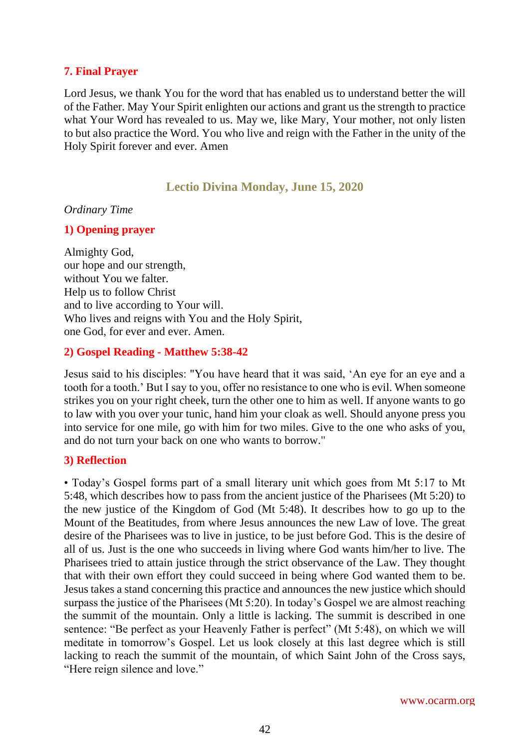## 7. Final Prayer

Lord Jesus, we thank You for the word that has enabled us to understand better the will of the Father. May Your Spirit enlighten our actions and grant us the strength to practice what Your Word has revealed to us. May we, like Mary, Your mother, not only listen to but also practice the Word. You who live and reign with the Father in the unity of the Holy Spirit forever and ever. Amen

# Lectio Divina Monday, June 15, 2020

*Ordinary Time*

## 1) Opening prayer

Almighty God,
our hope and our strength,
without You we falter.
Help us to follow Christ
and to live according to Your will.
Who lives and reigns with You and the Holy Spirit,
one God, for ever and ever. Amen.

## 2) Gospel Reading - Matthew 5:38-42

Jesus said to his disciples: "You have heard that it was said, 'An eye for an eye and a tooth for a tooth.' But I say to you, offer no resistance to one who is evil. When someone strikes you on your right cheek, turn the other one to him as well. If anyone wants to go to law with you over your tunic, hand him your cloak as well. Should anyone press you into service for one mile, go with him for two miles. Give to the one who asks of you, and do not turn your back on one who wants to borrow."

## 3) Reflection

• Today's Gospel forms part of a small literary unit which goes from Mt 5:17 to Mt 5:48, which describes how to pass from the ancient justice of the Pharisees (Mt 5:20) to the new justice of the Kingdom of God (Mt 5:48). It describes how to go up to the Mount of the Beatitudes, from where Jesus announces the new Law of love. The great desire of the Pharisees was to live in justice, to be just before God. This is the desire of all of us. Just is the one who succeeds in living where God wants him/her to live. The Pharisees tried to attain justice through the strict observance of the Law. They thought that with their own effort they could succeed in being where God wanted them to be. Jesus takes a stand concerning this practice and announces the new justice which should surpass the justice of the Pharisees (Mt 5:20). In today's Gospel we are almost reaching the summit of the mountain. Only a little is lacking. The summit is described in one sentence: "Be perfect as your Heavenly Father is perfect" (Mt 5:48), on which we will meditate in tomorrow's Gospel. Let us look closely at this last degree which is still lacking to reach the summit of the mountain, of which Saint John of the Cross says, "Here reign silence and love."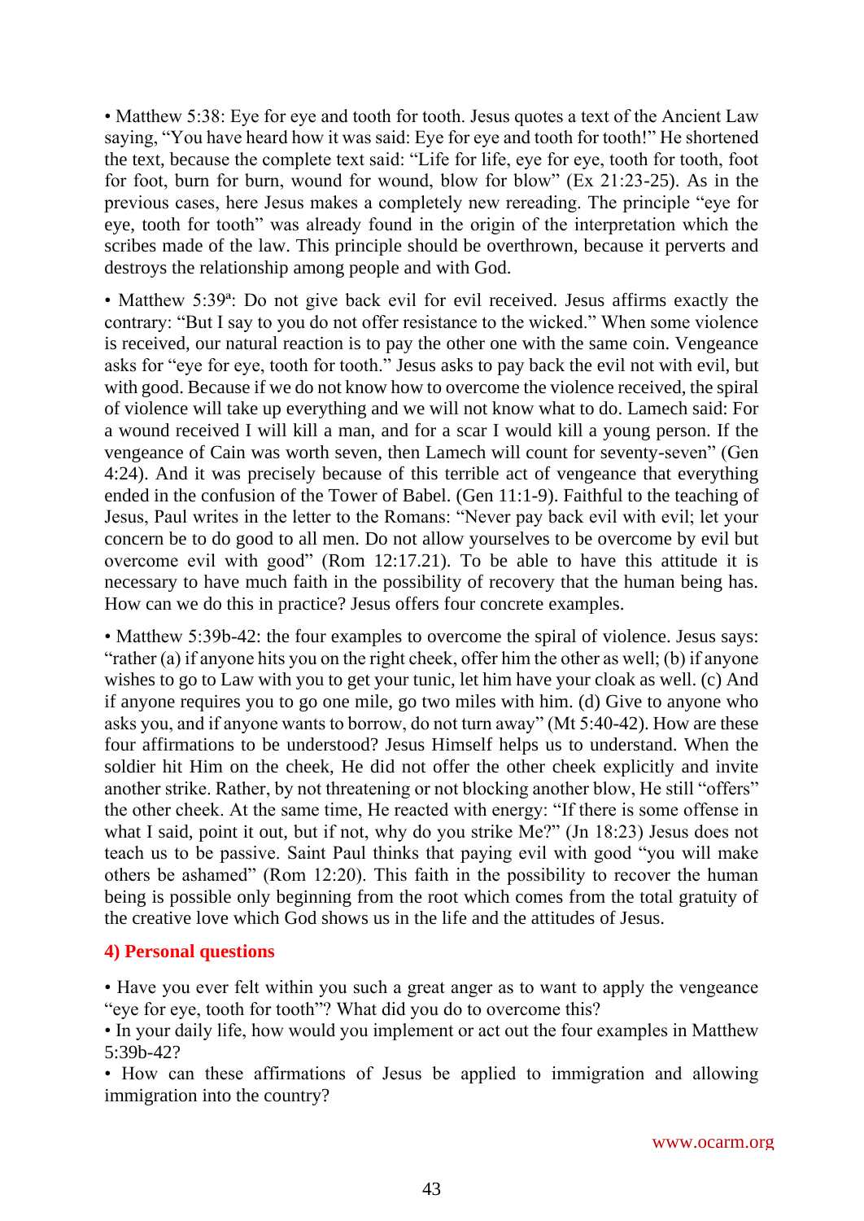• Matthew 5:38: Eye for eye and tooth for tooth. Jesus quotes a text of the Ancient Law saying, "You have heard how it was said: Eye for eye and tooth for tooth!" He shortened the text, because the complete text said: "Life for life, eye for eye, tooth for tooth, foot for foot, burn for burn, wound for wound, blow for blow" (Ex 21:23-25). As in the previous cases, here Jesus makes a completely new rereading. The principle "eye for eye, tooth for tooth" was already found in the origin of the interpretation which the scribes made of the law. This principle should be overthrown, because it perverts and destroys the relationship among people and with God.

• Matthew 5:39ª: Do not give back evil for evil received. Jesus affirms exactly the contrary: "But I say to you do not offer resistance to the wicked." When some violence is received, our natural reaction is to pay the other one with the same coin. Vengeance asks for "eye for eye, tooth for tooth." Jesus asks to pay back the evil not with evil, but with good. Because if we do not know how to overcome the violence received, the spiral of violence will take up everything and we will not know what to do. Lamech said: For a wound received I will kill a man, and for a scar I would kill a young person. If the vengeance of Cain was worth seven, then Lamech will count for seventy-seven" (Gen 4:24). And it was precisely because of this terrible act of vengeance that everything ended in the confusion of the Tower of Babel. (Gen 11:1-9). Faithful to the teaching of Jesus, Paul writes in the letter to the Romans: "Never pay back evil with evil; let your concern be to do good to all men. Do not allow yourselves to be overcome by evil but overcome evil with good" (Rom 12:17.21). To be able to have this attitude it is necessary to have much faith in the possibility of recovery that the human being has. How can we do this in practice? Jesus offers four concrete examples.

• Matthew 5:39b-42: the four examples to overcome the spiral of violence. Jesus says: "rather (a) if anyone hits you on the right cheek, offer him the other as well; (b) if anyone wishes to go to Law with you to get your tunic, let him have your cloak as well. (c) And if anyone requires you to go one mile, go two miles with him. (d) Give to anyone who asks you, and if anyone wants to borrow, do not turn away" (Mt 5:40-42). How are these four affirmations to be understood? Jesus Himself helps us to understand. When the soldier hit Him on the cheek, He did not offer the other cheek explicitly and invite another strike. Rather, by not threatening or not blocking another blow, He still "offers" the other cheek. At the same time, He reacted with energy: "If there is some offense in what I said, point it out, but if not, why do you strike Me?" (Jn 18:23) Jesus does not teach us to be passive. Saint Paul thinks that paying evil with good "you will make others be ashamed" (Rom 12:20). This faith in the possibility to recover the human being is possible only beginning from the root which comes from the total gratuity of the creative love which God shows us in the life and the attitudes of Jesus.

### 4) Personal questions

• Have you ever felt within you such a great anger as to want to apply the vengeance "eye for eye, tooth for tooth"? What did you do to overcome this?
• In your daily life, how would you implement or act out the four examples in Matthew 5:39b-42?
• How can these affirmations of Jesus be applied to immigration and allowing immigration into the country?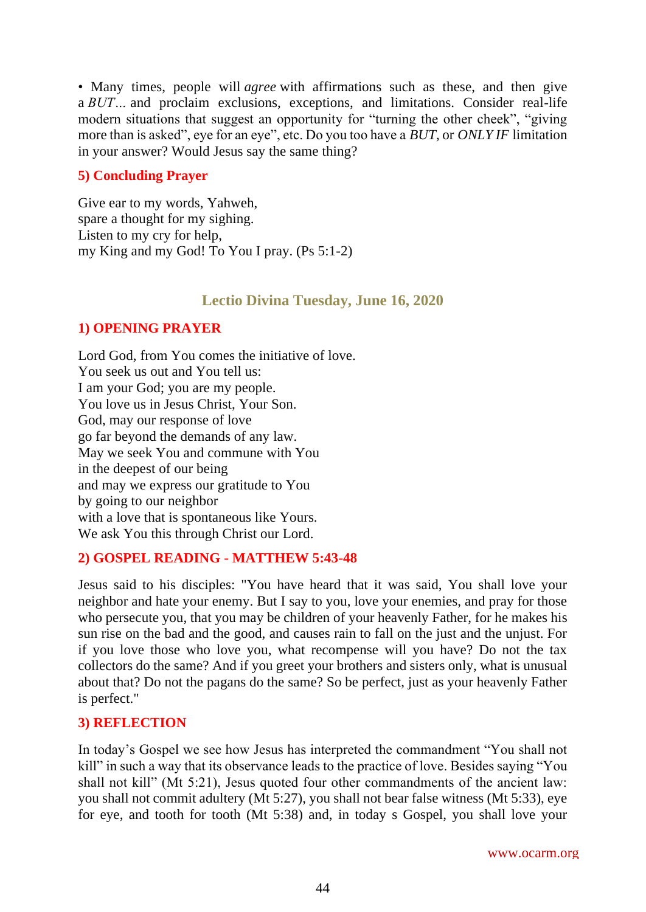• Many times, people will *agree* with affirmations such as these, and then give a *BUT…* and proclaim exclusions, exceptions, and limitations. Consider real-life modern situations that suggest an opportunity for "turning the other cheek", "giving more than is asked", eye for an eye", etc. Do you too have a *BUT*, or *ONLY IF* limitation in your answer? Would Jesus say the same thing?

### 5) Concluding Prayer

Give ear to my words, Yahweh,
spare a thought for my sighing.
Listen to my cry for help,
my King and my God! To You I pray. (Ps 5:1-2)

## Lectio Divina Tuesday, June 16, 2020

### 1) OPENING PRAYER

Lord God, from You comes the initiative of love.
You seek us out and You tell us:
I am your God; you are my people.
You love us in Jesus Christ, Your Son.
God, may our response of love
go far beyond the demands of any law.
May we seek You and commune with You
in the deepest of our being
and may we express our gratitude to You
by going to our neighbor
with a love that is spontaneous like Yours.
We ask You this through Christ our Lord.

### 2) GOSPEL READING - MATTHEW 5:43-48

Jesus said to his disciples: "You have heard that it was said, You shall love your neighbor and hate your enemy. But I say to you, love your enemies, and pray for those who persecute you, that you may be children of your heavenly Father, for he makes his sun rise on the bad and the good, and causes rain to fall on the just and the unjust. For if you love those who love you, what recompense will you have? Do not the tax collectors do the same? And if you greet your brothers and sisters only, what is unusual about that? Do not the pagans do the same? So be perfect, just as your heavenly Father is perfect."

### 3) REFLECTION

In today's Gospel we see how Jesus has interpreted the commandment "You shall not kill" in such a way that its observance leads to the practice of love. Besides saying "You shall not kill" (Mt 5:21), Jesus quoted four other commandments of the ancient law: you shall not commit adultery (Mt 5:27), you shall not bear false witness (Mt 5:33), eye for eye, and tooth for tooth (Mt 5:38) and, in today s Gospel, you shall love your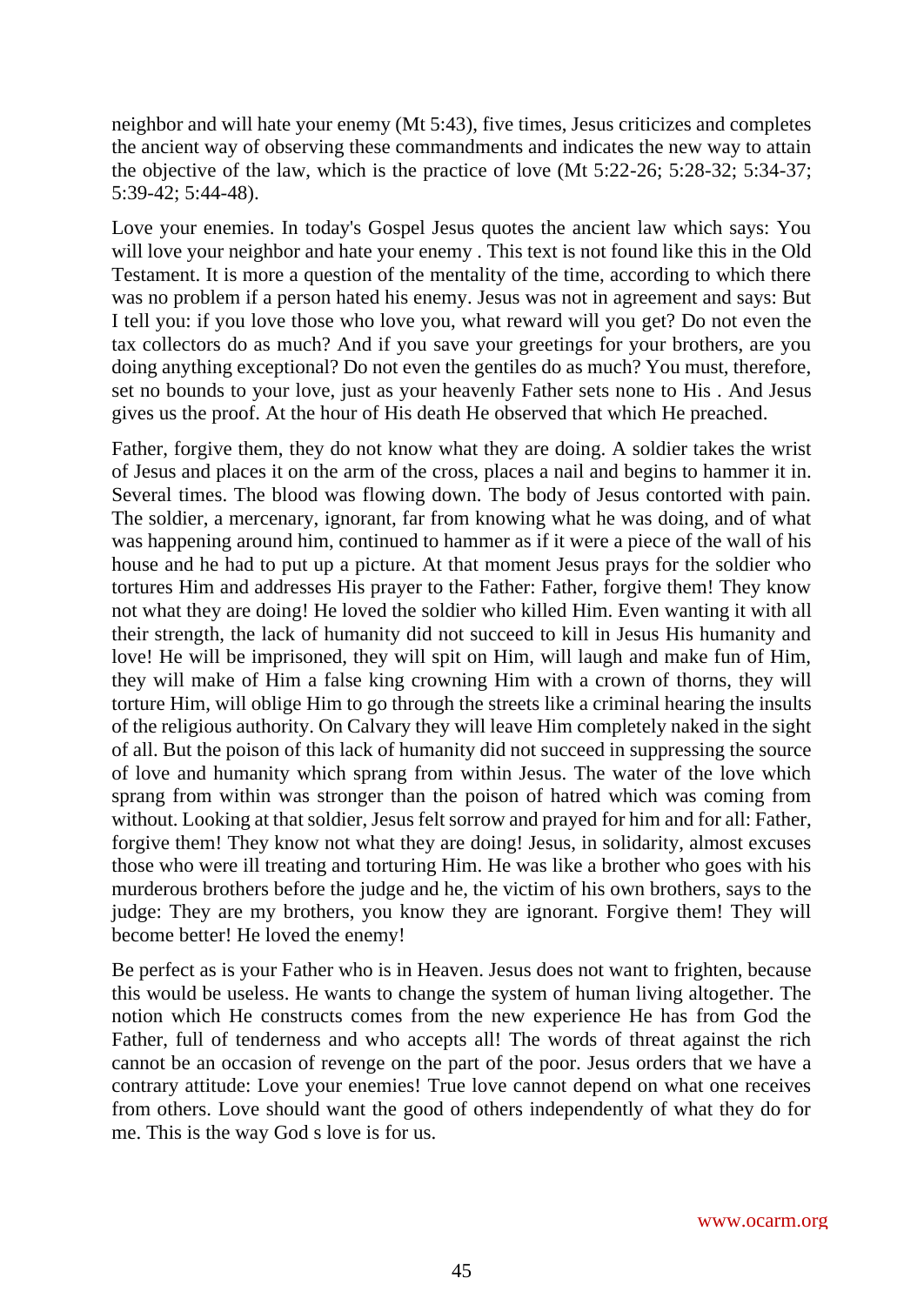neighbor and will hate your enemy (Mt 5:43), five times, Jesus criticizes and completes the ancient way of observing these commandments and indicates the new way to attain the objective of the law, which is the practice of love (Mt 5:22-26; 5:28-32; 5:34-37; 5:39-42; 5:44-48).

Love your enemies. In today's Gospel Jesus quotes the ancient law which says: You will love your neighbor and hate your enemy . This text is not found like this in the Old Testament. It is more a question of the mentality of the time, according to which there was no problem if a person hated his enemy. Jesus was not in agreement and says: But I tell you: if you love those who love you, what reward will you get? Do not even the tax collectors do as much? And if you save your greetings for your brothers, are you doing anything exceptional? Do not even the gentiles do as much? You must, therefore, set no bounds to your love, just as your heavenly Father sets none to His . And Jesus gives us the proof. At the hour of His death He observed that which He preached.

Father, forgive them, they do not know what they are doing. A soldier takes the wrist of Jesus and places it on the arm of the cross, places a nail and begins to hammer it in. Several times. The blood was flowing down. The body of Jesus contorted with pain. The soldier, a mercenary, ignorant, far from knowing what he was doing, and of what was happening around him, continued to hammer as if it were a piece of the wall of his house and he had to put up a picture. At that moment Jesus prays for the soldier who tortures Him and addresses His prayer to the Father: Father, forgive them! They know not what they are doing! He loved the soldier who killed Him. Even wanting it with all their strength, the lack of humanity did not succeed to kill in Jesus His humanity and love! He will be imprisoned, they will spit on Him, will laugh and make fun of Him, they will make of Him a false king crowning Him with a crown of thorns, they will torture Him, will oblige Him to go through the streets like a criminal hearing the insults of the religious authority. On Calvary they will leave Him completely naked in the sight of all. But the poison of this lack of humanity did not succeed in suppressing the source of love and humanity which sprang from within Jesus. The water of the love which sprang from within was stronger than the poison of hatred which was coming from without. Looking at that soldier, Jesus felt sorrow and prayed for him and for all: Father, forgive them! They know not what they are doing! Jesus, in solidarity, almost excuses those who were ill treating and torturing Him. He was like a brother who goes with his murderous brothers before the judge and he, the victim of his own brothers, says to the judge: They are my brothers, you know they are ignorant. Forgive them! They will become better! He loved the enemy!

Be perfect as is your Father who is in Heaven. Jesus does not want to frighten, because this would be useless. He wants to change the system of human living altogether. The notion which He constructs comes from the new experience He has from God the Father, full of tenderness and who accepts all! The words of threat against the rich cannot be an occasion of revenge on the part of the poor. Jesus orders that we have a contrary attitude: Love your enemies! True love cannot depend on what one receives from others. Love should want the good of others independently of what they do for me. This is the way God s love is for us.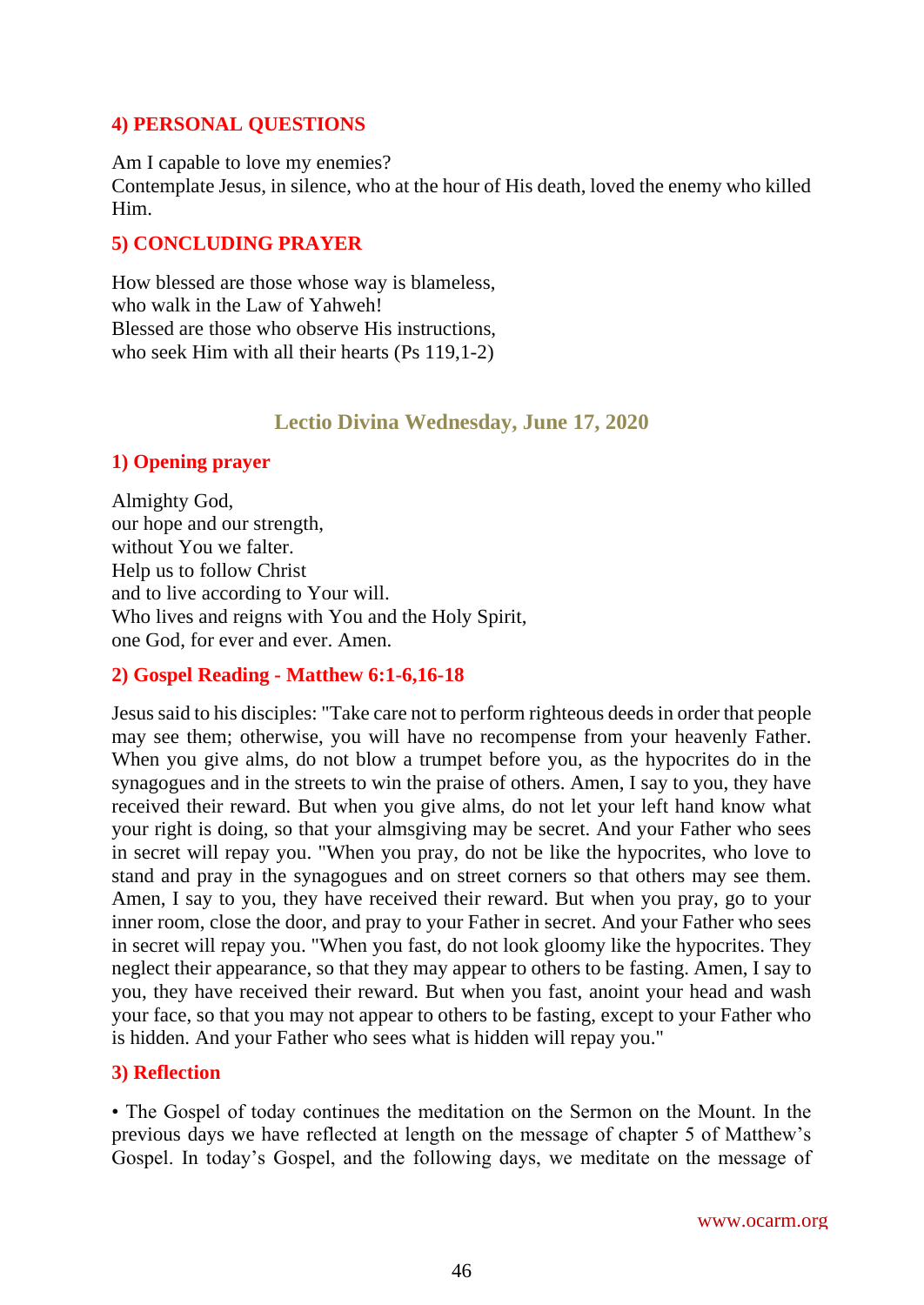### 4) PERSONAL QUESTIONS

Am I capable to love my enemies?
Contemplate Jesus, in silence, who at the hour of His death, loved the enemy who killed Him.

### 5) CONCLUDING PRAYER

How blessed are those whose way is blameless,
who walk in the Law of Yahweh!
Blessed are those who observe His instructions,
who seek Him with all their hearts (Ps 119,1-2)

## Lectio Divina Wednesday, June 17, 2020

### 1) Opening prayer

Almighty God,
our hope and our strength,
without You we falter.
Help us to follow Christ
and to live according to Your will.
Who lives and reigns with You and the Holy Spirit,
one God, for ever and ever. Amen.

### 2) Gospel Reading - Matthew 6:1-6,16-18

Jesus said to his disciples: "Take care not to perform righteous deeds in order that people may see them; otherwise, you will have no recompense from your heavenly Father. When you give alms, do not blow a trumpet before you, as the hypocrites do in the synagogues and in the streets to win the praise of others. Amen, I say to you, they have received their reward. But when you give alms, do not let your left hand know what your right is doing, so that your almsgiving may be secret. And your Father who sees in secret will repay you. "When you pray, do not be like the hypocrites, who love to stand and pray in the synagogues and on street corners so that others may see them. Amen, I say to you, they have received their reward. But when you pray, go to your inner room, close the door, and pray to your Father in secret. And your Father who sees in secret will repay you. "When you fast, do not look gloomy like the hypocrites. They neglect their appearance, so that they may appear to others to be fasting. Amen, I say to you, they have received their reward. But when you fast, anoint your head and wash your face, so that you may not appear to others to be fasting, except to your Father who is hidden. And your Father who sees what is hidden will repay you."

### 3) Reflection

• The Gospel of today continues the meditation on the Sermon on the Mount. In the previous days we have reflected at length on the message of chapter 5 of Matthew's Gospel. In today's Gospel, and the following days, we meditate on the message of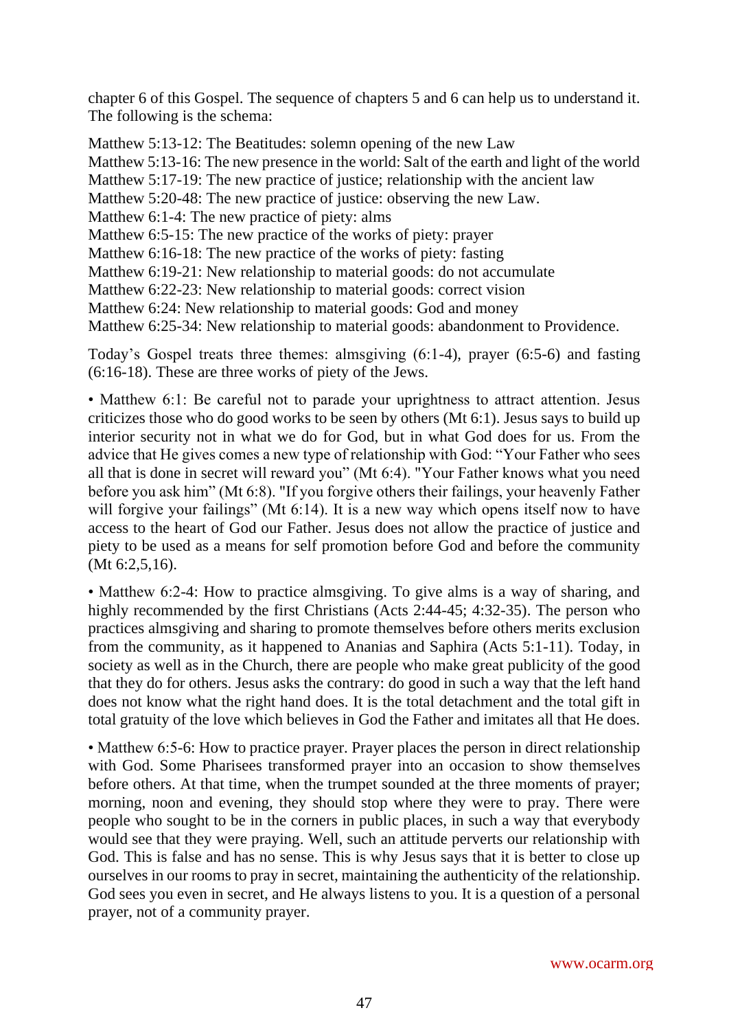chapter 6 of this Gospel. The sequence of chapters 5 and 6 can help us to understand it. The following is the schema:

Matthew 5:13-12: The Beatitudes: solemn opening of the new Law
Matthew 5:13-16: The new presence in the world: Salt of the earth and light of the world
Matthew 5:17-19: The new practice of justice; relationship with the ancient law
Matthew 5:20-48: The new practice of justice: observing the new Law.
Matthew 6:1-4: The new practice of piety: alms
Matthew 6:5-15: The new practice of the works of piety: prayer
Matthew 6:16-18: The new practice of the works of piety: fasting
Matthew 6:19-21: New relationship to material goods: do not accumulate
Matthew 6:22-23: New relationship to material goods: correct vision
Matthew 6:24: New relationship to material goods: God and money
Matthew 6:25-34: New relationship to material goods: abandonment to Providence.

Today's Gospel treats three themes: almsgiving (6:1-4), prayer (6:5-6) and fasting (6:16-18). These are three works of piety of the Jews.

• Matthew 6:1: Be careful not to parade your uprightness to attract attention. Jesus criticizes those who do good works to be seen by others (Mt 6:1). Jesus says to build up interior security not in what we do for God, but in what God does for us. From the advice that He gives comes a new type of relationship with God: "Your Father who sees all that is done in secret will reward you" (Mt 6:4). "Your Father knows what you need before you ask him" (Mt 6:8). "If you forgive others their failings, your heavenly Father will forgive your failings" (Mt 6:14). It is a new way which opens itself now to have access to the heart of God our Father. Jesus does not allow the practice of justice and piety to be used as a means for self promotion before God and before the community (Mt 6:2,5,16).

• Matthew 6:2-4: How to practice almsgiving. To give alms is a way of sharing, and highly recommended by the first Christians (Acts 2:44-45; 4:32-35). The person who practices almsgiving and sharing to promote themselves before others merits exclusion from the community, as it happened to Ananias and Saphira (Acts 5:1-11). Today, in society as well as in the Church, there are people who make great publicity of the good that they do for others. Jesus asks the contrary: do good in such a way that the left hand does not know what the right hand does. It is the total detachment and the total gift in total gratuity of the love which believes in God the Father and imitates all that He does.

• Matthew 6:5-6: How to practice prayer. Prayer places the person in direct relationship with God. Some Pharisees transformed prayer into an occasion to show themselves before others. At that time, when the trumpet sounded at the three moments of prayer; morning, noon and evening, they should stop where they were to pray. There were people who sought to be in the corners in public places, in such a way that everybody would see that they were praying. Well, such an attitude perverts our relationship with God. This is false and has no sense. This is why Jesus says that it is better to close up ourselves in our rooms to pray in secret, maintaining the authenticity of the relationship. God sees you even in secret, and He always listens to you. It is a question of a personal prayer, not of a community prayer.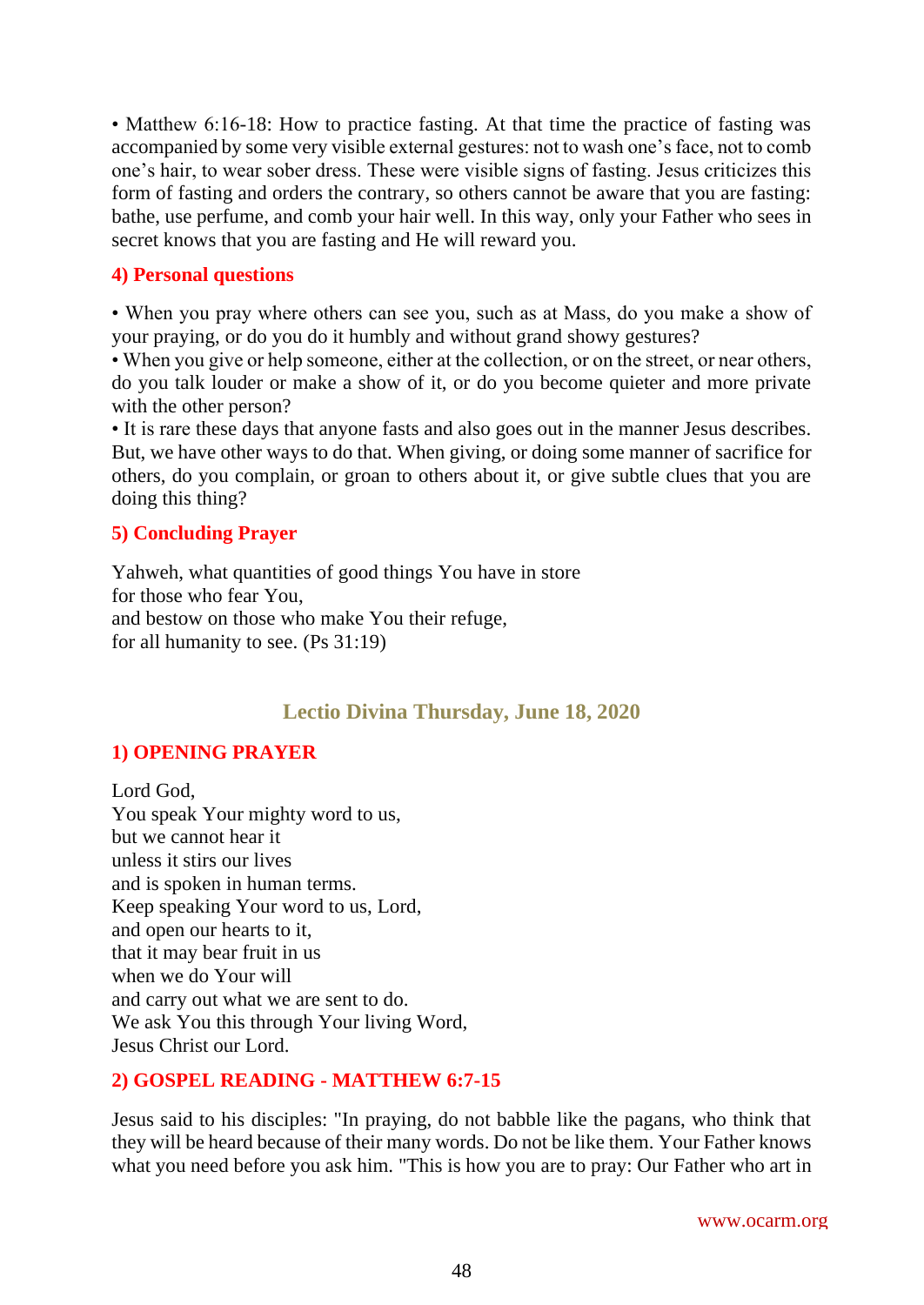• Matthew 6:16-18: How to practice fasting. At that time the practice of fasting was accompanied by some very visible external gestures: not to wash one's face, not to comb one's hair, to wear sober dress. These were visible signs of fasting. Jesus criticizes this form of fasting and orders the contrary, so others cannot be aware that you are fasting: bathe, use perfume, and comb your hair well. In this way, only your Father who sees in secret knows that you are fasting and He will reward you.

### 4) Personal questions

• When you pray where others can see you, such as at Mass, do you make a show of your praying, or do you do it humbly and without grand showy gestures?
• When you give or help someone, either at the collection, or on the street, or near others, do you talk louder or make a show of it, or do you become quieter and more private with the other person?
• It is rare these days that anyone fasts and also goes out in the manner Jesus describes. But, we have other ways to do that. When giving, or doing some manner of sacrifice for others, do you complain, or groan to others about it, or give subtle clues that you are doing this thing?

### 5) Concluding Prayer

Yahweh, what quantities of good things You have in store
for those who fear You,
and bestow on those who make You their refuge,
for all humanity to see. (Ps 31:19)

## Lectio Divina Thursday, June 18, 2020

### 1) OPENING PRAYER

Lord God,
You speak Your mighty word to us,
but we cannot hear it
unless it stirs our lives
and is spoken in human terms.
Keep speaking Your word to us, Lord,
and open our hearts to it,
that it may bear fruit in us
when we do Your will
and carry out what we are sent to do.
We ask You this through Your living Word,
Jesus Christ our Lord.

### 2) GOSPEL READING - MATTHEW 6:7-15

Jesus said to his disciples: "In praying, do not babble like the pagans, who think that they will be heard because of their many words. Do not be like them. Your Father knows what you need before you ask him. "This is how you are to pray: Our Father who art in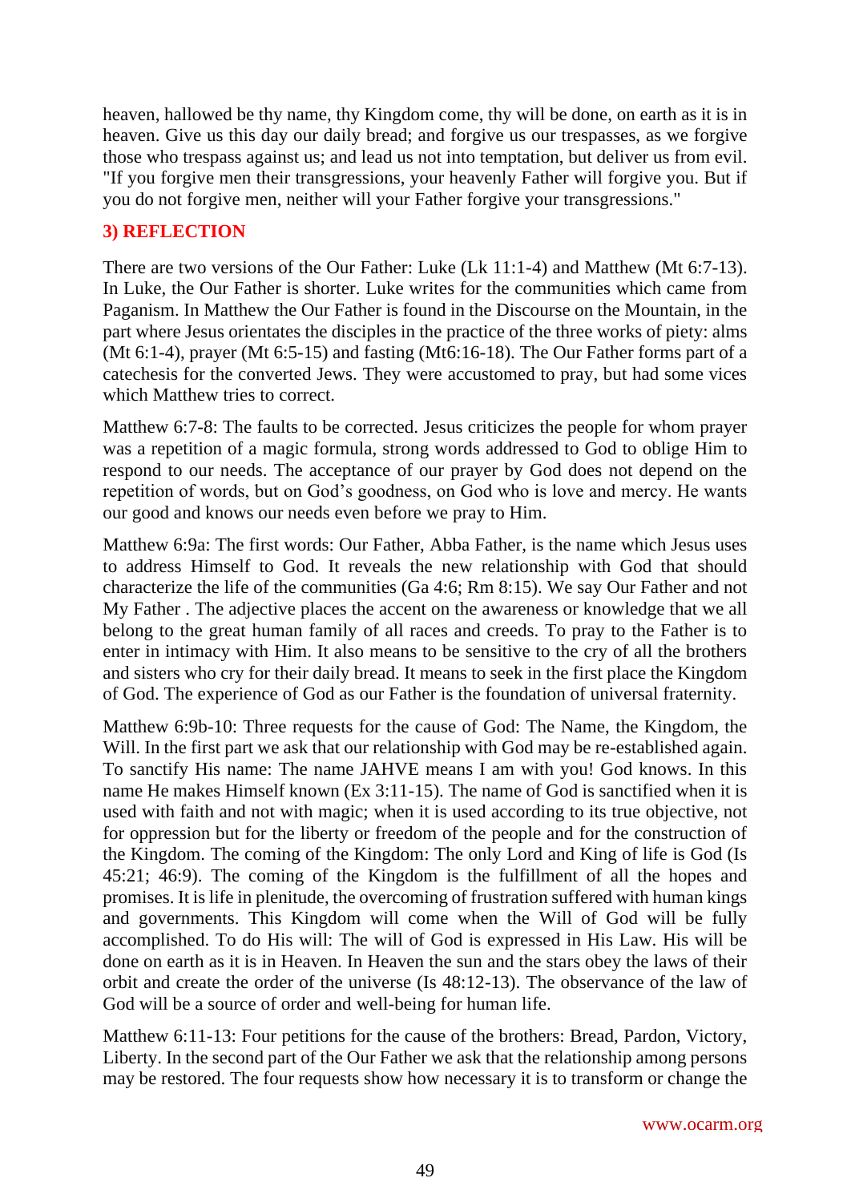heaven, hallowed be thy name, thy Kingdom come, thy will be done, on earth as it is in heaven. Give us this day our daily bread; and forgive us our trespasses, as we forgive those who trespass against us; and lead us not into temptation, but deliver us from evil. "If you forgive men their transgressions, your heavenly Father will forgive you. But if you do not forgive men, neither will your Father forgive your transgressions."

## 3) REFLECTION

There are two versions of the Our Father: Luke (Lk 11:1-4) and Matthew (Mt 6:7-13). In Luke, the Our Father is shorter. Luke writes for the communities which came from Paganism. In Matthew the Our Father is found in the Discourse on the Mountain, in the part where Jesus orientates the disciples in the practice of the three works of piety: alms (Mt 6:1-4), prayer (Mt 6:5-15) and fasting (Mt6:16-18). The Our Father forms part of a catechesis for the converted Jews. They were accustomed to pray, but had some vices which Matthew tries to correct.

Matthew 6:7-8: The faults to be corrected. Jesus criticizes the people for whom prayer was a repetition of a magic formula, strong words addressed to God to oblige Him to respond to our needs. The acceptance of our prayer by God does not depend on the repetition of words, but on God's goodness, on God who is love and mercy. He wants our good and knows our needs even before we pray to Him.

Matthew 6:9a: The first words: Our Father, Abba Father, is the name which Jesus uses to address Himself to God. It reveals the new relationship with God that should characterize the life of the communities (Ga 4:6; Rm 8:15). We say Our Father and not My Father . The adjective places the accent on the awareness or knowledge that we all belong to the great human family of all races and creeds. To pray to the Father is to enter in intimacy with Him. It also means to be sensitive to the cry of all the brothers and sisters who cry for their daily bread. It means to seek in the first place the Kingdom of God. The experience of God as our Father is the foundation of universal fraternity.

Matthew 6:9b-10: Three requests for the cause of God: The Name, the Kingdom, the Will. In the first part we ask that our relationship with God may be re-established again. To sanctify His name: The name JAHVE means I am with you! God knows. In this name He makes Himself known (Ex 3:11-15). The name of God is sanctified when it is used with faith and not with magic; when it is used according to its true objective, not for oppression but for the liberty or freedom of the people and for the construction of the Kingdom. The coming of the Kingdom: The only Lord and King of life is God (Is 45:21; 46:9). The coming of the Kingdom is the fulfillment of all the hopes and promises. It is life in plenitude, the overcoming of frustration suffered with human kings and governments. This Kingdom will come when the Will of God will be fully accomplished. To do His will: The will of God is expressed in His Law. His will be done on earth as it is in Heaven. In Heaven the sun and the stars obey the laws of their orbit and create the order of the universe (Is 48:12-13). The observance of the law of God will be a source of order and well-being for human life.

Matthew 6:11-13: Four petitions for the cause of the brothers: Bread, Pardon, Victory, Liberty. In the second part of the Our Father we ask that the relationship among persons may be restored. The four requests show how necessary it is to transform or change the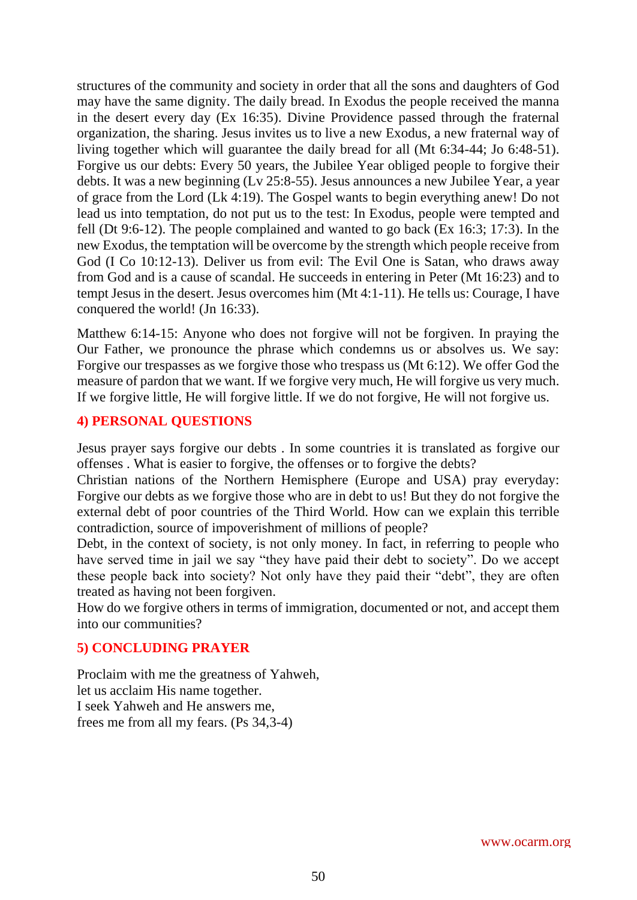structures of the community and society in order that all the sons and daughters of God may have the same dignity. The daily bread. In Exodus the people received the manna in the desert every day (Ex 16:35). Divine Providence passed through the fraternal organization, the sharing. Jesus invites us to live a new Exodus, a new fraternal way of living together which will guarantee the daily bread for all (Mt 6:34-44; Jo 6:48-51). Forgive us our debts: Every 50 years, the Jubilee Year obliged people to forgive their debts. It was a new beginning (Lv 25:8-55). Jesus announces a new Jubilee Year, a year of grace from the Lord (Lk 4:19). The Gospel wants to begin everything anew! Do not lead us into temptation, do not put us to the test: In Exodus, people were tempted and fell (Dt 9:6-12). The people complained and wanted to go back (Ex 16:3; 17:3). In the new Exodus, the temptation will be overcome by the strength which people receive from God (I Co 10:12-13). Deliver us from evil: The Evil One is Satan, who draws away from God and is a cause of scandal. He succeeds in entering in Peter (Mt 16:23) and to tempt Jesus in the desert. Jesus overcomes him (Mt 4:1-11). He tells us: Courage, I have conquered the world! (Jn 16:33).

Matthew 6:14-15: Anyone who does not forgive will not be forgiven. In praying the Our Father, we pronounce the phrase which condemns us or absolves us. We say: Forgive our trespasses as we forgive those who trespass us (Mt 6:12). We offer God the measure of pardon that we want. If we forgive very much, He will forgive us very much. If we forgive little, He will forgive little. If we do not forgive, He will not forgive us.

## 4) PERSONAL QUESTIONS

Jesus prayer says forgive our debts . In some countries it is translated as forgive our offenses . What is easier to forgive, the offenses or to forgive the debts?
Christian nations of the Northern Hemisphere (Europe and USA) pray everyday: Forgive our debts as we forgive those who are in debt to us! But they do not forgive the external debt of poor countries of the Third World. How can we explain this terrible contradiction, source of impoverishment of millions of people?
Debt, in the context of society, is not only money. In fact, in referring to people who have served time in jail we say "they have paid their debt to society". Do we accept these people back into society? Not only have they paid their "debt", they are often treated as having not been forgiven.
How do we forgive others in terms of immigration, documented or not, and accept them into our communities?

## 5) CONCLUDING PRAYER

Proclaim with me the greatness of Yahweh,
let us acclaim His name together.
I seek Yahweh and He answers me,
frees me from all my fears. (Ps 34,3-4)

www.ocarm.org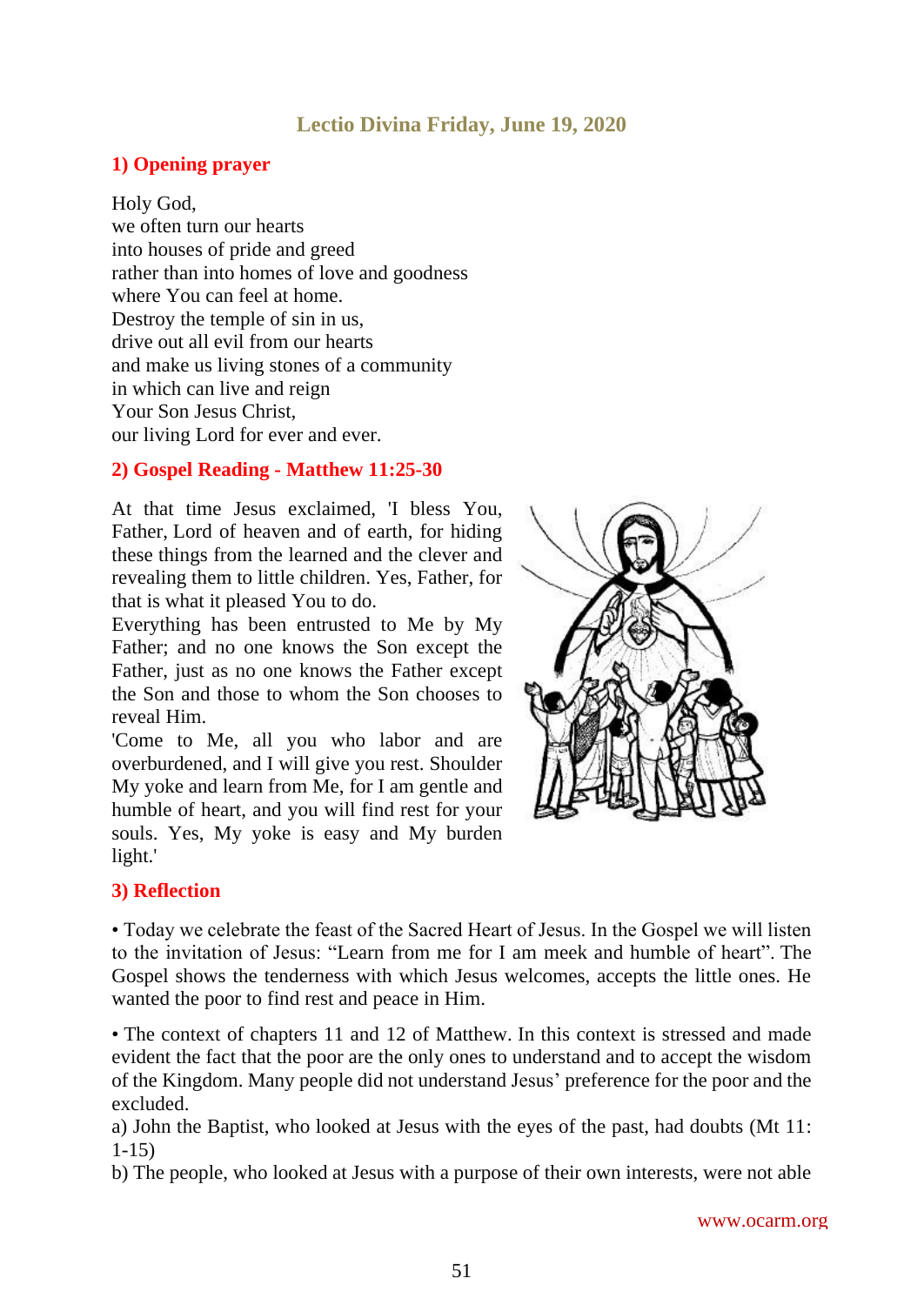# Lectio Divina Friday, June 19, 2020

## 1) Opening prayer

Holy God,
we often turn our hearts
into houses of pride and greed
rather than into homes of love and goodness
where You can feel at home.
Destroy the temple of sin in us,
drive out all evil from our hearts
and make us living stones of a community
in which can live and reign
Your Son Jesus Christ,
our living Lord for ever and ever.

## 2) Gospel Reading - Matthew 11:25-30

At that time Jesus exclaimed, 'I bless You, Father, Lord of heaven and of earth, for hiding these things from the learned and the clever and revealing them to little children. Yes, Father, for that is what it pleased You to do.
Everything has been entrusted to Me by My Father; and no one knows the Son except the Father, just as no one knows the Father except the Son and those to whom the Son chooses to reveal Him.
'Come to Me, all you who labor and are overburdened, and I will give you rest. Shoulder My yoke and learn from Me, for I am gentle and humble of heart, and you will find rest for your souls. Yes, My yoke is easy and My burden light.'

## 3) Reflection

• Today we celebrate the feast of the Sacred Heart of Jesus. In the Gospel we will listen to the invitation of Jesus: "Learn from me for I am meek and humble of heart". The Gospel shows the tenderness with which Jesus welcomes, accepts the little ones. He wanted the poor to find rest and peace in Him.

• The context of chapters 11 and 12 of Matthew. In this context is stressed and made evident the fact that the poor are the only ones to understand and to accept the wisdom of the Kingdom. Many people did not understand Jesus' preference for the poor and the excluded.
a) John the Baptist, who looked at Jesus with the eyes of the past, had doubts (Mt 11: 1-15)
b) The people, who looked at Jesus with a purpose of their own interests, were not able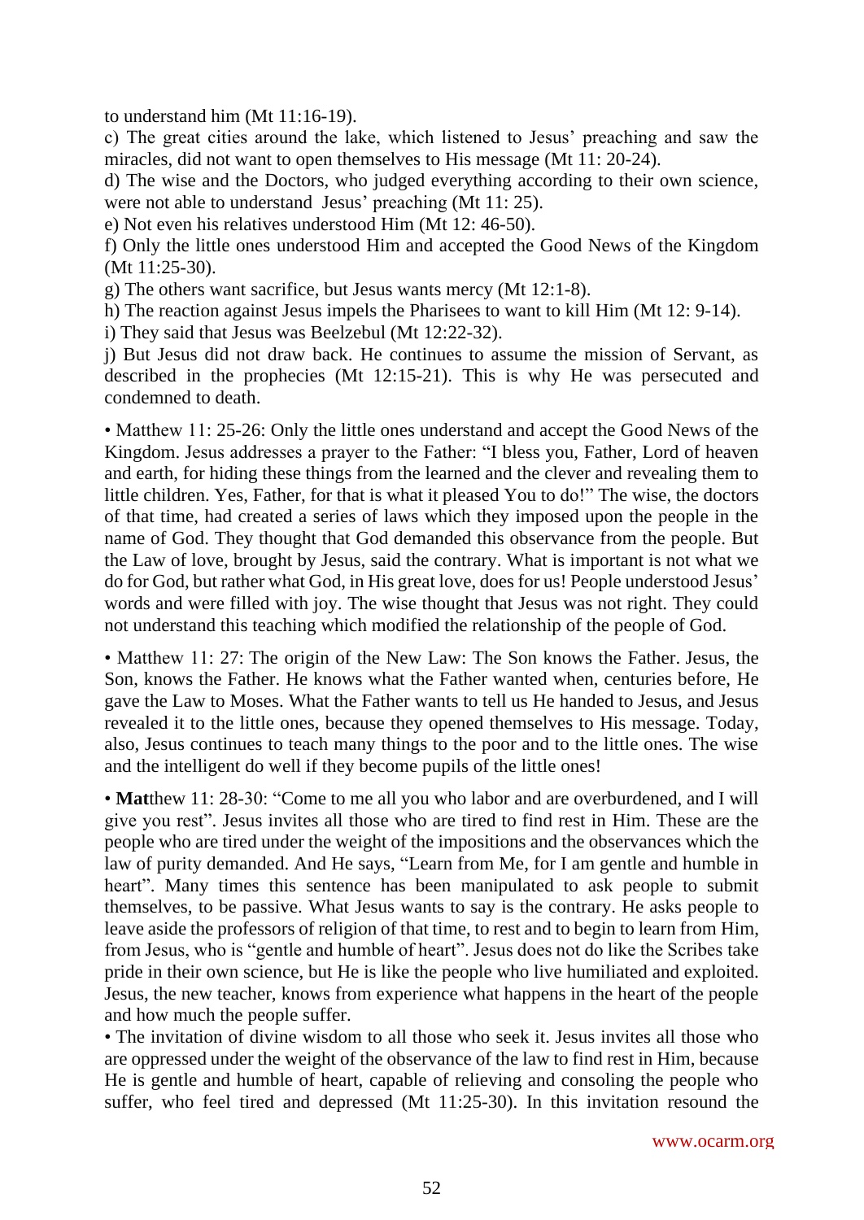to understand him (Mt 11:16-19).

c) The great cities around the lake, which listened to Jesus' preaching and saw the miracles, did not want to open themselves to His message (Mt 11: 20-24).

d) The wise and the Doctors, who judged everything according to their own science, were not able to understand Jesus' preaching (Mt 11: 25).

e) Not even his relatives understood Him (Mt 12: 46-50).

f) Only the little ones understood Him and accepted the Good News of the Kingdom (Mt 11:25-30).

g) The others want sacrifice, but Jesus wants mercy (Mt 12:1-8).

h) The reaction against Jesus impels the Pharisees to want to kill Him (Mt 12: 9-14).

i) They said that Jesus was Beelzebul (Mt 12:22-32).

j) But Jesus did not draw back. He continues to assume the mission of Servant, as described in the prophecies (Mt 12:15-21). This is why He was persecuted and condemned to death.

• Matthew 11: 25-26: Only the little ones understand and accept the Good News of the Kingdom. Jesus addresses a prayer to the Father: "I bless you, Father, Lord of heaven and earth, for hiding these things from the learned and the clever and revealing them to little children. Yes, Father, for that is what it pleased You to do!" The wise, the doctors of that time, had created a series of laws which they imposed upon the people in the name of God. They thought that God demanded this observance from the people. But the Law of love, brought by Jesus, said the contrary. What is important is not what we do for God, but rather what God, in His great love, does for us! People understood Jesus' words and were filled with joy. The wise thought that Jesus was not right. They could not understand this teaching which modified the relationship of the people of God.

• Matthew 11: 27: The origin of the New Law: The Son knows the Father. Jesus, the Son, knows the Father. He knows what the Father wanted when, centuries before, He gave the Law to Moses. What the Father wants to tell us He handed to Jesus, and Jesus revealed it to the little ones, because they opened themselves to His message. Today, also, Jesus continues to teach many things to the poor and to the little ones. The wise and the intelligent do well if they become pupils of the little ones!

• **Mat**thew 11: 28-30: "Come to me all you who labor and are overburdened, and I will give you rest". Jesus invites all those who are tired to find rest in Him. These are the people who are tired under the weight of the impositions and the observances which the law of purity demanded. And He says, "Learn from Me, for I am gentle and humble in heart". Many times this sentence has been manipulated to ask people to submit themselves, to be passive. What Jesus wants to say is the contrary. He asks people to leave aside the professors of religion of that time, to rest and to begin to learn from Him, from Jesus, who is "gentle and humble of heart". Jesus does not do like the Scribes take pride in their own science, but He is like the people who live humiliated and exploited. Jesus, the new teacher, knows from experience what happens in the heart of the people and how much the people suffer.

• The invitation of divine wisdom to all those who seek it. Jesus invites all those who are oppressed under the weight of the observance of the law to find rest in Him, because He is gentle and humble of heart, capable of relieving and consoling the people who suffer, who feel tired and depressed (Mt 11:25-30). In this invitation resound the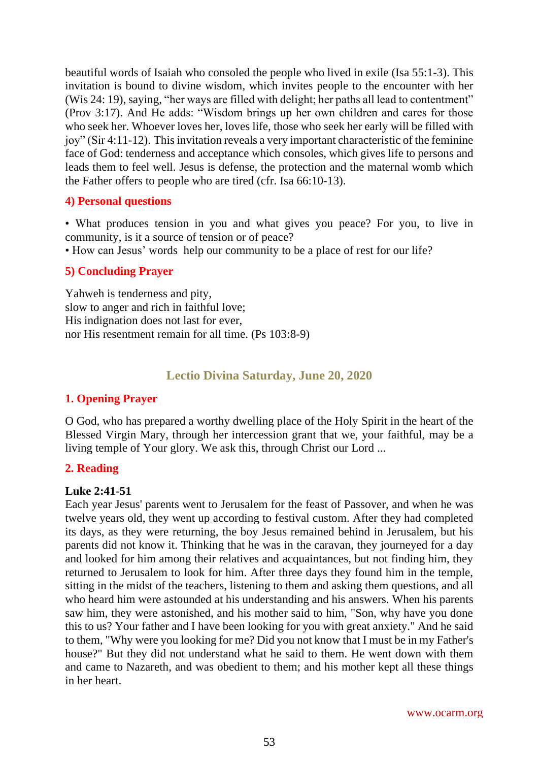beautiful words of Isaiah who consoled the people who lived in exile (Isa 55:1-3). This invitation is bound to divine wisdom, which invites people to the encounter with her (Wis 24: 19), saying, "her ways are filled with delight; her paths all lead to contentment" (Prov 3:17). And He adds: "Wisdom brings up her own children and cares for those who seek her. Whoever loves her, loves life, those who seek her early will be filled with joy" (Sir 4:11-12). This invitation reveals a very important characteristic of the feminine face of God: tenderness and acceptance which consoles, which gives life to persons and leads them to feel well. Jesus is defense, the protection and the maternal womb which the Father offers to people who are tired (cfr. Isa 66:10-13).

### 4) Personal questions

• What produces tension in you and what gives you peace? For you, to live in community, is it a source of tension or of peace?
• How can Jesus' words help our community to be a place of rest for our life?

### 5) Concluding Prayer

Yahweh is tenderness and pity,
slow to anger and rich in faithful love;
His indignation does not last for ever,
nor His resentment remain for all time. (Ps 103:8-9)

## Lectio Divina Saturday, June 20, 2020

### 1. Opening Prayer

O God, who has prepared a worthy dwelling place of the Holy Spirit in the heart of the Blessed Virgin Mary, through her intercession grant that we, your faithful, may be a living temple of Your glory. We ask this, through Christ our Lord ...

### 2. Reading

**Luke 2:41-51**
Each year Jesus' parents went to Jerusalem for the feast of Passover, and when he was twelve years old, they went up according to festival custom. After they had completed its days, as they were returning, the boy Jesus remained behind in Jerusalem, but his parents did not know it. Thinking that he was in the caravan, they journeyed for a day and looked for him among their relatives and acquaintances, but not finding him, they returned to Jerusalem to look for him. After three days they found him in the temple, sitting in the midst of the teachers, listening to them and asking them questions, and all who heard him were astounded at his understanding and his answers. When his parents saw him, they were astonished, and his mother said to him, "Son, why have you done this to us? Your father and I have been looking for you with great anxiety." And he said to them, "Why were you looking for me? Did you not know that I must be in my Father's house?" But they did not understand what he said to them. He went down with them and came to Nazareth, and was obedient to them; and his mother kept all these things in her heart.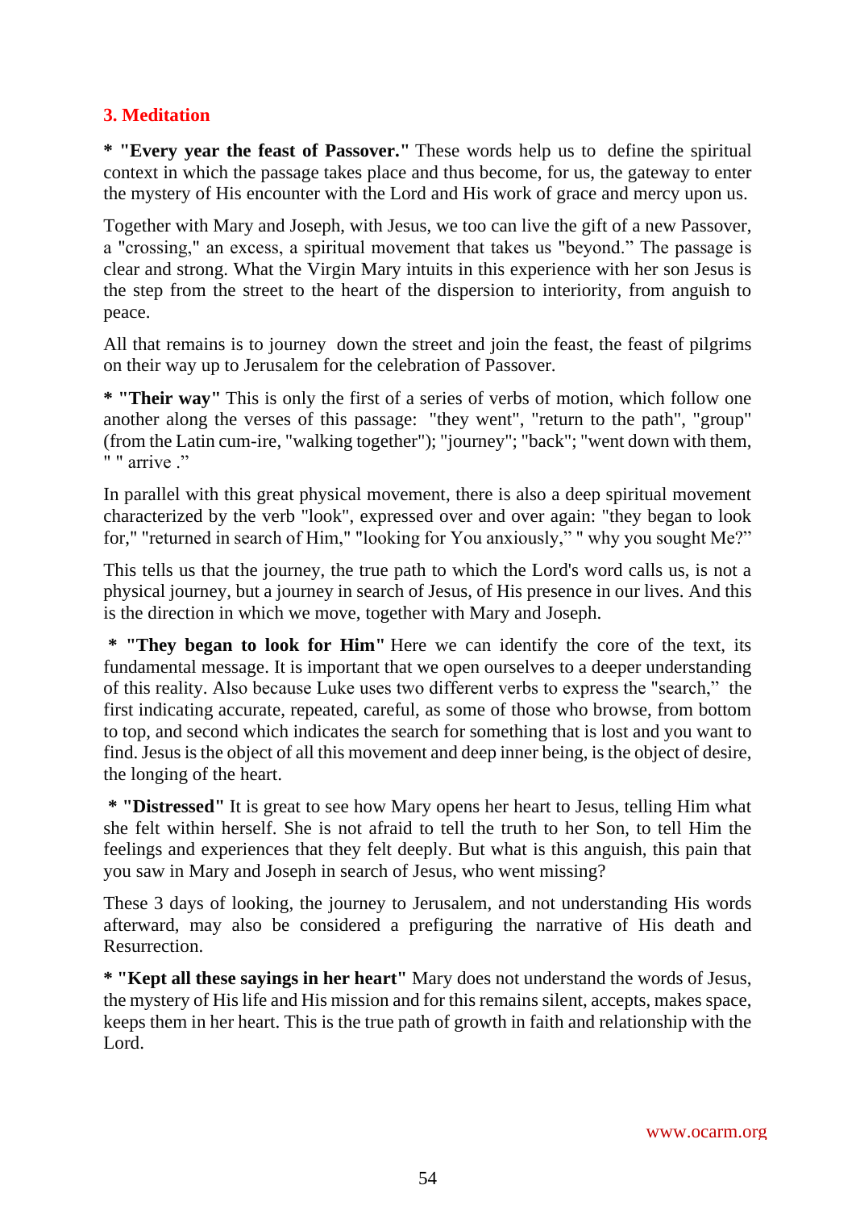## 3. Meditation

**\* "Every year the feast of Passover."** These words help us to define the spiritual context in which the passage takes place and thus become, for us, the gateway to enter the mystery of His encounter with the Lord and His work of grace and mercy upon us.

Together with Mary and Joseph, with Jesus, we too can live the gift of a new Passover, a "crossing," an excess, a spiritual movement that takes us "beyond." The passage is clear and strong. What the Virgin Mary intuits in this experience with her son Jesus is the step from the street to the heart of the dispersion to interiority, from anguish to peace.

All that remains is to journey down the street and join the feast, the feast of pilgrims on their way up to Jerusalem for the celebration of Passover.

**\* "Their way"** This is only the first of a series of verbs of motion, which follow one another along the verses of this passage: "they went", "return to the path", "group" (from the Latin cum-ire, "walking together"); "journey"; "back"; "went down with them, " " arrive ."

In parallel with this great physical movement, there is also a deep spiritual movement characterized by the verb "look", expressed over and over again: "they began to look for," "returned in search of Him," "looking for You anxiously," " why you sought Me?"

This tells us that the journey, the true path to which the Lord's word calls us, is not a physical journey, but a journey in search of Jesus, of His presence in our lives. And this is the direction in which we move, together with Mary and Joseph.

**\* "They began to look for Him"** Here we can identify the core of the text, its fundamental message. It is important that we open ourselves to a deeper understanding of this reality. Also because Luke uses two different verbs to express the "search," the first indicating accurate, repeated, careful, as some of those who browse, from bottom to top, and second which indicates the search for something that is lost and you want to find. Jesus is the object of all this movement and deep inner being, is the object of desire, the longing of the heart.

**\* "Distressed"** It is great to see how Mary opens her heart to Jesus, telling Him what she felt within herself. She is not afraid to tell the truth to her Son, to tell Him the feelings and experiences that they felt deeply. But what is this anguish, this pain that you saw in Mary and Joseph in search of Jesus, who went missing?

These 3 days of looking, the journey to Jerusalem, and not understanding His words afterward, may also be considered a prefiguring the narrative of His death and Resurrection.

**\* "Kept all these sayings in her heart"** Mary does not understand the words of Jesus, the mystery of His life and His mission and for this remains silent, accepts, makes space, keeps them in her heart. This is the true path of growth in faith and relationship with the Lord.

www.ocarm.org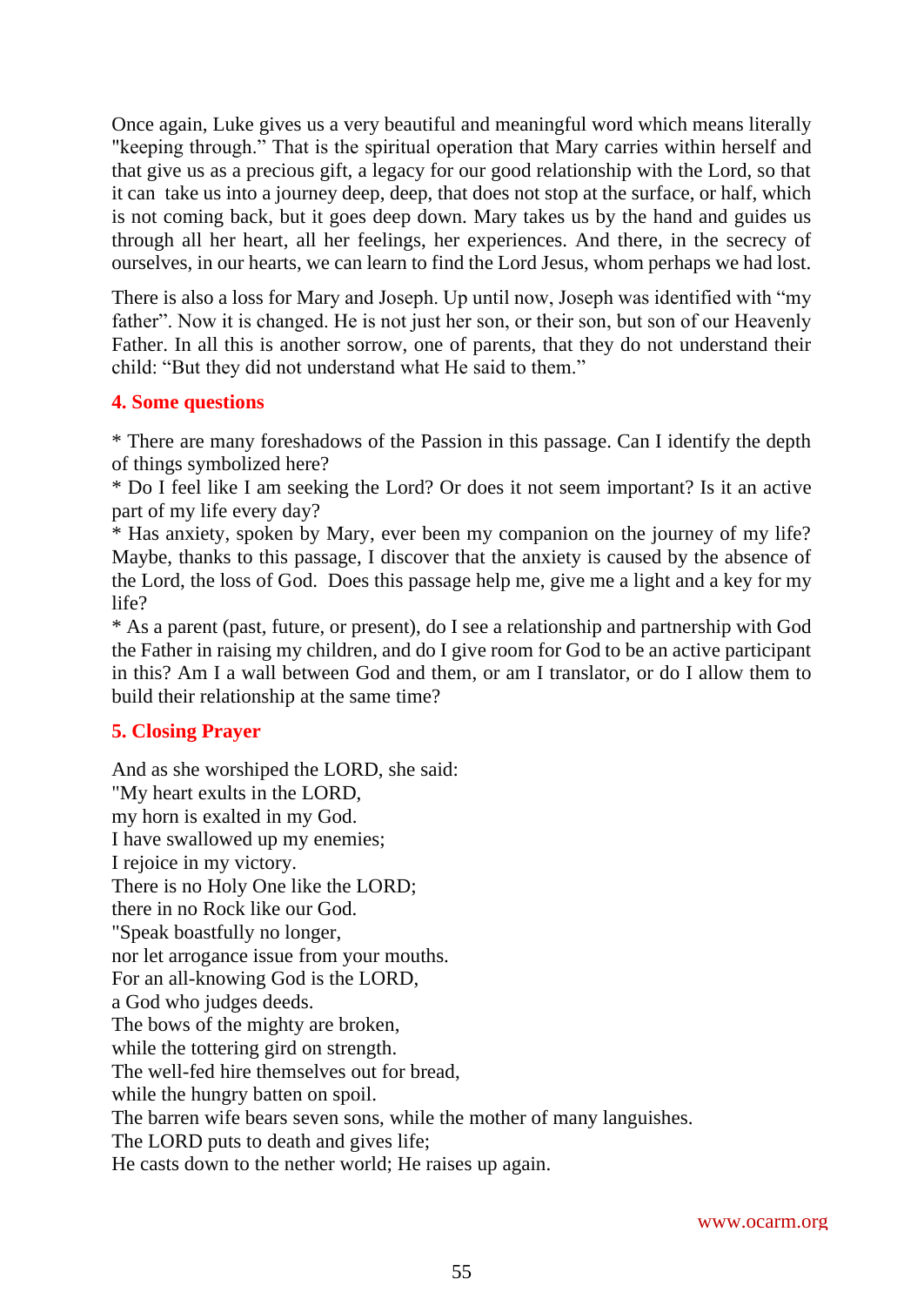Once again, Luke gives us a very beautiful and meaningful word which means literally "keeping through." That is the spiritual operation that Mary carries within herself and that give us as a precious gift, a legacy for our good relationship with the Lord, so that it can take us into a journey deep, deep, that does not stop at the surface, or half, which is not coming back, but it goes deep down. Mary takes us by the hand and guides us through all her heart, all her feelings, her experiences. And there, in the secrecy of ourselves, in our hearts, we can learn to find the Lord Jesus, whom perhaps we had lost.

There is also a loss for Mary and Joseph. Up until now, Joseph was identified with "my father". Now it is changed. He is not just her son, or their son, but son of our Heavenly Father. In all this is another sorrow, one of parents, that they do not understand their child: "But they did not understand what He said to them."

## 4. Some questions

* There are many foreshadows of the Passion in this passage. Can I identify the depth of things symbolized here?
* Do I feel like I am seeking the Lord? Or does it not seem important? Is it an active part of my life every day?
* Has anxiety, spoken by Mary, ever been my companion on the journey of my life? Maybe, thanks to this passage, I discover that the anxiety is caused by the absence of the Lord, the loss of God. Does this passage help me, give me a light and a key for my life?
* As a parent (past, future, or present), do I see a relationship and partnership with God the Father in raising my children, and do I give room for God to be an active participant in this? Am I a wall between God and them, or am I translator, or do I allow them to build their relationship at the same time?

## 5. Closing Prayer

And as she worshiped the LORD, she said:
"My heart exults in the LORD,
my horn is exalted in my God.
I have swallowed up my enemies;
I rejoice in my victory.
There is no Holy One like the LORD;
there in no Rock like our God.
"Speak boastfully no longer,
nor let arrogance issue from your mouths.
For an all-knowing God is the LORD,
a God who judges deeds.
The bows of the mighty are broken,
while the tottering gird on strength.
The well-fed hire themselves out for bread,
while the hungry batten on spoil.
The barren wife bears seven sons, while the mother of many languishes.
The LORD puts to death and gives life;
He casts down to the nether world; He raises up again.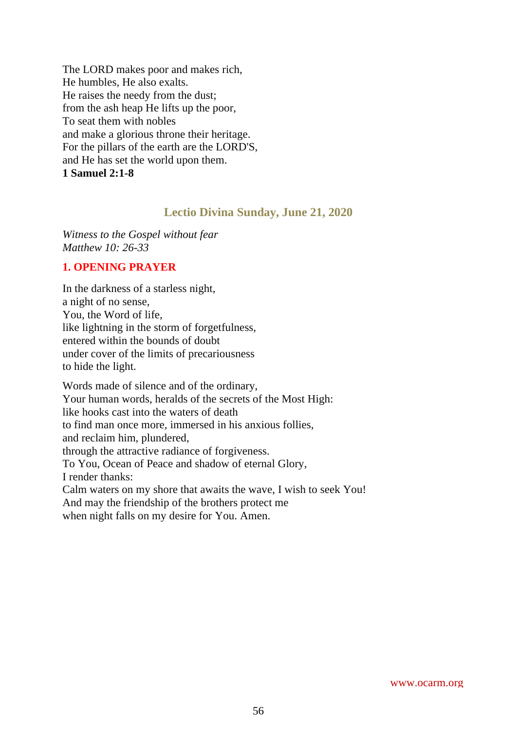The LORD makes poor and makes rich,
He humbles, He also exalts.
He raises the needy from the dust;
from the ash heap He lifts up the poor,
To seat them with nobles
and make a glorious throne their heritage.
For the pillars of the earth are the LORD'S,
and He has set the world upon them.
**1 Samuel 2:1-8**

## Lectio Divina Sunday, June 21, 2020

*Witness to the Gospel without fear*
*Matthew 10: 26-33*

### 1. OPENING PRAYER

In the darkness of a starless night,
a night of no sense,
You, the Word of life,
like lightning in the storm of forgetfulness,
entered within the bounds of doubt
under cover of the limits of precariousness
to hide the light.

Words made of silence and of the ordinary,
Your human words, heralds of the secrets of the Most High:
like hooks cast into the waters of death
to find man once more, immersed in his anxious follies,
and reclaim him, plundered,
through the attractive radiance of forgiveness.
To You, Ocean of Peace and shadow of eternal Glory,
I render thanks:
Calm waters on my shore that awaits the wave, I wish to seek You!
And may the friendship of the brothers protect me
when night falls on my desire for You. Amen.

www.ocarm.org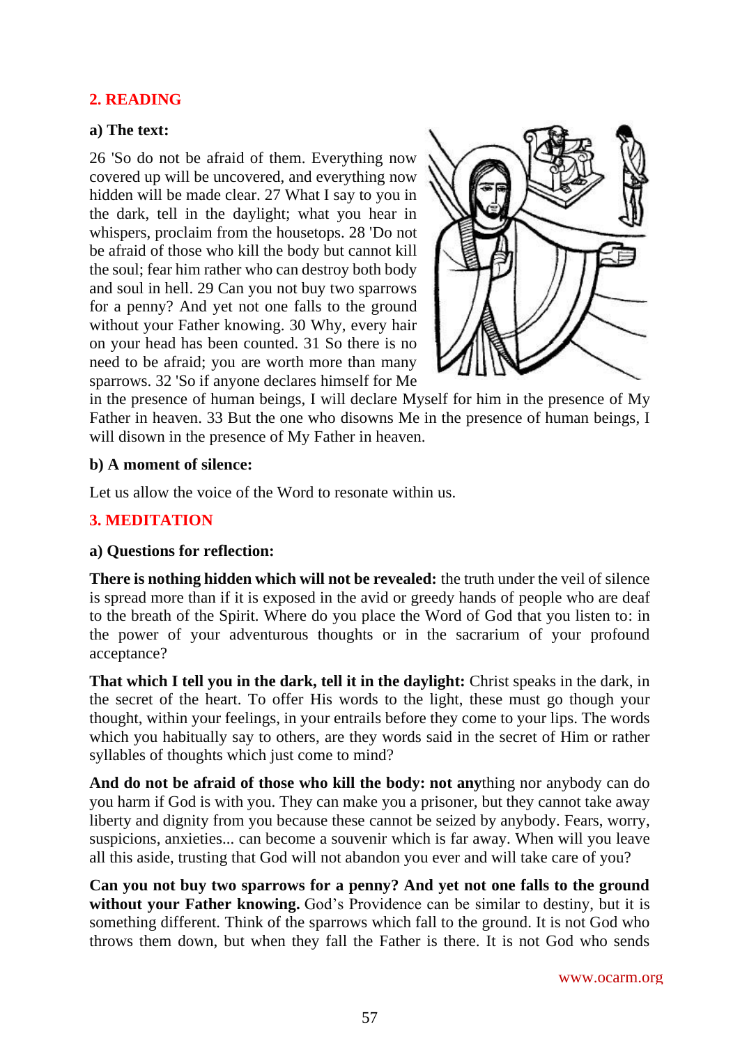## 2. READING

**a) The text:**

26 'So do not be afraid of them. Everything now covered up will be uncovered, and everything now hidden will be made clear. 27 What I say to you in the dark, tell in the daylight; what you hear in whispers, proclaim from the housetops. 28 'Do not be afraid of those who kill the body but cannot kill the soul; fear him rather who can destroy both body and soul in hell. 29 Can you not buy two sparrows for a penny? And yet not one falls to the ground without your Father knowing. 30 Why, every hair on your head has been counted. 31 So there is no need to be afraid; you are worth more than many sparrows. 32 'So if anyone declares himself for Me in the presence of human beings, I will declare Myself for him in the presence of My Father in heaven. 33 But the one who disowns Me in the presence of human beings, I will disown in the presence of My Father in heaven.

**b) A moment of silence:**

Let us allow the voice of the Word to resonate within us.

## 3. MEDITATION

**a) Questions for reflection:**

**There is nothing hidden which will not be revealed:** the truth under the veil of silence is spread more than if it is exposed in the avid or greedy hands of people who are deaf to the breath of the Spirit. Where do you place the Word of God that you listen to: in the power of your adventurous thoughts or in the sacrarium of your profound acceptance?

**That which I tell you in the dark, tell it in the daylight:** Christ speaks in the dark, in the secret of the heart. To offer His words to the light, these must go though your thought, within your feelings, in your entrails before they come to your lips. The words which you habitually say to others, are they words said in the secret of Him or rather syllables of thoughts which just come to mind?

**And do not be afraid of those who kill the body: not any**thing nor anybody can do you harm if God is with you. They can make you a prisoner, but they cannot take away liberty and dignity from you because these cannot be seized by anybody. Fears, worry, suspicions, anxieties... can become a souvenir which is far away. When will you leave all this aside, trusting that God will not abandon you ever and will take care of you?

**Can you not buy two sparrows for a penny? And yet not one falls to the ground without your Father knowing.** God's Providence can be similar to destiny, but it is something different. Think of the sparrows which fall to the ground. It is not God who throws them down, but when they fall the Father is there. It is not God who sends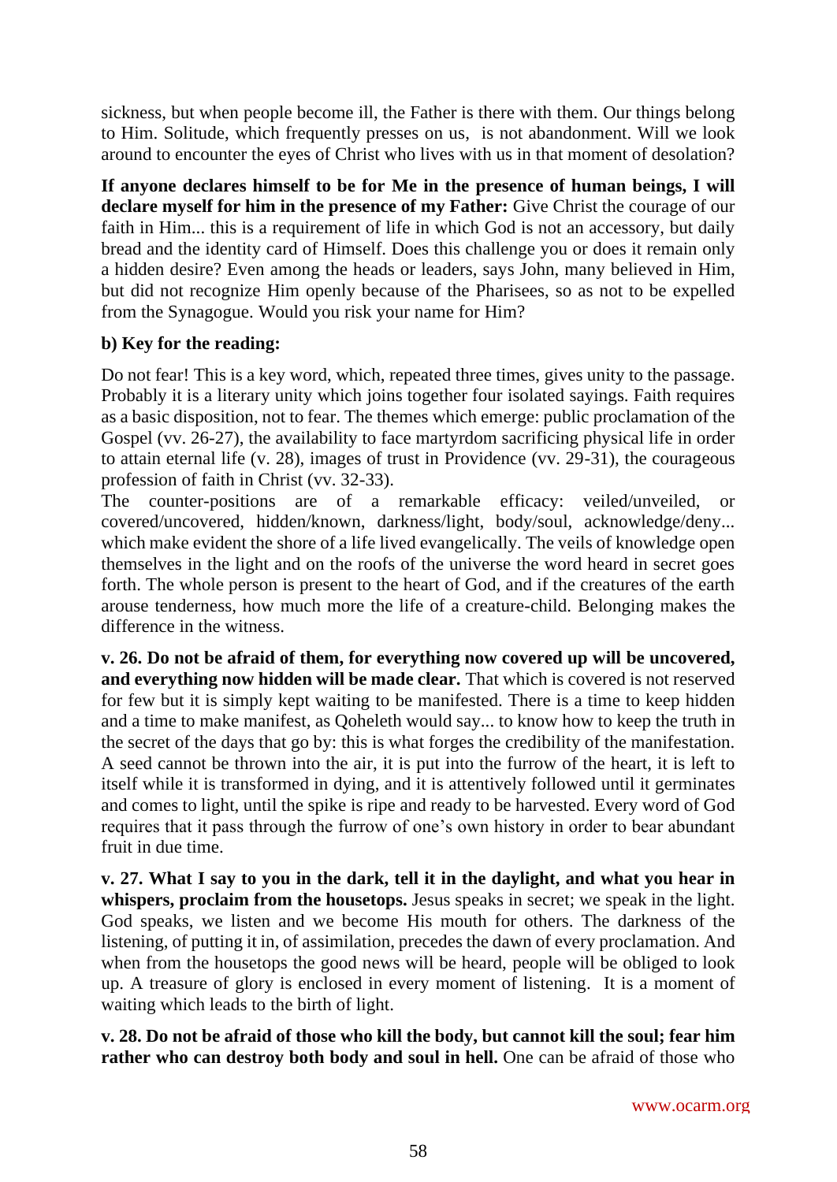sickness, but when people become ill, the Father is there with them. Our things belong to Him. Solitude, which frequently presses on us, is not abandonment. Will we look around to encounter the eyes of Christ who lives with us in that moment of desolation?

**If anyone declares himself to be for Me in the presence of human beings, I will declare myself for him in the presence of my Father:** Give Christ the courage of our faith in Him... this is a requirement of life in which God is not an accessory, but daily bread and the identity card of Himself. Does this challenge you or does it remain only a hidden desire? Even among the heads or leaders, says John, many believed in Him, but did not recognize Him openly because of the Pharisees, so as not to be expelled from the Synagogue. Would you risk your name for Him?

**b) Key for the reading:**

Do not fear! This is a key word, which, repeated three times, gives unity to the passage. Probably it is a literary unity which joins together four isolated sayings. Faith requires as a basic disposition, not to fear. The themes which emerge: public proclamation of the Gospel (vv. 26-27), the availability to face martyrdom sacrificing physical life in order to attain eternal life (v. 28), images of trust in Providence (vv. 29-31), the courageous profession of faith in Christ (vv. 32-33).
The counter-positions are of a remarkable efficacy: veiled/unveiled, or covered/uncovered, hidden/known, darkness/light, body/soul, acknowledge/deny... which make evident the shore of a life lived evangelically. The veils of knowledge open themselves in the light and on the roofs of the universe the word heard in secret goes forth. The whole person is present to the heart of God, and if the creatures of the earth arouse tenderness, how much more the life of a creature-child. Belonging makes the difference in the witness.

**v. 26. Do not be afraid of them, for everything now covered up will be uncovered, and everything now hidden will be made clear.** That which is covered is not reserved for few but it is simply kept waiting to be manifested. There is a time to keep hidden and a time to make manifest, as Qoheleth would say... to know how to keep the truth in the secret of the days that go by: this is what forges the credibility of the manifestation. A seed cannot be thrown into the air, it is put into the furrow of the heart, it is left to itself while it is transformed in dying, and it is attentively followed until it germinates and comes to light, until the spike is ripe and ready to be harvested. Every word of God requires that it pass through the furrow of one's own history in order to bear abundant fruit in due time.

**v. 27. What I say to you in the dark, tell it in the daylight, and what you hear in whispers, proclaim from the housetops.** Jesus speaks in secret; we speak in the light. God speaks, we listen and we become His mouth for others. The darkness of the listening, of putting it in, of assimilation, precedes the dawn of every proclamation. And when from the housetops the good news will be heard, people will be obliged to look up. A treasure of glory is enclosed in every moment of listening. It is a moment of waiting which leads to the birth of light.

**v. 28. Do not be afraid of those who kill the body, but cannot kill the soul; fear him rather who can destroy both body and soul in hell.** One can be afraid of those who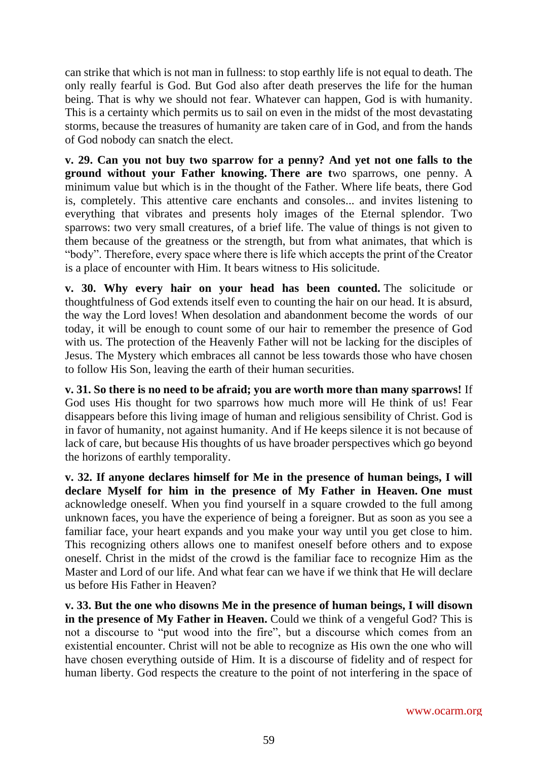can strike that which is not man in fullness: to stop earthly life is not equal to death. The only really fearful is God. But God also after death preserves the life for the human being. That is why we should not fear. Whatever can happen, God is with humanity. This is a certainty which permits us to sail on even in the midst of the most devastating storms, because the treasures of humanity are taken care of in God, and from the hands of God nobody can snatch the elect.

**v. 29. Can you not buy two sparrow for a penny? And yet not one falls to the ground without your Father knowing. There are t**wo sparrows, one penny. A minimum value but which is in the thought of the Father. Where life beats, there God is, completely. This attentive care enchants and consoles... and invites listening to everything that vibrates and presents holy images of the Eternal splendor. Two sparrows: two very small creatures, of a brief life. The value of things is not given to them because of the greatness or the strength, but from what animates, that which is "body". Therefore, every space where there is life which accepts the print of the Creator is a place of encounter with Him. It bears witness to His solicitude.

**v. 30. Why every hair on your head has been counted.** The solicitude or thoughtfulness of God extends itself even to counting the hair on our head. It is absurd, the way the Lord loves! When desolation and abandonment become the words of our today, it will be enough to count some of our hair to remember the presence of God with us. The protection of the Heavenly Father will not be lacking for the disciples of Jesus. The Mystery which embraces all cannot be less towards those who have chosen to follow His Son, leaving the earth of their human securities.

**v. 31. So there is no need to be afraid; you are worth more than many sparrows!** If God uses His thought for two sparrows how much more will He think of us! Fear disappears before this living image of human and religious sensibility of Christ. God is in favor of humanity, not against humanity. And if He keeps silence it is not because of lack of care, but because His thoughts of us have broader perspectives which go beyond the horizons of earthly temporality.

**v. 32. If anyone declares himself for Me in the presence of human beings, I will declare Myself for him in the presence of My Father in Heaven. One must** acknowledge oneself. When you find yourself in a square crowded to the full among unknown faces, you have the experience of being a foreigner. But as soon as you see a familiar face, your heart expands and you make your way until you get close to him. This recognizing others allows one to manifest oneself before others and to expose oneself. Christ in the midst of the crowd is the familiar face to recognize Him as the Master and Lord of our life. And what fear can we have if we think that He will declare us before His Father in Heaven?

**v. 33. But the one who disowns Me in the presence of human beings, I will disown in the presence of My Father in Heaven.** Could we think of a vengeful God? This is not a discourse to "put wood into the fire", but a discourse which comes from an existential encounter. Christ will not be able to recognize as His own the one who will have chosen everything outside of Him. It is a discourse of fidelity and of respect for human liberty. God respects the creature to the point of not interfering in the space of

www.ocarm.org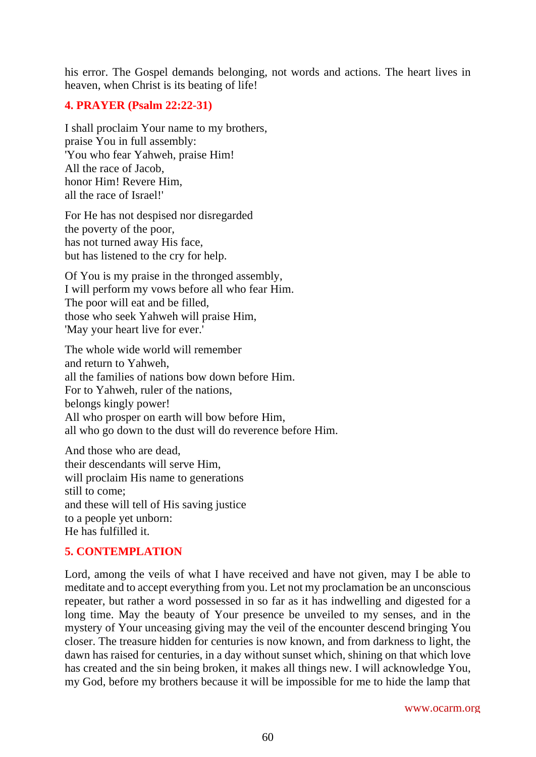his error. The Gospel demands belonging, not words and actions. The heart lives in heaven, when Christ is its beating of life!

## 4. PRAYER (Psalm 22:22-31)

I shall proclaim Your name to my brothers,  
praise You in full assembly:  
'You who fear Yahweh, praise Him!  
All the race of Jacob,  
honor Him! Revere Him,  
all the race of Israel!'

For He has not despised nor disregarded  
the poverty of the poor,  
has not turned away His face,  
but has listened to the cry for help.

Of You is my praise in the thronged assembly,  
I will perform my vows before all who fear Him.  
The poor will eat and be filled,  
those who seek Yahweh will praise Him,  
'May your heart live for ever.'

The whole wide world will remember  
and return to Yahweh,  
all the families of nations bow down before Him.  
For to Yahweh, ruler of the nations,  
belongs kingly power!  
All who prosper on earth will bow before Him,  
all who go down to the dust will do reverence before Him.

And those who are dead,  
their descendants will serve Him,  
will proclaim His name to generations  
still to come;  
and these will tell of His saving justice  
to a people yet unborn:  
He has fulfilled it.

## 5. CONTEMPLATION

Lord, among the veils of what I have received and have not given, may I be able to meditate and to accept everything from you. Let not my proclamation be an unconscious repeater, but rather a word possessed in so far as it has indwelling and digested for a long time. May the beauty of Your presence be unveiled to my senses, and in the mystery of Your unceasing giving may the veil of the encounter descend bringing You closer. The treasure hidden for centuries is now known, and from darkness to light, the dawn has raised for centuries, in a day without sunset which, shining on that which love has created and the sin being broken, it makes all things new. I will acknowledge You, my God, before my brothers because it will be impossible for me to hide the lamp that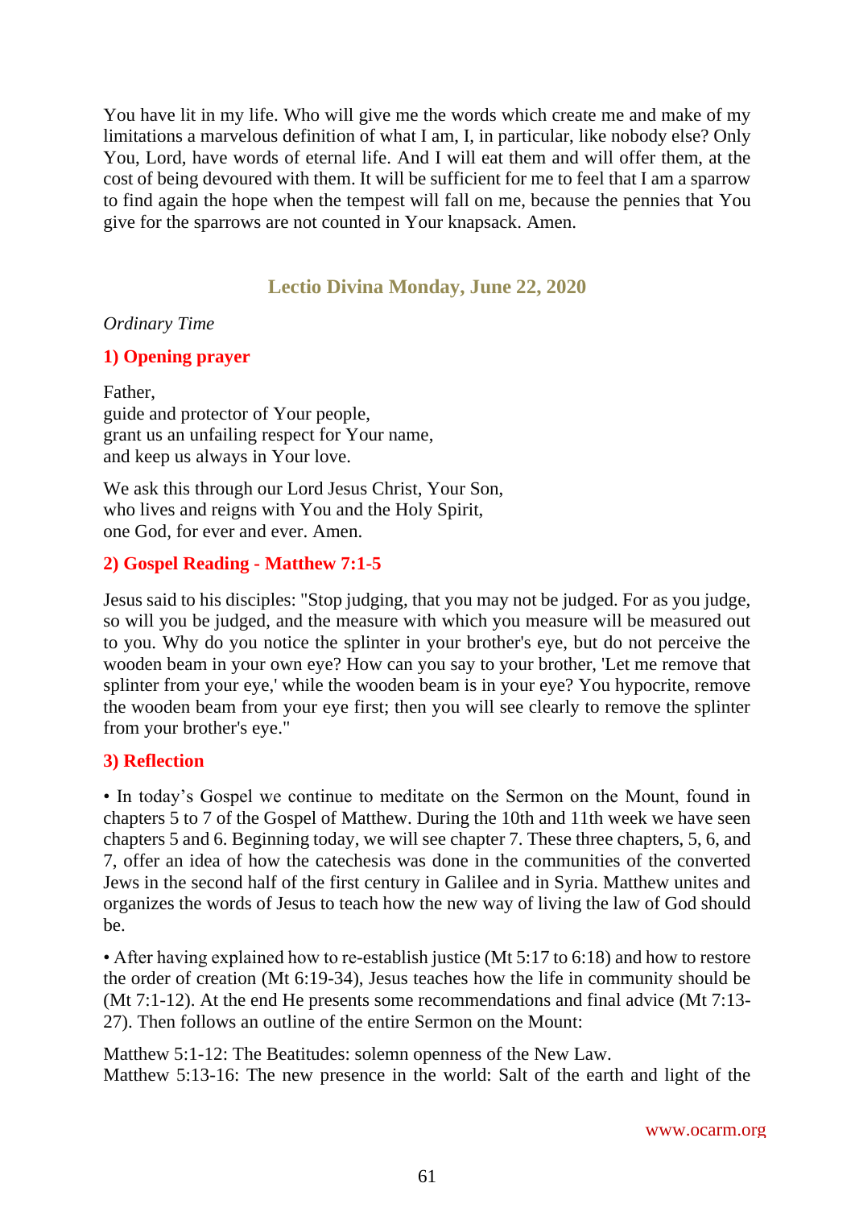You have lit in my life. Who will give me the words which create me and make of my limitations a marvelous definition of what I am, I, in particular, like nobody else? Only You, Lord, have words of eternal life. And I will eat them and will offer them, at the cost of being devoured with them. It will be sufficient for me to feel that I am a sparrow to find again the hope when the tempest will fall on me, because the pennies that You give for the sparrows are not counted in Your knapsack. Amen.

## Lectio Divina Monday, June 22, 2020

*Ordinary Time*

### 1) Opening prayer

Father,
guide and protector of Your people,
grant us an unfailing respect for Your name,
and keep us always in Your love.

We ask this through our Lord Jesus Christ, Your Son,
who lives and reigns with You and the Holy Spirit,
one God, for ever and ever. Amen.

### 2) Gospel Reading - Matthew 7:1-5

Jesus said to his disciples: "Stop judging, that you may not be judged. For as you judge, so will you be judged, and the measure with which you measure will be measured out to you. Why do you notice the splinter in your brother's eye, but do not perceive the wooden beam in your own eye? How can you say to your brother, 'Let me remove that splinter from your eye,' while the wooden beam is in your eye? You hypocrite, remove the wooden beam from your eye first; then you will see clearly to remove the splinter from your brother's eye."

### 3) Reflection

• In today's Gospel we continue to meditate on the Sermon on the Mount, found in chapters 5 to 7 of the Gospel of Matthew. During the 10th and 11th week we have seen chapters 5 and 6. Beginning today, we will see chapter 7. These three chapters, 5, 6, and 7, offer an idea of how the catechesis was done in the communities of the converted Jews in the second half of the first century in Galilee and in Syria. Matthew unites and organizes the words of Jesus to teach how the new way of living the law of God should be.

• After having explained how to re-establish justice (Mt 5:17 to 6:18) and how to restore the order of creation (Mt 6:19-34), Jesus teaches how the life in community should be (Mt 7:1-12). At the end He presents some recommendations and final advice (Mt 7:13-27). Then follows an outline of the entire Sermon on the Mount:

Matthew 5:1-12: The Beatitudes: solemn openness of the New Law.
Matthew 5:13-16: The new presence in the world: Salt of the earth and light of the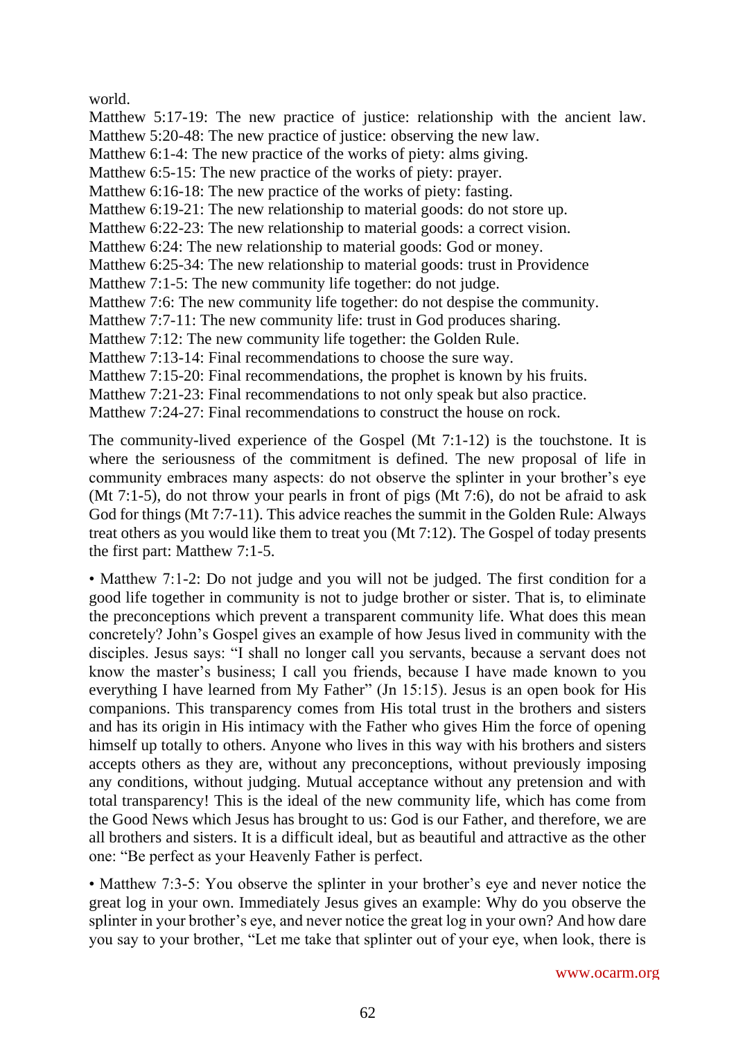world.

Matthew 5:17-19: The new practice of justice: relationship with the ancient law.
Matthew 5:20-48: The new practice of justice: observing the new law.
Matthew 6:1-4: The new practice of the works of piety: alms giving.
Matthew 6:5-15: The new practice of the works of piety: prayer.
Matthew 6:16-18: The new practice of the works of piety: fasting.
Matthew 6:19-21: The new relationship to material goods: do not store up.
Matthew 6:22-23: The new relationship to material goods: a correct vision.
Matthew 6:24: The new relationship to material goods: God or money.
Matthew 6:25-34: The new relationship to material goods: trust in Providence
Matthew 7:1-5: The new community life together: do not judge.
Matthew 7:6: The new community life together: do not despise the community.
Matthew 7:7-11: The new community life: trust in God produces sharing.
Matthew 7:12: The new community life together: the Golden Rule.
Matthew 7:13-14: Final recommendations to choose the sure way.
Matthew 7:15-20: Final recommendations, the prophet is known by his fruits.
Matthew 7:21-23: Final recommendations to not only speak but also practice.
Matthew 7:24-27: Final recommendations to construct the house on rock.

The community-lived experience of the Gospel (Mt 7:1-12) is the touchstone. It is where the seriousness of the commitment is defined. The new proposal of life in community embraces many aspects: do not observe the splinter in your brother's eye (Mt 7:1-5), do not throw your pearls in front of pigs (Mt 7:6), do not be afraid to ask God for things (Mt 7:7-11). This advice reaches the summit in the Golden Rule: Always treat others as you would like them to treat you (Mt 7:12). The Gospel of today presents the first part: Matthew 7:1-5.

• Matthew 7:1-2: Do not judge and you will not be judged. The first condition for a good life together in community is not to judge brother or sister. That is, to eliminate the preconceptions which prevent a transparent community life. What does this mean concretely? John's Gospel gives an example of how Jesus lived in community with the disciples. Jesus says: "I shall no longer call you servants, because a servant does not know the master's business; I call you friends, because I have made known to you everything I have learned from My Father" (Jn 15:15). Jesus is an open book for His companions. This transparency comes from His total trust in the brothers and sisters and has its origin in His intimacy with the Father who gives Him the force of opening himself up totally to others. Anyone who lives in this way with his brothers and sisters accepts others as they are, without any preconceptions, without previously imposing any conditions, without judging. Mutual acceptance without any pretension and with total transparency! This is the ideal of the new community life, which has come from the Good News which Jesus has brought to us: God is our Father, and therefore, we are all brothers and sisters. It is a difficult ideal, but as beautiful and attractive as the other one: "Be perfect as your Heavenly Father is perfect.

• Matthew 7:3-5: You observe the splinter in your brother's eye and never notice the great log in your own. Immediately Jesus gives an example: Why do you observe the splinter in your brother's eye, and never notice the great log in your own? And how dare you say to your brother, "Let me take that splinter out of your eye, when look, there is

www.ocarm.org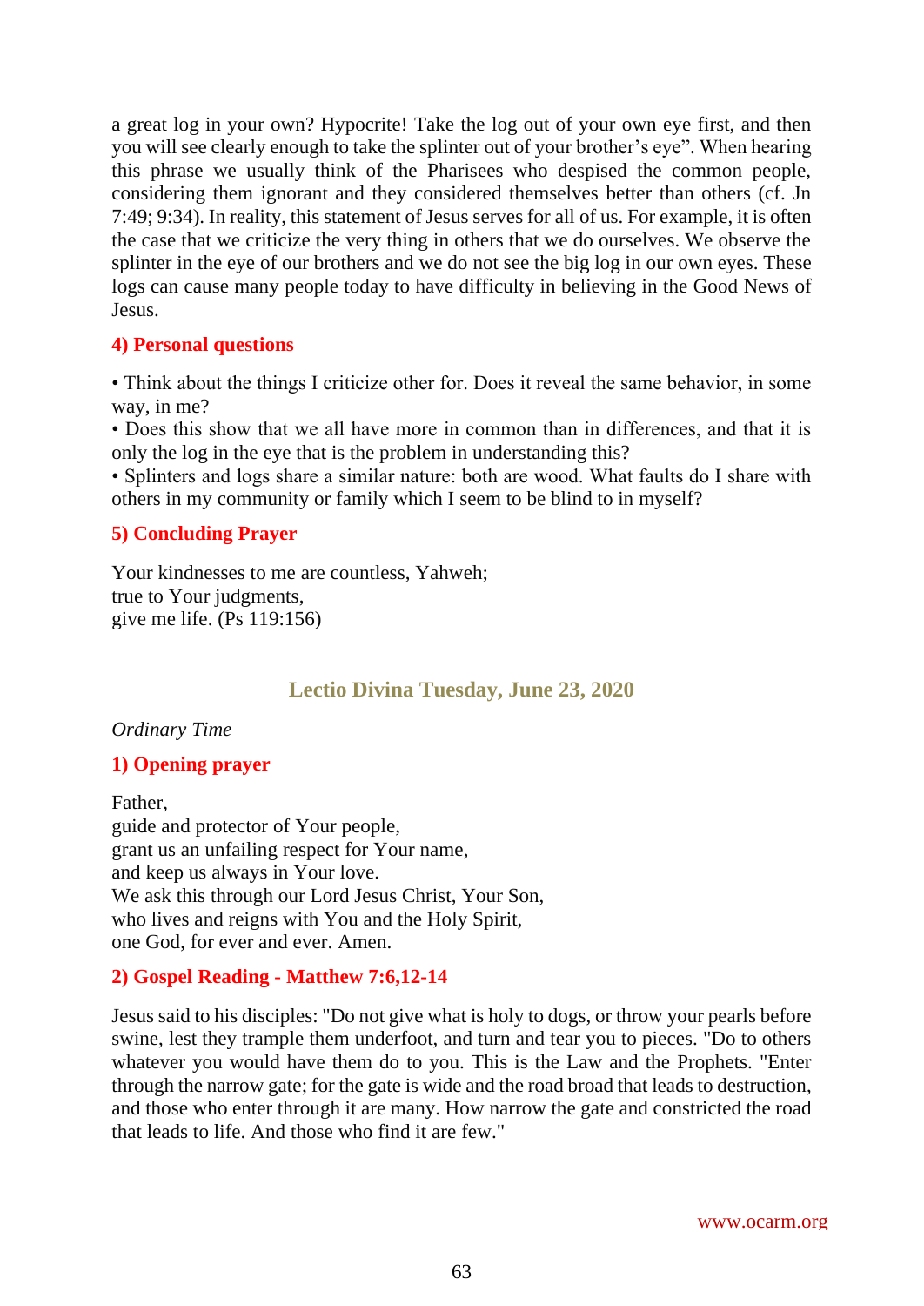a great log in your own? Hypocrite! Take the log out of your own eye first, and then you will see clearly enough to take the splinter out of your brother's eye". When hearing this phrase we usually think of the Pharisees who despised the common people, considering them ignorant and they considered themselves better than others (cf. Jn 7:49; 9:34). In reality, this statement of Jesus serves for all of us. For example, it is often the case that we criticize the very thing in others that we do ourselves. We observe the splinter in the eye of our brothers and we do not see the big log in our own eyes. These logs can cause many people today to have difficulty in believing in the Good News of Jesus.

### 4) Personal questions

• Think about the things I criticize other for. Does it reveal the same behavior, in some way, in me?
• Does this show that we all have more in common than in differences, and that it is only the log in the eye that is the problem in understanding this?
• Splinters and logs share a similar nature: both are wood. What faults do I share with others in my community or family which I seem to be blind to in myself?

### 5) Concluding Prayer

Your kindnesses to me are countless, Yahweh;
true to Your judgments,
give me life. (Ps 119:156)

## Lectio Divina Tuesday, June 23, 2020

*Ordinary Time*

### 1) Opening prayer

Father,
guide and protector of Your people,
grant us an unfailing respect for Your name,
and keep us always in Your love.
We ask this through our Lord Jesus Christ, Your Son,
who lives and reigns with You and the Holy Spirit,
one God, for ever and ever. Amen.

### 2) Gospel Reading - Matthew 7:6,12-14

Jesus said to his disciples: "Do not give what is holy to dogs, or throw your pearls before swine, lest they trample them underfoot, and turn and tear you to pieces. "Do to others whatever you would have them do to you. This is the Law and the Prophets. "Enter through the narrow gate; for the gate is wide and the road broad that leads to destruction, and those who enter through it are many. How narrow the gate and constricted the road that leads to life. And those who find it are few."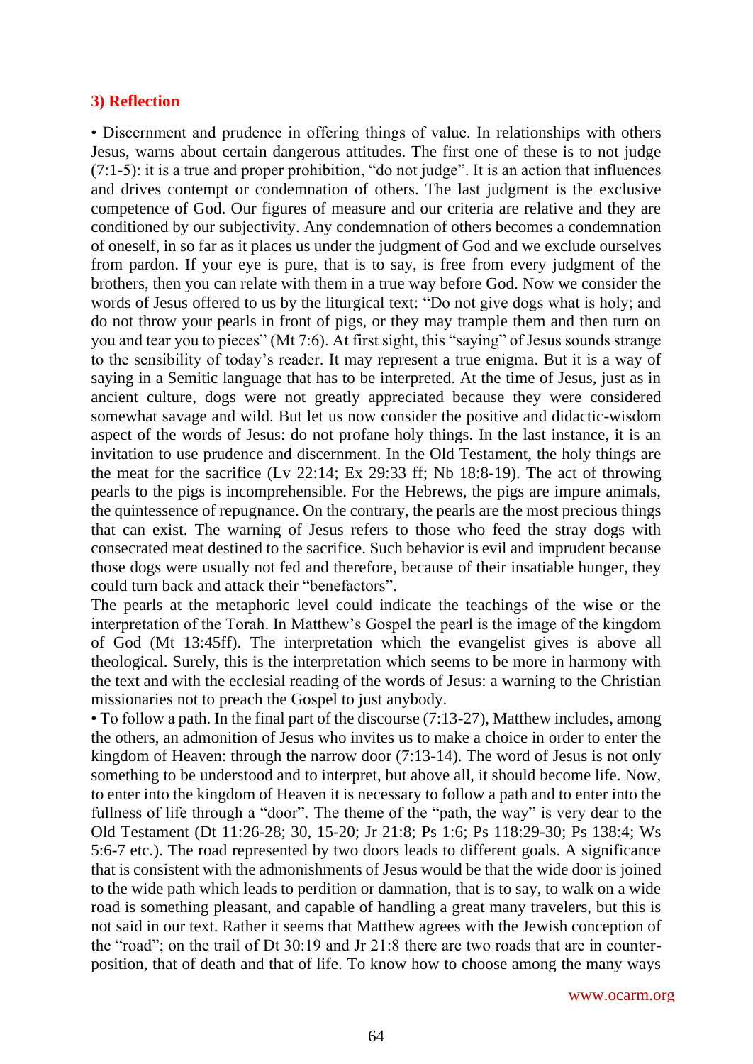### 3) Reflection

• Discernment and prudence in offering things of value. In relationships with others Jesus, warns about certain dangerous attitudes. The first one of these is to not judge (7:1-5): it is a true and proper prohibition, "do not judge". It is an action that influences and drives contempt or condemnation of others. The last judgment is the exclusive competence of God. Our figures of measure and our criteria are relative and they are conditioned by our subjectivity. Any condemnation of others becomes a condemnation of oneself, in so far as it places us under the judgment of God and we exclude ourselves from pardon. If your eye is pure, that is to say, is free from every judgment of the brothers, then you can relate with them in a true way before God. Now we consider the words of Jesus offered to us by the liturgical text: "Do not give dogs what is holy; and do not throw your pearls in front of pigs, or they may trample them and then turn on you and tear you to pieces" (Mt 7:6). At first sight, this "saying" of Jesus sounds strange to the sensibility of today's reader. It may represent a true enigma. But it is a way of saying in a Semitic language that has to be interpreted. At the time of Jesus, just as in ancient culture, dogs were not greatly appreciated because they were considered somewhat savage and wild. But let us now consider the positive and didactic-wisdom aspect of the words of Jesus: do not profane holy things. In the last instance, it is an invitation to use prudence and discernment. In the Old Testament, the holy things are the meat for the sacrifice (Lv 22:14; Ex 29:33 ff; Nb 18:8-19). The act of throwing pearls to the pigs is incomprehensible. For the Hebrews, the pigs are impure animals, the quintessence of repugnance. On the contrary, the pearls are the most precious things that can exist. The warning of Jesus refers to those who feed the stray dogs with consecrated meat destined to the sacrifice. Such behavior is evil and imprudent because those dogs were usually not fed and therefore, because of their insatiable hunger, they could turn back and attack their "benefactors".

The pearls at the metaphoric level could indicate the teachings of the wise or the interpretation of the Torah. In Matthew's Gospel the pearl is the image of the kingdom of God (Mt 13:45ff). The interpretation which the evangelist gives is above all theological. Surely, this is the interpretation which seems to be more in harmony with the text and with the ecclesial reading of the words of Jesus: a warning to the Christian missionaries not to preach the Gospel to just anybody.

• To follow a path. In the final part of the discourse (7:13-27), Matthew includes, among the others, an admonition of Jesus who invites us to make a choice in order to enter the kingdom of Heaven: through the narrow door (7:13-14). The word of Jesus is not only something to be understood and to interpret, but above all, it should become life. Now, to enter into the kingdom of Heaven it is necessary to follow a path and to enter into the fullness of life through a "door". The theme of the "path, the way" is very dear to the Old Testament (Dt 11:26-28; 30, 15-20; Jr 21:8; Ps 1:6; Ps 118:29-30; Ps 138:4; Ws 5:6-7 etc.). The road represented by two doors leads to different goals. A significance that is consistent with the admonishments of Jesus would be that the wide door is joined to the wide path which leads to perdition or damnation, that is to say, to walk on a wide road is something pleasant, and capable of handling a great many travelers, but this is not said in our text. Rather it seems that Matthew agrees with the Jewish conception of the "road"; on the trail of Dt 30:19 and Jr 21:8 there are two roads that are in counter-position, that of death and that of life. To know how to choose among the many ways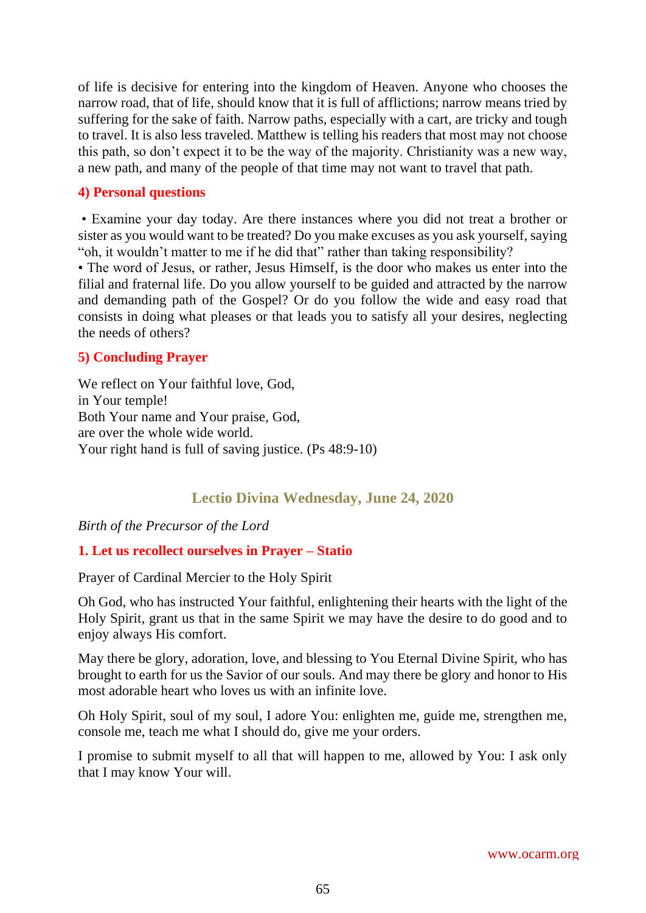of life is decisive for entering into the kingdom of Heaven. Anyone who chooses the narrow road, that of life, should know that it is full of afflictions; narrow means tried by suffering for the sake of faith. Narrow paths, especially with a cart, are tricky and tough to travel. It is also less traveled. Matthew is telling his readers that most may not choose this path, so don't expect it to be the way of the majority. Christianity was a new way, a new path, and many of the people of that time may not want to travel that path.

### 4) Personal questions

• Examine your day today. Are there instances where you did not treat a brother or sister as you would want to be treated? Do you make excuses as you ask yourself, saying "oh, it wouldn't matter to me if he did that" rather than taking responsibility?
• The word of Jesus, or rather, Jesus Himself, is the door who makes us enter into the filial and fraternal life. Do you allow yourself to be guided and attracted by the narrow and demanding path of the Gospel? Or do you follow the wide and easy road that consists in doing what pleases or that leads you to satisfy all your desires, neglecting the needs of others?

### 5) Concluding Prayer

We reflect on Your faithful love, God,
in Your temple!
Both Your name and Your praise, God,
are over the whole wide world.
Your right hand is full of saving justice. (Ps 48:9-10)

## Lectio Divina Wednesday, June 24, 2020

*Birth of the Precursor of the Lord*

### 1. Let us recollect ourselves in Prayer – Statio

Prayer of Cardinal Mercier to the Holy Spirit

Oh God, who has instructed Your faithful, enlightening their hearts with the light of the Holy Spirit, grant us that in the same Spirit we may have the desire to do good and to enjoy always His comfort.

May there be glory, adoration, love, and blessing to You Eternal Divine Spirit, who has brought to earth for us the Savior of our souls. And may there be glory and honor to His most adorable heart who loves us with an infinite love.

Oh Holy Spirit, soul of my soul, I adore You: enlighten me, guide me, strengthen me, console me, teach me what I should do, give me your orders.

I promise to submit myself to all that will happen to me, allowed by You: I ask only that I may know Your will.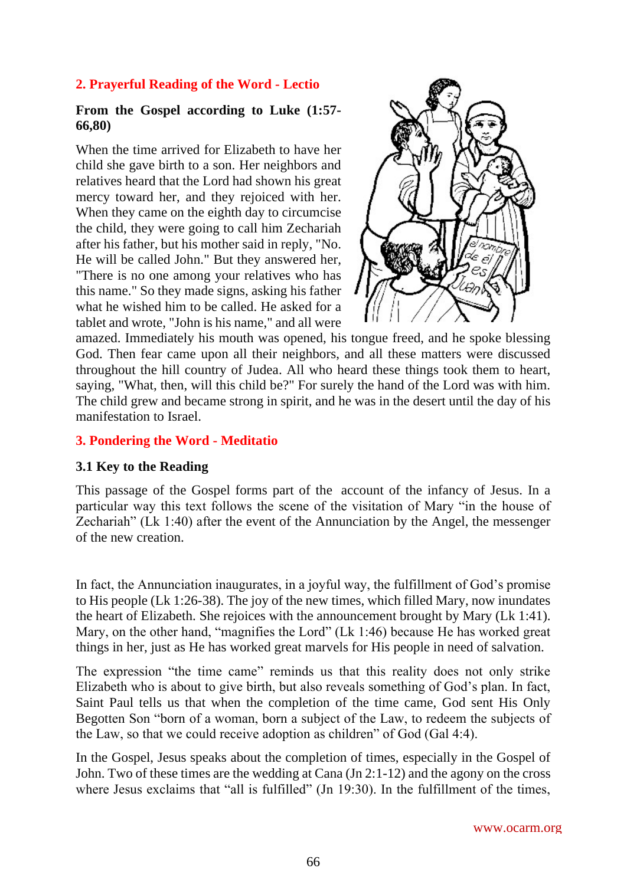## 2. Prayerful Reading of the Word - Lectio

**From the Gospel according to Luke (1:57-66,80)**

When the time arrived for Elizabeth to have her child she gave birth to a son. Her neighbors and relatives heard that the Lord had shown his great mercy toward her, and they rejoiced with her. When they came on the eighth day to circumcise the child, they were going to call him Zechariah after his father, but his mother said in reply, "No. He will be called John." But they answered her, "There is no one among your relatives who has this name." So they made signs, asking his father what he wished him to be called. He asked for a tablet and wrote, "John is his name," and all were amazed. Immediately his mouth was opened, his tongue freed, and he spoke blessing God. Then fear came upon all their neighbors, and all these matters were discussed throughout the hill country of Judea. All who heard these things took them to heart, saying, "What, then, will this child be?" For surely the hand of the Lord was with him. The child grew and became strong in spirit, and he was in the desert until the day of his manifestation to Israel.

## 3. Pondering the Word - Meditatio

### 3.1 Key to the Reading

This passage of the Gospel forms part of the account of the infancy of Jesus. In a particular way this text follows the scene of the visitation of Mary "in the house of Zechariah" (Lk 1:40) after the event of the Annunciation by the Angel, the messenger of the new creation.

In fact, the Annunciation inaugurates, in a joyful way, the fulfillment of God's promise to His people (Lk 1:26-38). The joy of the new times, which filled Mary, now inundates the heart of Elizabeth. She rejoices with the announcement brought by Mary (Lk 1:41). Mary, on the other hand, "magnifies the Lord" (Lk 1:46) because He has worked great things in her, just as He has worked great marvels for His people in need of salvation.

The expression "the time came" reminds us that this reality does not only strike Elizabeth who is about to give birth, but also reveals something of God's plan. In fact, Saint Paul tells us that when the completion of the time came, God sent His Only Begotten Son "born of a woman, born a subject of the Law, to redeem the subjects of the Law, so that we could receive adoption as children" of God (Gal 4:4).

In the Gospel, Jesus speaks about the completion of times, especially in the Gospel of John. Two of these times are the wedding at Cana (Jn 2:1-12) and the agony on the cross where Jesus exclaims that "all is fulfilled" (Jn 19:30). In the fulfillment of the times,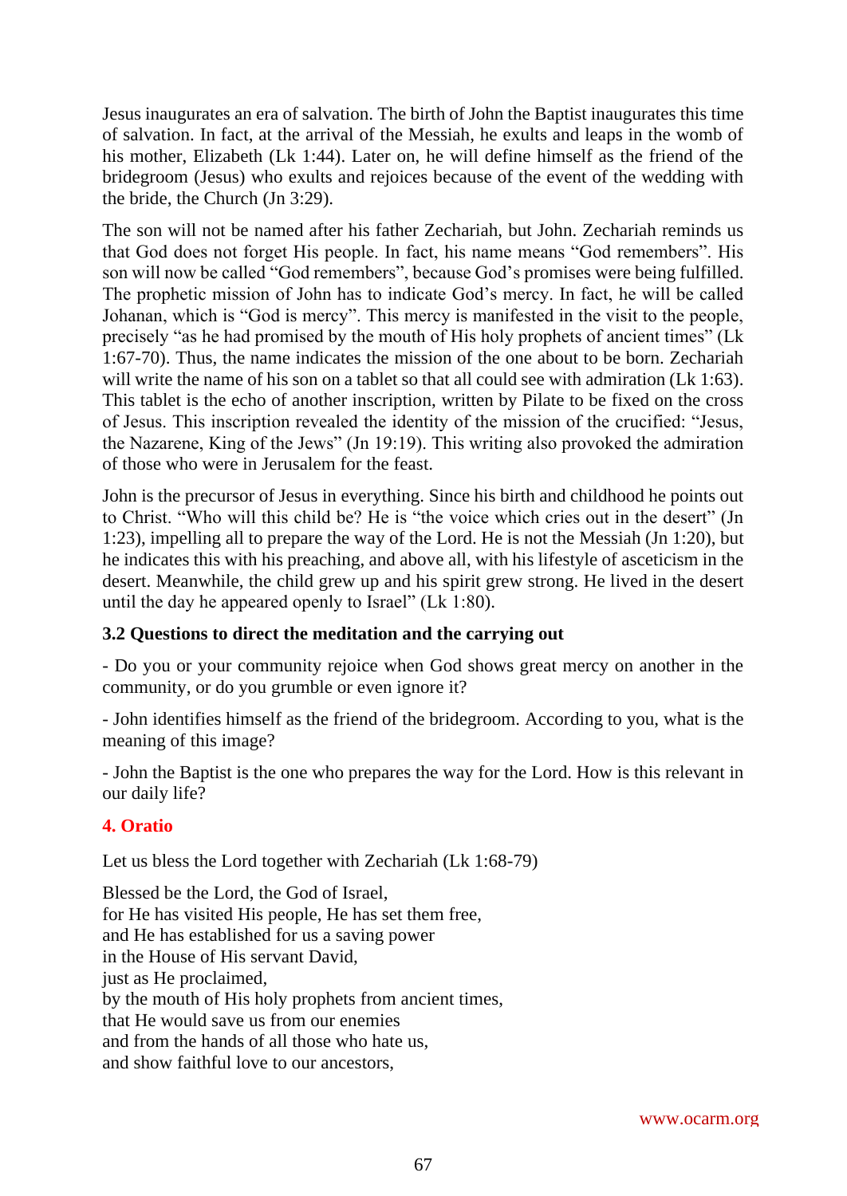Jesus inaugurates an era of salvation. The birth of John the Baptist inaugurates this time of salvation. In fact, at the arrival of the Messiah, he exults and leaps in the womb of his mother, Elizabeth (Lk 1:44). Later on, he will define himself as the friend of the bridegroom (Jesus) who exults and rejoices because of the event of the wedding with the bride, the Church (Jn 3:29).

The son will not be named after his father Zechariah, but John. Zechariah reminds us that God does not forget His people. In fact, his name means "God remembers". His son will now be called "God remembers", because God's promises were being fulfilled. The prophetic mission of John has to indicate God's mercy. In fact, he will be called Johanan, which is "God is mercy". This mercy is manifested in the visit to the people, precisely "as he had promised by the mouth of His holy prophets of ancient times" (Lk 1:67-70). Thus, the name indicates the mission of the one about to be born. Zechariah will write the name of his son on a tablet so that all could see with admiration (Lk 1:63). This tablet is the echo of another inscription, written by Pilate to be fixed on the cross of Jesus. This inscription revealed the identity of the mission of the crucified: "Jesus, the Nazarene, King of the Jews" (Jn 19:19). This writing also provoked the admiration of those who were in Jerusalem for the feast.

John is the precursor of Jesus in everything. Since his birth and childhood he points out to Christ. "Who will this child be? He is "the voice which cries out in the desert" (Jn 1:23), impelling all to prepare the way of the Lord. He is not the Messiah (Jn 1:20), but he indicates this with his preaching, and above all, with his lifestyle of asceticism in the desert. Meanwhile, the child grew up and his spirit grew strong. He lived in the desert until the day he appeared openly to Israel" (Lk 1:80).

### 3.2 Questions to direct the meditation and the carrying out

- Do you or your community rejoice when God shows great mercy on another in the community, or do you grumble or even ignore it?

- John identifies himself as the friend of the bridegroom. According to you, what is the meaning of this image?

- John the Baptist is the one who prepares the way for the Lord. How is this relevant in our daily life?

## 4. Oratio

Let us bless the Lord together with Zechariah (Lk 1:68-79)

Blessed be the Lord, the God of Israel,
for He has visited His people, He has set them free,
and He has established for us a saving power
in the House of His servant David,
just as He proclaimed,
by the mouth of His holy prophets from ancient times,
that He would save us from our enemies
and from the hands of all those who hate us,
and show faithful love to our ancestors,

www.ocarm.org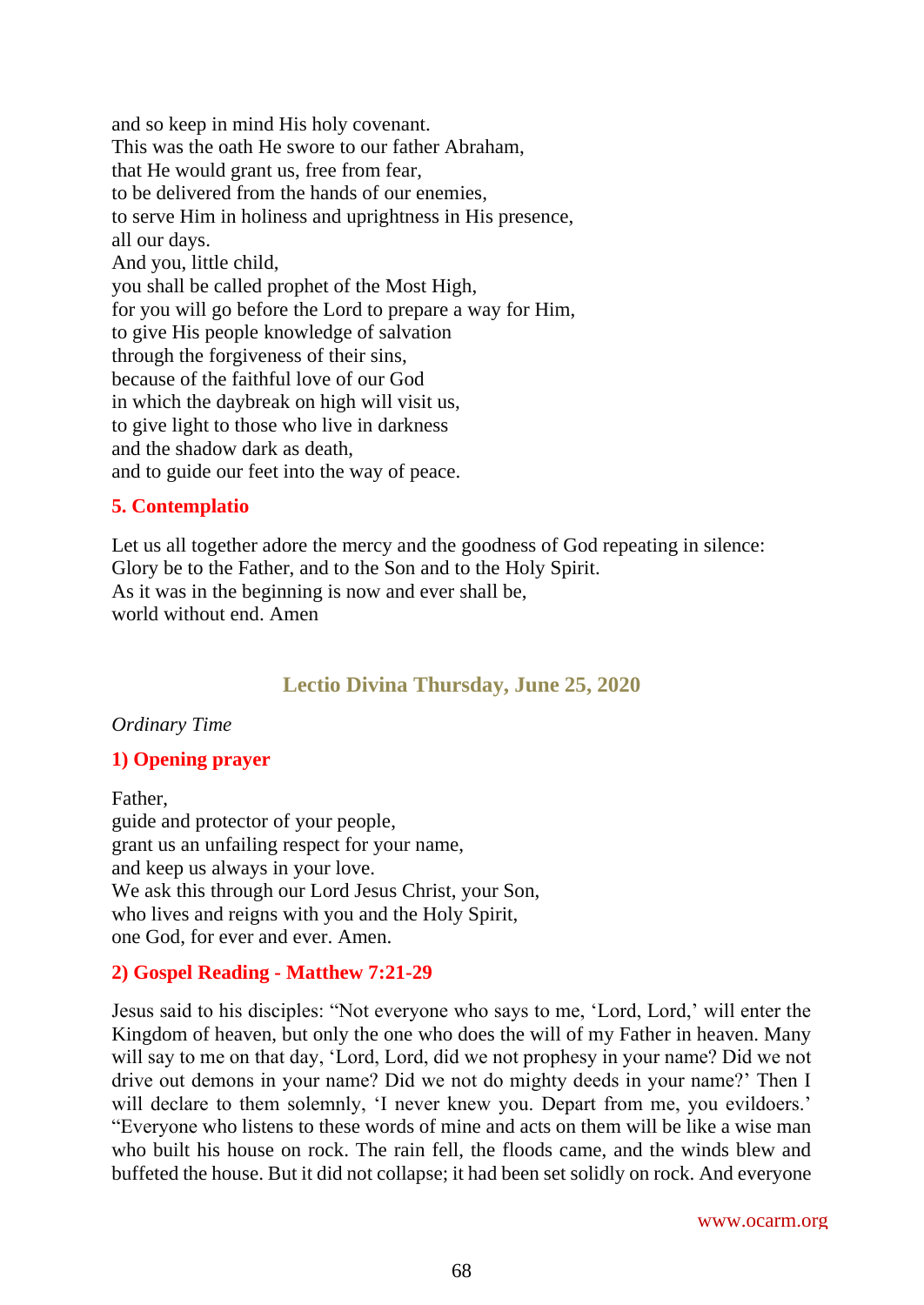and so keep in mind His holy covenant.
This was the oath He swore to our father Abraham,
that He would grant us, free from fear,
to be delivered from the hands of our enemies,
to serve Him in holiness and uprightness in His presence,
all our days.
And you, little child,
you shall be called prophet of the Most High,
for you will go before the Lord to prepare a way for Him,
to give His people knowledge of salvation
through the forgiveness of their sins,
because of the faithful love of our God
in which the daybreak on high will visit us,
to give light to those who live in darkness
and the shadow dark as death,
and to guide our feet into the way of peace.

### 5. Contemplatio

Let us all together adore the mercy and the goodness of God repeating in silence:
Glory be to the Father, and to the Son and to the Holy Spirit.
As it was in the beginning is now and ever shall be,
world without end. Amen

## Lectio Divina Thursday, June 25, 2020

*Ordinary Time*

### 1) Opening prayer

Father,
guide and protector of your people,
grant us an unfailing respect for your name,
and keep us always in your love.
We ask this through our Lord Jesus Christ, your Son,
who lives and reigns with you and the Holy Spirit,
one God, for ever and ever. Amen.

### 2) Gospel Reading - Matthew 7:21-29

Jesus said to his disciples: "Not everyone who says to me, 'Lord, Lord,' will enter the Kingdom of heaven, but only the one who does the will of my Father in heaven. Many will say to me on that day, 'Lord, Lord, did we not prophesy in your name? Did we not drive out demons in your name? Did we not do mighty deeds in your name?' Then I will declare to them solemnly, 'I never knew you. Depart from me, you evildoers.' "Everyone who listens to these words of mine and acts on them will be like a wise man who built his house on rock. The rain fell, the floods came, and the winds blew and buffeted the house. But it did not collapse; it had been set solidly on rock. And everyone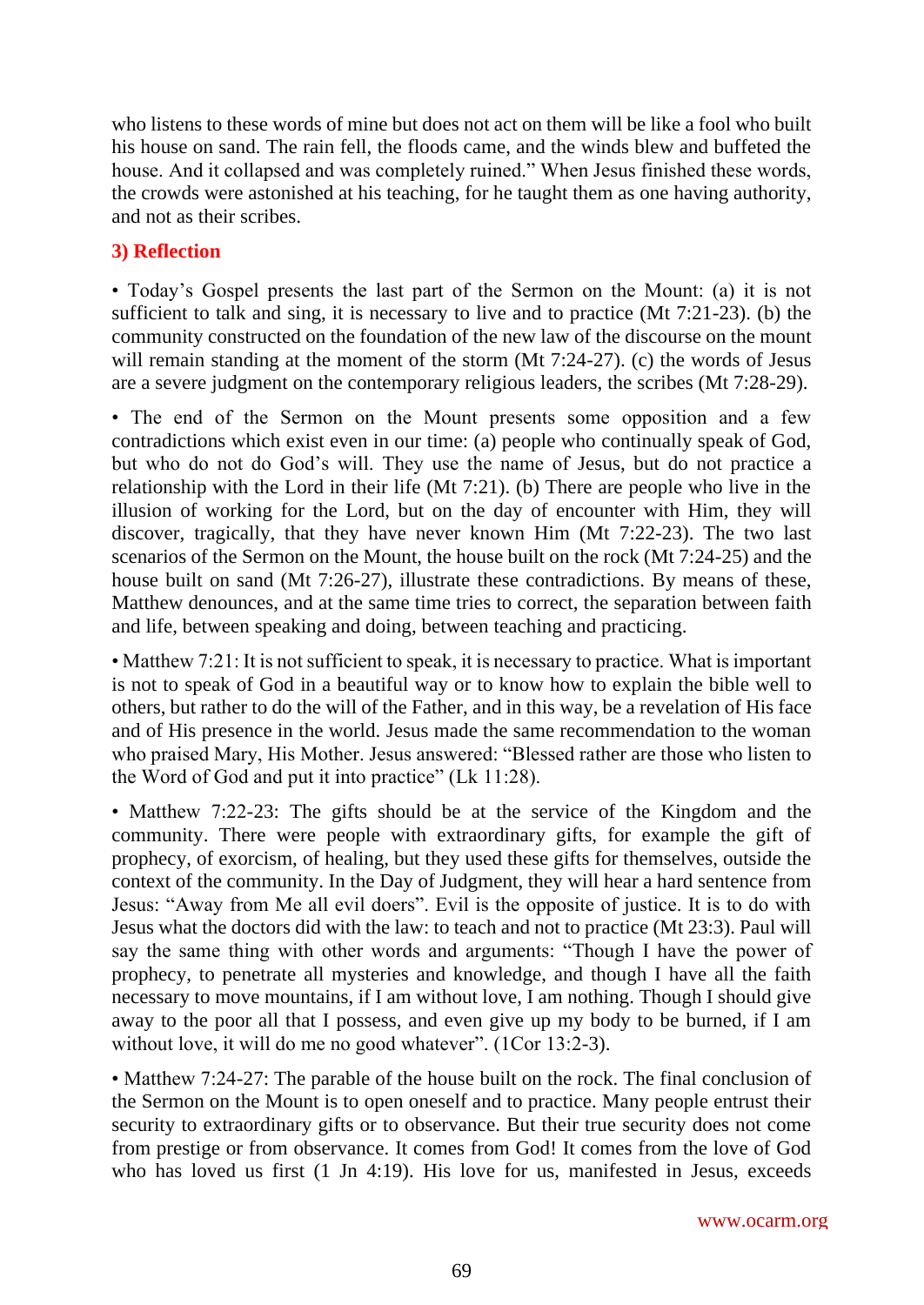who listens to these words of mine but does not act on them will be like a fool who built his house on sand. The rain fell, the floods came, and the winds blew and buffeted the house. And it collapsed and was completely ruined." When Jesus finished these words, the crowds were astonished at his teaching, for he taught them as one having authority, and not as their scribes.

### 3) Reflection

• Today's Gospel presents the last part of the Sermon on the Mount: (a) it is not sufficient to talk and sing, it is necessary to live and to practice (Mt 7:21-23). (b) the community constructed on the foundation of the new law of the discourse on the mount will remain standing at the moment of the storm (Mt 7:24-27). (c) the words of Jesus are a severe judgment on the contemporary religious leaders, the scribes (Mt 7:28-29).

• The end of the Sermon on the Mount presents some opposition and a few contradictions which exist even in our time: (a) people who continually speak of God, but who do not do God's will. They use the name of Jesus, but do not practice a relationship with the Lord in their life (Mt 7:21). (b) There are people who live in the illusion of working for the Lord, but on the day of encounter with Him, they will discover, tragically, that they have never known Him (Mt 7:22-23). The two last scenarios of the Sermon on the Mount, the house built on the rock (Mt 7:24-25) and the house built on sand (Mt 7:26-27), illustrate these contradictions. By means of these, Matthew denounces, and at the same time tries to correct, the separation between faith and life, between speaking and doing, between teaching and practicing.

• Matthew 7:21: It is not sufficient to speak, it is necessary to practice. What is important is not to speak of God in a beautiful way or to know how to explain the bible well to others, but rather to do the will of the Father, and in this way, be a revelation of His face and of His presence in the world. Jesus made the same recommendation to the woman who praised Mary, His Mother. Jesus answered: "Blessed rather are those who listen to the Word of God and put it into practice" (Lk 11:28).

• Matthew 7:22-23: The gifts should be at the service of the Kingdom and the community. There were people with extraordinary gifts, for example the gift of prophecy, of exorcism, of healing, but they used these gifts for themselves, outside the context of the community. In the Day of Judgment, they will hear a hard sentence from Jesus: "Away from Me all evil doers". Evil is the opposite of justice. It is to do with Jesus what the doctors did with the law: to teach and not to practice (Mt 23:3). Paul will say the same thing with other words and arguments: "Though I have the power of prophecy, to penetrate all mysteries and knowledge, and though I have all the faith necessary to move mountains, if I am without love, I am nothing. Though I should give away to the poor all that I possess, and even give up my body to be burned, if I am without love, it will do me no good whatever". (1Cor 13:2-3).

• Matthew 7:24-27: The parable of the house built on the rock. The final conclusion of the Sermon on the Mount is to open oneself and to practice. Many people entrust their security to extraordinary gifts or to observance. But their true security does not come from prestige or from observance. It comes from God! It comes from the love of God who has loved us first (1 Jn 4:19). His love for us, manifested in Jesus, exceeds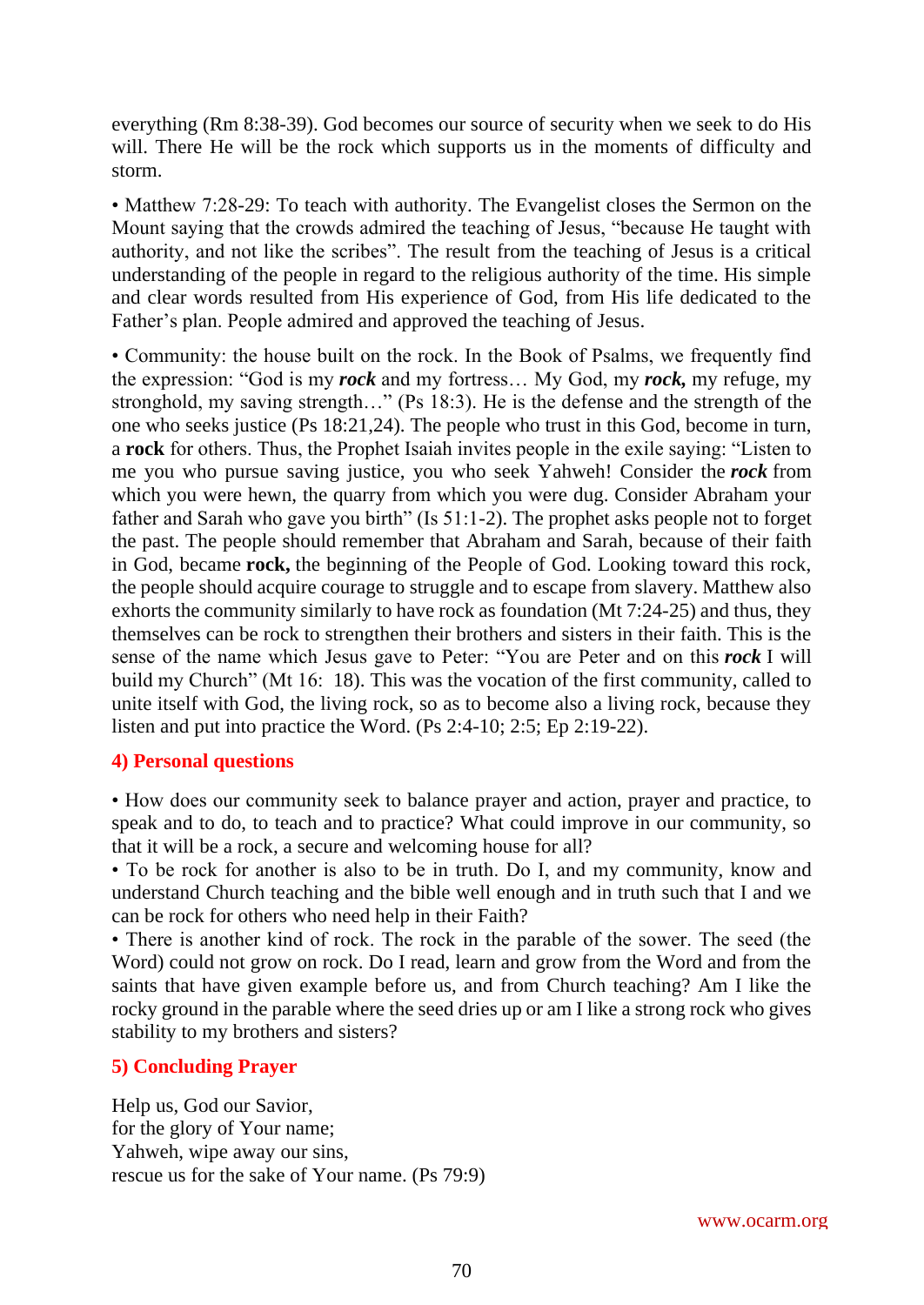everything (Rm 8:38-39). God becomes our source of security when we seek to do His will. There He will be the rock which supports us in the moments of difficulty and storm.

• Matthew 7:28-29: To teach with authority. The Evangelist closes the Sermon on the Mount saying that the crowds admired the teaching of Jesus, "because He taught with authority, and not like the scribes". The result from the teaching of Jesus is a critical understanding of the people in regard to the religious authority of the time. His simple and clear words resulted from His experience of God, from His life dedicated to the Father's plan. People admired and approved the teaching of Jesus.

• Community: the house built on the rock. In the Book of Psalms, we frequently find the expression: "God is my ***rock*** and my fortress… My God, my ***rock,*** my refuge, my stronghold, my saving strength…" (Ps 18:3). He is the defense and the strength of the one who seeks justice (Ps 18:21,24). The people who trust in this God, become in turn, a **rock** for others. Thus, the Prophet Isaiah invites people in the exile saying: "Listen to me you who pursue saving justice, you who seek Yahweh! Consider the ***rock*** from which you were hewn, the quarry from which you were dug. Consider Abraham your father and Sarah who gave you birth" (Is 51:1-2). The prophet asks people not to forget the past. The people should remember that Abraham and Sarah, because of their faith in God, became **rock,** the beginning of the People of God. Looking toward this rock, the people should acquire courage to struggle and to escape from slavery. Matthew also exhorts the community similarly to have rock as foundation (Mt 7:24-25) and thus, they themselves can be rock to strengthen their brothers and sisters in their faith. This is the sense of the name which Jesus gave to Peter: "You are Peter and on this ***rock*** I will build my Church" (Mt 16: 18). This was the vocation of the first community, called to unite itself with God, the living rock, so as to become also a living rock, because they listen and put into practice the Word. (Ps 2:4-10; 2:5; Ep 2:19-22).

## 4) Personal questions

• How does our community seek to balance prayer and action, prayer and practice, to speak and to do, to teach and to practice? What could improve in our community, so that it will be a rock, a secure and welcoming house for all?
• To be rock for another is also to be in truth. Do I, and my community, know and understand Church teaching and the bible well enough and in truth such that I and we can be rock for others who need help in their Faith?
• There is another kind of rock. The rock in the parable of the sower. The seed (the Word) could not grow on rock. Do I read, learn and grow from the Word and from the saints that have given example before us, and from Church teaching? Am I like the rocky ground in the parable where the seed dries up or am I like a strong rock who gives stability to my brothers and sisters?

## 5) Concluding Prayer

Help us, God our Savior,
for the glory of Your name;
Yahweh, wipe away our sins,
rescue us for the sake of Your name. (Ps 79:9)

www.ocarm.org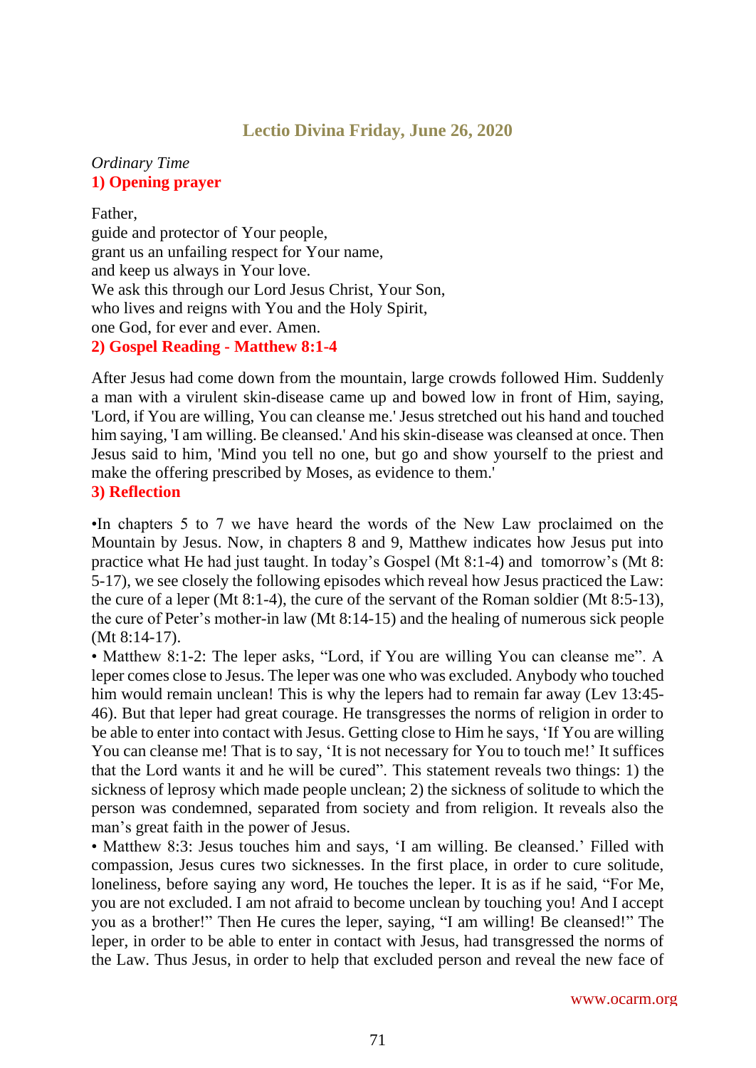## Lectio Divina Friday, June 26, 2020

*Ordinary Time*

**1) Opening prayer**

Father,
guide and protector of Your people,
grant us an unfailing respect for Your name,
and keep us always in Your love.
We ask this through our Lord Jesus Christ, Your Son,
who lives and reigns with You and the Holy Spirit,
one God, for ever and ever. Amen.

**2) Gospel Reading - Matthew 8:1-4**

After Jesus had come down from the mountain, large crowds followed Him. Suddenly a man with a virulent skin-disease came up and bowed low in front of Him, saying, 'Lord, if You are willing, You can cleanse me.' Jesus stretched out his hand and touched him saying, 'I am willing. Be cleansed.' And his skin-disease was cleansed at once. Then Jesus said to him, 'Mind you tell no one, but go and show yourself to the priest and make the offering prescribed by Moses, as evidence to them.'

**3) Reflection**

•In chapters 5 to 7 we have heard the words of the New Law proclaimed on the Mountain by Jesus. Now, in chapters 8 and 9, Matthew indicates how Jesus put into practice what He had just taught. In today's Gospel (Mt 8:1-4) and tomorrow's (Mt 8: 5-17), we see closely the following episodes which reveal how Jesus practiced the Law: the cure of a leper (Mt 8:1-4), the cure of the servant of the Roman soldier (Mt 8:5-13), the cure of Peter's mother-in law (Mt 8:14-15) and the healing of numerous sick people (Mt 8:14-17).

• Matthew 8:1-2: The leper asks, "Lord, if You are willing You can cleanse me". A leper comes close to Jesus. The leper was one who was excluded. Anybody who touched him would remain unclean! This is why the lepers had to remain far away (Lev 13:45-46). But that leper had great courage. He transgresses the norms of religion in order to be able to enter into contact with Jesus. Getting close to Him he says, 'If You are willing You can cleanse me! That is to say, 'It is not necessary for You to touch me!' It suffices that the Lord wants it and he will be cured". This statement reveals two things: 1) the sickness of leprosy which made people unclean; 2) the sickness of solitude to which the person was condemned, separated from society and from religion. It reveals also the man's great faith in the power of Jesus.

• Matthew 8:3: Jesus touches him and says, 'I am willing. Be cleansed.' Filled with compassion, Jesus cures two sicknesses. In the first place, in order to cure solitude, loneliness, before saying any word, He touches the leper. It is as if he said, "For Me, you are not excluded. I am not afraid to become unclean by touching you! And I accept you as a brother!" Then He cures the leper, saying, "I am willing! Be cleansed!" The leper, in order to be able to enter in contact with Jesus, had transgressed the norms of the Law. Thus Jesus, in order to help that excluded person and reveal the new face of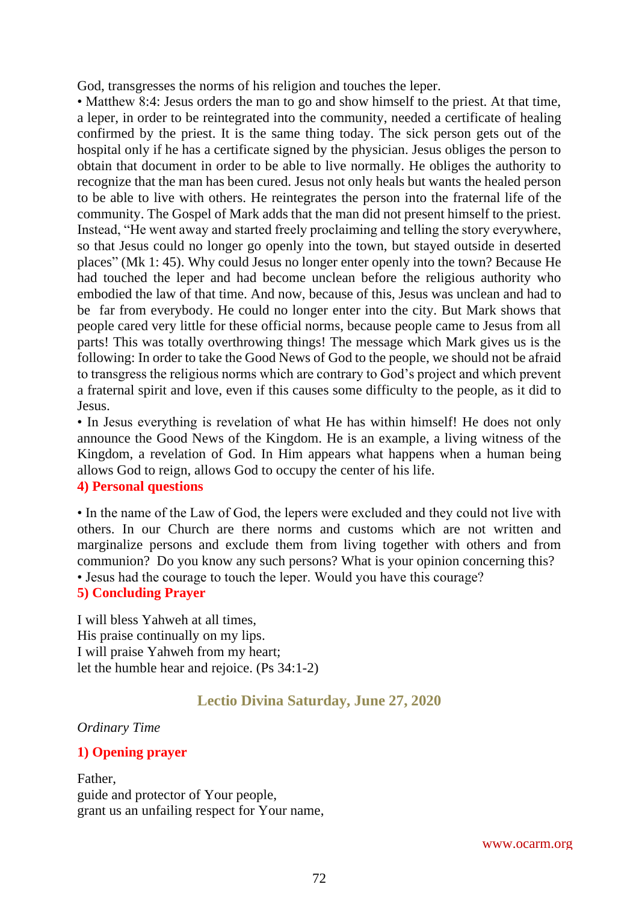God, transgresses the norms of his religion and touches the leper.

• Matthew 8:4: Jesus orders the man to go and show himself to the priest. At that time, a leper, in order to be reintegrated into the community, needed a certificate of healing confirmed by the priest. It is the same thing today. The sick person gets out of the hospital only if he has a certificate signed by the physician. Jesus obliges the person to obtain that document in order to be able to live normally. He obliges the authority to recognize that the man has been cured. Jesus not only heals but wants the healed person to be able to live with others. He reintegrates the person into the fraternal life of the community. The Gospel of Mark adds that the man did not present himself to the priest. Instead, "He went away and started freely proclaiming and telling the story everywhere, so that Jesus could no longer go openly into the town, but stayed outside in deserted places" (Mk 1: 45). Why could Jesus no longer enter openly into the town? Because He had touched the leper and had become unclean before the religious authority who embodied the law of that time. And now, because of this, Jesus was unclean and had to be far from everybody. He could no longer enter into the city. But Mark shows that people cared very little for these official norms, because people came to Jesus from all parts! This was totally overthrowing things! The message which Mark gives us is the following: In order to take the Good News of God to the people, we should not be afraid to transgress the religious norms which are contrary to God's project and which prevent a fraternal spirit and love, even if this causes some difficulty to the people, as it did to Jesus.

• In Jesus everything is revelation of what He has within himself! He does not only announce the Good News of the Kingdom. He is an example, a living witness of the Kingdom, a revelation of God. In Him appears what happens when a human being allows God to reign, allows God to occupy the center of his life.

### 4) Personal questions

• In the name of the Law of God, the lepers were excluded and they could not live with others. In our Church are there norms and customs which are not written and marginalize persons and exclude them from living together with others and from communion? Do you know any such persons? What is your opinion concerning this?

• Jesus had the courage to touch the leper. Would you have this courage?

### 5) Concluding Prayer

I will bless Yahweh at all times,
His praise continually on my lips.
I will praise Yahweh from my heart;
let the humble hear and rejoice. (Ps 34:1-2)

## Lectio Divina Saturday, June 27, 2020

*Ordinary Time*

### 1) Opening prayer

Father,
guide and protector of Your people,
grant us an unfailing respect for Your name,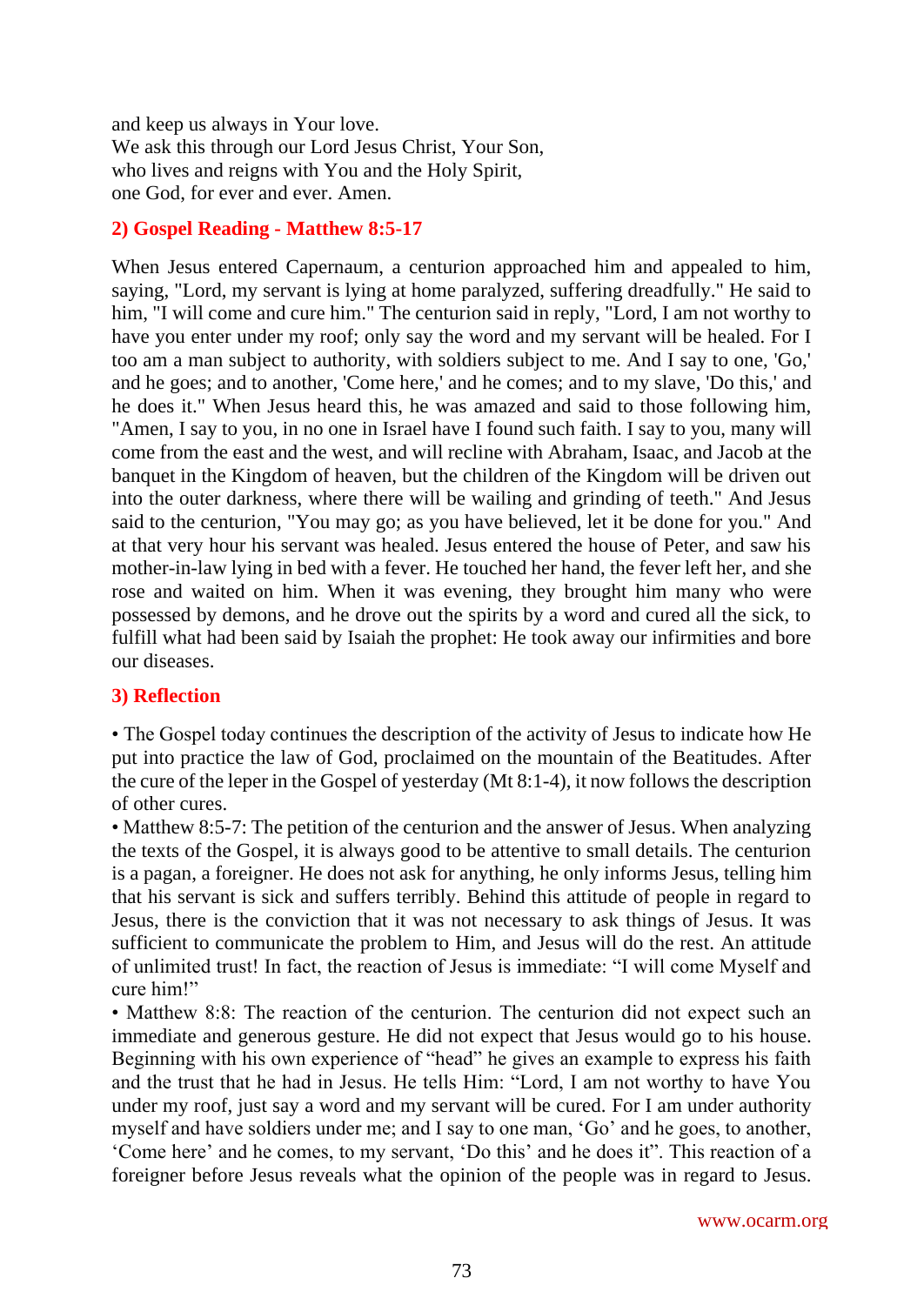and keep us always in Your love.
We ask this through our Lord Jesus Christ, Your Son,
who lives and reigns with You and the Holy Spirit,
one God, for ever and ever. Amen.

## 2) Gospel Reading - Matthew 8:5-17

When Jesus entered Capernaum, a centurion approached him and appealed to him, saying, "Lord, my servant is lying at home paralyzed, suffering dreadfully." He said to him, "I will come and cure him." The centurion said in reply, "Lord, I am not worthy to have you enter under my roof; only say the word and my servant will be healed. For I too am a man subject to authority, with soldiers subject to me. And I say to one, 'Go,' and he goes; and to another, 'Come here,' and he comes; and to my slave, 'Do this,' and he does it." When Jesus heard this, he was amazed and said to those following him, "Amen, I say to you, in no one in Israel have I found such faith. I say to you, many will come from the east and the west, and will recline with Abraham, Isaac, and Jacob at the banquet in the Kingdom of heaven, but the children of the Kingdom will be driven out into the outer darkness, where there will be wailing and grinding of teeth." And Jesus said to the centurion, "You may go; as you have believed, let it be done for you." And at that very hour his servant was healed. Jesus entered the house of Peter, and saw his mother-in-law lying in bed with a fever. He touched her hand, the fever left her, and she rose and waited on him. When it was evening, they brought him many who were possessed by demons, and he drove out the spirits by a word and cured all the sick, to fulfill what had been said by Isaiah the prophet: He took away our infirmities and bore our diseases.

## 3) Reflection

• The Gospel today continues the description of the activity of Jesus to indicate how He put into practice the law of God, proclaimed on the mountain of the Beatitudes. After the cure of the leper in the Gospel of yesterday (Mt 8:1-4), it now follows the description of other cures.

• Matthew 8:5-7: The petition of the centurion and the answer of Jesus. When analyzing the texts of the Gospel, it is always good to be attentive to small details. The centurion is a pagan, a foreigner. He does not ask for anything, he only informs Jesus, telling him that his servant is sick and suffers terribly. Behind this attitude of people in regard to Jesus, there is the conviction that it was not necessary to ask things of Jesus. It was sufficient to communicate the problem to Him, and Jesus will do the rest. An attitude of unlimited trust! In fact, the reaction of Jesus is immediate: "I will come Myself and cure him!"

• Matthew 8:8: The reaction of the centurion. The centurion did not expect such an immediate and generous gesture. He did not expect that Jesus would go to his house. Beginning with his own experience of "head" he gives an example to express his faith and the trust that he had in Jesus. He tells Him: "Lord, I am not worthy to have You under my roof, just say a word and my servant will be cured. For I am under authority myself and have soldiers under me; and I say to one man, 'Go' and he goes, to another, 'Come here' and he comes, to my servant, 'Do this' and he does it". This reaction of a foreigner before Jesus reveals what the opinion of the people was in regard to Jesus.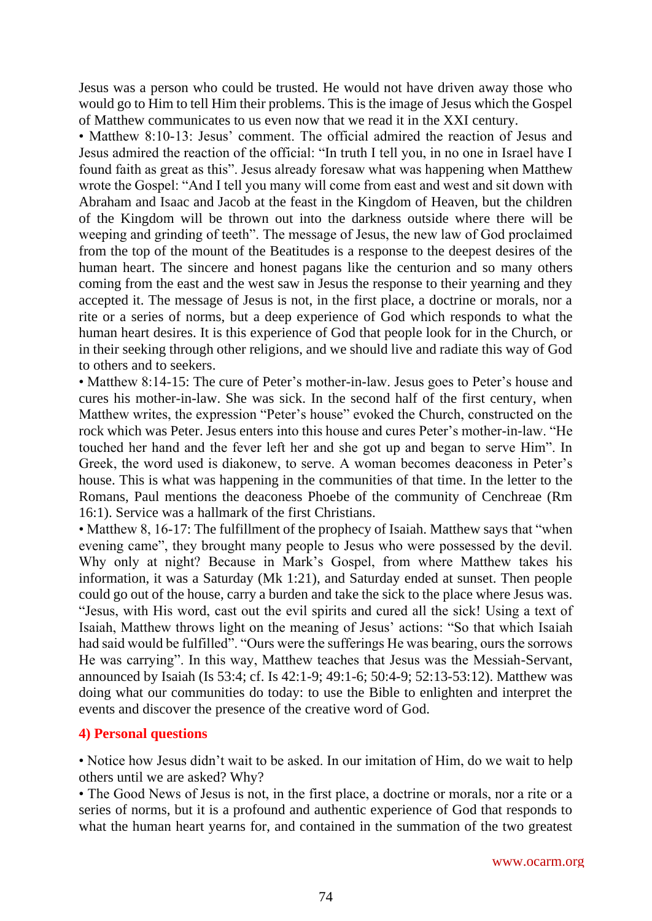Jesus was a person who could be trusted. He would not have driven away those who would go to Him to tell Him their problems. This is the image of Jesus which the Gospel of Matthew communicates to us even now that we read it in the XXI century.

• Matthew 8:10-13: Jesus' comment. The official admired the reaction of Jesus and Jesus admired the reaction of the official: "In truth I tell you, in no one in Israel have I found faith as great as this". Jesus already foresaw what was happening when Matthew wrote the Gospel: "And I tell you many will come from east and west and sit down with Abraham and Isaac and Jacob at the feast in the Kingdom of Heaven, but the children of the Kingdom will be thrown out into the darkness outside where there will be weeping and grinding of teeth". The message of Jesus, the new law of God proclaimed from the top of the mount of the Beatitudes is a response to the deepest desires of the human heart. The sincere and honest pagans like the centurion and so many others coming from the east and the west saw in Jesus the response to their yearning and they accepted it. The message of Jesus is not, in the first place, a doctrine or morals, nor a rite or a series of norms, but a deep experience of God which responds to what the human heart desires. It is this experience of God that people look for in the Church, or in their seeking through other religions, and we should live and radiate this way of God to others and to seekers.

• Matthew 8:14-15: The cure of Peter's mother-in-law. Jesus goes to Peter's house and cures his mother-in-law. She was sick. In the second half of the first century, when Matthew writes, the expression "Peter's house" evoked the Church, constructed on the rock which was Peter. Jesus enters into this house and cures Peter's mother-in-law. "He touched her hand and the fever left her and she got up and began to serve Him". In Greek, the word used is diakonew, to serve. A woman becomes deaconess in Peter's house. This is what was happening in the communities of that time. In the letter to the Romans, Paul mentions the deaconess Phoebe of the community of Cenchreae (Rm 16:1). Service was a hallmark of the first Christians.

• Matthew 8, 16-17: The fulfillment of the prophecy of Isaiah. Matthew says that "when evening came", they brought many people to Jesus who were possessed by the devil. Why only at night? Because in Mark's Gospel, from where Matthew takes his information, it was a Saturday (Mk 1:21), and Saturday ended at sunset. Then people could go out of the house, carry a burden and take the sick to the place where Jesus was. "Jesus, with His word, cast out the evil spirits and cured all the sick! Using a text of Isaiah, Matthew throws light on the meaning of Jesus' actions: "So that which Isaiah had said would be fulfilled". "Ours were the sufferings He was bearing, ours the sorrows He was carrying". In this way, Matthew teaches that Jesus was the Messiah-Servant, announced by Isaiah (Is 53:4; cf. Is 42:1-9; 49:1-6; 50:4-9; 52:13-53:12). Matthew was doing what our communities do today: to use the Bible to enlighten and interpret the events and discover the presence of the creative word of God.

## 4) Personal questions

• Notice how Jesus didn't wait to be asked. In our imitation of Him, do we wait to help others until we are asked? Why?

• The Good News of Jesus is not, in the first place, a doctrine or morals, nor a rite or a series of norms, but it is a profound and authentic experience of God that responds to what the human heart yearns for, and contained in the summation of the two greatest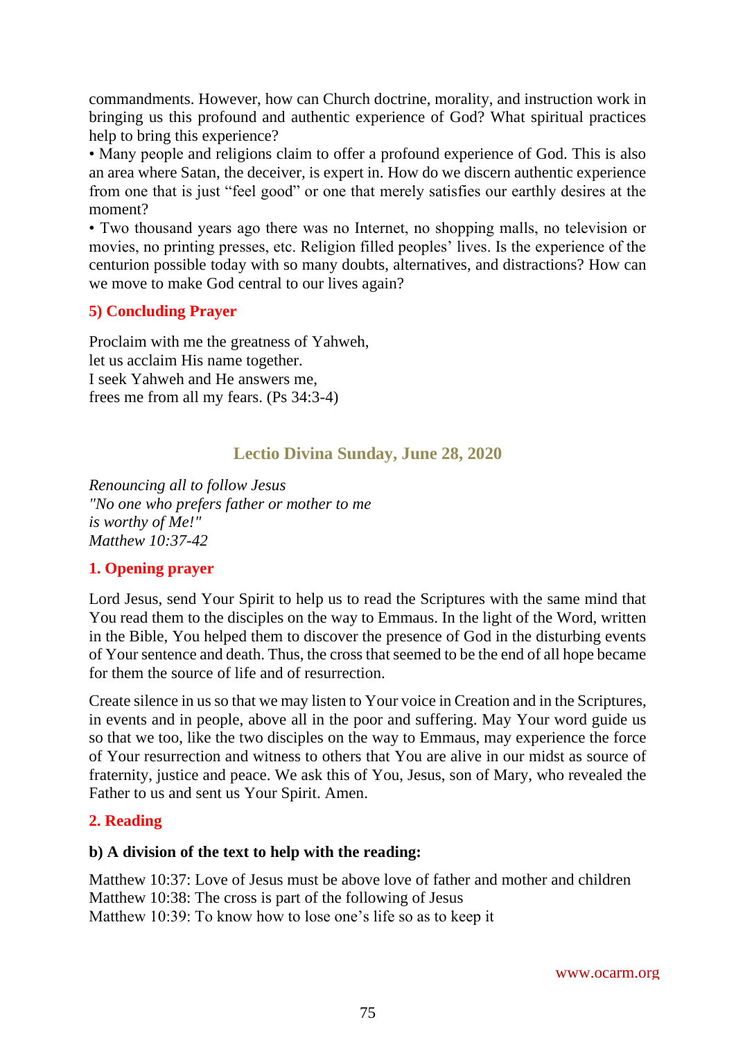commandments. However, how can Church doctrine, morality, and instruction work in bringing us this profound and authentic experience of God? What spiritual practices help to bring this experience?

• Many people and religions claim to offer a profound experience of God. This is also an area where Satan, the deceiver, is expert in. How do we discern authentic experience from one that is just "feel good" or one that merely satisfies our earthly desires at the moment?

• Two thousand years ago there was no Internet, no shopping malls, no television or movies, no printing presses, etc. Religion filled peoples' lives. Is the experience of the centurion possible today with so many doubts, alternatives, and distractions? How can we move to make God central to our lives again?

### 5) Concluding Prayer

Proclaim with me the greatness of Yahweh,
let us acclaim His name together.
I seek Yahweh and He answers me,
frees me from all my fears. (Ps 34:3-4)

## Lectio Divina Sunday, June 28, 2020

*Renouncing all to follow Jesus*
*"No one who prefers father or mother to me*
*is worthy of Me!"*
*Matthew 10:37-42*

### 1. Opening prayer

Lord Jesus, send Your Spirit to help us to read the Scriptures with the same mind that You read them to the disciples on the way to Emmaus. In the light of the Word, written in the Bible, You helped them to discover the presence of God in the disturbing events of Your sentence and death. Thus, the cross that seemed to be the end of all hope became for them the source of life and of resurrection.

Create silence in us so that we may listen to Your voice in Creation and in the Scriptures, in events and in people, above all in the poor and suffering. May Your word guide us so that we too, like the two disciples on the way to Emmaus, may experience the force of Your resurrection and witness to others that You are alive in our midst as source of fraternity, justice and peace. We ask this of You, Jesus, son of Mary, who revealed the Father to us and sent us Your Spirit. Amen.

### 2. Reading

**b) A division of the text to help with the reading:**

Matthew 10:37: Love of Jesus must be above love of father and mother and children
Matthew 10:38: The cross is part of the following of Jesus
Matthew 10:39: To know how to lose one's life so as to keep it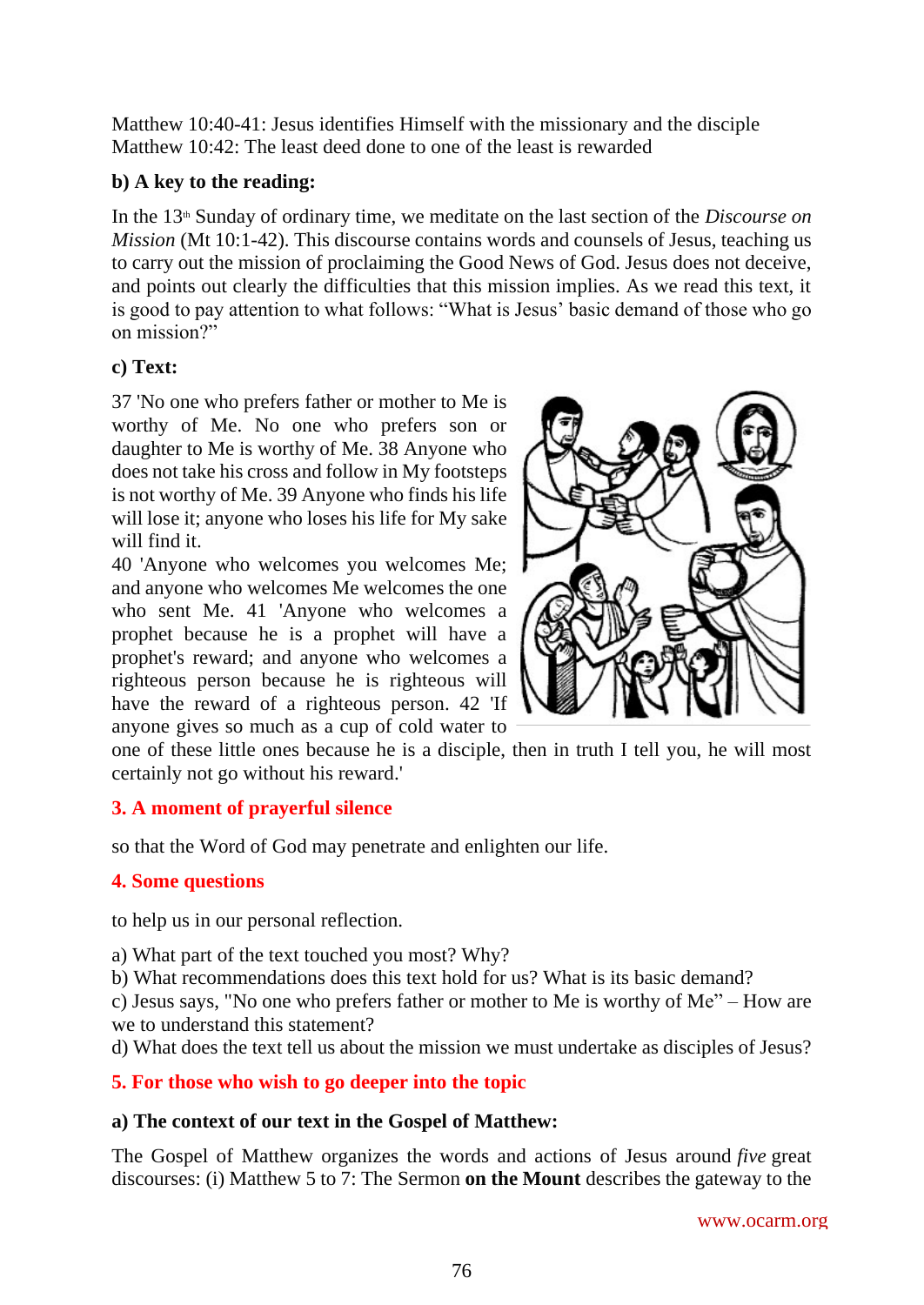Matthew 10:40-41: Jesus identifies Himself with the missionary and the disciple
Matthew 10:42: The least deed done to one of the least is rewarded

### b) A key to the reading:

In the 13th Sunday of ordinary time, we meditate on the last section of the *Discourse on Mission* (Mt 10:1-42). This discourse contains words and counsels of Jesus, teaching us to carry out the mission of proclaiming the Good News of God. Jesus does not deceive, and points out clearly the difficulties that this mission implies. As we read this text, it is good to pay attention to what follows: "What is Jesus' basic demand of those who go on mission?"

### c) Text:

37 'No one who prefers father or mother to Me is worthy of Me. No one who prefers son or daughter to Me is worthy of Me. 38 Anyone who does not take his cross and follow in My footsteps is not worthy of Me. 39 Anyone who finds his life will lose it; anyone who loses his life for My sake will find it.
40 'Anyone who welcomes you welcomes Me; and anyone who welcomes Me welcomes the one who sent Me. 41 'Anyone who welcomes a prophet because he is a prophet will have a prophet's reward; and anyone who welcomes a righteous person because he is righteous will have the reward of a righteous person. 42 'If anyone gives so much as a cup of cold water to one of these little ones because he is a disciple, then in truth I tell you, he will most certainly not go without his reward.'

## 3. A moment of prayerful silence

so that the Word of God may penetrate and enlighten our life.

## 4. Some questions

to help us in our personal reflection.

a) What part of the text touched you most? Why?
b) What recommendations does this text hold for us? What is its basic demand?
c) Jesus says, "No one who prefers father or mother to Me is worthy of Me" – How are we to understand this statement?
d) What does the text tell us about the mission we must undertake as disciples of Jesus?

## 5. For those who wish to go deeper into the topic

### a) The context of our text in the Gospel of Matthew:

The Gospel of Matthew organizes the words and actions of Jesus around *five* great discourses: (i) Matthew 5 to 7: The Sermon **on the Mount** describes the gateway to the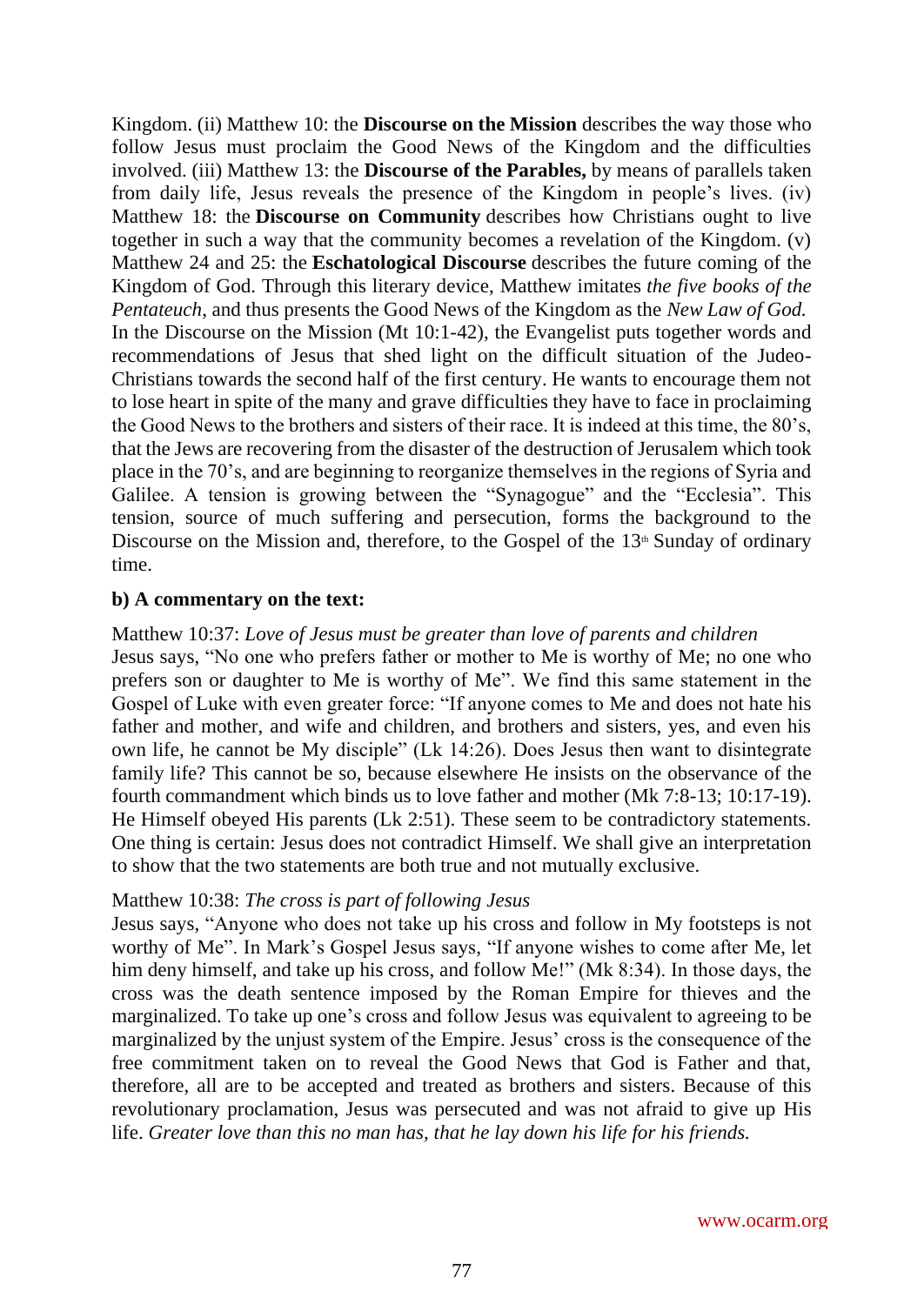Kingdom. (ii) Matthew 10: the **Discourse on the Mission** describes the way those who follow Jesus must proclaim the Good News of the Kingdom and the difficulties involved. (iii) Matthew 13: the **Discourse of the Parables,** by means of parallels taken from daily life, Jesus reveals the presence of the Kingdom in people's lives. (iv) Matthew 18: the **Discourse on Community** describes how Christians ought to live together in such a way that the community becomes a revelation of the Kingdom. (v) Matthew 24 and 25: the **Eschatological Discourse** describes the future coming of the Kingdom of God. Through this literary device, Matthew imitates *the five books of the Pentateuch*, and thus presents the Good News of the Kingdom as the *New Law of God.* In the Discourse on the Mission (Mt 10:1-42), the Evangelist puts together words and recommendations of Jesus that shed light on the difficult situation of the Judeo-Christians towards the second half of the first century. He wants to encourage them not to lose heart in spite of the many and grave difficulties they have to face in proclaiming the Good News to the brothers and sisters of their race. It is indeed at this time, the 80's, that the Jews are recovering from the disaster of the destruction of Jerusalem which took place in the 70's, and are beginning to reorganize themselves in the regions of Syria and Galilee. A tension is growing between the "Synagogue" and the "Ecclesia". This tension, source of much suffering and persecution, forms the background to the Discourse on the Mission and, therefore, to the Gospel of the 13th Sunday of ordinary time.

**b) A commentary on the text:**

Matthew 10:37: *Love of Jesus must be greater than love of parents and children*
Jesus says, "No one who prefers father or mother to Me is worthy of Me; no one who prefers son or daughter to Me is worthy of Me". We find this same statement in the Gospel of Luke with even greater force: "If anyone comes to Me and does not hate his father and mother, and wife and children, and brothers and sisters, yes, and even his own life, he cannot be My disciple" (Lk 14:26). Does Jesus then want to disintegrate family life? This cannot be so, because elsewhere He insists on the observance of the fourth commandment which binds us to love father and mother (Mk 7:8-13; 10:17-19). He Himself obeyed His parents (Lk 2:51). These seem to be contradictory statements. One thing is certain: Jesus does not contradict Himself. We shall give an interpretation to show that the two statements are both true and not mutually exclusive.

Matthew 10:38: *The cross is part of following Jesus*
Jesus says, "Anyone who does not take up his cross and follow in My footsteps is not worthy of Me". In Mark's Gospel Jesus says, "If anyone wishes to come after Me, let him deny himself, and take up his cross, and follow Me!" (Mk 8:34). In those days, the cross was the death sentence imposed by the Roman Empire for thieves and the marginalized. To take up one's cross and follow Jesus was equivalent to agreeing to be marginalized by the unjust system of the Empire. Jesus' cross is the consequence of the free commitment taken on to reveal the Good News that God is Father and that, therefore, all are to be accepted and treated as brothers and sisters. Because of this revolutionary proclamation, Jesus was persecuted and was not afraid to give up His life. *Greater love than this no man has, that he lay down his life for his friends.*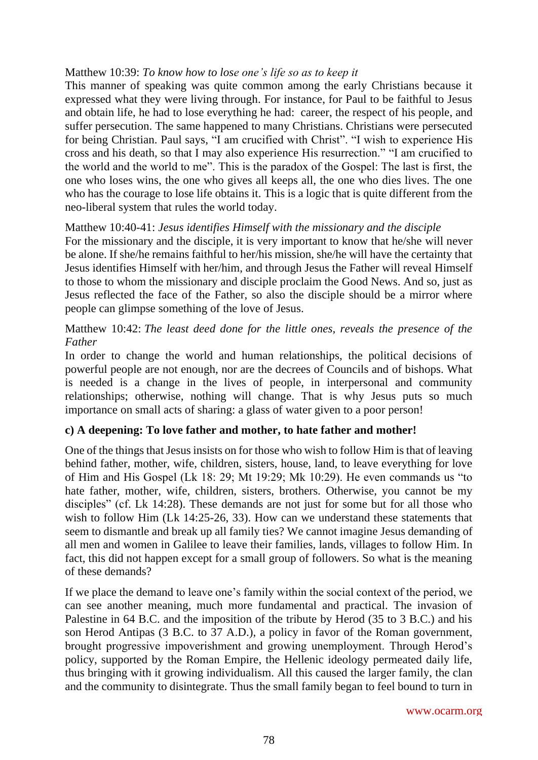Matthew 10:39: *To know how to lose one's life so as to keep it*

This manner of speaking was quite common among the early Christians because it expressed what they were living through. For instance, for Paul to be faithful to Jesus and obtain life, he had to lose everything he had: career, the respect of his people, and suffer persecution. The same happened to many Christians. Christians were persecuted for being Christian. Paul says, "I am crucified with Christ". "I wish to experience His cross and his death, so that I may also experience His resurrection." "I am crucified to the world and the world to me". This is the paradox of the Gospel: The last is first, the one who loses wins, the one who gives all keeps all, the one who dies lives. The one who has the courage to lose life obtains it. This is a logic that is quite different from the neo-liberal system that rules the world today.

Matthew 10:40-41: *Jesus identifies Himself with the missionary and the disciple*

For the missionary and the disciple, it is very important to know that he/she will never be alone. If she/he remains faithful to her/his mission, she/he will have the certainty that Jesus identifies Himself with her/him, and through Jesus the Father will reveal Himself to those to whom the missionary and disciple proclaim the Good News. And so, just as Jesus reflected the face of the Father, so also the disciple should be a mirror where people can glimpse something of the love of Jesus.

Matthew 10:42: *The least deed done for the little ones, reveals the presence of the Father*

In order to change the world and human relationships, the political decisions of powerful people are not enough, nor are the decrees of Councils and of bishops. What is needed is a change in the lives of people, in interpersonal and community relationships; otherwise, nothing will change. That is why Jesus puts so much importance on small acts of sharing: a glass of water given to a poor person!

**c) A deepening: To love father and mother, to hate father and mother!**

One of the things that Jesus insists on for those who wish to follow Him is that of leaving behind father, mother, wife, children, sisters, house, land, to leave everything for love of Him and His Gospel (Lk 18: 29; Mt 19:29; Mk 10:29). He even commands us "to hate father, mother, wife, children, sisters, brothers. Otherwise, you cannot be my disciples" (cf. Lk 14:28). These demands are not just for some but for all those who wish to follow Him (Lk 14:25-26, 33). How can we understand these statements that seem to dismantle and break up all family ties? We cannot imagine Jesus demanding of all men and women in Galilee to leave their families, lands, villages to follow Him. In fact, this did not happen except for a small group of followers. So what is the meaning of these demands?

If we place the demand to leave one's family within the social context of the period, we can see another meaning, much more fundamental and practical. The invasion of Palestine in 64 B.C. and the imposition of the tribute by Herod (35 to 3 B.C.) and his son Herod Antipas (3 B.C. to 37 A.D.), a policy in favor of the Roman government, brought progressive impoverishment and growing unemployment. Through Herod's policy, supported by the Roman Empire, the Hellenic ideology permeated daily life, thus bringing with it growing individualism. All this caused the larger family, the clan and the community to disintegrate. Thus the small family began to feel bound to turn in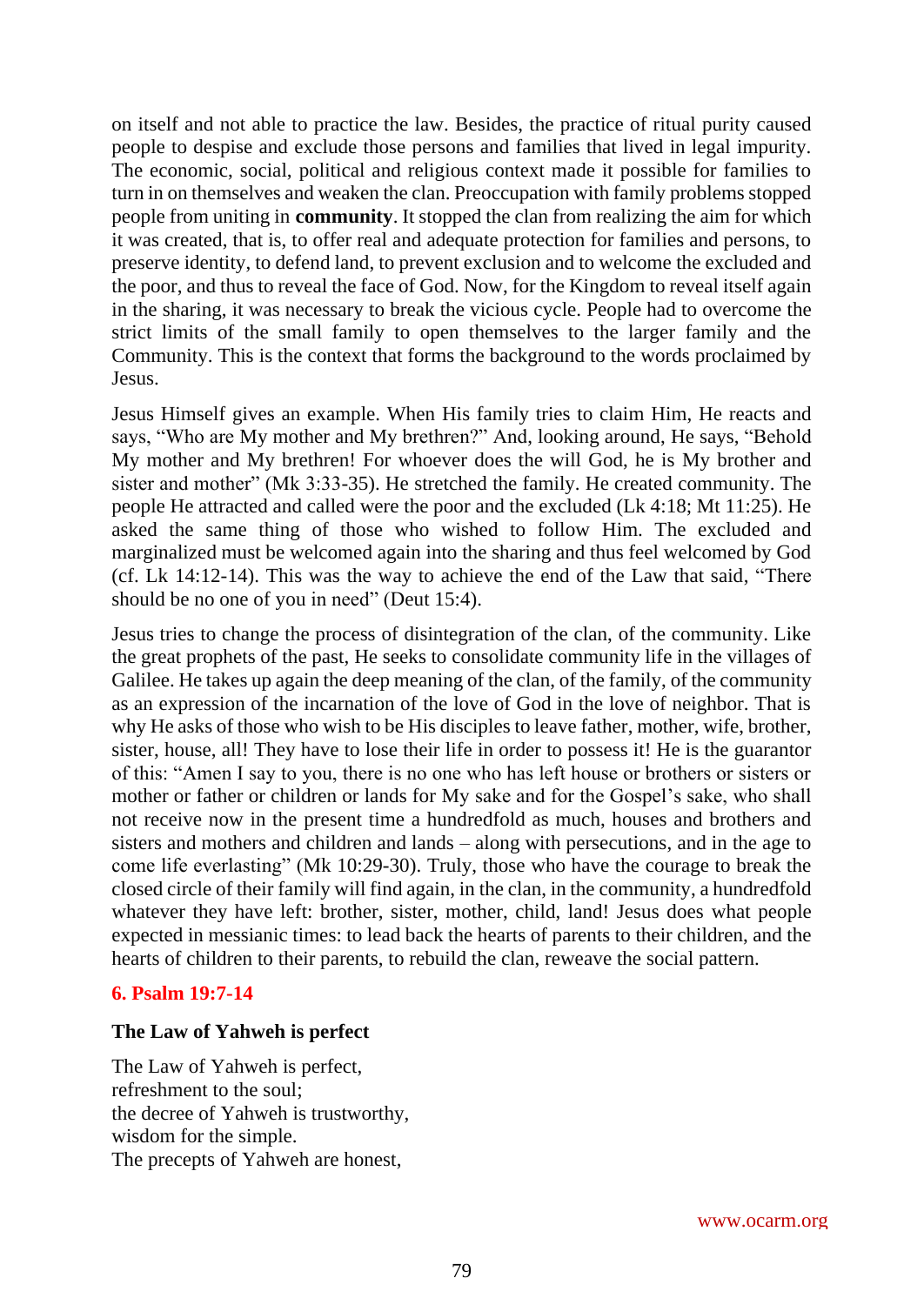on itself and not able to practice the law. Besides, the practice of ritual purity caused people to despise and exclude those persons and families that lived in legal impurity. The economic, social, political and religious context made it possible for families to turn in on themselves and weaken the clan. Preoccupation with family problems stopped people from uniting in **community**. It stopped the clan from realizing the aim for which it was created, that is, to offer real and adequate protection for families and persons, to preserve identity, to defend land, to prevent exclusion and to welcome the excluded and the poor, and thus to reveal the face of God. Now, for the Kingdom to reveal itself again in the sharing, it was necessary to break the vicious cycle. People had to overcome the strict limits of the small family to open themselves to the larger family and the Community. This is the context that forms the background to the words proclaimed by Jesus.

Jesus Himself gives an example. When His family tries to claim Him, He reacts and says, "Who are My mother and My brethren?" And, looking around, He says, "Behold My mother and My brethren! For whoever does the will God, he is My brother and sister and mother" (Mk 3:33-35). He stretched the family. He created community. The people He attracted and called were the poor and the excluded (Lk 4:18; Mt 11:25). He asked the same thing of those who wished to follow Him. The excluded and marginalized must be welcomed again into the sharing and thus feel welcomed by God (cf. Lk 14:12-14). This was the way to achieve the end of the Law that said, "There should be no one of you in need" (Deut 15:4).

Jesus tries to change the process of disintegration of the clan, of the community. Like the great prophets of the past, He seeks to consolidate community life in the villages of Galilee. He takes up again the deep meaning of the clan, of the family, of the community as an expression of the incarnation of the love of God in the love of neighbor. That is why He asks of those who wish to be His disciples to leave father, mother, wife, brother, sister, house, all! They have to lose their life in order to possess it! He is the guarantor of this: "Amen I say to you, there is no one who has left house or brothers or sisters or mother or father or children or lands for My sake and for the Gospel's sake, who shall not receive now in the present time a hundredfold as much, houses and brothers and sisters and mothers and children and lands – along with persecutions, and in the age to come life everlasting" (Mk 10:29-30). Truly, those who have the courage to break the closed circle of their family will find again, in the clan, in the community, a hundredfold whatever they have left: brother, sister, mother, child, land! Jesus does what people expected in messianic times: to lead back the hearts of parents to their children, and the hearts of children to their parents, to rebuild the clan, reweave the social pattern.

## 6. Psalm 19:7-14

**The Law of Yahweh is perfect**

The Law of Yahweh is perfect,
refreshment to the soul;
the decree of Yahweh is trustworthy,
wisdom for the simple.
The precepts of Yahweh are honest,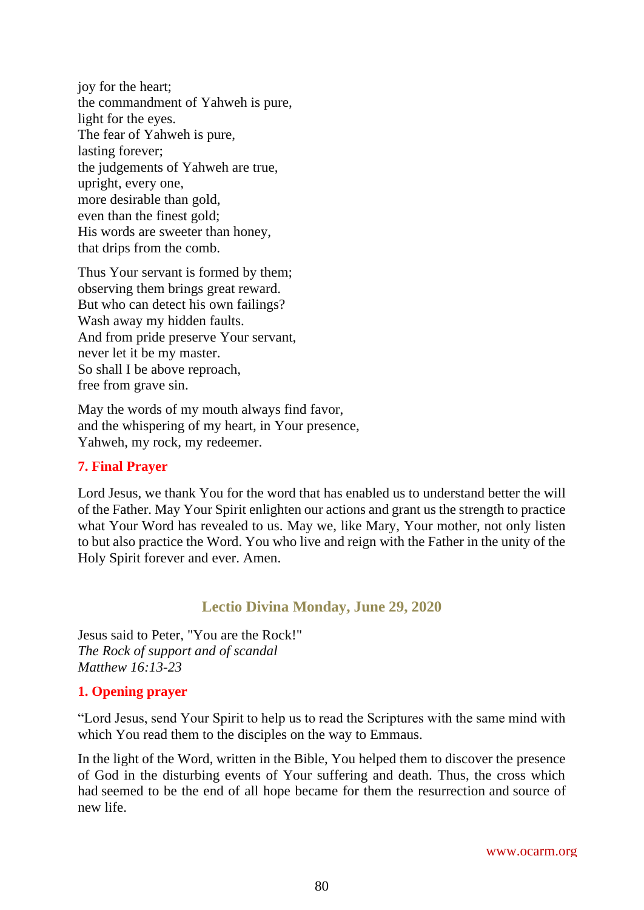joy for the heart;
the commandment of Yahweh is pure,
light for the eyes.
The fear of Yahweh is pure,
lasting forever;
the judgements of Yahweh are true,
upright, every one,
more desirable than gold,
even than the finest gold;
His words are sweeter than honey,
that drips from the comb.

Thus Your servant is formed by them;
observing them brings great reward.
But who can detect his own failings?
Wash away my hidden faults.
And from pride preserve Your servant,
never let it be my master.
So shall I be above reproach,
free from grave sin.

May the words of my mouth always find favor,
and the whispering of my heart, in Your presence,
Yahweh, my rock, my redeemer.

### 7. Final Prayer

Lord Jesus, we thank You for the word that has enabled us to understand better the will of the Father. May Your Spirit enlighten our actions and grant us the strength to practice what Your Word has revealed to us. May we, like Mary, Your mother, not only listen to but also practice the Word. You who live and reign with the Father in the unity of the Holy Spirit forever and ever. Amen.

## Lectio Divina Monday, June 29, 2020

Jesus said to Peter, "You are the Rock!"
*The Rock of support and of scandal*
*Matthew 16:13-23*

### 1. Opening prayer

"Lord Jesus, send Your Spirit to help us to read the Scriptures with the same mind with which You read them to the disciples on the way to Emmaus.

In the light of the Word, written in the Bible, You helped them to discover the presence of God in the disturbing events of Your suffering and death. Thus, the cross which had seemed to be the end of all hope became for them the resurrection and source of new life.

www.ocarm.org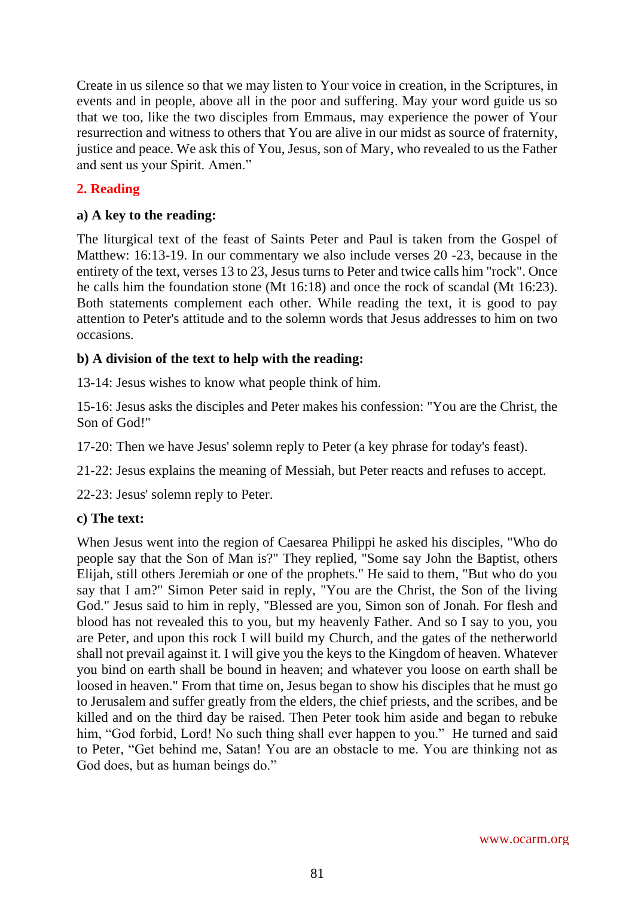Create in us silence so that we may listen to Your voice in creation, in the Scriptures, in events and in people, above all in the poor and suffering. May your word guide us so that we too, like the two disciples from Emmaus, may experience the power of Your resurrection and witness to others that You are alive in our midst as source of fraternity, justice and peace. We ask this of You, Jesus, son of Mary, who revealed to us the Father and sent us your Spirit. Amen."

## 2. Reading

### a) A key to the reading:

The liturgical text of the feast of Saints Peter and Paul is taken from the Gospel of Matthew: 16:13-19. In our commentary we also include verses 20 -23, because in the entirety of the text, verses 13 to 23, Jesus turns to Peter and twice calls him "rock". Once he calls him the foundation stone (Mt 16:18) and once the rock of scandal (Mt 16:23). Both statements complement each other. While reading the text, it is good to pay attention to Peter's attitude and to the solemn words that Jesus addresses to him on two occasions.

### b) A division of the text to help with the reading:

13-14: Jesus wishes to know what people think of him.

15-16: Jesus asks the disciples and Peter makes his confession: "You are the Christ, the Son of God!"

17-20: Then we have Jesus' solemn reply to Peter (a key phrase for today's feast).

21-22: Jesus explains the meaning of Messiah, but Peter reacts and refuses to accept.

22-23: Jesus' solemn reply to Peter.

### c) The text:

When Jesus went into the region of Caesarea Philippi he asked his disciples, "Who do people say that the Son of Man is?" They replied, "Some say John the Baptist, others Elijah, still others Jeremiah or one of the prophets." He said to them, "But who do you say that I am?" Simon Peter said in reply, "You are the Christ, the Son of the living God." Jesus said to him in reply, "Blessed are you, Simon son of Jonah. For flesh and blood has not revealed this to you, but my heavenly Father. And so I say to you, you are Peter, and upon this rock I will build my Church, and the gates of the netherworld shall not prevail against it. I will give you the keys to the Kingdom of heaven. Whatever you bind on earth shall be bound in heaven; and whatever you loose on earth shall be loosed in heaven." From that time on, Jesus began to show his disciples that he must go to Jerusalem and suffer greatly from the elders, the chief priests, and the scribes, and be killed and on the third day be raised. Then Peter took him aside and began to rebuke him, "God forbid, Lord! No such thing shall ever happen to you." He turned and said to Peter, "Get behind me, Satan! You are an obstacle to me. You are thinking not as God does, but as human beings do."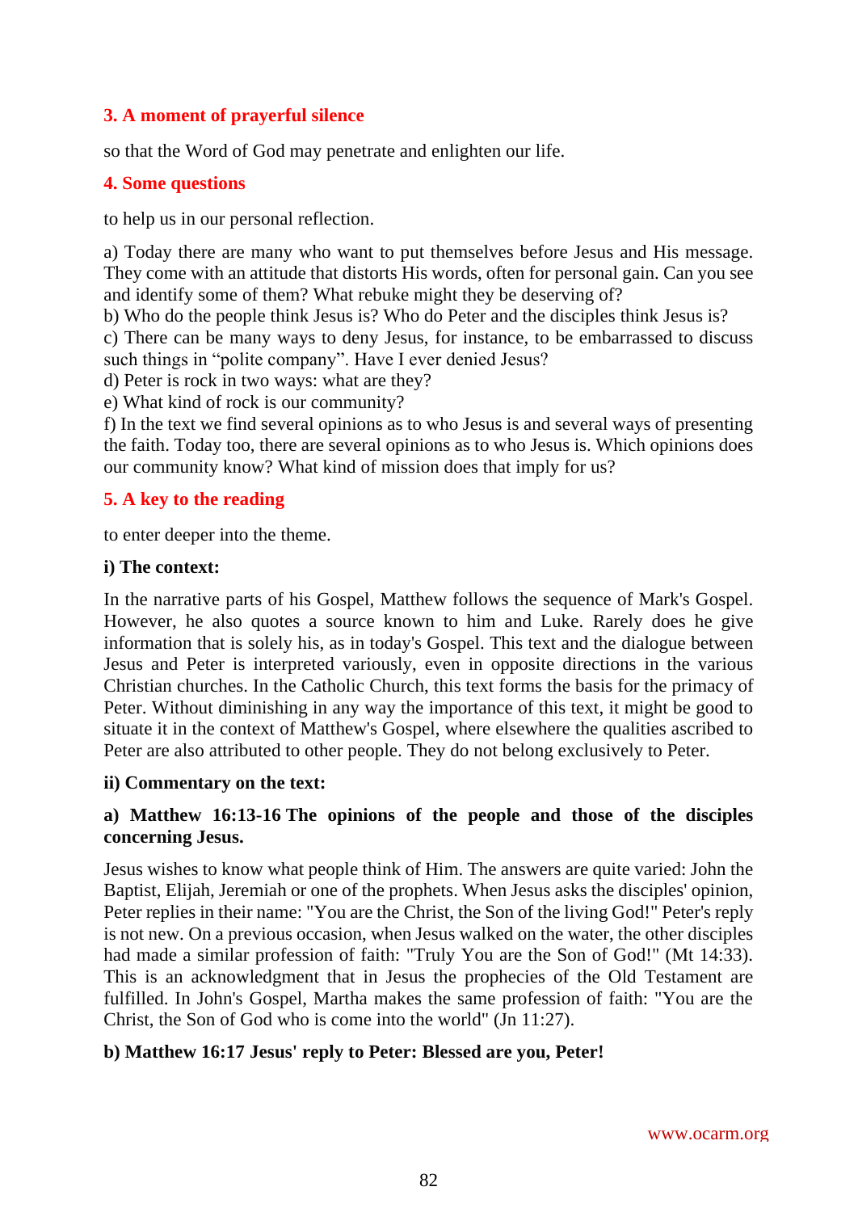## 3. A moment of prayerful silence

so that the Word of God may penetrate and enlighten our life.

## 4. Some questions

to help us in our personal reflection.

a) Today there are many who want to put themselves before Jesus and His message. They come with an attitude that distorts His words, often for personal gain. Can you see and identify some of them? What rebuke might they be deserving of?
b) Who do the people think Jesus is? Who do Peter and the disciples think Jesus is?
c) There can be many ways to deny Jesus, for instance, to be embarrassed to discuss such things in "polite company". Have I ever denied Jesus?
d) Peter is rock in two ways: what are they?
e) What kind of rock is our community?
f) In the text we find several opinions as to who Jesus is and several ways of presenting the faith. Today too, there are several opinions as to who Jesus is. Which opinions does our community know? What kind of mission does that imply for us?

## 5. A key to the reading

to enter deeper into the theme.

**i) The context:**

In the narrative parts of his Gospel, Matthew follows the sequence of Mark's Gospel. However, he also quotes a source known to him and Luke. Rarely does he give information that is solely his, as in today's Gospel. This text and the dialogue between Jesus and Peter is interpreted variously, even in opposite directions in the various Christian churches. In the Catholic Church, this text forms the basis for the primacy of Peter. Without diminishing in any way the importance of this text, it might be good to situate it in the context of Matthew's Gospel, where elsewhere the qualities ascribed to Peter are also attributed to other people. They do not belong exclusively to Peter.

**ii) Commentary on the text:**

**a) Matthew 16:13-16 The opinions of the people and those of the disciples concerning Jesus.**

Jesus wishes to know what people think of Him. The answers are quite varied: John the Baptist, Elijah, Jeremiah or one of the prophets. When Jesus asks the disciples' opinion, Peter replies in their name: "You are the Christ, the Son of the living God!" Peter's reply is not new. On a previous occasion, when Jesus walked on the water, the other disciples had made a similar profession of faith: "Truly You are the Son of God!" (Mt 14:33). This is an acknowledgment that in Jesus the prophecies of the Old Testament are fulfilled. In John's Gospel, Martha makes the same profession of faith: "You are the Christ, the Son of God who is come into the world" (Jn 11:27).

**b) Matthew 16:17 Jesus' reply to Peter: Blessed are you, Peter!**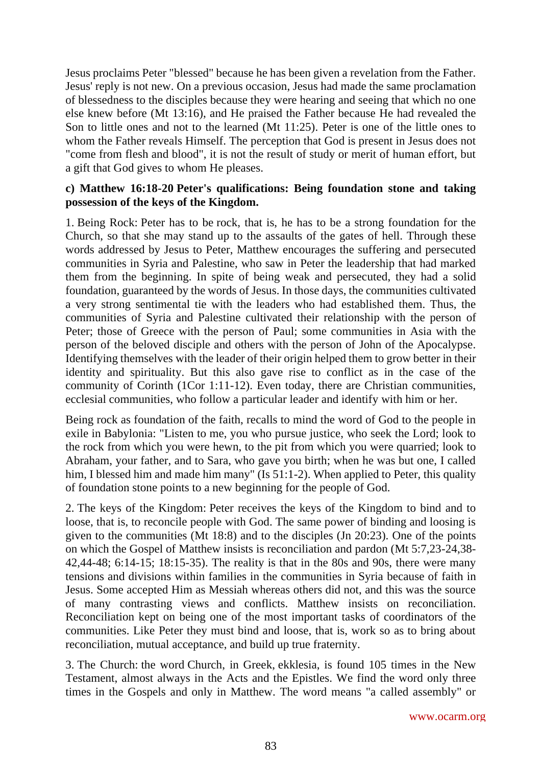Jesus proclaims Peter "blessed" because he has been given a revelation from the Father. Jesus' reply is not new. On a previous occasion, Jesus had made the same proclamation of blessedness to the disciples because they were hearing and seeing that which no one else knew before (Mt 13:16), and He praised the Father because He had revealed the Son to little ones and not to the learned (Mt 11:25). Peter is one of the little ones to whom the Father reveals Himself. The perception that God is present in Jesus does not "come from flesh and blood", it is not the result of study or merit of human effort, but a gift that God gives to whom He pleases.

**c) Matthew 16:18-20 Peter's qualifications: Being foundation stone and taking possession of the keys of the Kingdom.**

1. Being Rock: Peter has to be rock, that is, he has to be a strong foundation for the Church, so that she may stand up to the assaults of the gates of hell. Through these words addressed by Jesus to Peter, Matthew encourages the suffering and persecuted communities in Syria and Palestine, who saw in Peter the leadership that had marked them from the beginning. In spite of being weak and persecuted, they had a solid foundation, guaranteed by the words of Jesus. In those days, the communities cultivated a very strong sentimental tie with the leaders who had established them. Thus, the communities of Syria and Palestine cultivated their relationship with the person of Peter; those of Greece with the person of Paul; some communities in Asia with the person of the beloved disciple and others with the person of John of the Apocalypse. Identifying themselves with the leader of their origin helped them to grow better in their identity and spirituality. But this also gave rise to conflict as in the case of the community of Corinth (1Cor 1:11-12). Even today, there are Christian communities, ecclesial communities, who follow a particular leader and identify with him or her.

Being rock as foundation of the faith, recalls to mind the word of God to the people in exile in Babylonia: "Listen to me, you who pursue justice, who seek the Lord; look to the rock from which you were hewn, to the pit from which you were quarried; look to Abraham, your father, and to Sara, who gave you birth; when he was but one, I called him, I blessed him and made him many" (Is 51:1-2). When applied to Peter, this quality of foundation stone points to a new beginning for the people of God.

2. The keys of the Kingdom: Peter receives the keys of the Kingdom to bind and to loose, that is, to reconcile people with God. The same power of binding and loosing is given to the communities (Mt 18:8) and to the disciples (Jn 20:23). One of the points on which the Gospel of Matthew insists is reconciliation and pardon (Mt 5:7,23-24,38-42,44-48; 6:14-15; 18:15-35). The reality is that in the 80s and 90s, there were many tensions and divisions within families in the communities in Syria because of faith in Jesus. Some accepted Him as Messiah whereas others did not, and this was the source of many contrasting views and conflicts. Matthew insists on reconciliation. Reconciliation kept on being one of the most important tasks of coordinators of the communities. Like Peter they must bind and loose, that is, work so as to bring about reconciliation, mutual acceptance, and build up true fraternity.

3. The Church: the word Church, in Greek, ekklesia, is found 105 times in the New Testament, almost always in the Acts and the Epistles. We find the word only three times in the Gospels and only in Matthew. The word means "a called assembly" or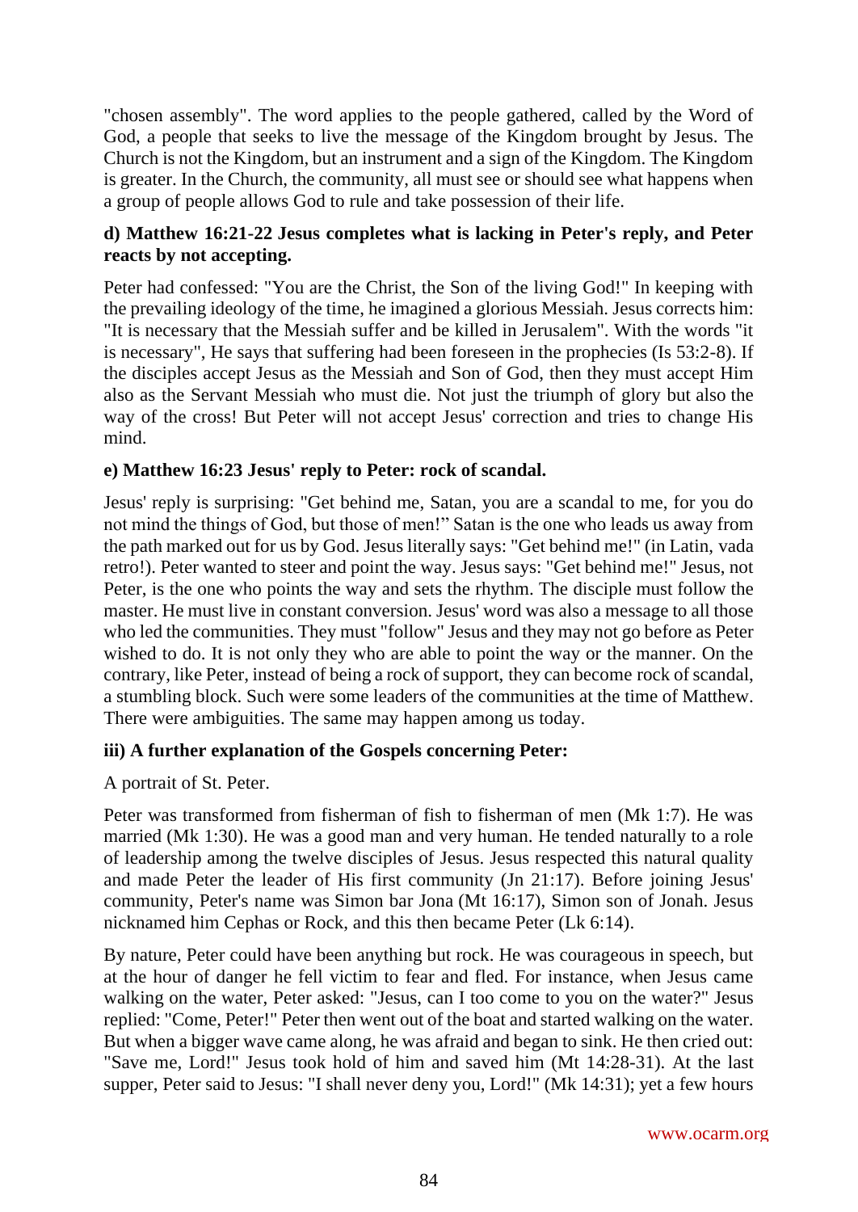"chosen assembly". The word applies to the people gathered, called by the Word of God, a people that seeks to live the message of the Kingdom brought by Jesus. The Church is not the Kingdom, but an instrument and a sign of the Kingdom. The Kingdom is greater. In the Church, the community, all must see or should see what happens when a group of people allows God to rule and take possession of their life.

**d) Matthew 16:21-22 Jesus completes what is lacking in Peter's reply, and Peter reacts by not accepting.**

Peter had confessed: "You are the Christ, the Son of the living God!" In keeping with the prevailing ideology of the time, he imagined a glorious Messiah. Jesus corrects him: "It is necessary that the Messiah suffer and be killed in Jerusalem". With the words "it is necessary", He says that suffering had been foreseen in the prophecies (Is 53:2-8). If the disciples accept Jesus as the Messiah and Son of God, then they must accept Him also as the Servant Messiah who must die. Not just the triumph of glory but also the way of the cross! But Peter will not accept Jesus' correction and tries to change His mind.

**e) Matthew 16:23 Jesus' reply to Peter: rock of scandal.**

Jesus' reply is surprising: "Get behind me, Satan, you are a scandal to me, for you do not mind the things of God, but those of men!" Satan is the one who leads us away from the path marked out for us by God. Jesus literally says: "Get behind me!" (in Latin, vada retro!). Peter wanted to steer and point the way. Jesus says: "Get behind me!" Jesus, not Peter, is the one who points the way and sets the rhythm. The disciple must follow the master. He must live in constant conversion. Jesus' word was also a message to all those who led the communities. They must "follow" Jesus and they may not go before as Peter wished to do. It is not only they who are able to point the way or the manner. On the contrary, like Peter, instead of being a rock of support, they can become rock of scandal, a stumbling block. Such were some leaders of the communities at the time of Matthew. There were ambiguities. The same may happen among us today.

**iii) A further explanation of the Gospels concerning Peter:**

A portrait of St. Peter.

Peter was transformed from fisherman of fish to fisherman of men (Mk 1:7). He was married (Mk 1:30). He was a good man and very human. He tended naturally to a role of leadership among the twelve disciples of Jesus. Jesus respected this natural quality and made Peter the leader of His first community (Jn 21:17). Before joining Jesus' community, Peter's name was Simon bar Jona (Mt 16:17), Simon son of Jonah. Jesus nicknamed him Cephas or Rock, and this then became Peter (Lk 6:14).

By nature, Peter could have been anything but rock. He was courageous in speech, but at the hour of danger he fell victim to fear and fled. For instance, when Jesus came walking on the water, Peter asked: "Jesus, can I too come to you on the water?" Jesus replied: "Come, Peter!" Peter then went out of the boat and started walking on the water. But when a bigger wave came along, he was afraid and began to sink. He then cried out: "Save me, Lord!" Jesus took hold of him and saved him (Mt 14:28-31). At the last supper, Peter said to Jesus: "I shall never deny you, Lord!" (Mk 14:31); yet a few hours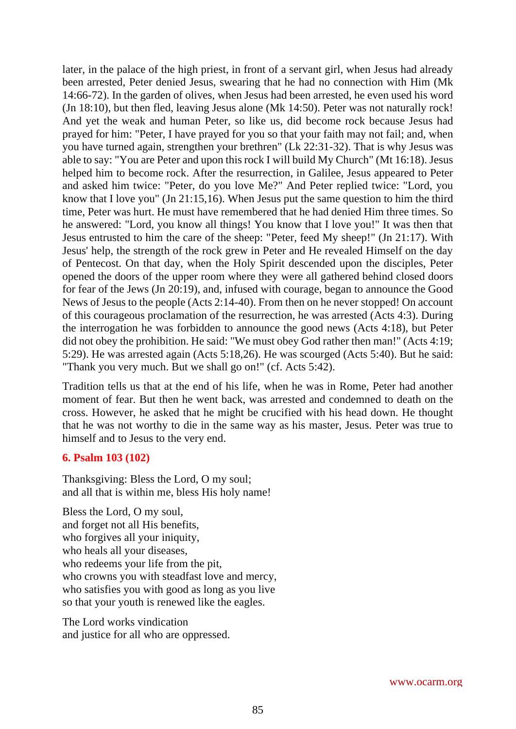later, in the palace of the high priest, in front of a servant girl, when Jesus had already been arrested, Peter denied Jesus, swearing that he had no connection with Him (Mk 14:66-72). In the garden of olives, when Jesus had been arrested, he even used his word (Jn 18:10), but then fled, leaving Jesus alone (Mk 14:50). Peter was not naturally rock! And yet the weak and human Peter, so like us, did become rock because Jesus had prayed for him: "Peter, I have prayed for you so that your faith may not fail; and, when you have turned again, strengthen your brethren" (Lk 22:31-32). That is why Jesus was able to say: "You are Peter and upon this rock I will build My Church" (Mt 16:18). Jesus helped him to become rock. After the resurrection, in Galilee, Jesus appeared to Peter and asked him twice: "Peter, do you love Me?" And Peter replied twice: "Lord, you know that I love you" (Jn 21:15,16). When Jesus put the same question to him the third time, Peter was hurt. He must have remembered that he had denied Him three times. So he answered: "Lord, you know all things! You know that I love you!" It was then that Jesus entrusted to him the care of the sheep: "Peter, feed My sheep!" (Jn 21:17). With Jesus' help, the strength of the rock grew in Peter and He revealed Himself on the day of Pentecost. On that day, when the Holy Spirit descended upon the disciples, Peter opened the doors of the upper room where they were all gathered behind closed doors for fear of the Jews (Jn 20:19), and, infused with courage, began to announce the Good News of Jesus to the people (Acts 2:14-40). From then on he never stopped! On account of this courageous proclamation of the resurrection, he was arrested (Acts 4:3). During the interrogation he was forbidden to announce the good news (Acts 4:18), but Peter did not obey the prohibition. He said: "We must obey God rather then man!" (Acts 4:19; 5:29). He was arrested again (Acts 5:18,26). He was scourged (Acts 5:40). But he said: "Thank you very much. But we shall go on!" (cf. Acts 5:42).

Tradition tells us that at the end of his life, when he was in Rome, Peter had another moment of fear. But then he went back, was arrested and condemned to death on the cross. However, he asked that he might be crucified with his head down. He thought that he was not worthy to die in the same way as his master, Jesus. Peter was true to himself and to Jesus to the very end.

### 6. Psalm 103 (102)

Thanksgiving: Bless the Lord, O my soul;
and all that is within me, bless His holy name!

Bless the Lord, O my soul,
and forget not all His benefits,
who forgives all your iniquity,
who heals all your diseases,
who redeems your life from the pit,
who crowns you with steadfast love and mercy,
who satisfies you with good as long as you live
so that your youth is renewed like the eagles.

The Lord works vindication
and justice for all who are oppressed.

www.ocarm.org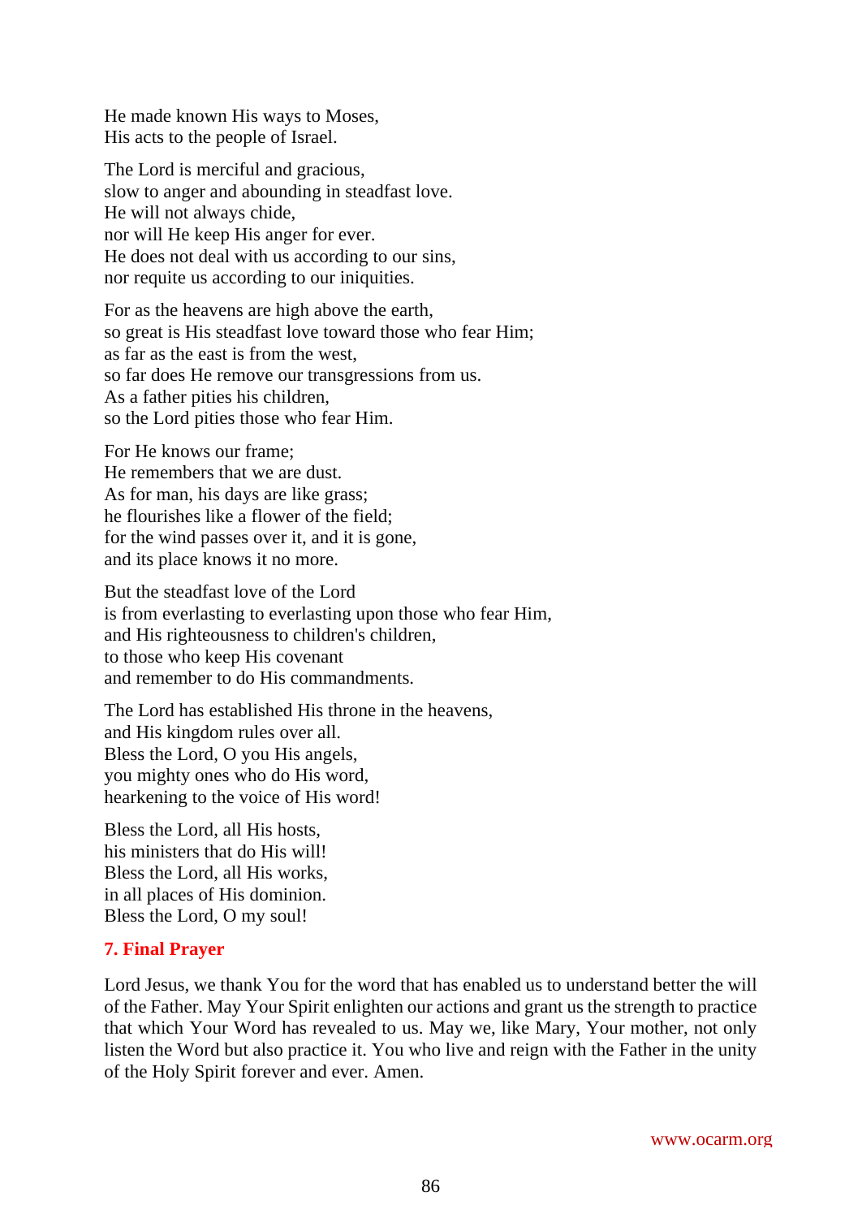He made known His ways to Moses,
His acts to the people of Israel.

The Lord is merciful and gracious,
slow to anger and abounding in steadfast love.
He will not always chide,
nor will He keep His anger for ever.
He does not deal with us according to our sins,
nor requite us according to our iniquities.

For as the heavens are high above the earth,
so great is His steadfast love toward those who fear Him;
as far as the east is from the west,
so far does He remove our transgressions from us.
As a father pities his children,
so the Lord pities those who fear Him.

For He knows our frame;
He remembers that we are dust.
As for man, his days are like grass;
he flourishes like a flower of the field;
for the wind passes over it, and it is gone,
and its place knows it no more.

But the steadfast love of the Lord
is from everlasting to everlasting upon those who fear Him,
and His righteousness to children's children,
to those who keep His covenant
and remember to do His commandments.

The Lord has established His throne in the heavens,
and His kingdom rules over all.
Bless the Lord, O you His angels,
you mighty ones who do His word,
hearkening to the voice of His word!

Bless the Lord, all His hosts,
his ministers that do His will!
Bless the Lord, all His works,
in all places of His dominion.
Bless the Lord, O my soul!

## 7. Final Prayer

Lord Jesus, we thank You for the word that has enabled us to understand better the will of the Father. May Your Spirit enlighten our actions and grant us the strength to practice that which Your Word has revealed to us. May we, like Mary, Your mother, not only listen the Word but also practice it. You who live and reign with the Father in the unity of the Holy Spirit forever and ever. Amen.

www.ocarm.org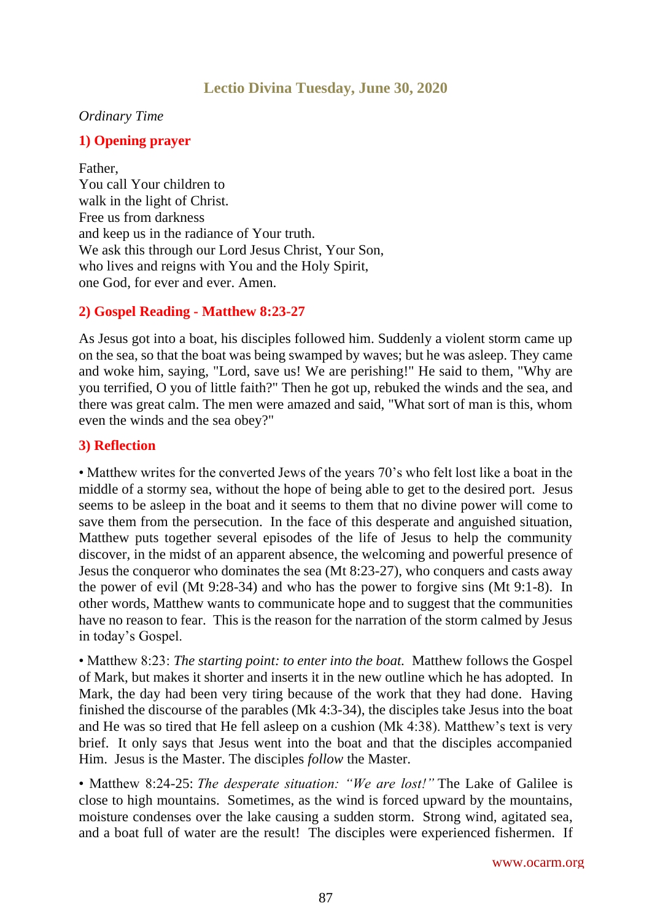## Lectio Divina Tuesday, June 30, 2020

*Ordinary Time*

### 1) Opening prayer

Father,
You call Your children to
walk in the light of Christ.
Free us from darkness
and keep us in the radiance of Your truth.
We ask this through our Lord Jesus Christ, Your Son,
who lives and reigns with You and the Holy Spirit,
one God, for ever and ever. Amen.

### 2) Gospel Reading - Matthew 8:23-27

As Jesus got into a boat, his disciples followed him. Suddenly a violent storm came up on the sea, so that the boat was being swamped by waves; but he was asleep. They came and woke him, saying, "Lord, save us! We are perishing!" He said to them, "Why are you terrified, O you of little faith?" Then he got up, rebuked the winds and the sea, and there was great calm. The men were amazed and said, "What sort of man is this, whom even the winds and the sea obey?"

### 3) Reflection

• Matthew writes for the converted Jews of the years 70's who felt lost like a boat in the middle of a stormy sea, without the hope of being able to get to the desired port. Jesus seems to be asleep in the boat and it seems to them that no divine power will come to save them from the persecution. In the face of this desperate and anguished situation, Matthew puts together several episodes of the life of Jesus to help the community discover, in the midst of an apparent absence, the welcoming and powerful presence of Jesus the conqueror who dominates the sea (Mt 8:23-27), who conquers and casts away the power of evil (Mt 9:28-34) and who has the power to forgive sins (Mt 9:1-8). In other words, Matthew wants to communicate hope and to suggest that the communities have no reason to fear. This is the reason for the narration of the storm calmed by Jesus in today's Gospel.

• Matthew 8:23: *The starting point: to enter into the boat.* Matthew follows the Gospel of Mark, but makes it shorter and inserts it in the new outline which he has adopted. In Mark, the day had been very tiring because of the work that they had done. Having finished the discourse of the parables (Mk 4:3-34), the disciples take Jesus into the boat and He was so tired that He fell asleep on a cushion (Mk 4:38). Matthew's text is very brief. It only says that Jesus went into the boat and that the disciples accompanied Him. Jesus is the Master. The disciples *follow* the Master.

• Matthew 8:24-25: *The desperate situation: "We are lost!"* The Lake of Galilee is close to high mountains. Sometimes, as the wind is forced upward by the mountains, moisture condenses over the lake causing a sudden storm. Strong wind, agitated sea, and a boat full of water are the result! The disciples were experienced fishermen. If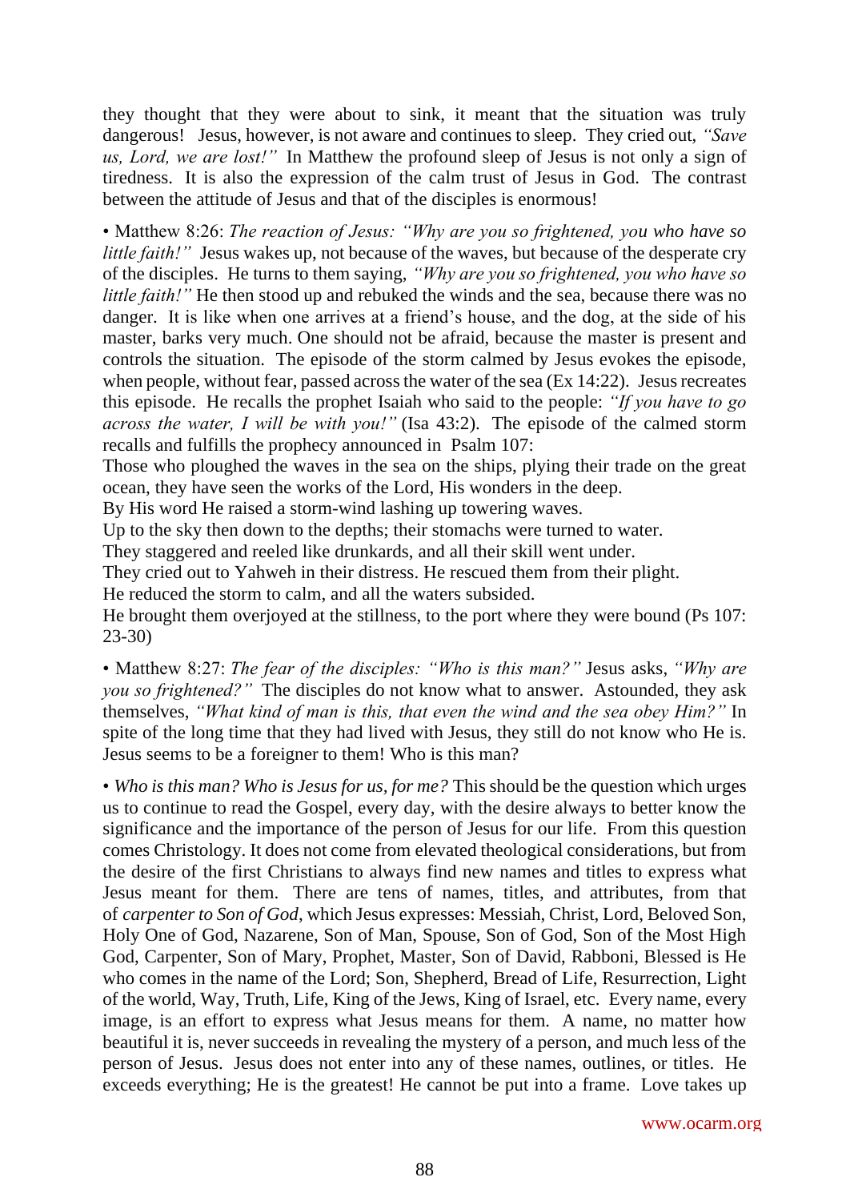they thought that they were about to sink, it meant that the situation was truly dangerous! Jesus, however, is not aware and continues to sleep. They cried out, *"Save us, Lord, we are lost!"* In Matthew the profound sleep of Jesus is not only a sign of tiredness. It is also the expression of the calm trust of Jesus in God. The contrast between the attitude of Jesus and that of the disciples is enormous!

• Matthew 8:26: *The reaction of Jesus: "Why are you so frightened, you who have so little faith!"* Jesus wakes up, not because of the waves, but because of the desperate cry of the disciples. He turns to them saying, *"Why are you so frightened, you who have so little faith!"* He then stood up and rebuked the winds and the sea, because there was no danger. It is like when one arrives at a friend's house, and the dog, at the side of his master, barks very much. One should not be afraid, because the master is present and controls the situation. The episode of the storm calmed by Jesus evokes the episode, when people, without fear, passed across the water of the sea (Ex 14:22). Jesus recreates this episode. He recalls the prophet Isaiah who said to the people: *"If you have to go across the water, I will be with you!"* (Isa 43:2). The episode of the calmed storm recalls and fulfills the prophecy announced in Psalm 107:

Those who ploughed the waves in the sea on the ships, plying their trade on the great ocean, they have seen the works of the Lord, His wonders in the deep.
By His word He raised a storm-wind lashing up towering waves.
Up to the sky then down to the depths; their stomachs were turned to water.
They staggered and reeled like drunkards, and all their skill went under.
They cried out to Yahweh in their distress. He rescued them from their plight.
He reduced the storm to calm, and all the waters subsided.
He brought them overjoyed at the stillness, to the port where they were bound (Ps 107: 23-30)

• Matthew 8:27: *The fear of the disciples: "Who is this man?"* Jesus asks, *"Why are you so frightened?"* The disciples do not know what to answer. Astounded, they ask themselves, *"What kind of man is this, that even the wind and the sea obey Him?"* In spite of the long time that they had lived with Jesus, they still do not know who He is. Jesus seems to be a foreigner to them! Who is this man?

• *Who is this man? Who is Jesus for us, for me?* This should be the question which urges us to continue to read the Gospel, every day, with the desire always to better know the significance and the importance of the person of Jesus for our life. From this question comes Christology. It does not come from elevated theological considerations, but from the desire of the first Christians to always find new names and titles to express what Jesus meant for them. There are tens of names, titles, and attributes, from that of *carpenter to Son of God*, which Jesus expresses: Messiah, Christ, Lord, Beloved Son, Holy One of God, Nazarene, Son of Man, Spouse, Son of God, Son of the Most High God, Carpenter, Son of Mary, Prophet, Master, Son of David, Rabboni, Blessed is He who comes in the name of the Lord; Son, Shepherd, Bread of Life, Resurrection, Light of the world, Way, Truth, Life, King of the Jews, King of Israel, etc. Every name, every image, is an effort to express what Jesus means for them. A name, no matter how beautiful it is, never succeeds in revealing the mystery of a person, and much less of the person of Jesus. Jesus does not enter into any of these names, outlines, or titles. He exceeds everything; He is the greatest! He cannot be put into a frame. Love takes up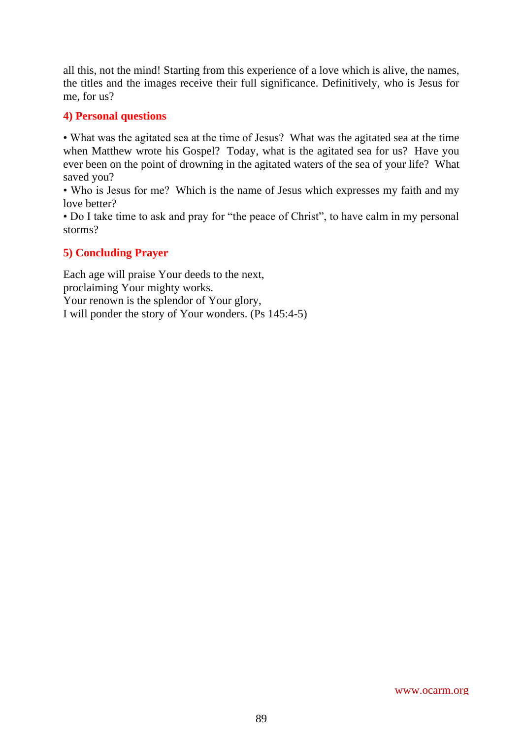all this, not the mind! Starting from this experience of a love which is alive, the names, the titles and the images receive their full significance. Definitively, who is Jesus for me, for us?

## 4) Personal questions

• What was the agitated sea at the time of Jesus? What was the agitated sea at the time when Matthew wrote his Gospel? Today, what is the agitated sea for us? Have you ever been on the point of drowning in the agitated waters of the sea of your life? What saved you?
• Who is Jesus for me? Which is the name of Jesus which expresses my faith and my love better?
• Do I take time to ask and pray for "the peace of Christ", to have calm in my personal storms?

## 5) Concluding Prayer

Each age will praise Your deeds to the next,
proclaiming Your mighty works.
Your renown is the splendor of Your glory,
I will ponder the story of Your wonders. (Ps 145:4-5)

www.ocarm.org